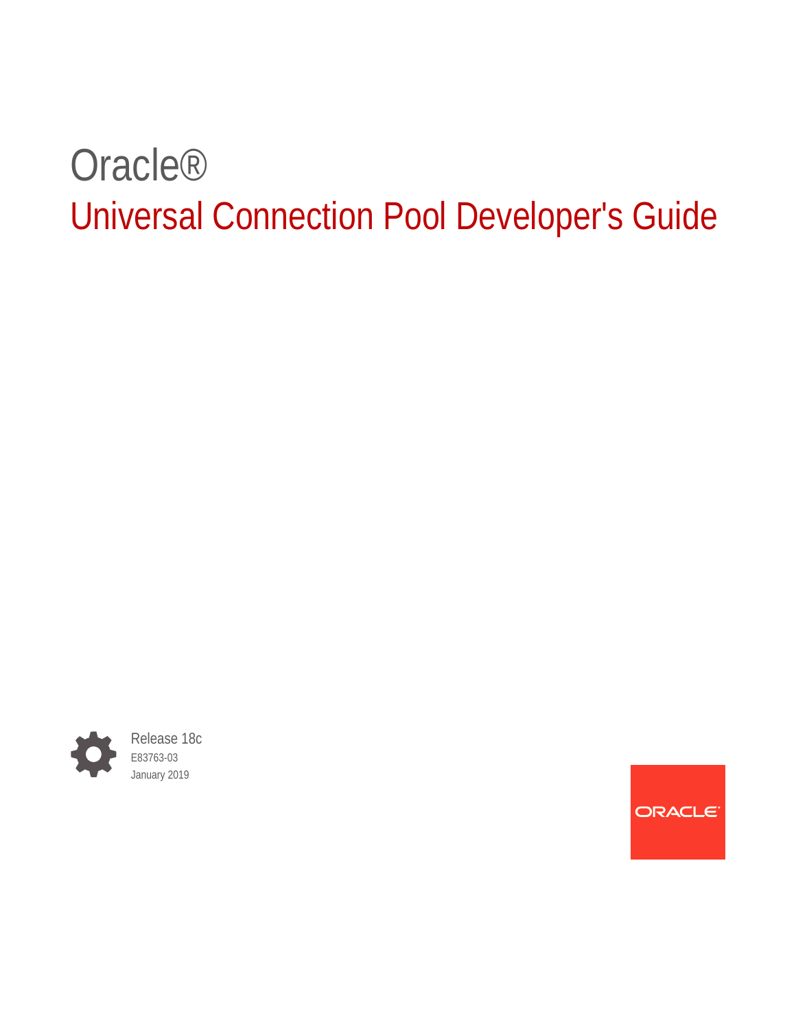# Oracle®

# Universal Connection Pool Developer's Guide

Release 18c

E83763-03

January 2019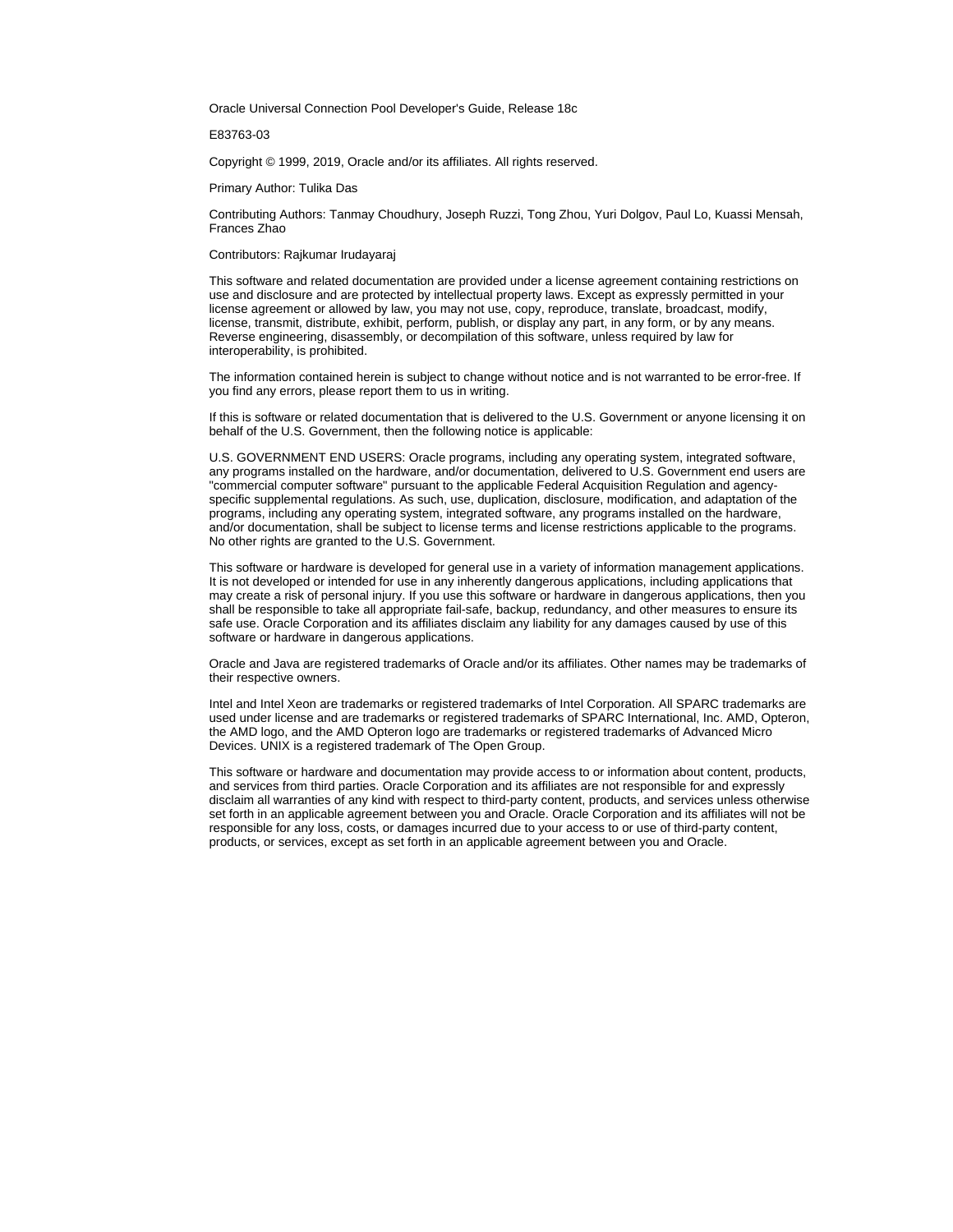Oracle Universal Connection Pool Developer's Guide, Release 18c

E83763-03

Copyright © 1999, 2019, Oracle and/or its affiliates. All rights reserved.

Primary Author: Tulika Das

Contributing Authors: Tanmay Choudhury, Joseph Ruzzi, Tong Zhou, Yuri Dolgov, Paul Lo, Kuassi Mensah, Frances Zhao

Contributors: Rajkumar Irudayaraj

This software and related documentation are provided under a license agreement containing restrictions on use and disclosure and are protected by intellectual property laws. Except as expressly permitted in your license agreement or allowed by law, you may not use, copy, reproduce, translate, broadcast, modify, license, transmit, distribute, exhibit, perform, publish, or display any part, in any form, or by any means. Reverse engineering, disassembly, or decompilation of this software, unless required by law for interoperability, is prohibited.

The information contained herein is subject to change without notice and is not warranted to be error-free. If you find any errors, please report them to us in writing.

If this is software or related documentation that is delivered to the U.S. Government or anyone licensing it on behalf of the U.S. Government, then the following notice is applicable:

U.S. GOVERNMENT END USERS: Oracle programs, including any operating system, integrated software, any programs installed on the hardware, and/or documentation, delivered to U.S. Government end users are "commercial computer software" pursuant to the applicable Federal Acquisition Regulation and agency-specific supplemental regulations. As such, use, duplication, disclosure, modification, and adaptation of the programs, including any operating system, integrated software, any programs installed on the hardware, and/or documentation, shall be subject to license terms and license restrictions applicable to the programs. No other rights are granted to the U.S. Government.

This software or hardware is developed for general use in a variety of information management applications. It is not developed or intended for use in any inherently dangerous applications, including applications that may create a risk of personal injury. If you use this software or hardware in dangerous applications, then you shall be responsible to take all appropriate fail-safe, backup, redundancy, and other measures to ensure its safe use. Oracle Corporation and its affiliates disclaim any liability for any damages caused by use of this software or hardware in dangerous applications.

Oracle and Java are registered trademarks of Oracle and/or its affiliates. Other names may be trademarks of their respective owners.

Intel and Intel Xeon are trademarks or registered trademarks of Intel Corporation. All SPARC trademarks are used under license and are trademarks or registered trademarks of SPARC International, Inc. AMD, Opteron, the AMD logo, and the AMD Opteron logo are trademarks or registered trademarks of Advanced Micro Devices. UNIX is a registered trademark of The Open Group.

This software or hardware and documentation may provide access to or information about content, products, and services from third parties. Oracle Corporation and its affiliates are not responsible for and expressly disclaim all warranties of any kind with respect to third-party content, products, and services unless otherwise set forth in an applicable agreement between you and Oracle. Oracle Corporation and its affiliates will not be responsible for any loss, costs, or damages incurred due to your access to or use of third-party content, products, or services, except as set forth in an applicable agreement between you and Oracle.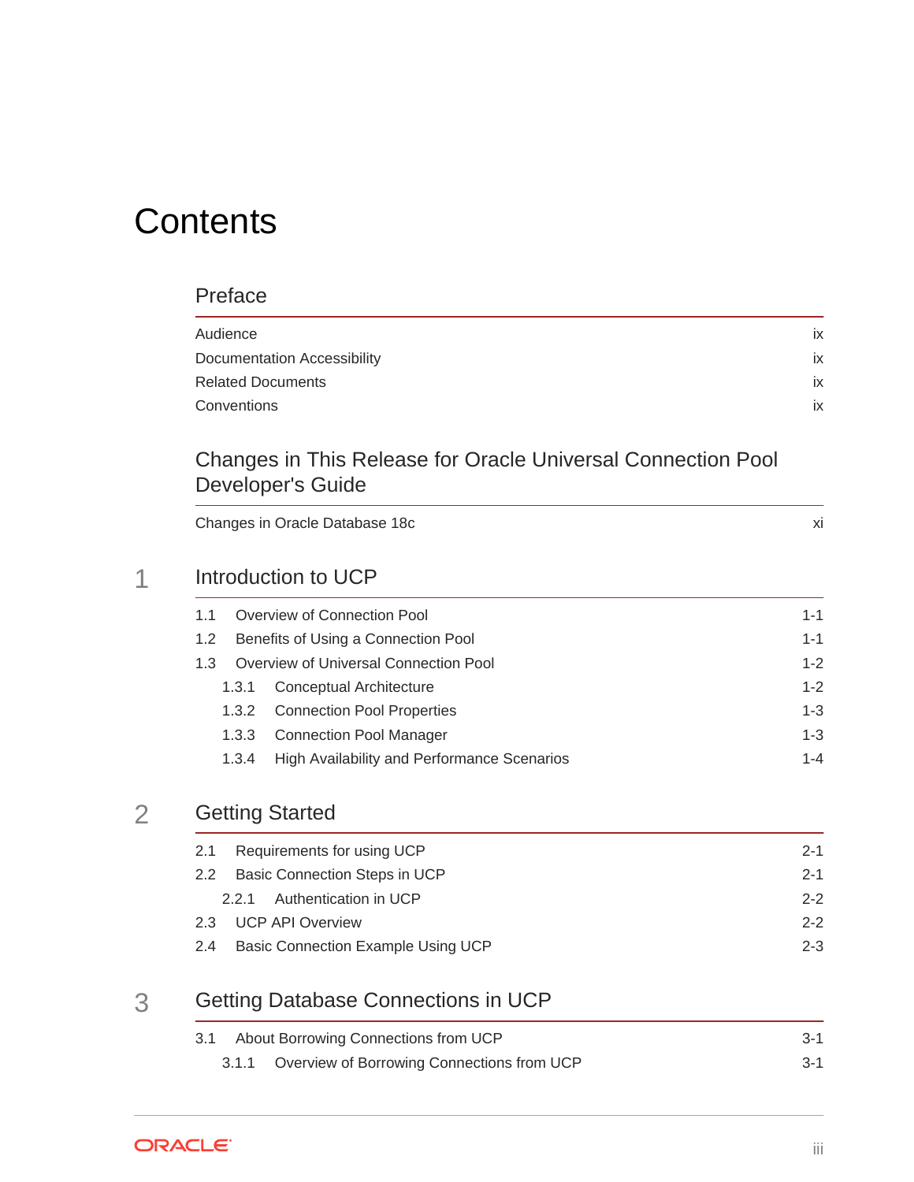# Contents

## Preface

| | |
|---|---|
| Audience | ix |
| Documentation Accessibility | ix |
| Related Documents | ix |
| Conventions | ix |

## Changes in This Release for Oracle Universal Connection Pool Developer's Guide

| | |
|---|---|
| Changes in Oracle Database 18c | xi |

## 1 Introduction to UCP

| | | |
|---|---|---|
| 1.1 | Overview of Connection Pool | 1-1 |
| 1.2 | Benefits of Using a Connection Pool | 1-1 |
| 1.3 | Overview of Universal Connection Pool | 1-2 |
| 1.3.1 | Conceptual Architecture | 1-2 |
| 1.3.2 | Connection Pool Properties | 1-3 |
| 1.3.3 | Connection Pool Manager | 1-3 |
| 1.3.4 | High Availability and Performance Scenarios | 1-4 |

## 2 Getting Started

| | | |
|---|---|---|
| 2.1 | Requirements for using UCP | 2-1 |
| 2.2 | Basic Connection Steps in UCP | 2-1 |
| 2.2.1 | Authentication in UCP | 2-2 |
| 2.3 | UCP API Overview | 2-2 |
| 2.4 | Basic Connection Example Using UCP | 2-3 |

## 3 Getting Database Connections in UCP

| | | |
|---|---|---|
| 3.1 | About Borrowing Connections from UCP | 3-1 |
| 3.1.1 | Overview of Borrowing Connections from UCP | 3-1 |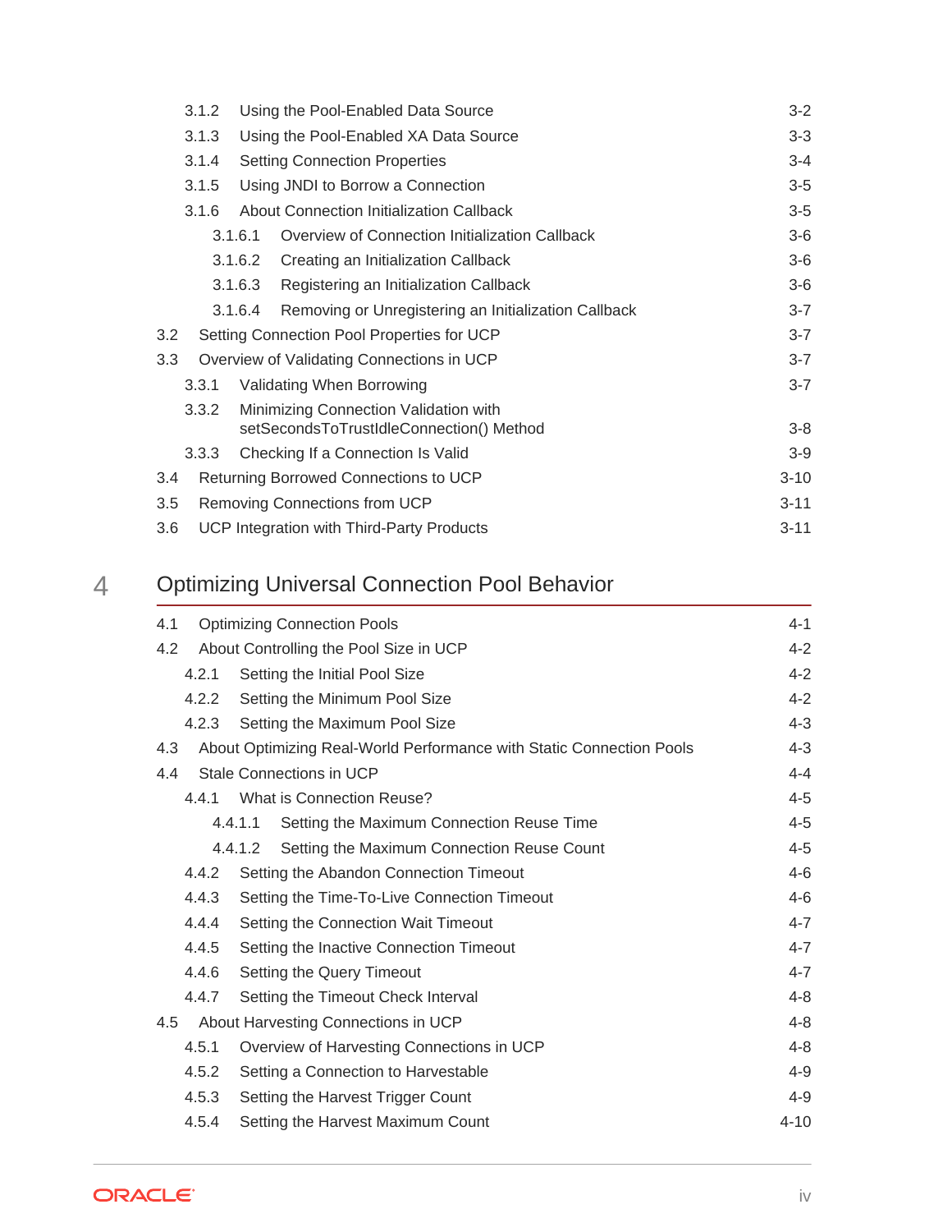3.1.2 Using the Pool-Enabled Data Source 3-2
3.1.3 Using the Pool-Enabled XA Data Source 3-3
3.1.4 Setting Connection Properties 3-4
3.1.5 Using JNDI to Borrow a Connection 3-5
3.1.6 About Connection Initialization Callback 3-5
3.1.6.1 Overview of Connection Initialization Callback 3-6
3.1.6.2 Creating an Initialization Callback 3-6
3.1.6.3 Registering an Initialization Callback 3-6
3.1.6.4 Removing or Unregistering an Initialization Callback 3-7
3.2 Setting Connection Pool Properties for UCP 3-7
3.3 Overview of Validating Connections in UCP 3-7
3.3.1 Validating When Borrowing 3-7
3.3.2 Minimizing Connection Validation with setSecondsToTrustIdleConnection() Method 3-8
3.3.3 Checking If a Connection Is Valid 3-9
3.4 Returning Borrowed Connections to UCP 3-10
3.5 Removing Connections from UCP 3-11
3.6 UCP Integration with Third-Party Products 3-11

# 4 Optimizing Universal Connection Pool Behavior

4.1 Optimizing Connection Pools 4-1
4.2 About Controlling the Pool Size in UCP 4-2
4.2.1 Setting the Initial Pool Size 4-2
4.2.2 Setting the Minimum Pool Size 4-2
4.2.3 Setting the Maximum Pool Size 4-3
4.3 About Optimizing Real-World Performance with Static Connection Pools 4-3
4.4 Stale Connections in UCP 4-4
4.4.1 What is Connection Reuse? 4-5
4.4.1.1 Setting the Maximum Connection Reuse Time 4-5
4.4.1.2 Setting the Maximum Connection Reuse Count 4-5
4.4.2 Setting the Abandon Connection Timeout 4-6
4.4.3 Setting the Time-To-Live Connection Timeout 4-6
4.4.4 Setting the Connection Wait Timeout 4-7
4.4.5 Setting the Inactive Connection Timeout 4-7
4.4.6 Setting the Query Timeout 4-7
4.4.7 Setting the Timeout Check Interval 4-8
4.5 About Harvesting Connections in UCP 4-8
4.5.1 Overview of Harvesting Connections in UCP 4-8
4.5.2 Setting a Connection to Harvestable 4-9
4.5.3 Setting the Harvest Trigger Count 4-9
4.5.4 Setting the Harvest Maximum Count 4-10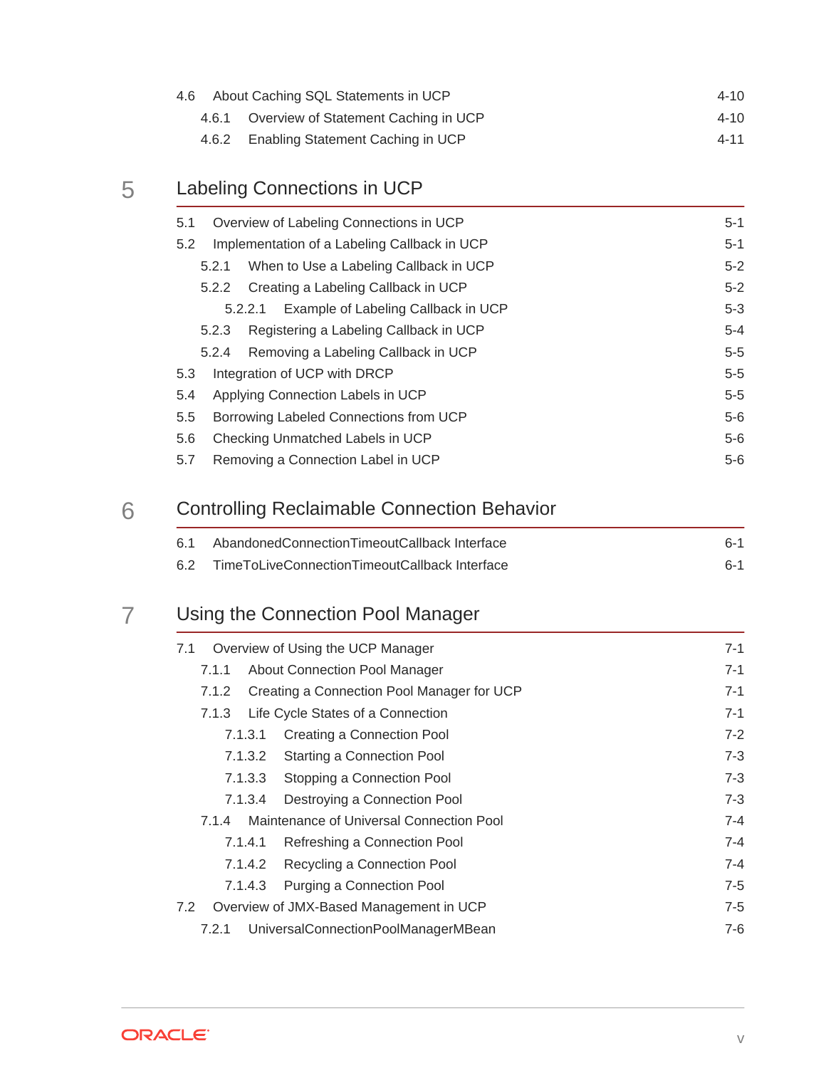4.6 About Caching SQL Statements in UCP 4-10

4.6.1 Overview of Statement Caching in UCP 4-10

4.6.2 Enabling Statement Caching in UCP 4-11

## 5 Labeling Connections in UCP

5.1 Overview of Labeling Connections in UCP 5-1

5.2 Implementation of a Labeling Callback in UCP 5-1

5.2.1 When to Use a Labeling Callback in UCP 5-2

5.2.2 Creating a Labeling Callback in UCP 5-2

5.2.2.1 Example of Labeling Callback in UCP 5-3

5.2.3 Registering a Labeling Callback in UCP 5-4

5.2.4 Removing a Labeling Callback in UCP 5-5

5.3 Integration of UCP with DRCP 5-5

5.4 Applying Connection Labels in UCP 5-5

5.5 Borrowing Labeled Connections from UCP 5-6

5.6 Checking Unmatched Labels in UCP 5-6

5.7 Removing a Connection Label in UCP 5-6

## 6 Controlling Reclaimable Connection Behavior

6.1 AbandonedConnectionTimeoutCallback Interface 6-1

6.2 TimeToLiveConnectionTimeoutCallback Interface 6-1

## 7 Using the Connection Pool Manager

7.1 Overview of Using the UCP Manager 7-1

7.1.1 About Connection Pool Manager 7-1

7.1.2 Creating a Connection Pool Manager for UCP 7-1

7.1.3 Life Cycle States of a Connection 7-1

7.1.3.1 Creating a Connection Pool 7-2

7.1.3.2 Starting a Connection Pool 7-3

7.1.3.3 Stopping a Connection Pool 7-3

7.1.3.4 Destroying a Connection Pool 7-3

7.1.4 Maintenance of Universal Connection Pool 7-4

7.1.4.1 Refreshing a Connection Pool 7-4

7.1.4.2 Recycling a Connection Pool 7-4

7.1.4.3 Purging a Connection Pool 7-5

7.2 Overview of JMX-Based Management in UCP 7-5

7.2.1 UniversalConnectionPoolManagerMBean 7-6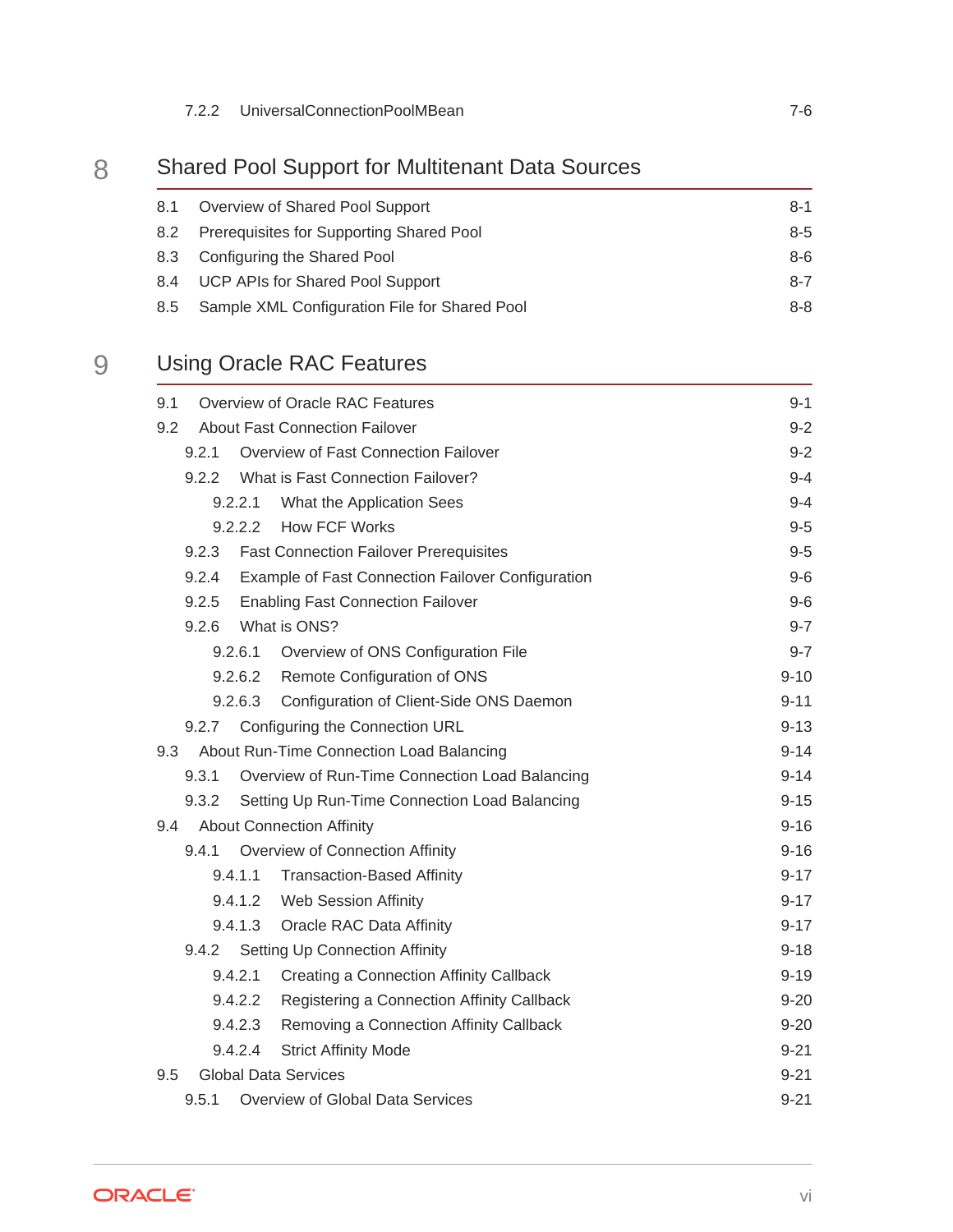7.2.2 UniversalConnectionPoolMBean 7-6

## 8 Shared Pool Support for Multitenant Data Sources

8.1 Overview of Shared Pool Support 8-1

8.2 Prerequisites for Supporting Shared Pool 8-5

8.3 Configuring the Shared Pool 8-6

8.4 UCP APIs for Shared Pool Support 8-7

8.5 Sample XML Configuration File for Shared Pool 8-8

## 9 Using Oracle RAC Features

9.1 Overview of Oracle RAC Features 9-1

9.2 About Fast Connection Failover 9-2

- 9.2.1 Overview of Fast Connection Failover 9-2
- 9.2.2 What is Fast Connection Failover? 9-4
  - 9.2.2.1 What the Application Sees 9-4
  - 9.2.2.2 How FCF Works 9-5
- 9.2.3 Fast Connection Failover Prerequisites 9-5
- 9.2.4 Example of Fast Connection Failover Configuration 9-6
- 9.2.5 Enabling Fast Connection Failover 9-6
- 9.2.6 What is ONS? 9-7
  - 9.2.6.1 Overview of ONS Configuration File 9-7
  - 9.2.6.2 Remote Configuration of ONS 9-10
  - 9.2.6.3 Configuration of Client-Side ONS Daemon 9-11
- 9.2.7 Configuring the Connection URL 9-13

9.3 About Run-Time Connection Load Balancing 9-14

- 9.3.1 Overview of Run-Time Connection Load Balancing 9-14
- 9.3.2 Setting Up Run-Time Connection Load Balancing 9-15

9.4 About Connection Affinity 9-16

- 9.4.1 Overview of Connection Affinity 9-16
  - 9.4.1.1 Transaction-Based Affinity 9-17
  - 9.4.1.2 Web Session Affinity 9-17
  - 9.4.1.3 Oracle RAC Data Affinity 9-17
- 9.4.2 Setting Up Connection Affinity 9-18
  - 9.4.2.1 Creating a Connection Affinity Callback 9-19
  - 9.4.2.2 Registering a Connection Affinity Callback 9-20
  - 9.4.2.3 Removing a Connection Affinity Callback 9-20
  - 9.4.2.4 Strict Affinity Mode 9-21

9.5 Global Data Services 9-21

- 9.5.1 Overview of Global Data Services 9-21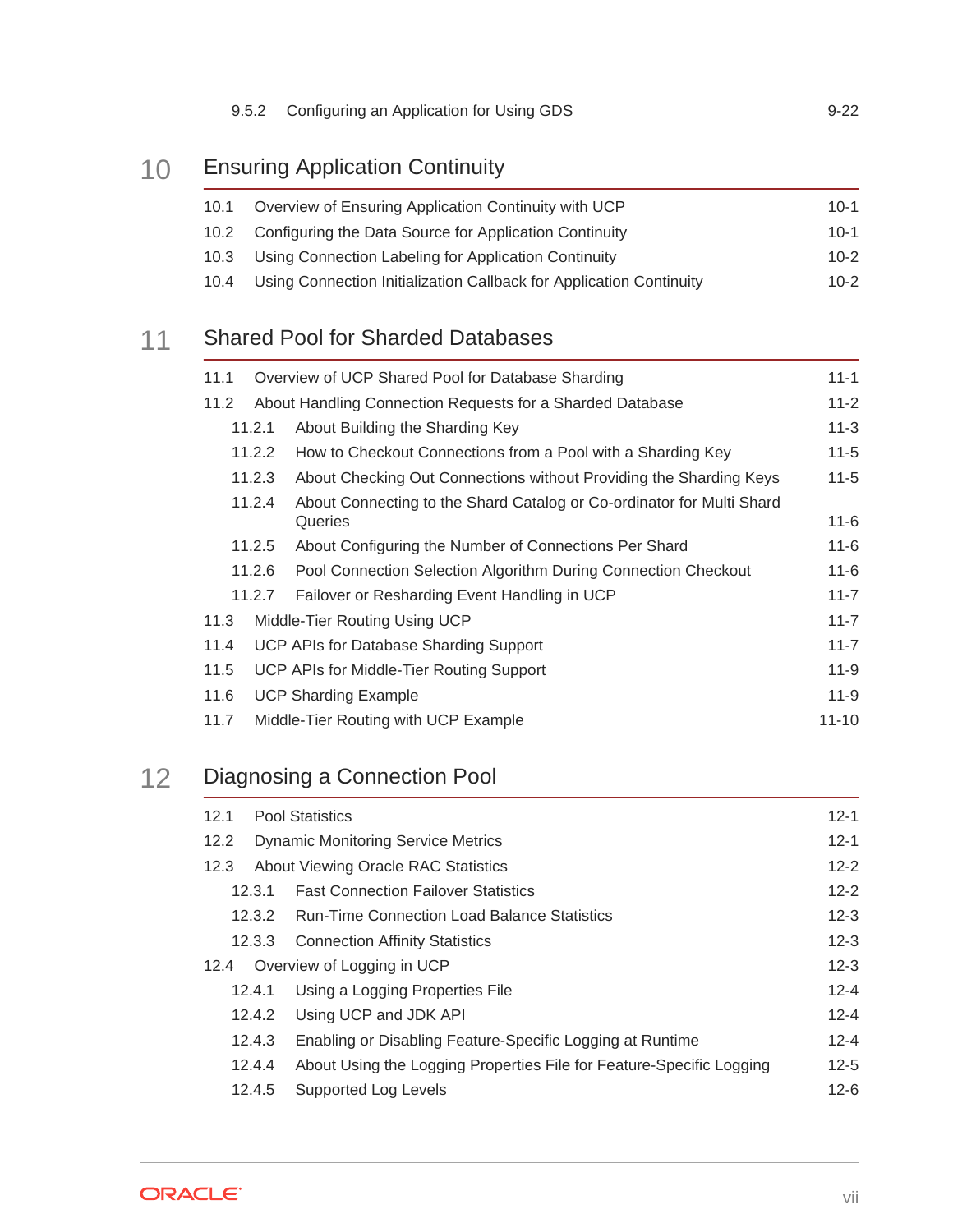9.5.2 Configuring an Application for Using GDS 9-22

## 10 Ensuring Application Continuity

10.1 Overview of Ensuring Application Continuity with UCP 10-1
10.2 Configuring the Data Source for Application Continuity 10-1
10.3 Using Connection Labeling for Application Continuity 10-2
10.4 Using Connection Initialization Callback for Application Continuity 10-2

## 11 Shared Pool for Sharded Databases

11.1 Overview of UCP Shared Pool for Database Sharding 11-1
11.2 About Handling Connection Requests for a Sharded Database 11-2
11.2.1 About Building the Sharding Key 11-3
11.2.2 How to Checkout Connections from a Pool with a Sharding Key 11-5
11.2.3 About Checking Out Connections without Providing the Sharding Keys 11-5
11.2.4 About Connecting to the Shard Catalog or Co-ordinator for Multi Shard Queries 11-6
11.2.5 About Configuring the Number of Connections Per Shard 11-6
11.2.6 Pool Connection Selection Algorithm During Connection Checkout 11-6
11.2.7 Failover or Resharding Event Handling in UCP 11-7
11.3 Middle-Tier Routing Using UCP 11-7
11.4 UCP APIs for Database Sharding Support 11-7
11.5 UCP APIs for Middle-Tier Routing Support 11-9
11.6 UCP Sharding Example 11-9
11.7 Middle-Tier Routing with UCP Example 11-10

## 12 Diagnosing a Connection Pool

12.1 Pool Statistics 12-1
12.2 Dynamic Monitoring Service Metrics 12-1
12.3 About Viewing Oracle RAC Statistics 12-2
12.3.1 Fast Connection Failover Statistics 12-2
12.3.2 Run-Time Connection Load Balance Statistics 12-3
12.3.3 Connection Affinity Statistics 12-3
12.4 Overview of Logging in UCP 12-3
12.4.1 Using a Logging Properties File 12-4
12.4.2 Using UCP and JDK API 12-4
12.4.3 Enabling or Disabling Feature-Specific Logging at Runtime 12-4
12.4.4 About Using the Logging Properties File for Feature-Specific Logging 12-5
12.4.5 Supported Log Levels 12-6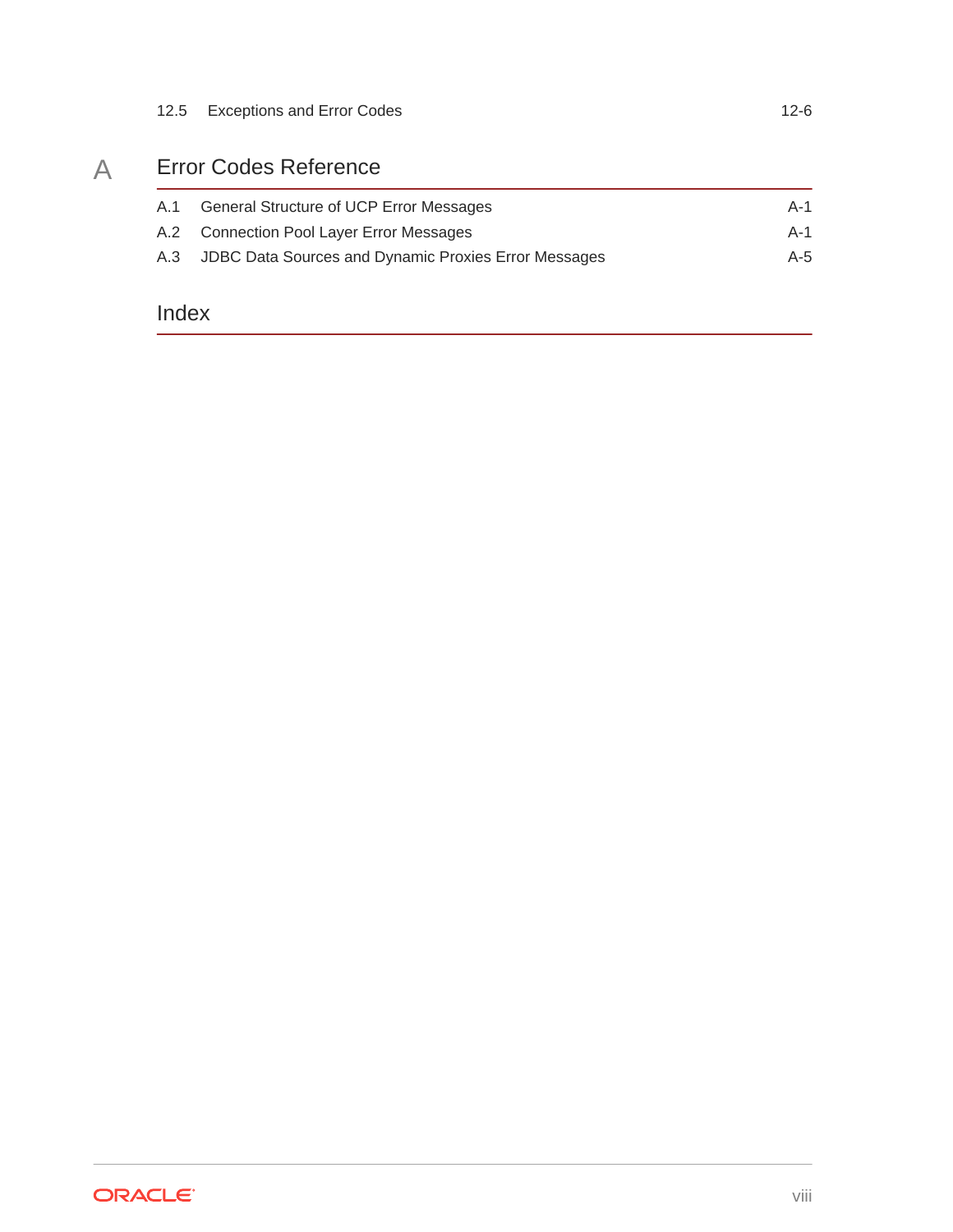12.5 Exceptions and Error Codes 12-6

# A Error Codes Reference

A.1 General Structure of UCP Error Messages A-1

A.2 Connection Pool Layer Error Messages A-1

A.3 JDBC Data Sources and Dynamic Proxies Error Messages A-5

# Index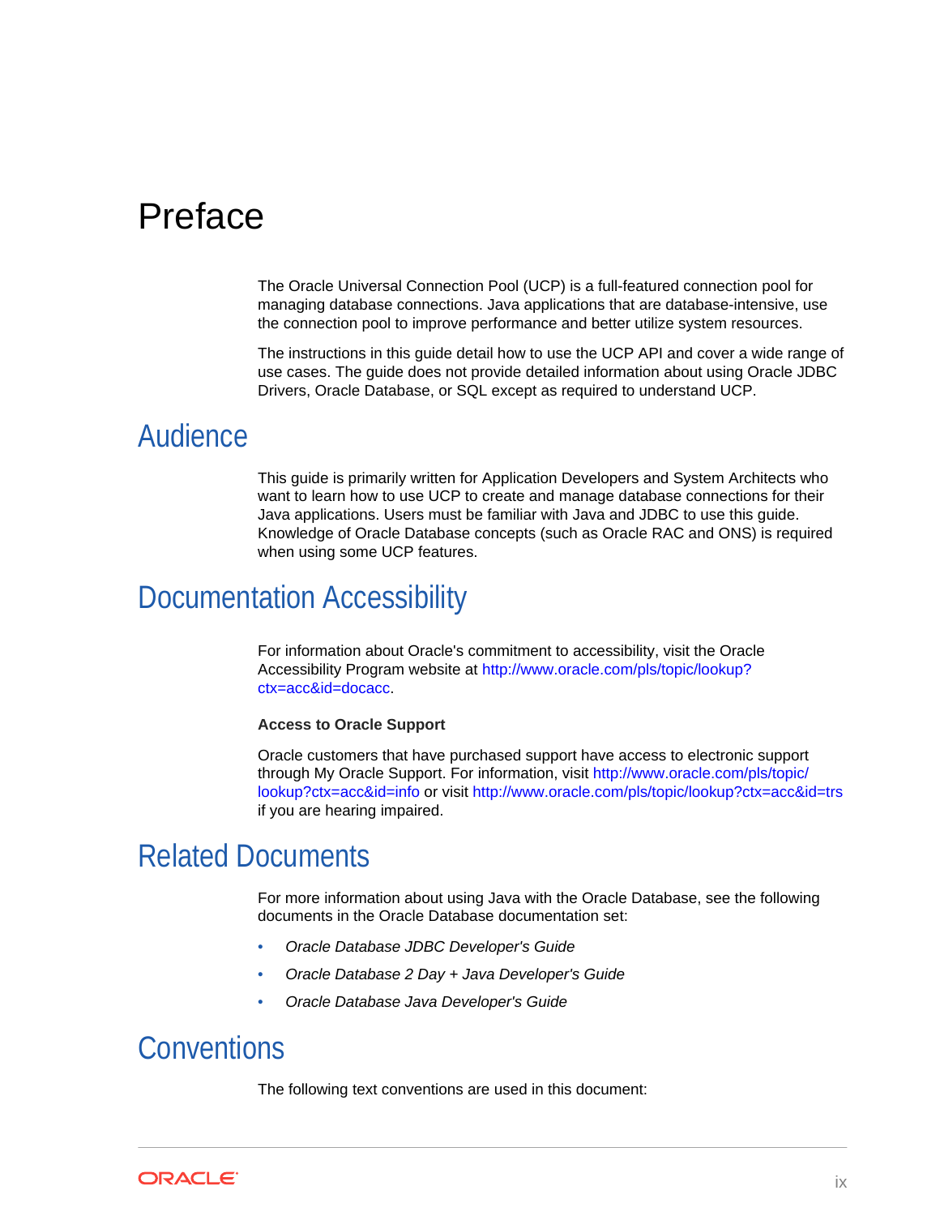# Preface

The Oracle Universal Connection Pool (UCP) is a full-featured connection pool for managing database connections. Java applications that are database-intensive, use the connection pool to improve performance and better utilize system resources.

The instructions in this guide detail how to use the UCP API and cover a wide range of use cases. The guide does not provide detailed information about using Oracle JDBC Drivers, Oracle Database, or SQL except as required to understand UCP.

## Audience

This guide is primarily written for Application Developers and System Architects who want to learn how to use UCP to create and manage database connections for their Java applications. Users must be familiar with Java and JDBC to use this guide. Knowledge of Oracle Database concepts (such as Oracle RAC and ONS) is required when using some UCP features.

## Documentation Accessibility

For information about Oracle's commitment to accessibility, visit the Oracle Accessibility Program website at http://www.oracle.com/pls/topic/lookup?ctx=acc&id=docacc.

**Access to Oracle Support**

Oracle customers that have purchased support have access to electronic support through My Oracle Support. For information, visit http://www.oracle.com/pls/topic/lookup?ctx=acc&id=info or visit http://www.oracle.com/pls/topic/lookup?ctx=acc&id=trs if you are hearing impaired.

## Related Documents

For more information about using Java with the Oracle Database, see the following documents in the Oracle Database documentation set:

- *Oracle Database JDBC Developer's Guide*
- *Oracle Database 2 Day + Java Developer's Guide*
- *Oracle Database Java Developer's Guide*

## Conventions

The following text conventions are used in this document: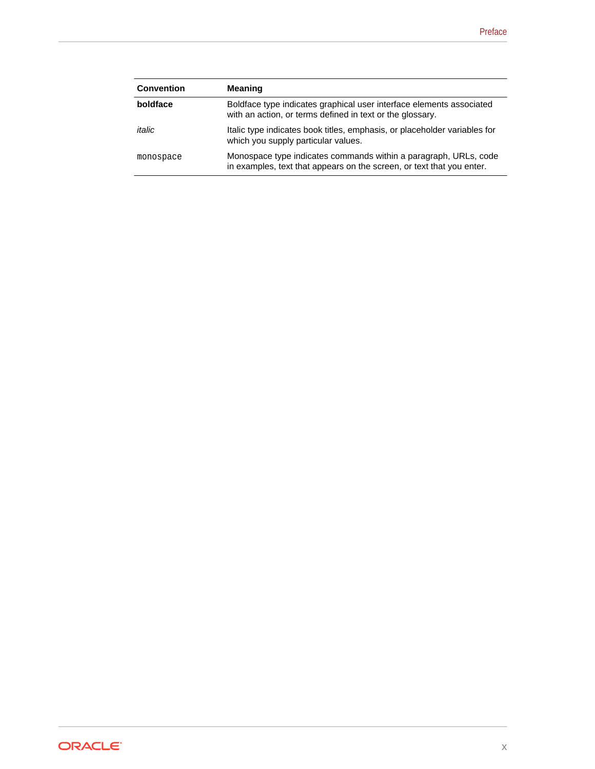| Convention | Meaning |
| --- | --- |
| **boldface** | Boldface type indicates graphical user interface elements associated with an action, or terms defined in text or the glossary. |
| *italic* | Italic type indicates book titles, emphasis, or placeholder variables for which you supply particular values. |
| `monospace` | Monospace type indicates commands within a paragraph, URLs, code in examples, text that appears on the screen, or text that you enter. |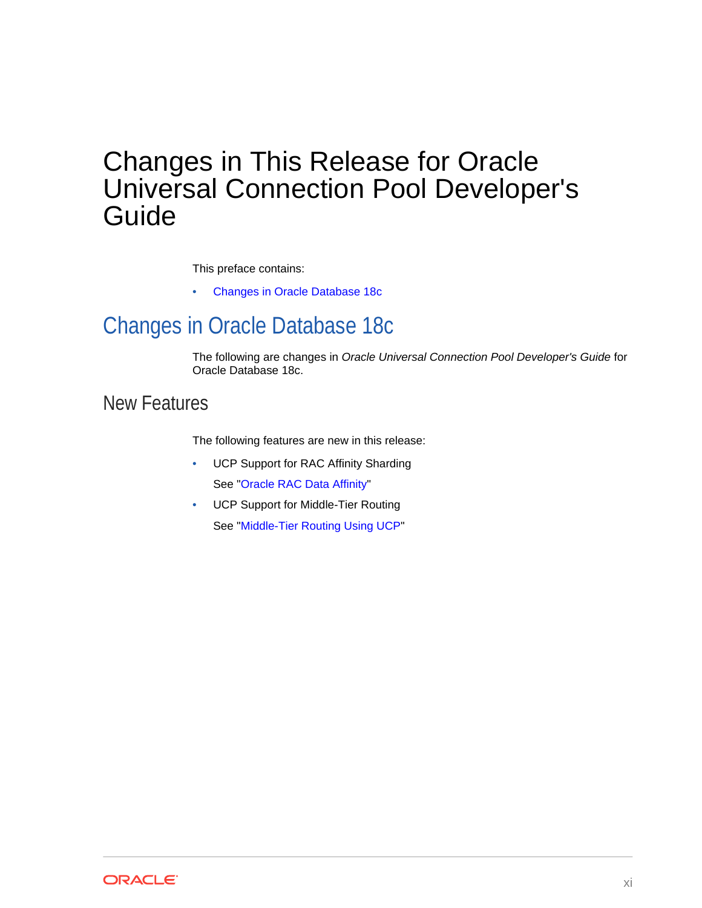# Changes in This Release for Oracle Universal Connection Pool Developer's Guide

This preface contains:

- Changes in Oracle Database 18c

## Changes in Oracle Database 18c

The following are changes in *Oracle Universal Connection Pool Developer's Guide* for Oracle Database 18c.

### New Features

The following features are new in this release:

- UCP Support for RAC Affinity Sharding

  See "Oracle RAC Data Affinity"

- UCP Support for Middle-Tier Routing

  See "Middle-Tier Routing Using UCP"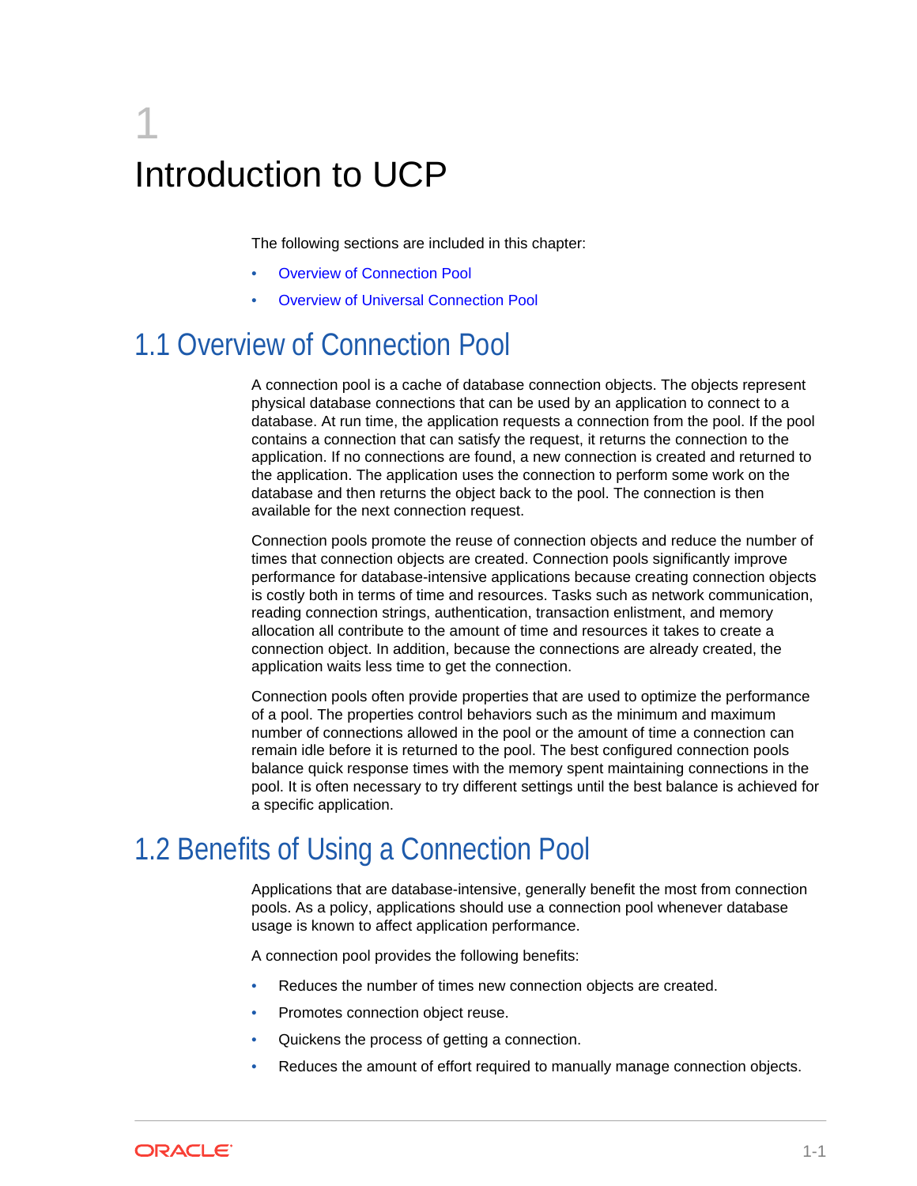# 1 Introduction to UCP

The following sections are included in this chapter:

- Overview of Connection Pool
- Overview of Universal Connection Pool

## 1.1 Overview of Connection Pool

A connection pool is a cache of database connection objects. The objects represent physical database connections that can be used by an application to connect to a database. At run time, the application requests a connection from the pool. If the pool contains a connection that can satisfy the request, it returns the connection to the application. If no connections are found, a new connection is created and returned to the application. The application uses the connection to perform some work on the database and then returns the object back to the pool. The connection is then available for the next connection request.

Connection pools promote the reuse of connection objects and reduce the number of times that connection objects are created. Connection pools significantly improve performance for database-intensive applications because creating connection objects is costly both in terms of time and resources. Tasks such as network communication, reading connection strings, authentication, transaction enlistment, and memory allocation all contribute to the amount of time and resources it takes to create a connection object. In addition, because the connections are already created, the application waits less time to get the connection.

Connection pools often provide properties that are used to optimize the performance of a pool. The properties control behaviors such as the minimum and maximum number of connections allowed in the pool or the amount of time a connection can remain idle before it is returned to the pool. The best configured connection pools balance quick response times with the memory spent maintaining connections in the pool. It is often necessary to try different settings until the best balance is achieved for a specific application.

## 1.2 Benefits of Using a Connection Pool

Applications that are database-intensive, generally benefit the most from connection pools. As a policy, applications should use a connection pool whenever database usage is known to affect application performance.

A connection pool provides the following benefits:

- Reduces the number of times new connection objects are created.
- Promotes connection object reuse.
- Quickens the process of getting a connection.
- Reduces the amount of effort required to manually manage connection objects.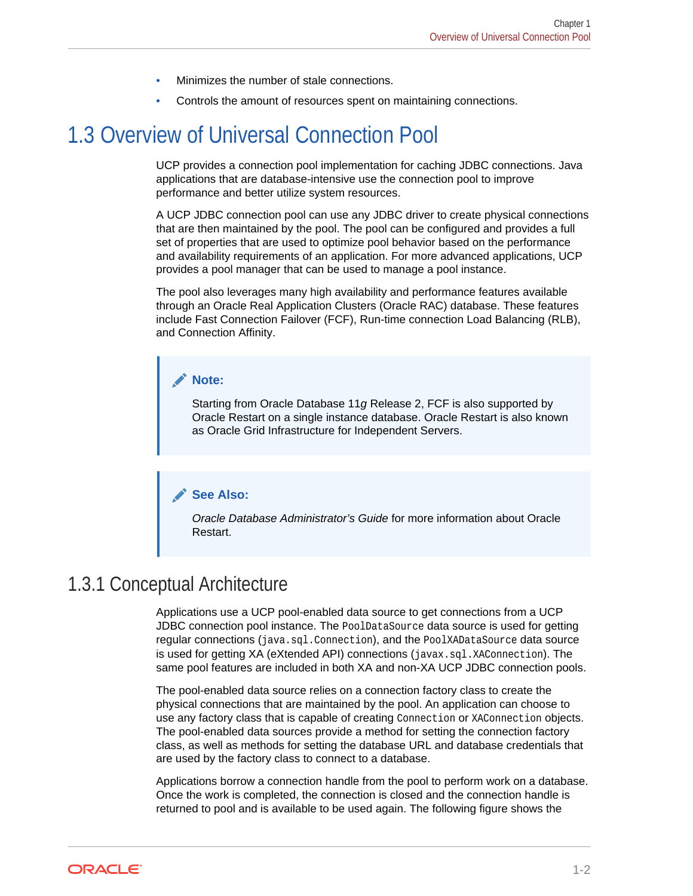- Minimizes the number of stale connections.
- Controls the amount of resources spent on maintaining connections.

## 1.3 Overview of Universal Connection Pool

UCP provides a connection pool implementation for caching JDBC connections. Java applications that are database-intensive use the connection pool to improve performance and better utilize system resources.

A UCP JDBC connection pool can use any JDBC driver to create physical connections that are then maintained by the pool. The pool can be configured and provides a full set of properties that are used to optimize pool behavior based on the performance and availability requirements of an application. For more advanced applications, UCP provides a pool manager that can be used to manage a pool instance.

The pool also leverages many high availability and performance features available through an Oracle Real Application Clusters (Oracle RAC) database. These features include Fast Connection Failover (FCF), Run-time connection Load Balancing (RLB), and Connection Affinity.

> **Note:**
>
> Starting from Oracle Database 11*g* Release 2, FCF is also supported by Oracle Restart on a single instance database. Oracle Restart is also known as Oracle Grid Infrastructure for Independent Servers.

> **See Also:**
>
> *Oracle Database Administrator's Guide* for more information about Oracle Restart.

### 1.3.1 Conceptual Architecture

Applications use a UCP pool-enabled data source to get connections from a UCP JDBC connection pool instance. The `PoolDataSource` data source is used for getting regular connections (`java.sql.Connection`), and the `PoolXADataSource` data source is used for getting XA (eXtended API) connections (`javax.sql.XAConnection`). The same pool features are included in both XA and non-XA UCP JDBC connection pools.

The pool-enabled data source relies on a connection factory class to create the physical connections that are maintained by the pool. An application can choose to use any factory class that is capable of creating `Connection` or `XAConnection` objects. The pool-enabled data sources provide a method for setting the connection factory class, as well as methods for setting the database URL and database credentials that are used by the factory class to connect to a database.

Applications borrow a connection handle from the pool to perform work on a database. Once the work is completed, the connection is closed and the connection handle is returned to pool and is available to be used again. The following figure shows the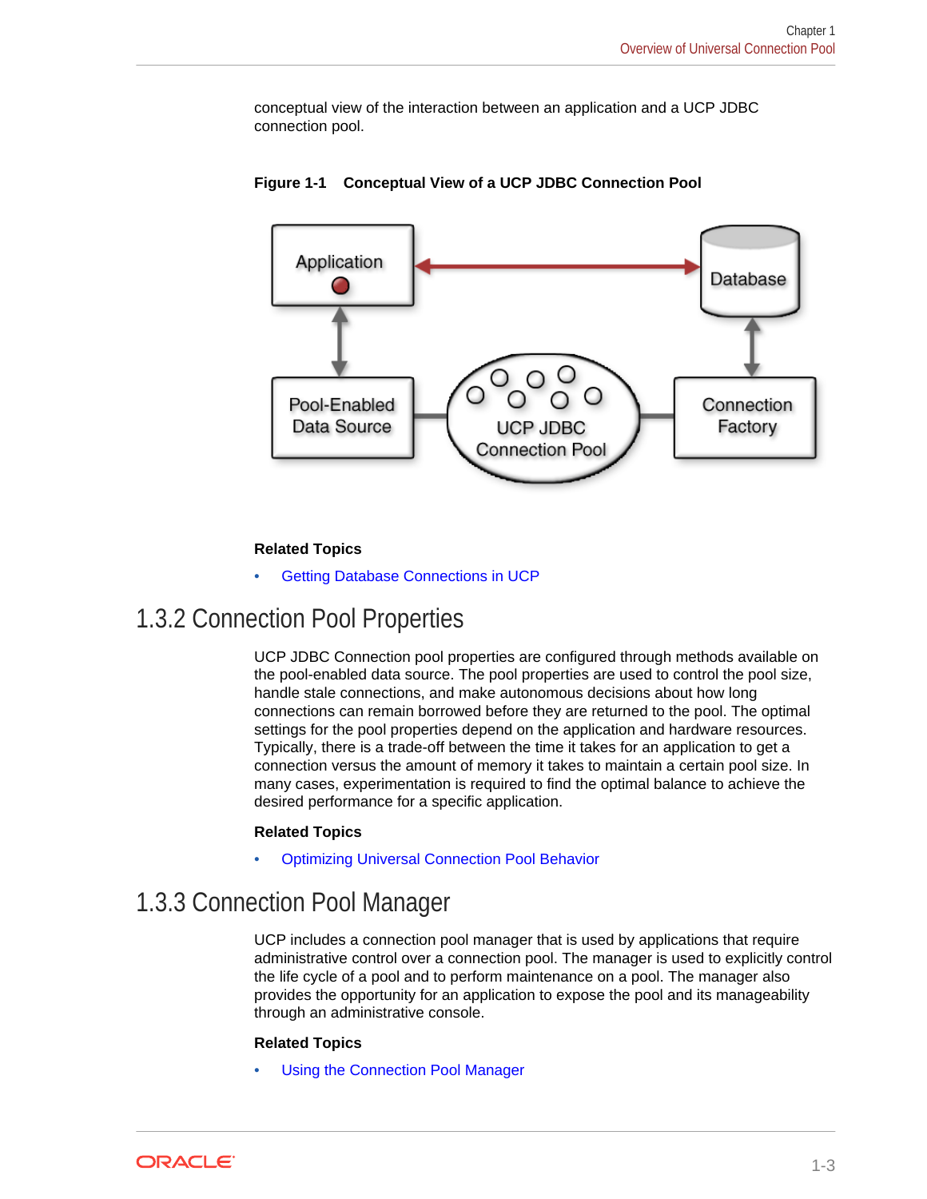conceptual view of the interaction between an application and a UCP JDBC connection pool.

**Figure 1-1 Conceptual View of a UCP JDBC Connection Pool**

**Related Topics**

- Getting Database Connections in UCP

## 1.3.2 Connection Pool Properties

UCP JDBC Connection pool properties are configured through methods available on the pool-enabled data source. The pool properties are used to control the pool size, handle stale connections, and make autonomous decisions about how long connections can remain borrowed before they are returned to the pool. The optimal settings for the pool properties depend on the application and hardware resources. Typically, there is a trade-off between the time it takes for an application to get a connection versus the amount of memory it takes to maintain a certain pool size. In many cases, experimentation is required to find the optimal balance to achieve the desired performance for a specific application.

**Related Topics**

- Optimizing Universal Connection Pool Behavior

## 1.3.3 Connection Pool Manager

UCP includes a connection pool manager that is used by applications that require administrative control over a connection pool. The manager is used to explicitly control the life cycle of a pool and to perform maintenance on a pool. The manager also provides the opportunity for an application to expose the pool and its manageability through an administrative console.

**Related Topics**

- Using the Connection Pool Manager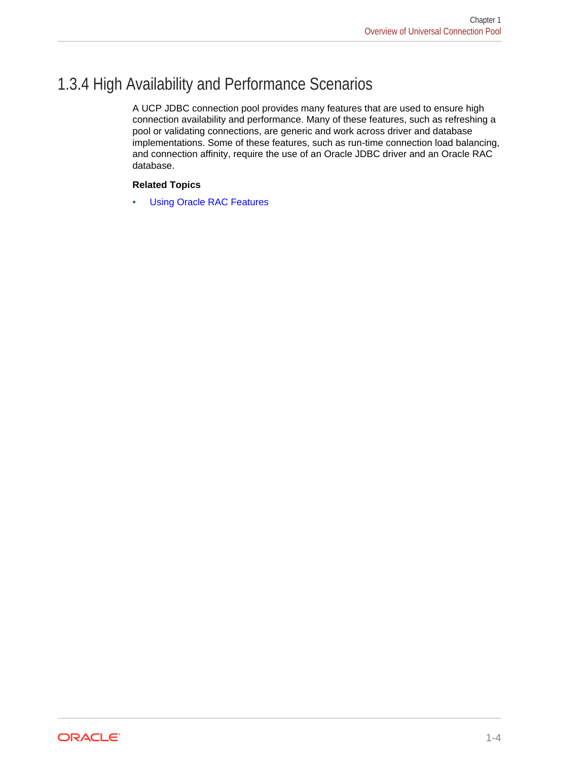## 1.3.4 High Availability and Performance Scenarios

A UCP JDBC connection pool provides many features that are used to ensure high connection availability and performance. Many of these features, such as refreshing a pool or validating connections, are generic and work across driver and database implementations. Some of these features, such as run-time connection load balancing, and connection affinity, require the use of an Oracle JDBC driver and an Oracle RAC database.

**Related Topics**

- Using Oracle RAC Features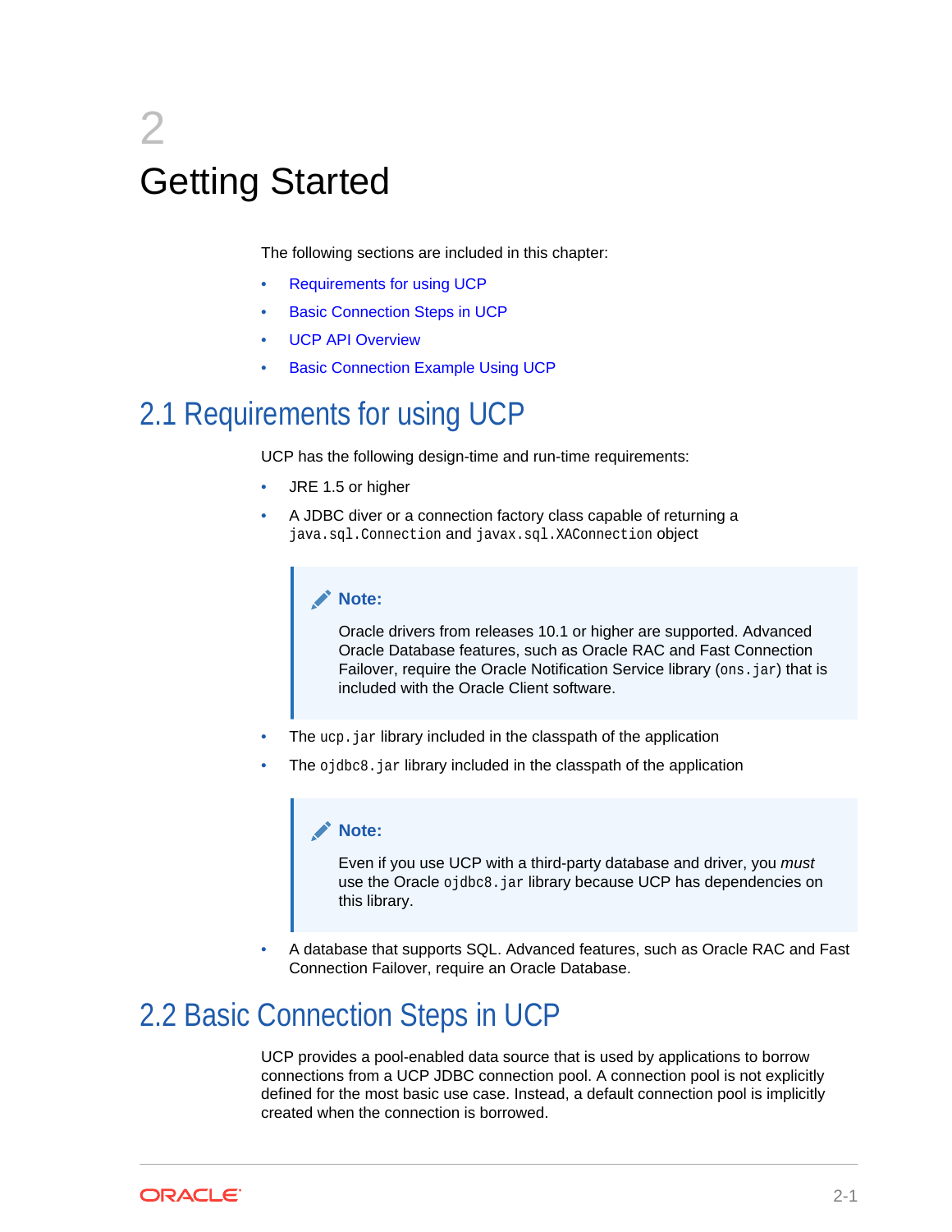# 2 Getting Started

The following sections are included in this chapter:

- Requirements for using UCP
- Basic Connection Steps in UCP
- UCP API Overview
- Basic Connection Example Using UCP

## 2.1 Requirements for using UCP

UCP has the following design-time and run-time requirements:

- JRE 1.5 or higher
- A JDBC diver or a connection factory class capable of returning a `java.sql.Connection` and `javax.sql.XAConnection` object

> **Note:**
>
> Oracle drivers from releases 10.1 or higher are supported. Advanced Oracle Database features, such as Oracle RAC and Fast Connection Failover, require the Oracle Notification Service library (`ons.jar`) that is included with the Oracle Client software.

- The `ucp.jar` library included in the classpath of the application
- The `ojdbc8.jar` library included in the classpath of the application

> **Note:**
>
> Even if you use UCP with a third-party database and driver, you *must* use the Oracle `ojdbc8.jar` library because UCP has dependencies on this library.

- A database that supports SQL. Advanced features, such as Oracle RAC and Fast Connection Failover, require an Oracle Database.

## 2.2 Basic Connection Steps in UCP

UCP provides a pool-enabled data source that is used by applications to borrow connections from a UCP JDBC connection pool. A connection pool is not explicitly defined for the most basic use case. Instead, a default connection pool is implicitly created when the connection is borrowed.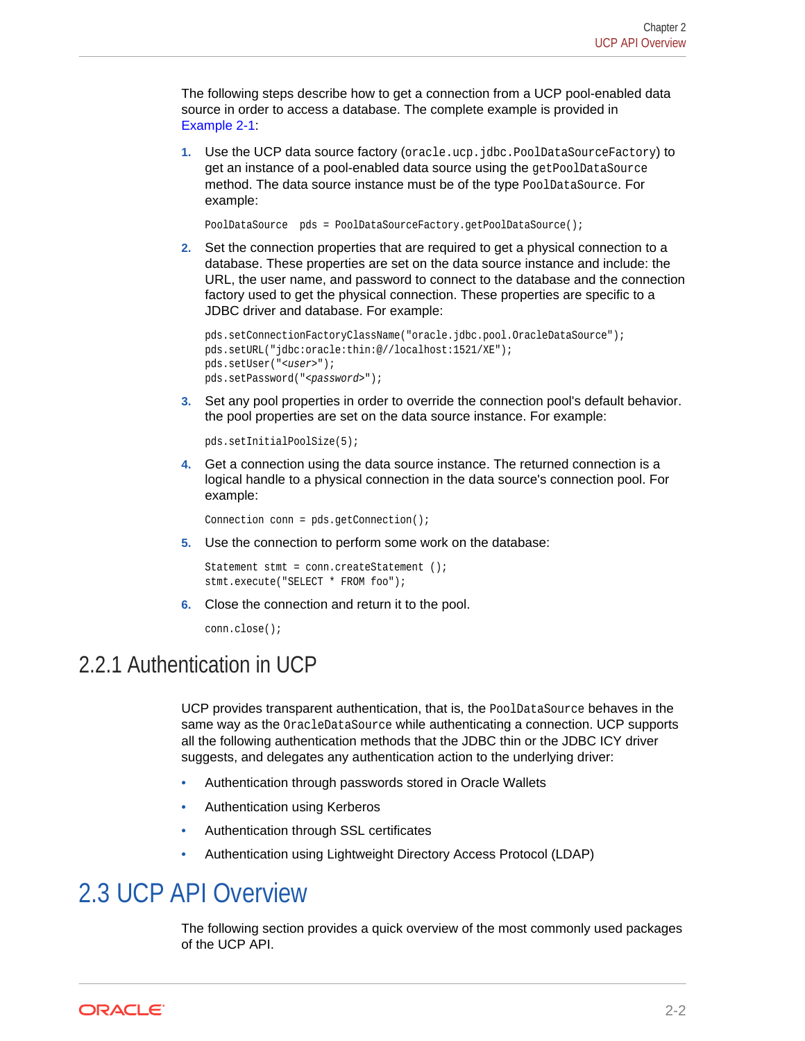The following steps describe how to get a connection from a UCP pool-enabled data source in order to access a database. The complete example is provided in Example 2-1:

1. Use the UCP data source factory (`oracle.ucp.jdbc.PoolDataSourceFactory`) to get an instance of a pool-enabled data source using the `getPoolDataSource` method. The data source instance must be of the type `PoolDataSource`. For example:

   ```
   PoolDataSource  pds = PoolDataSourceFactory.getPoolDataSource();
   ```

2. Set the connection properties that are required to get a physical connection to a database. These properties are set on the data source instance and include: the URL, the user name, and password to connect to the database and the connection factory used to get the physical connection. These properties are specific to a JDBC driver and database. For example:

   ```
   pds.setConnectionFactoryClassName("oracle.jdbc.pool.OracleDataSource");
   pds.setURL("jdbc:oracle:thin:@//localhost:1521/XE");
   pds.setUser("<user>");
   pds.setPassword("<password>");
   ```

3. Set any pool properties in order to override the connection pool's default behavior. the pool properties are set on the data source instance. For example:

   ```
   pds.setInitialPoolSize(5);
   ```

4. Get a connection using the data source instance. The returned connection is a logical handle to a physical connection in the data source's connection pool. For example:

   ```
   Connection conn = pds.getConnection();
   ```

5. Use the connection to perform some work on the database:

   ```
   Statement stmt = conn.createStatement ();
   stmt.execute("SELECT * FROM foo");
   ```

6. Close the connection and return it to the pool.

   ```
   conn.close();
   ```

### 2.2.1 Authentication in UCP

UCP provides transparent authentication, that is, the `PoolDataSource` behaves in the same way as the `OracleDataSource` while authenticating a connection. UCP supports all the following authentication methods that the JDBC thin or the JDBC ICY driver suggests, and delegates any authentication action to the underlying driver:

- Authentication through passwords stored in Oracle Wallets
- Authentication using Kerberos
- Authentication through SSL certificates
- Authentication using Lightweight Directory Access Protocol (LDAP)

## 2.3 UCP API Overview

The following section provides a quick overview of the most commonly used packages of the UCP API.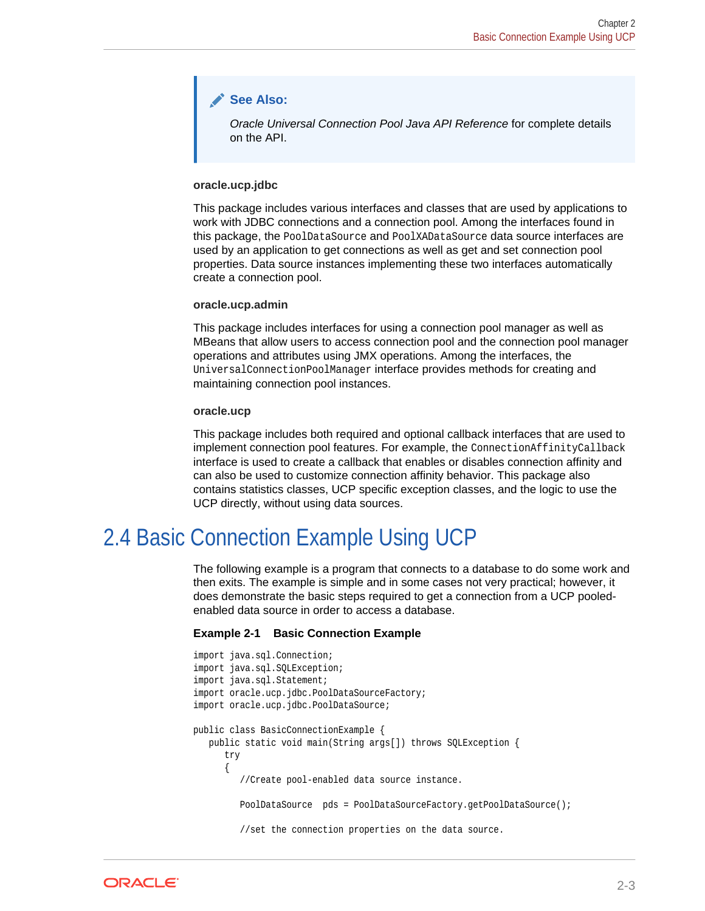> **See Also:**
>
> *Oracle Universal Connection Pool Java API Reference* for complete details on the API.

**oracle.ucp.jdbc**

This package includes various interfaces and classes that are used by applications to work with JDBC connections and a connection pool. Among the interfaces found in this package, the `PoolDataSource` and `PoolXADataSource` data source interfaces are used by an application to get connections as well as get and set connection pool properties. Data source instances implementing these two interfaces automatically create a connection pool.

**oracle.ucp.admin**

This package includes interfaces for using a connection pool manager as well as MBeans that allow users to access connection pool and the connection pool manager operations and attributes using JMX operations. Among the interfaces, the `UniversalConnectionPoolManager` interface provides methods for creating and maintaining connection pool instances.

**oracle.ucp**

This package includes both required and optional callback interfaces that are used to implement connection pool features. For example, the `ConnectionAffinityCallback` interface is used to create a callback that enables or disables connection affinity and can also be used to customize connection affinity behavior. This package also contains statistics classes, UCP specific exception classes, and the logic to use the UCP directly, without using data sources.

## 2.4 Basic Connection Example Using UCP

The following example is a program that connects to a database to do some work and then exits. The example is simple and in some cases not very practical; however, it does demonstrate the basic steps required to get a connection from a UCP pooled-enabled data source in order to access a database.

**Example 2-1 Basic Connection Example**

```
import java.sql.Connection;
import java.sql.SQLException;
import java.sql.Statement;
import oracle.ucp.jdbc.PoolDataSourceFactory;
import oracle.ucp.jdbc.PoolDataSource;

public class BasicConnectionExample {
   public static void main(String args[]) throws SQLException {
      try
      {
         //Create pool-enabled data source instance.

         PoolDataSource  pds = PoolDataSourceFactory.getPoolDataSource();

         //set the connection properties on the data source.
```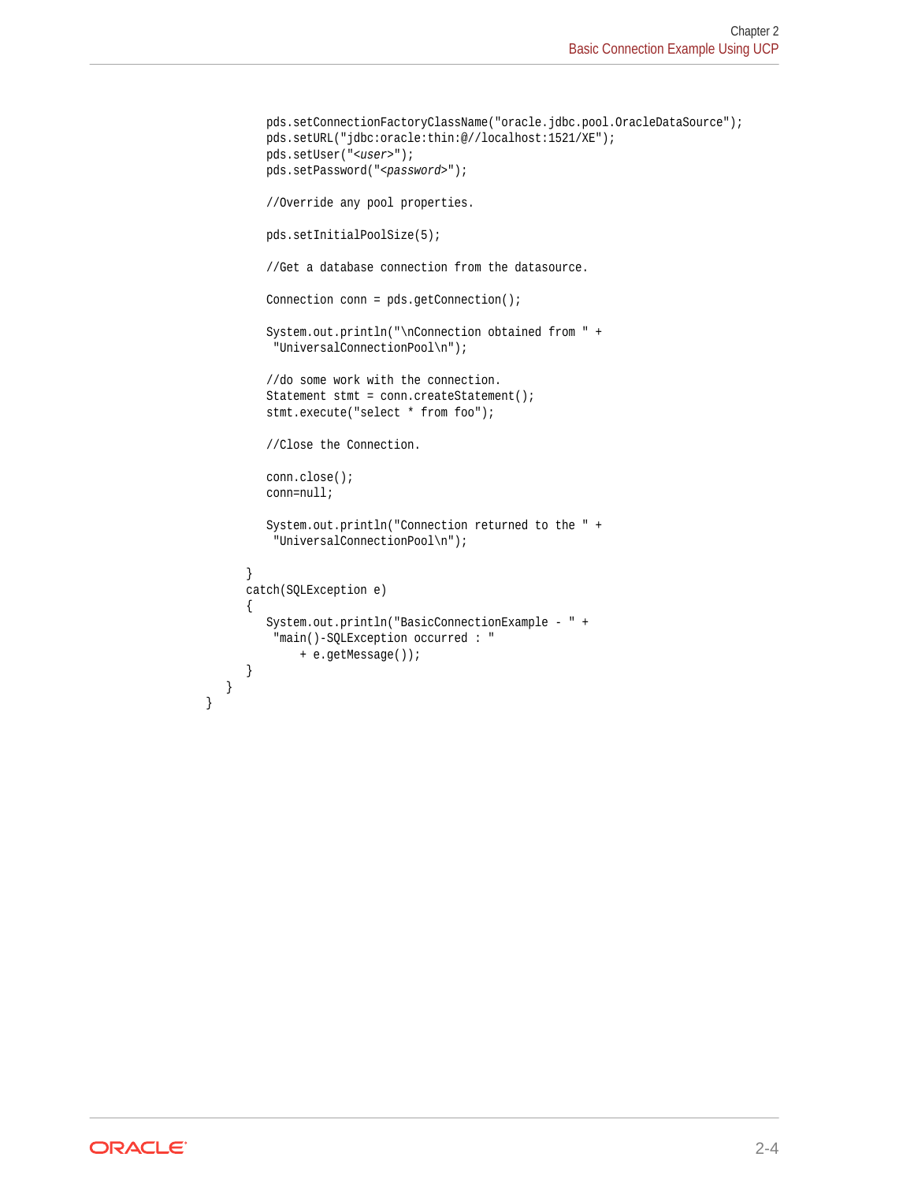```
         pds.setConnectionFactoryClassName("oracle.jdbc.pool.OracleDataSource");
         pds.setURL("jdbc:oracle:thin:@//localhost:1521/XE");
         pds.setUser("<user>");
         pds.setPassword("<password>");

         //Override any pool properties.

         pds.setInitialPoolSize(5);

         //Get a database connection from the datasource.

         Connection conn = pds.getConnection();

         System.out.println("\nConnection obtained from " +
          "UniversalConnectionPool\n");

         //do some work with the connection.
         Statement stmt = conn.createStatement();
         stmt.execute("select * from foo");

         //Close the Connection.

         conn.close();
         conn=null;

         System.out.println("Connection returned to the " +
          "UniversalConnectionPool\n");

      }
      catch(SQLException e)
      {
         System.out.println("BasicConnectionExample - " +
          "main()-SQLException occurred : "
              + e.getMessage());
      }
   }
}
```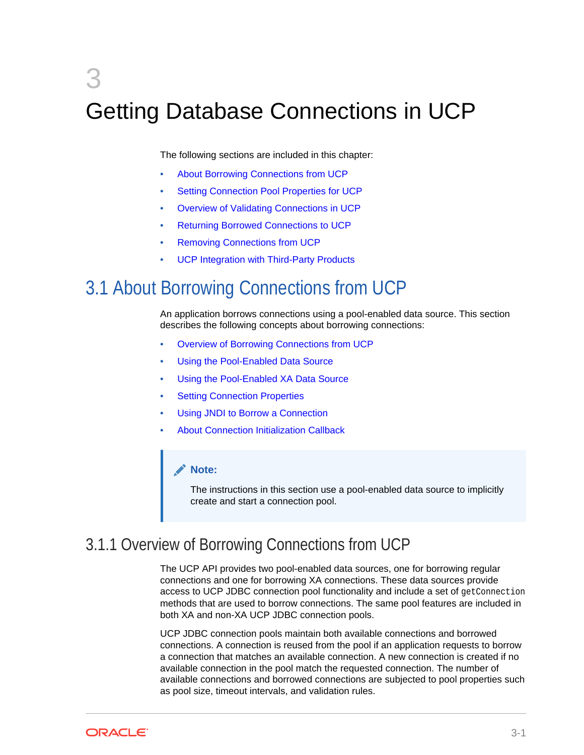# 3 Getting Database Connections in UCP

The following sections are included in this chapter:

- About Borrowing Connections from UCP
- Setting Connection Pool Properties for UCP
- Overview of Validating Connections in UCP
- Returning Borrowed Connections to UCP
- Removing Connections from UCP
- UCP Integration with Third-Party Products

## 3.1 About Borrowing Connections from UCP

An application borrows connections using a pool-enabled data source. This section describes the following concepts about borrowing connections:

- Overview of Borrowing Connections from UCP
- Using the Pool-Enabled Data Source
- Using the Pool-Enabled XA Data Source
- Setting Connection Properties
- Using JNDI to Borrow a Connection
- About Connection Initialization Callback

> **Note:**
>
> The instructions in this section use a pool-enabled data source to implicitly create and start a connection pool.

### 3.1.1 Overview of Borrowing Connections from UCP

The UCP API provides two pool-enabled data sources, one for borrowing regular connections and one for borrowing XA connections. These data sources provide access to UCP JDBC connection pool functionality and include a set of `getConnection` methods that are used to borrow connections. The same pool features are included in both XA and non-XA UCP JDBC connection pools.

UCP JDBC connection pools maintain both available connections and borrowed connections. A connection is reused from the pool if an application requests to borrow a connection that matches an available connection. A new connection is created if no available connection in the pool match the requested connection. The number of available connections and borrowed connections are subjected to pool properties such as pool size, timeout intervals, and validation rules.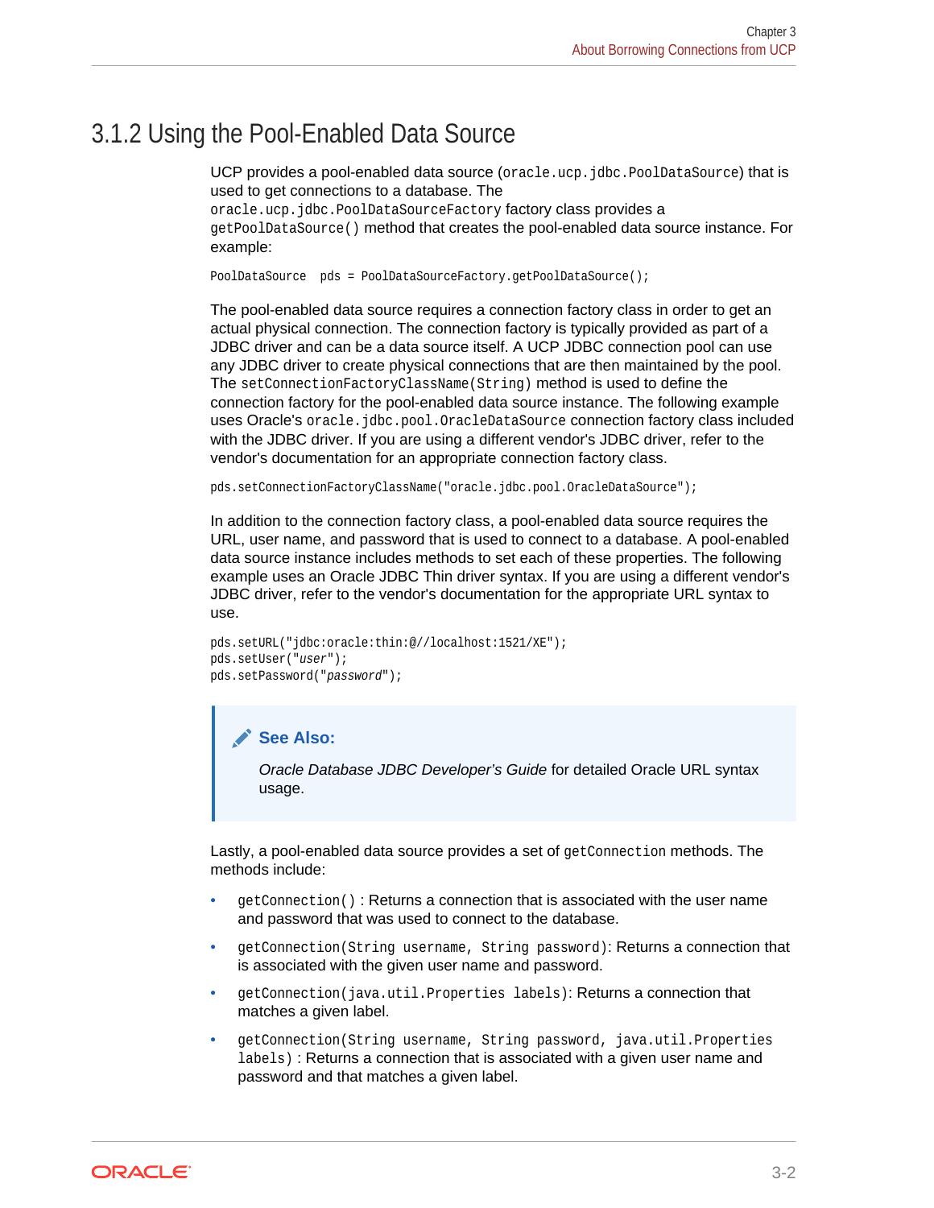### 3.1.2 Using the Pool-Enabled Data Source

UCP provides a pool-enabled data source (`oracle.ucp.jdbc.PoolDataSource`) that is used to get connections to a database. The `oracle.ucp.jdbc.PoolDataSourceFactory` factory class provides a `getPoolDataSource()` method that creates the pool-enabled data source instance. For example:

```
PoolDataSource  pds = PoolDataSourceFactory.getPoolDataSource();
```

The pool-enabled data source requires a connection factory class in order to get an actual physical connection. The connection factory is typically provided as part of a JDBC driver and can be a data source itself. A UCP JDBC connection pool can use any JDBC driver to create physical connections that are then maintained by the pool. The `setConnectionFactoryClassName(String)` method is used to define the connection factory for the pool-enabled data source instance. The following example uses Oracle's `oracle.jdbc.pool.OracleDataSource` connection factory class included with the JDBC driver. If you are using a different vendor's JDBC driver, refer to the vendor's documentation for an appropriate connection factory class.

```
pds.setConnectionFactoryClassName("oracle.jdbc.pool.OracleDataSource");
```

In addition to the connection factory class, a pool-enabled data source requires the URL, user name, and password that is used to connect to a database. A pool-enabled data source instance includes methods to set each of these properties. The following example uses an Oracle JDBC Thin driver syntax. If you are using a different vendor's JDBC driver, refer to the vendor's documentation for the appropriate URL syntax to use.

```
pds.setURL("jdbc:oracle:thin:@//localhost:1521/XE");
pds.setUser("user");
pds.setPassword("password");
```

> **See Also:**
>
> *Oracle Database JDBC Developer's Guide* for detailed Oracle URL syntax usage.

Lastly, a pool-enabled data source provides a set of `getConnection` methods. The methods include:

- `getConnection()` : Returns a connection that is associated with the user name and password that was used to connect to the database.
- `getConnection(String username, String password)`: Returns a connection that is associated with the given user name and password.
- `getConnection(java.util.Properties labels)`: Returns a connection that matches a given label.
- `getConnection(String username, String password, java.util.Properties labels)` : Returns a connection that is associated with a given user name and password and that matches a given label.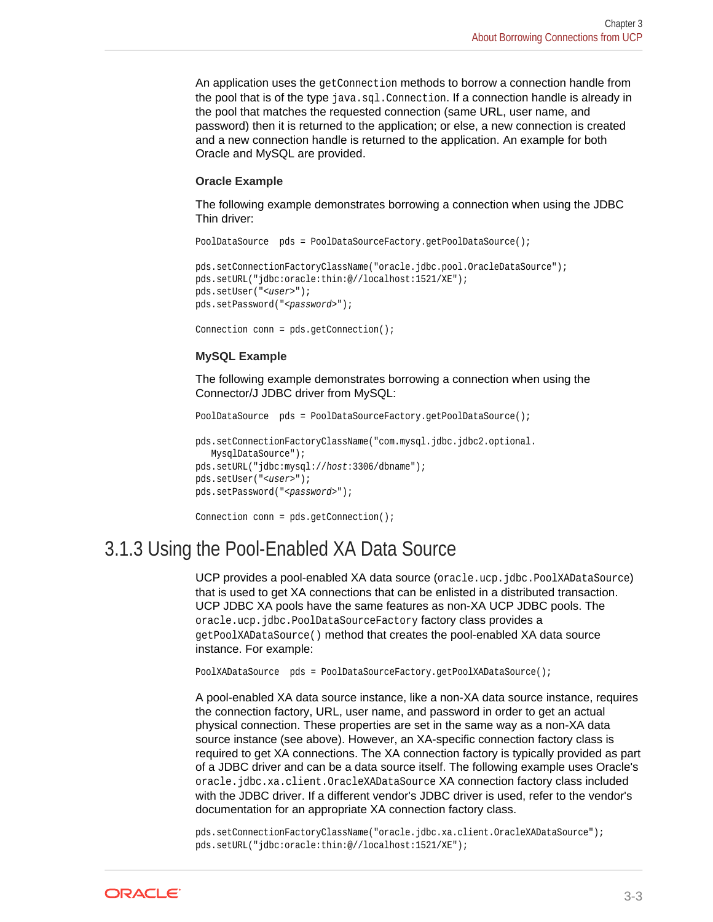An application uses the `getConnection` methods to borrow a connection handle from the pool that is of the type `java.sql.Connection`. If a connection handle is already in the pool that matches the requested connection (same URL, user name, and password) then it is returned to the application; or else, a new connection is created and a new connection handle is returned to the application. An example for both Oracle and MySQL are provided.

**Oracle Example**

The following example demonstrates borrowing a connection when using the JDBC Thin driver:

```
PoolDataSource  pds = PoolDataSourceFactory.getPoolDataSource();

pds.setConnectionFactoryClassName("oracle.jdbc.pool.OracleDataSource");
pds.setURL("jdbc:oracle:thin:@//localhost:1521/XE");
pds.setUser("<user>");
pds.setPassword("<password>");

Connection conn = pds.getConnection();
```

**MySQL Example**

The following example demonstrates borrowing a connection when using the Connector/J JDBC driver from MySQL:

```
PoolDataSource  pds = PoolDataSourceFactory.getPoolDataSource();

pds.setConnectionFactoryClassName("com.mysql.jdbc.jdbc2.optional.
   MysqlDataSource");
pds.setURL("jdbc:mysql://host:3306/dbname");
pds.setUser("<user>");
pds.setPassword("<password>");

Connection conn = pds.getConnection();
```

## 3.1.3 Using the Pool-Enabled XA Data Source

UCP provides a pool-enabled XA data source (`oracle.ucp.jdbc.PoolXADataSource`) that is used to get XA connections that can be enlisted in a distributed transaction. UCP JDBC XA pools have the same features as non-XA UCP JDBC pools. The `oracle.ucp.jdbc.PoolDataSourceFactory` factory class provides a `getPoolXADataSource()` method that creates the pool-enabled XA data source instance. For example:

```
PoolXADataSource  pds = PoolDataSourceFactory.getPoolXADataSource();
```

A pool-enabled XA data source instance, like a non-XA data source instance, requires the connection factory, URL, user name, and password in order to get an actual physical connection. These properties are set in the same way as a non-XA data source instance (see above). However, an XA-specific connection factory class is required to get XA connections. The XA connection factory is typically provided as part of a JDBC driver and can be a data source itself. The following example uses Oracle's `oracle.jdbc.xa.client.OracleXADataSource` XA connection factory class included with the JDBC driver. If a different vendor's JDBC driver is used, refer to the vendor's documentation for an appropriate XA connection factory class.

```
pds.setConnectionFactoryClassName("oracle.jdbc.xa.client.OracleXADataSource");
pds.setURL("jdbc:oracle:thin:@//localhost:1521/XE");
```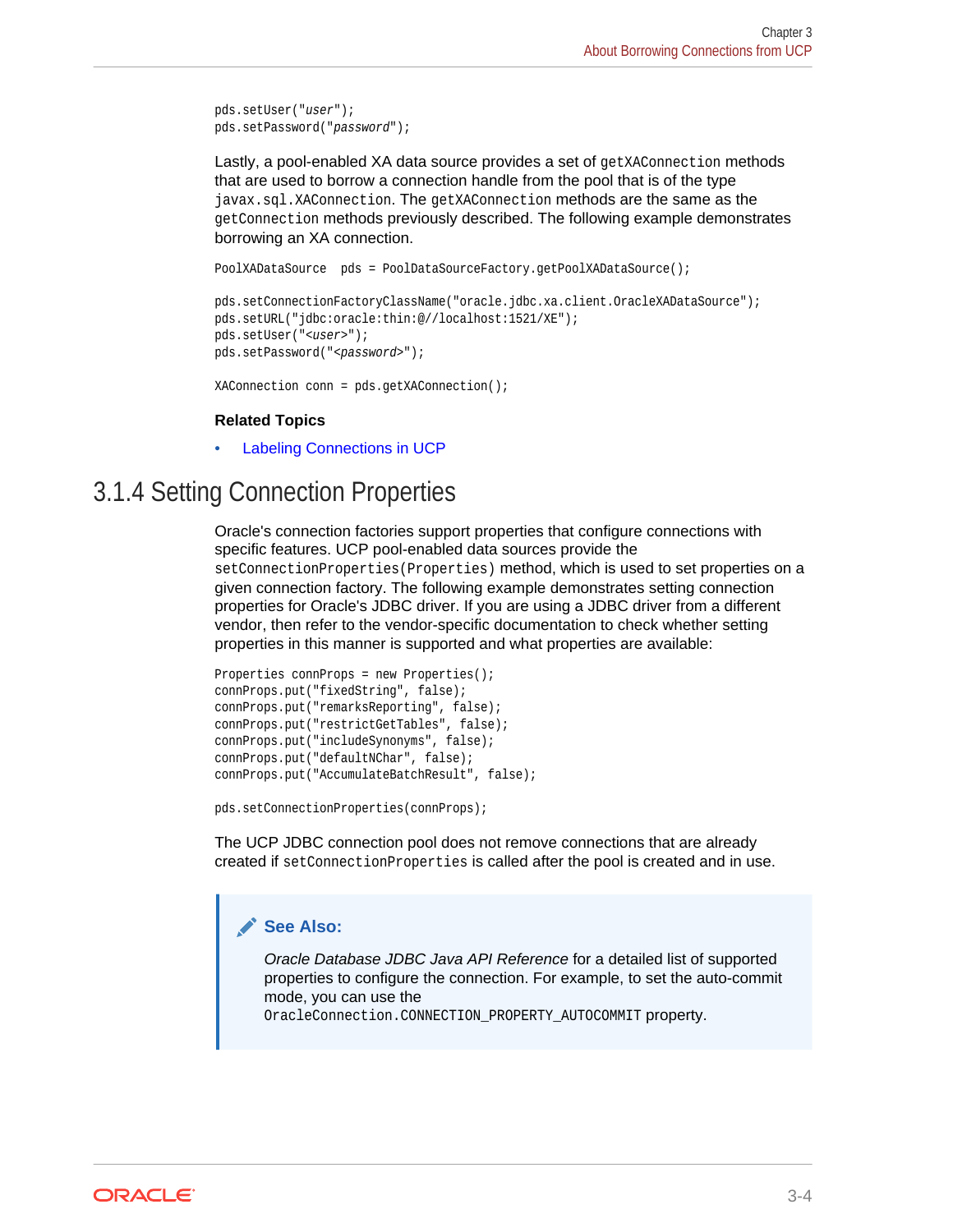```
pds.setUser("user");
pds.setPassword("password");
```

Lastly, a pool-enabled XA data source provides a set of `getXAConnection` methods that are used to borrow a connection handle from the pool that is of the type `javax.sql.XAConnection`. The `getXAConnection` methods are the same as the `getConnection` methods previously described. The following example demonstrates borrowing an XA connection.

```
PoolXADataSource  pds = PoolDataSourceFactory.getPoolXADataSource();

pds.setConnectionFactoryClassName("oracle.jdbc.xa.client.OracleXADataSource");
pds.setURL("jdbc:oracle:thin:@//localhost:1521/XE");
pds.setUser("<user>");
pds.setPassword("<password>");

XAConnection conn = pds.getXAConnection();
```

**Related Topics**

- Labeling Connections in UCP

## 3.1.4 Setting Connection Properties

Oracle's connection factories support properties that configure connections with specific features. UCP pool-enabled data sources provide the `setConnectionProperties(Properties)` method, which is used to set properties on a given connection factory. The following example demonstrates setting connection properties for Oracle's JDBC driver. If you are using a JDBC driver from a different vendor, then refer to the vendor-specific documentation to check whether setting properties in this manner is supported and what properties are available:

```
Properties connProps = new Properties();
connProps.put("fixedString", false);
connProps.put("remarksReporting", false);
connProps.put("restrictGetTables", false);
connProps.put("includeSynonyms", false);
connProps.put("defaultNChar", false);
connProps.put("AccumulateBatchResult", false);

pds.setConnectionProperties(connProps);
```

The UCP JDBC connection pool does not remove connections that are already created if `setConnectionProperties` is called after the pool is created and in use.

> **See Also:**
>
> *Oracle Database JDBC Java API Reference* for a detailed list of supported properties to configure the connection. For example, to set the auto-commit mode, you can use the `OracleConnection.CONNECTION_PROPERTY_AUTOCOMMIT` property.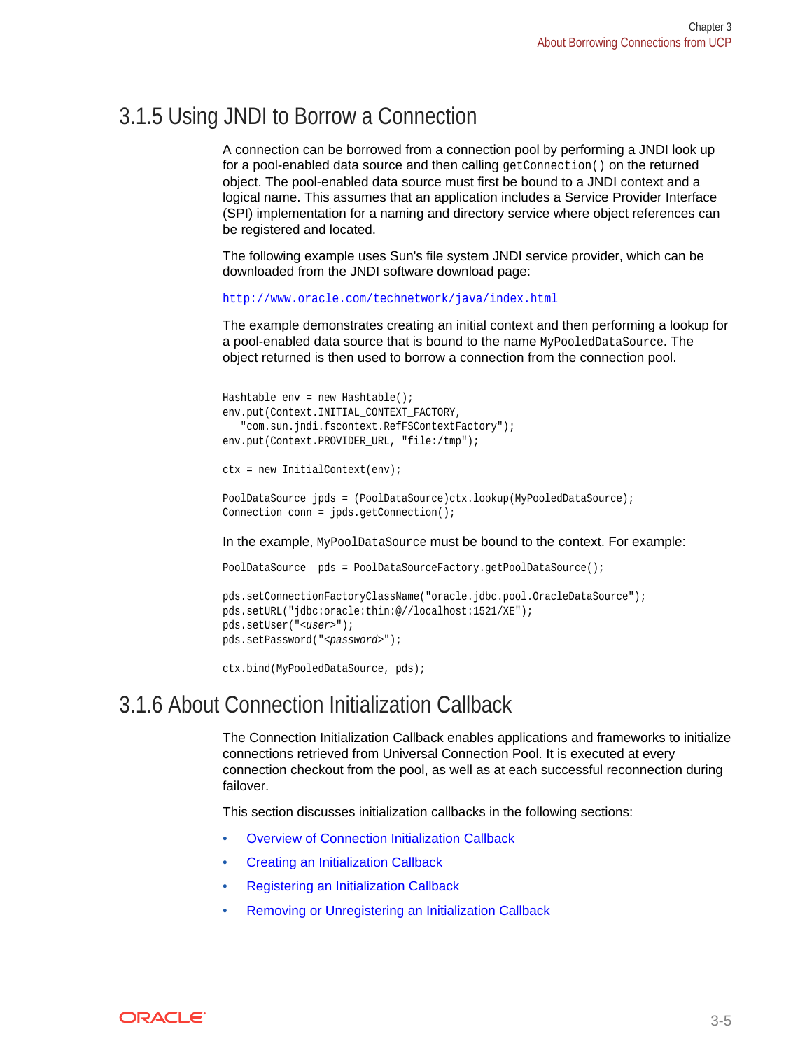## 3.1.5 Using JNDI to Borrow a Connection

A connection can be borrowed from a connection pool by performing a JNDI look up for a pool-enabled data source and then calling `getConnection()` on the returned object. The pool-enabled data source must first be bound to a JNDI context and a logical name. This assumes that an application includes a Service Provider Interface (SPI) implementation for a naming and directory service where object references can be registered and located.

The following example uses Sun's file system JNDI service provider, which can be downloaded from the JNDI software download page:

http://www.oracle.com/technetwork/java/index.html

The example demonstrates creating an initial context and then performing a lookup for a pool-enabled data source that is bound to the name `MyPooledDataSource`. The object returned is then used to borrow a connection from the connection pool.

```
Hashtable env = new Hashtable();
env.put(Context.INITIAL_CONTEXT_FACTORY,
   "com.sun.jndi.fscontext.RefFSContextFactory");
env.put(Context.PROVIDER_URL, "file:/tmp");

ctx = new InitialContext(env);

PoolDataSource jpds = (PoolDataSource)ctx.lookup(MyPooledDataSource);
Connection conn = jpds.getConnection();
```

In the example, `MyPoolDataSource` must be bound to the context. For example:

```
PoolDataSource  pds = PoolDataSourceFactory.getPoolDataSource();

pds.setConnectionFactoryClassName("oracle.jdbc.pool.OracleDataSource");
pds.setURL("jdbc:oracle:thin:@//localhost:1521/XE");
pds.setUser("<user>");
pds.setPassword("<password>");

ctx.bind(MyPooledDataSource, pds);
```

## 3.1.6 About Connection Initialization Callback

The Connection Initialization Callback enables applications and frameworks to initialize connections retrieved from Universal Connection Pool. It is executed at every connection checkout from the pool, as well as at each successful reconnection during failover.

This section discusses initialization callbacks in the following sections:

- Overview of Connection Initialization Callback
- Creating an Initialization Callback
- Registering an Initialization Callback
- Removing or Unregistering an Initialization Callback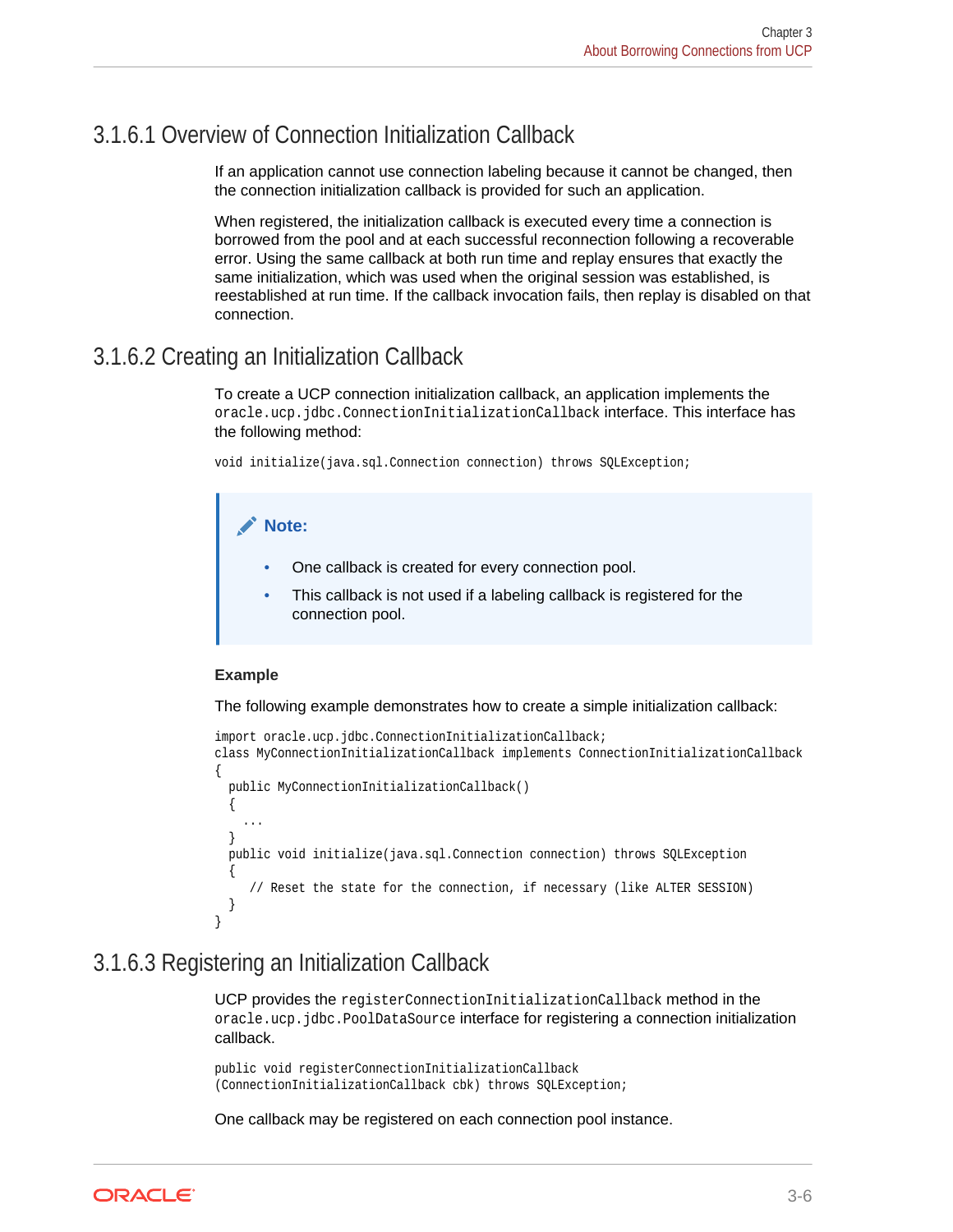### 3.1.6.1 Overview of Connection Initialization Callback

If an application cannot use connection labeling because it cannot be changed, then the connection initialization callback is provided for such an application.

When registered, the initialization callback is executed every time a connection is borrowed from the pool and at each successful reconnection following a recoverable error. Using the same callback at both run time and replay ensures that exactly the same initialization, which was used when the original session was established, is reestablished at run time. If the callback invocation fails, then replay is disabled on that connection.

### 3.1.6.2 Creating an Initialization Callback

To create a UCP connection initialization callback, an application implements the `oracle.ucp.jdbc.ConnectionInitializationCallback` interface. This interface has the following method:

```
void initialize(java.sql.Connection connection) throws SQLException;
```

> **Note:**
>
> - One callback is created for every connection pool.
> - This callback is not used if a labeling callback is registered for the connection pool.

**Example**

The following example demonstrates how to create a simple initialization callback:

```
import oracle.ucp.jdbc.ConnectionInitializationCallback;
class MyConnectionInitializationCallback implements ConnectionInitializationCallback
{
  public MyConnectionInitializationCallback()
  {
    ...
  }
  public void initialize(java.sql.Connection connection) throws SQLException
  {
     // Reset the state for the connection, if necessary (like ALTER SESSION)
  }
}
```

### 3.1.6.3 Registering an Initialization Callback

UCP provides the `registerConnectionInitializationCallback` method in the `oracle.ucp.jdbc.PoolDataSource` interface for registering a connection initialization callback.

```
public void registerConnectionInitializationCallback
(ConnectionInitializationCallback cbk) throws SQLException;
```

One callback may be registered on each connection pool instance.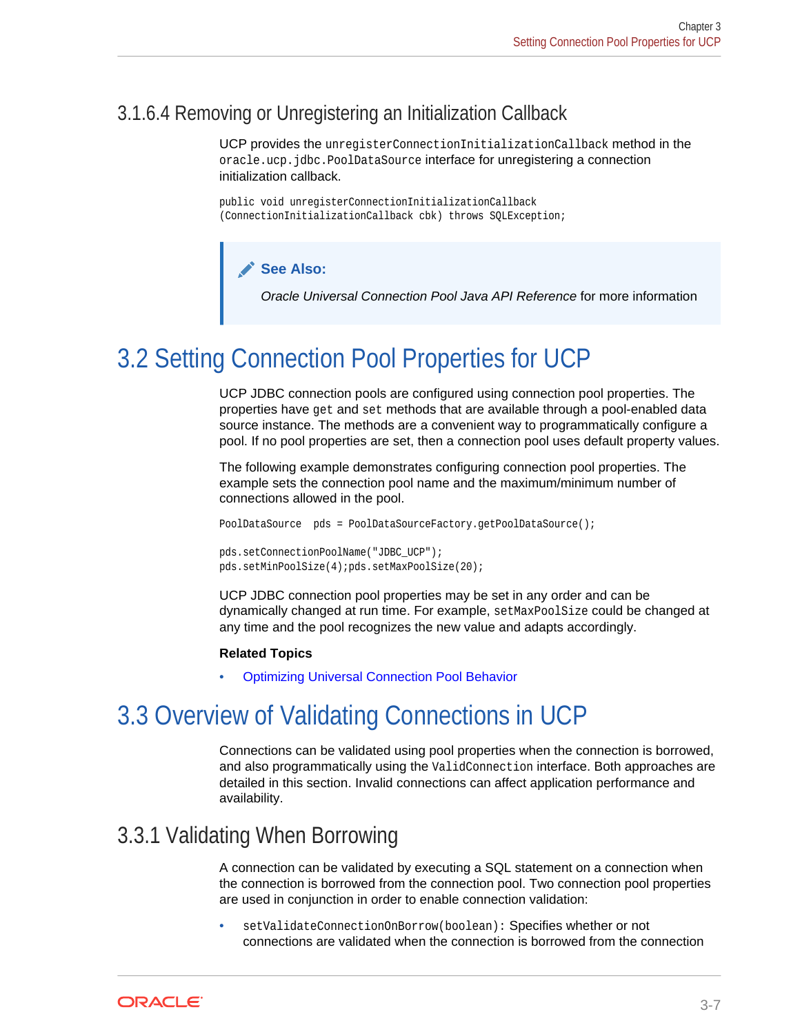### 3.1.6.4 Removing or Unregistering an Initialization Callback

UCP provides the `unregisterConnectionInitializationCallback` method in the `oracle.ucp.jdbc.PoolDataSource` interface for unregistering a connection initialization callback.

```
public void unregisterConnectionInitializationCallback
(ConnectionInitializationCallback cbk) throws SQLException;
```

> **See Also:**
>
> *Oracle Universal Connection Pool Java API Reference* for more information

## 3.2 Setting Connection Pool Properties for UCP

UCP JDBC connection pools are configured using connection pool properties. The properties have `get` and `set` methods that are available through a pool-enabled data source instance. The methods are a convenient way to programmatically configure a pool. If no pool properties are set, then a connection pool uses default property values.

The following example demonstrates configuring connection pool properties. The example sets the connection pool name and the maximum/minimum number of connections allowed in the pool.

```
PoolDataSource  pds = PoolDataSourceFactory.getPoolDataSource();

pds.setConnectionPoolName("JDBC_UCP");
pds.setMinPoolSize(4);pds.setMaxPoolSize(20);
```

UCP JDBC connection pool properties may be set in any order and can be dynamically changed at run time. For example, `setMaxPoolSize` could be changed at any time and the pool recognizes the new value and adapts accordingly.

**Related Topics**

- Optimizing Universal Connection Pool Behavior

## 3.3 Overview of Validating Connections in UCP

Connections can be validated using pool properties when the connection is borrowed, and also programmatically using the `ValidConnection` interface. Both approaches are detailed in this section. Invalid connections can affect application performance and availability.

### 3.3.1 Validating When Borrowing

A connection can be validated by executing a SQL statement on a connection when the connection is borrowed from the connection pool. Two connection pool properties are used in conjunction in order to enable connection validation:

- `setValidateConnectionOnBorrow(boolean)`: Specifies whether or not connections are validated when the connection is borrowed from the connection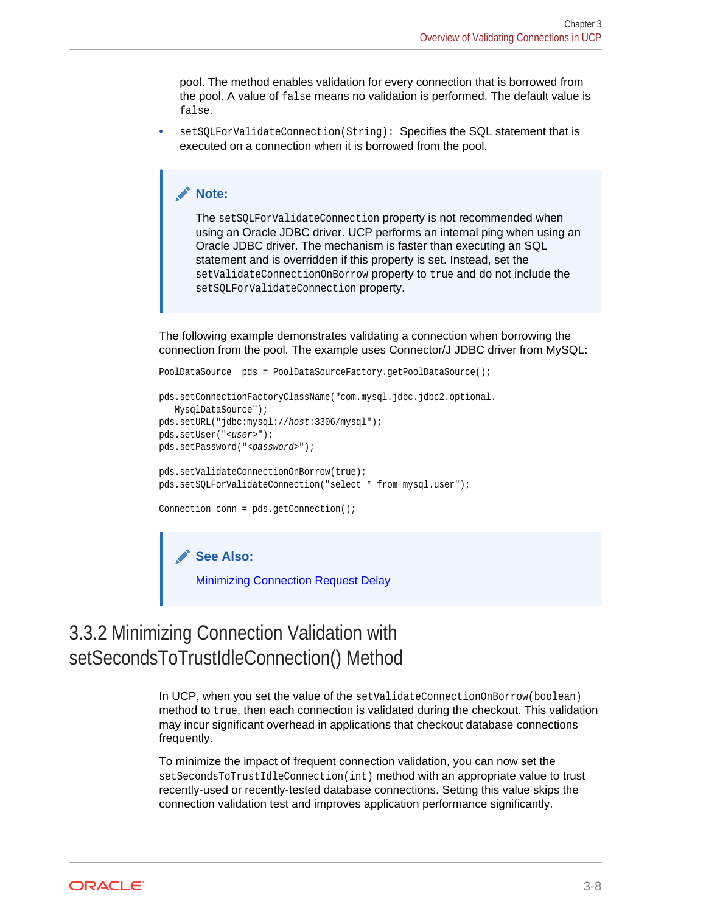pool. The method enables validation for every connection that is borrowed from the pool. A value of `false` means no validation is performed. The default value is `false`.

- `setSQLForValidateConnection(String)`: Specifies the SQL statement that is executed on a connection when it is borrowed from the pool.

> **Note:**
>
> The `setSQLForValidateConnection` property is not recommended when using an Oracle JDBC driver. UCP performs an internal ping when using an Oracle JDBC driver. The mechanism is faster than executing an SQL statement and is overridden if this property is set. Instead, set the `setValidateConnectionOnBorrow` property to `true` and do not include the `setSQLForValidateConnection` property.

The following example demonstrates validating a connection when borrowing the connection from the pool. The example uses Connector/J JDBC driver from MySQL:

```
PoolDataSource  pds = PoolDataSourceFactory.getPoolDataSource();

pds.setConnectionFactoryClassName("com.mysql.jdbc.jdbc2.optional.
   MysqlDataSource");
pds.setURL("jdbc:mysql://host:3306/mysql");
pds.setUser("<user>");
pds.setPassword("<password>");

pds.setValidateConnectionOnBorrow(true);
pds.setSQLForValidateConnection("select * from mysql.user");

Connection conn = pds.getConnection();
```

> **See Also:**
>
> Minimizing Connection Request Delay

## 3.3.2 Minimizing Connection Validation with setSecondsToTrustIdleConnection() Method

In UCP, when you set the value of the `setValidateConnectionOnBorrow(boolean)` method to `true`, then each connection is validated during the checkout. This validation may incur significant overhead in applications that checkout database connections frequently.

To minimize the impact of frequent connection validation, you can now set the `setSecondsToTrustIdleConnection(int)` method with an appropriate value to trust recently-used or recently-tested database connections. Setting this value skips the connection validation test and improves application performance significantly.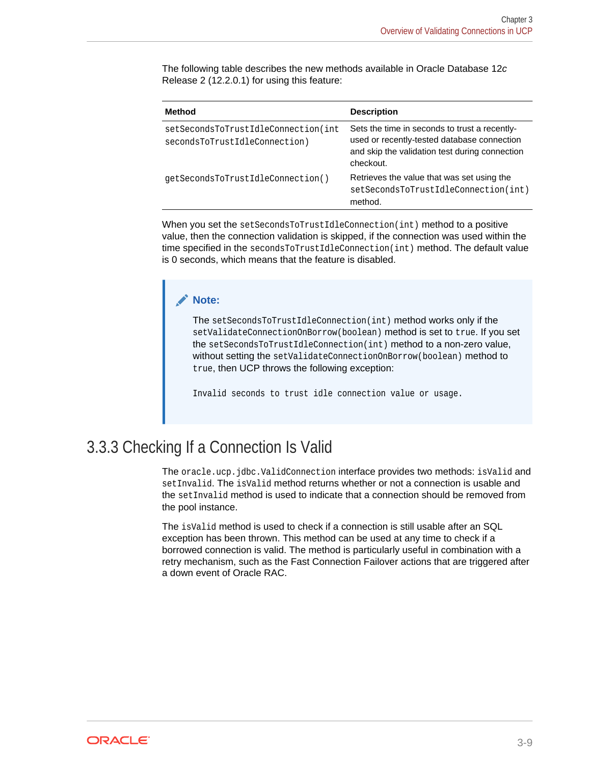The following table describes the new methods available in Oracle Database 12*c* Release 2 (12.2.0.1) for using this feature:

| Method | Description |
| --- | --- |
| `setSecondsToTrustIdleConnection(int secondsToTrustIdleConnection)` | Sets the time in seconds to trust a recently-used or recently-tested database connection and skip the validation test during connection checkout. |
| `getSecondsToTrustIdleConnection()` | Retrieves the value that was set using the `setSecondsToTrustIdleConnection(int)` method. |

When you set the `setSecondsToTrustIdleConnection(int)` method to a positive value, then the connection validation is skipped, if the connection was used within the time specified in the `secondsToTrustIdleConnection(int)` method. The default value is 0 seconds, which means that the feature is disabled.

> **Note:**
>
> The `setSecondsToTrustIdleConnection(int)` method works only if the `setValidateConnectionOnBorrow(boolean)` method is set to `true`. If you set the `setSecondsToTrustIdleConnection(int)` method to a non-zero value, without setting the `setValidateConnectionOnBorrow(boolean)` method to `true`, then UCP throws the following exception:
>
> ```
> Invalid seconds to trust idle connection value or usage.
> ```

## 3.3.3 Checking If a Connection Is Valid

The `oracle.ucp.jdbc.ValidConnection` interface provides two methods: `isValid` and `setInvalid`. The `isValid` method returns whether or not a connection is usable and the `setInvalid` method is used to indicate that a connection should be removed from the pool instance.

The `isValid` method is used to check if a connection is still usable after an SQL exception has been thrown. This method can be used at any time to check if a borrowed connection is valid. The method is particularly useful in combination with a retry mechanism, such as the Fast Connection Failover actions that are triggered after a down event of Oracle RAC.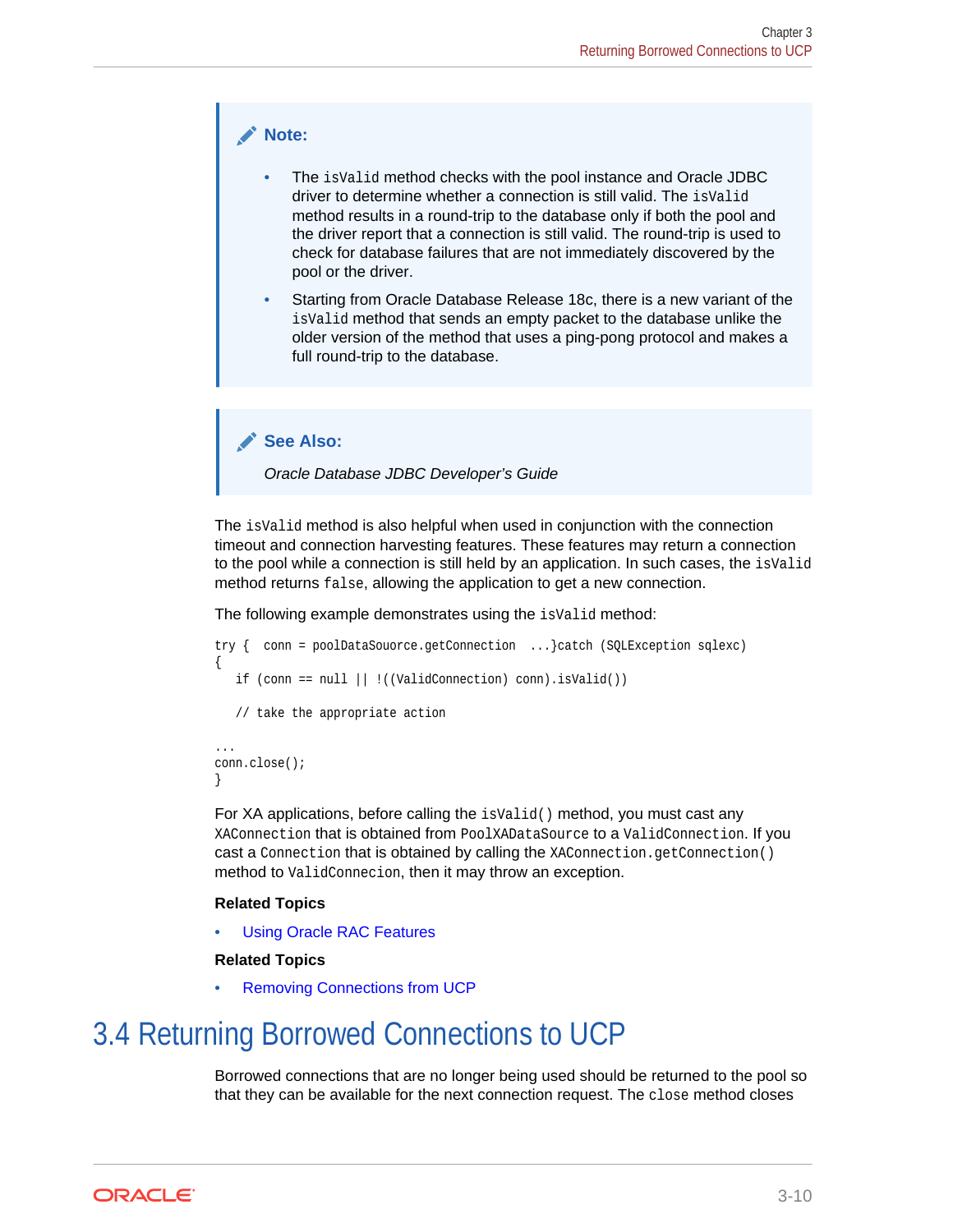> **Note:**
>
> - The `isValid` method checks with the pool instance and Oracle JDBC driver to determine whether a connection is still valid. The `isValid` method results in a round-trip to the database only if both the pool and the driver report that a connection is still valid. The round-trip is used to check for database failures that are not immediately discovered by the pool or the driver.
> - Starting from Oracle Database Release 18c, there is a new variant of the `isValid` method that sends an empty packet to the database unlike the older version of the method that uses a ping-pong protocol and makes a full round-trip to the database.

> **See Also:**
>
> *Oracle Database JDBC Developer's Guide*

The `isValid` method is also helpful when used in conjunction with the connection timeout and connection harvesting features. These features may return a connection to the pool while a connection is still held by an application. In such cases, the `isValid` method returns `false`, allowing the application to get a new connection.

The following example demonstrates using the `isValid` method:

```
try {  conn = poolDataSouorce.getConnection  ...}catch (SQLException sqlexc)
{
   if (conn == null || !((ValidConnection) conn).isValid())

   // take the appropriate action

...
conn.close();
}
```

For XA applications, before calling the `isValid()` method, you must cast any `XAConnection` that is obtained from `PoolXADataSource` to a `ValidConnection`. If you cast a `Connection` that is obtained by calling the `XAConnection.getConnection()` method to `ValidConnecion`, then it may throw an exception.

**Related Topics**

- Using Oracle RAC Features

**Related Topics**

- Removing Connections from UCP

## 3.4 Returning Borrowed Connections to UCP

Borrowed connections that are no longer being used should be returned to the pool so that they can be available for the next connection request. The `close` method closes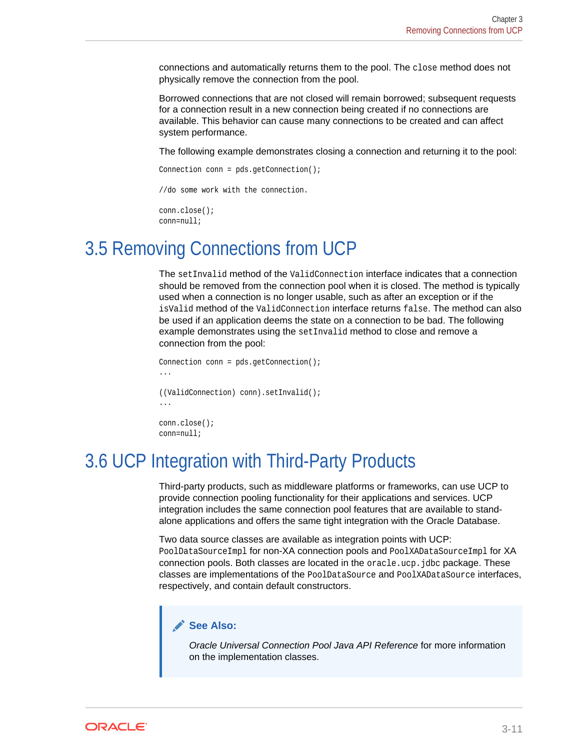connections and automatically returns them to the pool. The `close` method does not physically remove the connection from the pool.

Borrowed connections that are not closed will remain borrowed; subsequent requests for a connection result in a new connection being created if no connections are available. This behavior can cause many connections to be created and can affect system performance.

The following example demonstrates closing a connection and returning it to the pool:

```
Connection conn = pds.getConnection();

//do some work with the connection.

conn.close();
conn=null;
```

## 3.5 Removing Connections from UCP

The `setInvalid` method of the `ValidConnection` interface indicates that a connection should be removed from the connection pool when it is closed. The method is typically used when a connection is no longer usable, such as after an exception or if the `isValid` method of the `ValidConnection` interface returns `false`. The method can also be used if an application deems the state on a connection to be bad. The following example demonstrates using the `setInvalid` method to close and remove a connection from the pool:

```
Connection conn = pds.getConnection();
...

((ValidConnection) conn).setInvalid();
...

conn.close();
conn=null;
```

## 3.6 UCP Integration with Third-Party Products

Third-party products, such as middleware platforms or frameworks, can use UCP to provide connection pooling functionality for their applications and services. UCP integration includes the same connection pool features that are available to stand-alone applications and offers the same tight integration with the Oracle Database.

Two data source classes are available as integration points with UCP: `PoolDataSourceImpl` for non-XA connection pools and `PoolXADataSourceImpl` for XA connection pools. Both classes are located in the `oracle.ucp.jdbc` package. These classes are implementations of the `PoolDataSource` and `PoolXADataSource` interfaces, respectively, and contain default constructors.

> **See Also:**
>
> *Oracle Universal Connection Pool Java API Reference* for more information on the implementation classes.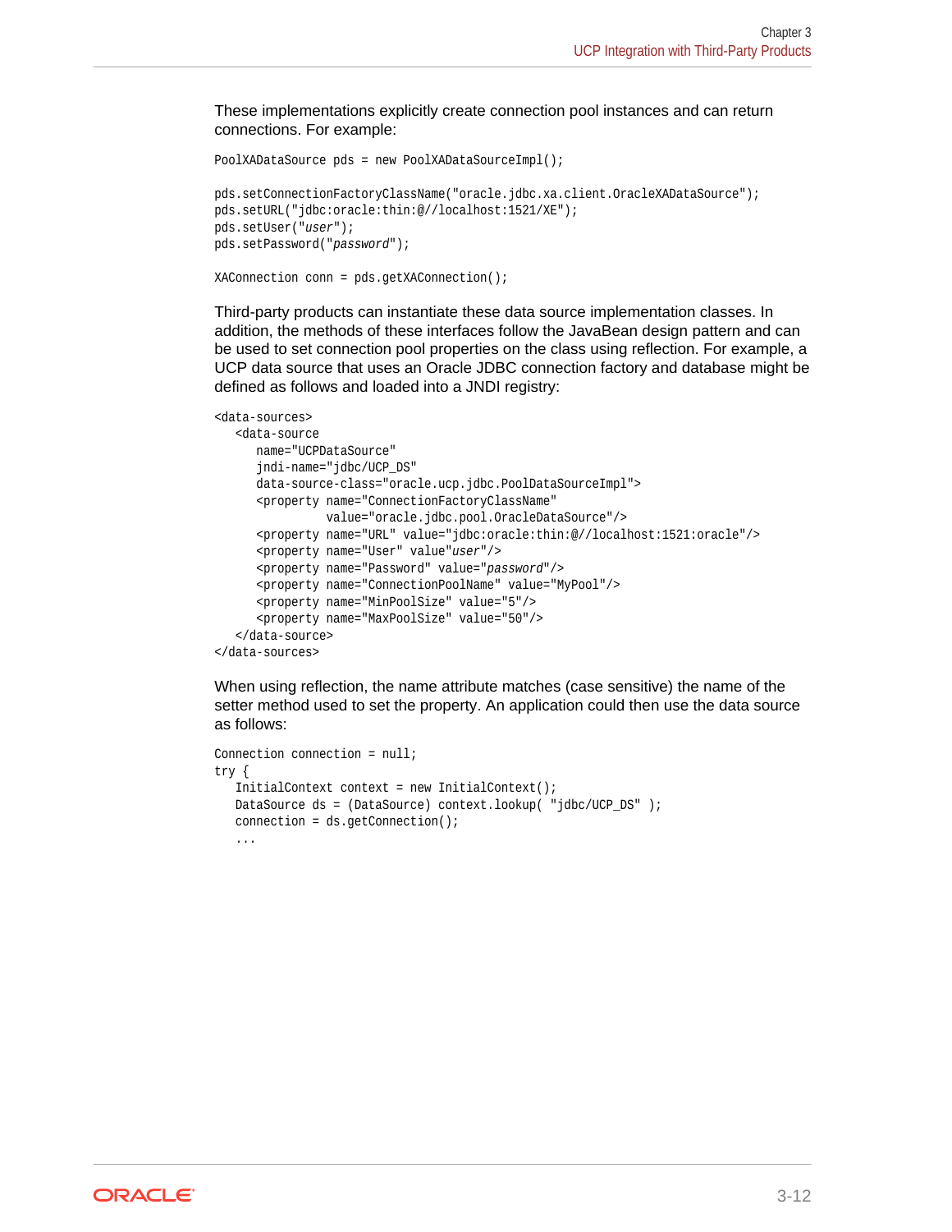These implementations explicitly create connection pool instances and can return connections. For example:

```
PoolXADataSource pds = new PoolXADataSourceImpl();

pds.setConnectionFactoryClassName("oracle.jdbc.xa.client.OracleXADataSource");
pds.setURL("jdbc:oracle:thin:@//localhost:1521/XE");
pds.setUser("user");
pds.setPassword("password");

XAConnection conn = pds.getXAConnection();
```

Third-party products can instantiate these data source implementation classes. In addition, the methods of these interfaces follow the JavaBean design pattern and can be used to set connection pool properties on the class using reflection. For example, a UCP data source that uses an Oracle JDBC connection factory and database might be defined as follows and loaded into a JNDI registry:

```
<data-sources>
   <data-source
      name="UCPDataSource"
      jndi-name="jdbc/UCP_DS"
      data-source-class="oracle.ucp.jdbc.PoolDataSourceImpl">
      <property name="ConnectionFactoryClassName"
                value="oracle.jdbc.pool.OracleDataSource"/>
      <property name="URL" value="jdbc:oracle:thin:@//localhost:1521:oracle"/>
      <property name="User" value"user"/>
      <property name="Password" value="password"/>
      <property name="ConnectionPoolName" value="MyPool"/>
      <property name="MinPoolSize" value="5"/>
      <property name="MaxPoolSize" value="50"/>
   </data-source>
</data-sources>
```

When using reflection, the name attribute matches (case sensitive) the name of the setter method used to set the property. An application could then use the data source as follows:

```
Connection connection = null;
try {
   InitialContext context = new InitialContext();
   DataSource ds = (DataSource) context.lookup( "jdbc/UCP_DS" );
   connection = ds.getConnection();
   ...
```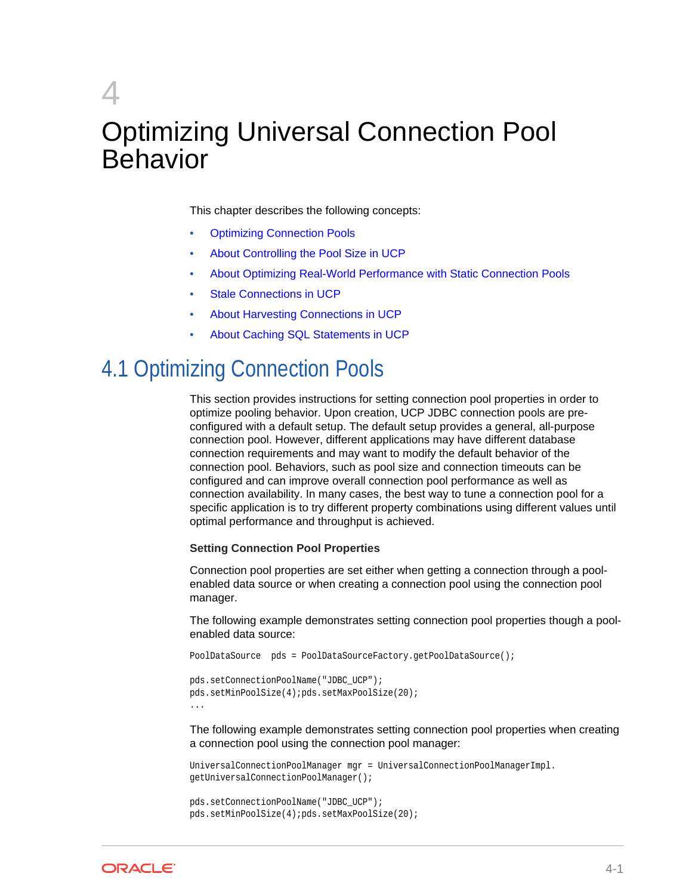# 4 Optimizing Universal Connection Pool Behavior

This chapter describes the following concepts:

- Optimizing Connection Pools
- About Controlling the Pool Size in UCP
- About Optimizing Real-World Performance with Static Connection Pools
- Stale Connections in UCP
- About Harvesting Connections in UCP
- About Caching SQL Statements in UCP

## 4.1 Optimizing Connection Pools

This section provides instructions for setting connection pool properties in order to optimize pooling behavior. Upon creation, UCP JDBC connection pools are pre-configured with a default setup. The default setup provides a general, all-purpose connection pool. However, different applications may have different database connection requirements and may want to modify the default behavior of the connection pool. Behaviors, such as pool size and connection timeouts can be configured and can improve overall connection pool performance as well as connection availability. In many cases, the best way to tune a connection pool for a specific application is to try different property combinations using different values until optimal performance and throughput is achieved.

**Setting Connection Pool Properties**

Connection pool properties are set either when getting a connection through a pool-enabled data source or when creating a connection pool using the connection pool manager.

The following example demonstrates setting connection pool properties though a pool-enabled data source:

```
PoolDataSource  pds = PoolDataSourceFactory.getPoolDataSource();

pds.setConnectionPoolName("JDBC_UCP");
pds.setMinPoolSize(4);pds.setMaxPoolSize(20);
...
```

The following example demonstrates setting connection pool properties when creating a connection pool using the connection pool manager:

```
UniversalConnectionPoolManager mgr = UniversalConnectionPoolManagerImpl.
getUniversalConnectionPoolManager();

pds.setConnectionPoolName("JDBC_UCP");
pds.setMinPoolSize(4);pds.setMaxPoolSize(20);
```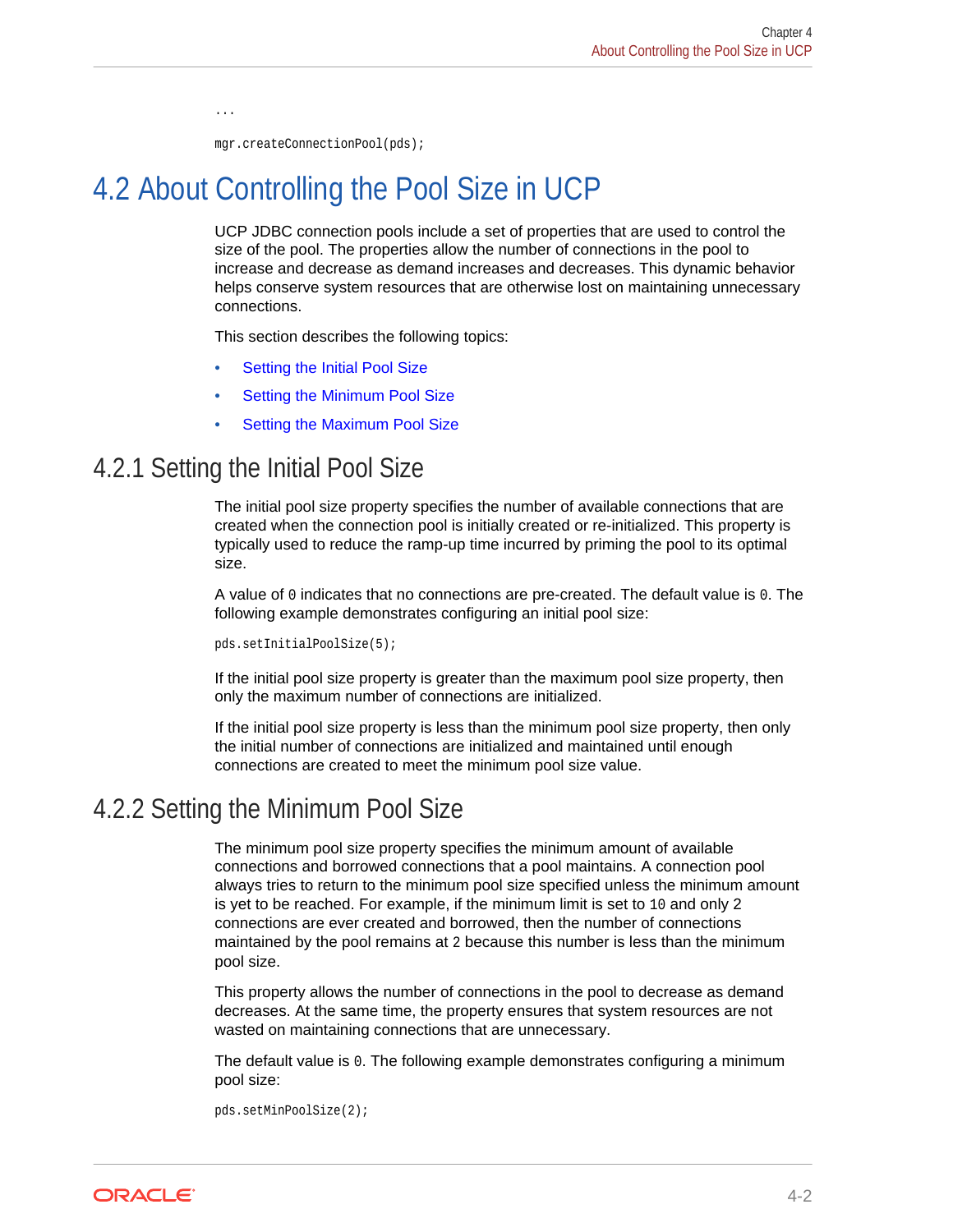```
...
mgr.createConnectionPool(pds);
```

## 4.2 About Controlling the Pool Size in UCP

UCP JDBC connection pools include a set of properties that are used to control the size of the pool. The properties allow the number of connections in the pool to increase and decrease as demand increases and decreases. This dynamic behavior helps conserve system resources that are otherwise lost on maintaining unnecessary connections.

This section describes the following topics:

- Setting the Initial Pool Size
- Setting the Minimum Pool Size
- Setting the Maximum Pool Size

### 4.2.1 Setting the Initial Pool Size

The initial pool size property specifies the number of available connections that are created when the connection pool is initially created or re-initialized. This property is typically used to reduce the ramp-up time incurred by priming the pool to its optimal size.

A value of `0` indicates that no connections are pre-created. The default value is `0`. The following example demonstrates configuring an initial pool size:

```
pds.setInitialPoolSize(5);
```

If the initial pool size property is greater than the maximum pool size property, then only the maximum number of connections are initialized.

If the initial pool size property is less than the minimum pool size property, then only the initial number of connections are initialized and maintained until enough connections are created to meet the minimum pool size value.

### 4.2.2 Setting the Minimum Pool Size

The minimum pool size property specifies the minimum amount of available connections and borrowed connections that a pool maintains. A connection pool always tries to return to the minimum pool size specified unless the minimum amount is yet to be reached. For example, if the minimum limit is set to `10` and only 2 connections are ever created and borrowed, then the number of connections maintained by the pool remains at `2` because this number is less than the minimum pool size.

This property allows the number of connections in the pool to decrease as demand decreases. At the same time, the property ensures that system resources are not wasted on maintaining connections that are unnecessary.

The default value is `0`. The following example demonstrates configuring a minimum pool size:

```
pds.setMinPoolSize(2);
```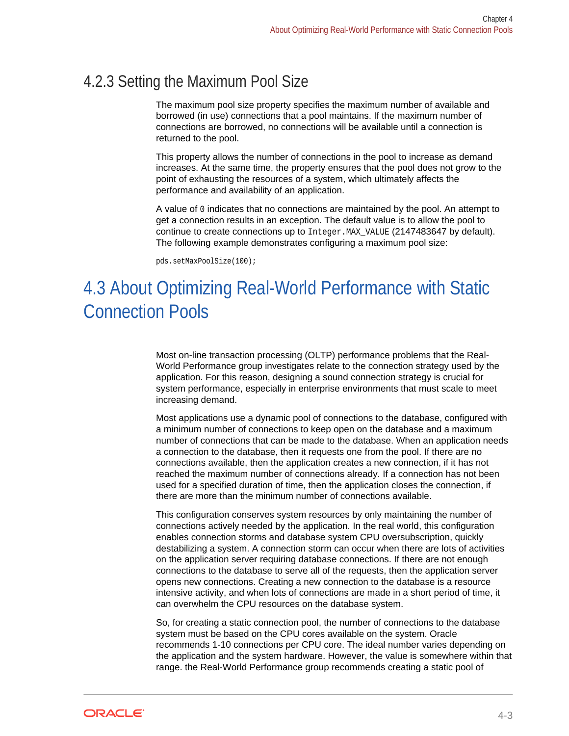### 4.2.3 Setting the Maximum Pool Size

The maximum pool size property specifies the maximum number of available and borrowed (in use) connections that a pool maintains. If the maximum number of connections are borrowed, no connections will be available until a connection is returned to the pool.

This property allows the number of connections in the pool to increase as demand increases. At the same time, the property ensures that the pool does not grow to the point of exhausting the resources of a system, which ultimately affects the performance and availability of an application.

A value of `0` indicates that no connections are maintained by the pool. An attempt to get a connection results in an exception. The default value is to allow the pool to continue to create connections up to `Integer.MAX_VALUE` (2147483647 by default). The following example demonstrates configuring a maximum pool size:

```
pds.setMaxPoolSize(100);
```

## 4.3 About Optimizing Real-World Performance with Static Connection Pools

Most on-line transaction processing (OLTP) performance problems that the Real-World Performance group investigates relate to the connection strategy used by the application. For this reason, designing a sound connection strategy is crucial for system performance, especially in enterprise environments that must scale to meet increasing demand.

Most applications use a dynamic pool of connections to the database, configured with a minimum number of connections to keep open on the database and a maximum number of connections that can be made to the database. When an application needs a connection to the database, then it requests one from the pool. If there are no connections available, then the application creates a new connection, if it has not reached the maximum number of connections already. If a connection has not been used for a specified duration of time, then the application closes the connection, if there are more than the minimum number of connections available.

This configuration conserves system resources by only maintaining the number of connections actively needed by the application. In the real world, this configuration enables connection storms and database system CPU oversubscription, quickly destabilizing a system. A connection storm can occur when there are lots of activities on the application server requiring database connections. If there are not enough connections to the database to serve all of the requests, then the application server opens new connections. Creating a new connection to the database is a resource intensive activity, and when lots of connections are made in a short period of time, it can overwhelm the CPU resources on the database system.

So, for creating a static connection pool, the number of connections to the database system must be based on the CPU cores available on the system. Oracle recommends 1-10 connections per CPU core. The ideal number varies depending on the application and the system hardware. However, the value is somewhere within that range. the Real-World Performance group recommends creating a static pool of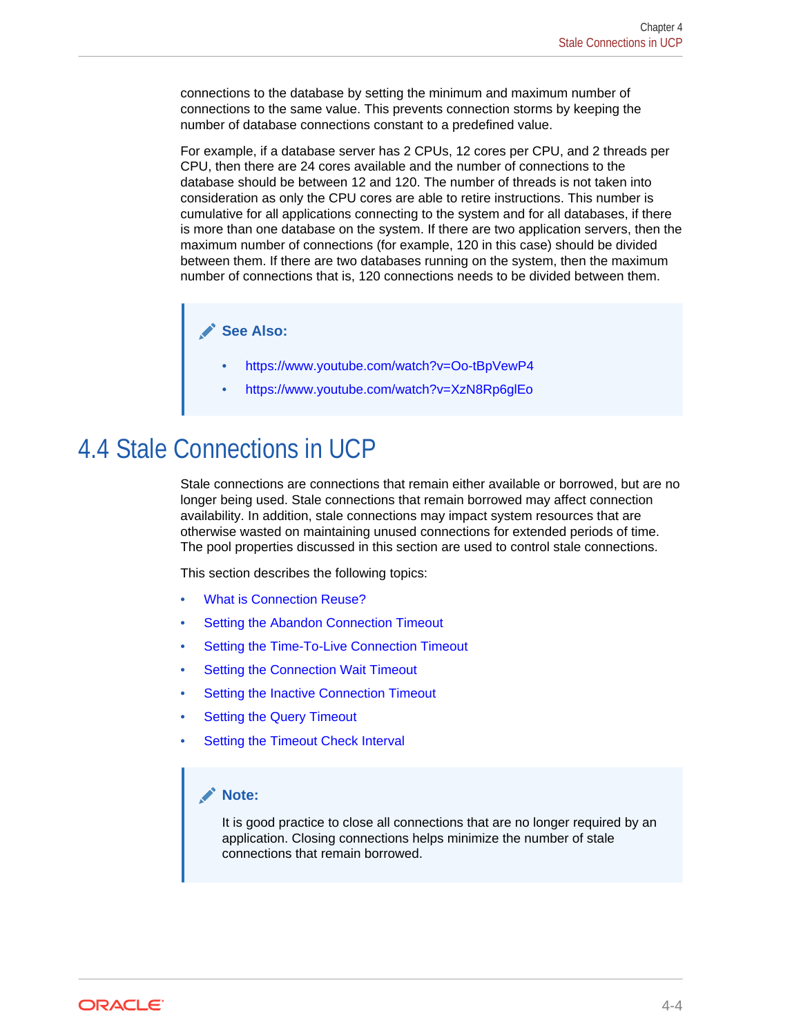connections to the database by setting the minimum and maximum number of connections to the same value. This prevents connection storms by keeping the number of database connections constant to a predefined value.

For example, if a database server has 2 CPUs, 12 cores per CPU, and 2 threads per CPU, then there are 24 cores available and the number of connections to the database should be between 12 and 120. The number of threads is not taken into consideration as only the CPU cores are able to retire instructions. This number is cumulative for all applications connecting to the system and for all databases, if there is more than one database on the system. If there are two application servers, then the maximum number of connections (for example, 120 in this case) should be divided between them. If there are two databases running on the system, then the maximum number of connections that is, 120 connections needs to be divided between them.

> **See Also:**
>
> - https://www.youtube.com/watch?v=Oo-tBpVewP4
> - https://www.youtube.com/watch?v=XzN8Rp6glEo

## 4.4 Stale Connections in UCP

Stale connections are connections that remain either available or borrowed, but are no longer being used. Stale connections that remain borrowed may affect connection availability. In addition, stale connections may impact system resources that are otherwise wasted on maintaining unused connections for extended periods of time. The pool properties discussed in this section are used to control stale connections.

This section describes the following topics:

- What is Connection Reuse?
- Setting the Abandon Connection Timeout
- Setting the Time-To-Live Connection Timeout
- Setting the Connection Wait Timeout
- Setting the Inactive Connection Timeout
- Setting the Query Timeout
- Setting the Timeout Check Interval

> **Note:**
>
> It is good practice to close all connections that are no longer required by an application. Closing connections helps minimize the number of stale connections that remain borrowed.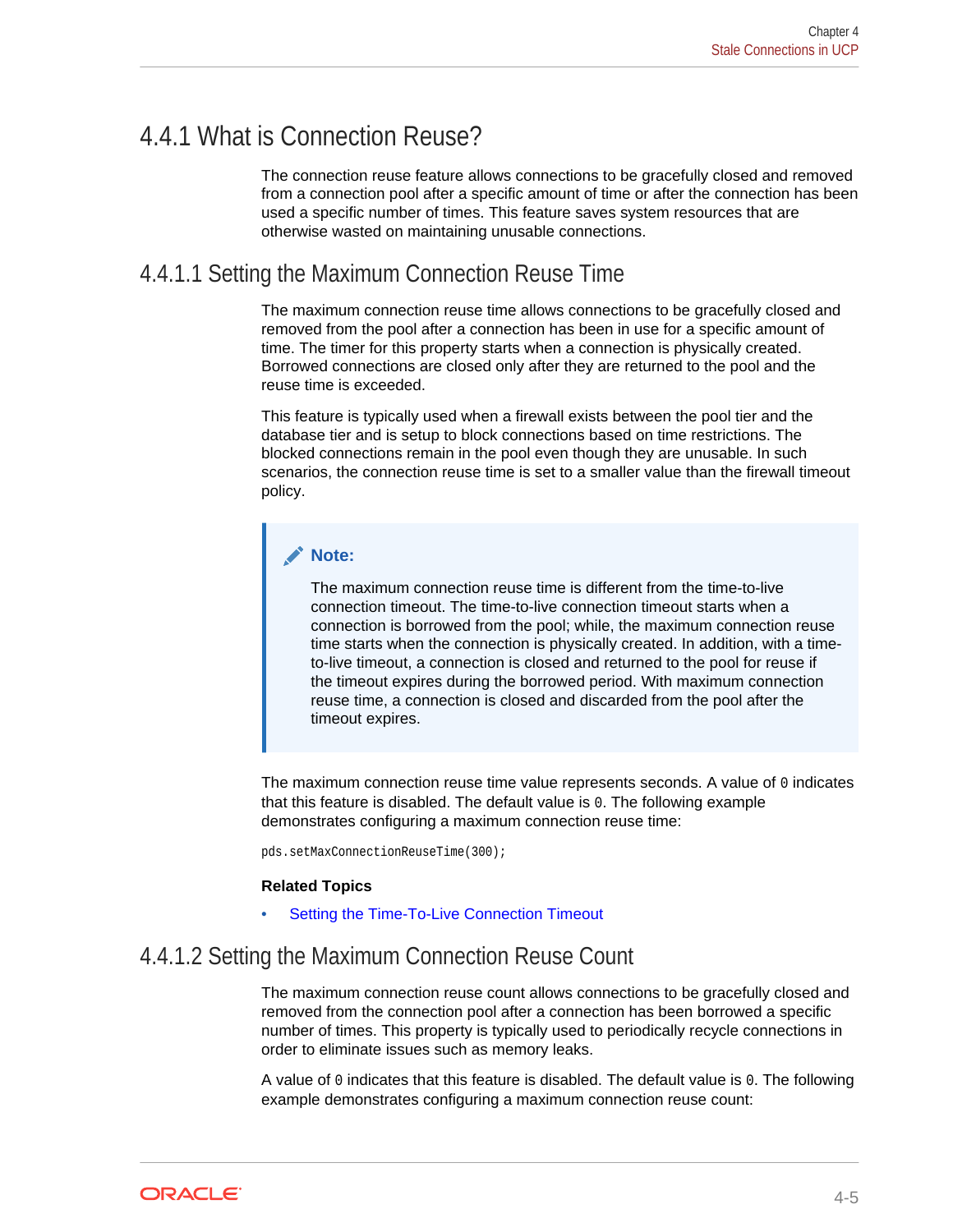### 4.4.1 What is Connection Reuse?

The connection reuse feature allows connections to be gracefully closed and removed from a connection pool after a specific amount of time or after the connection has been used a specific number of times. This feature saves system resources that are otherwise wasted on maintaining unusable connections.

#### 4.4.1.1 Setting the Maximum Connection Reuse Time

The maximum connection reuse time allows connections to be gracefully closed and removed from the pool after a connection has been in use for a specific amount of time. The timer for this property starts when a connection is physically created. Borrowed connections are closed only after they are returned to the pool and the reuse time is exceeded.

This feature is typically used when a firewall exists between the pool tier and the database tier and is setup to block connections based on time restrictions. The blocked connections remain in the pool even though they are unusable. In such scenarios, the connection reuse time is set to a smaller value than the firewall timeout policy.

> **Note:**
>
> The maximum connection reuse time is different from the time-to-live connection timeout. The time-to-live connection timeout starts when a connection is borrowed from the pool; while, the maximum connection reuse time starts when the connection is physically created. In addition, with a time-to-live timeout, a connection is closed and returned to the pool for reuse if the timeout expires during the borrowed period. With maximum connection reuse time, a connection is closed and discarded from the pool after the timeout expires.

The maximum connection reuse time value represents seconds. A value of `0` indicates that this feature is disabled. The default value is `0`. The following example demonstrates configuring a maximum connection reuse time:

```
pds.setMaxConnectionReuseTime(300);
```

**Related Topics**

- Setting the Time-To-Live Connection Timeout

#### 4.4.1.2 Setting the Maximum Connection Reuse Count

The maximum connection reuse count allows connections to be gracefully closed and removed from the connection pool after a connection has been borrowed a specific number of times. This property is typically used to periodically recycle connections in order to eliminate issues such as memory leaks.

A value of `0` indicates that this feature is disabled. The default value is `0`. The following example demonstrates configuring a maximum connection reuse count: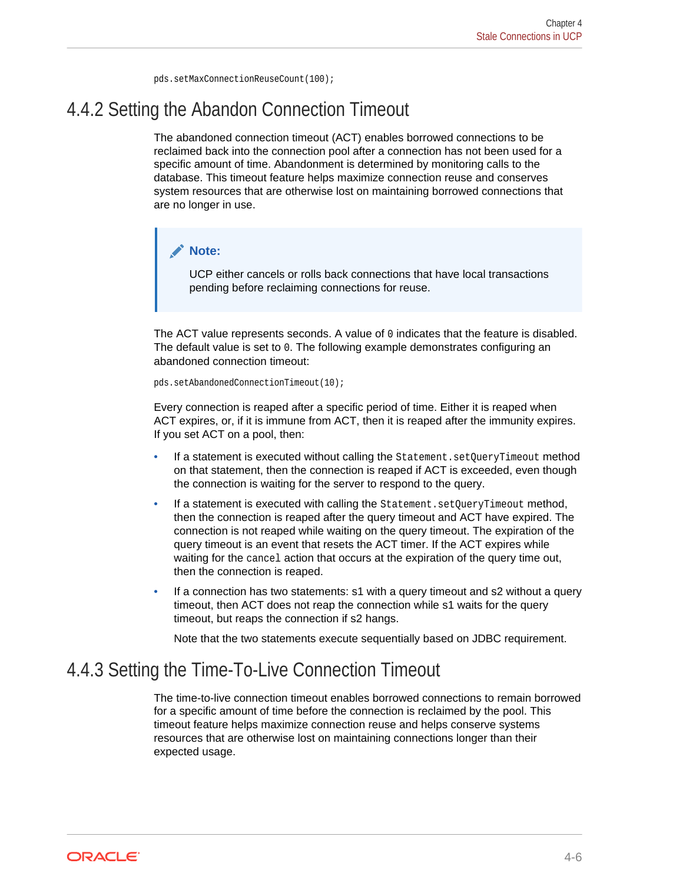```
pds.setMaxConnectionReuseCount(100);
```

## 4.4.2 Setting the Abandon Connection Timeout

The abandoned connection timeout (ACT) enables borrowed connections to be reclaimed back into the connection pool after a connection has not been used for a specific amount of time. Abandonment is determined by monitoring calls to the database. This timeout feature helps maximize connection reuse and conserves system resources that are otherwise lost on maintaining borrowed connections that are no longer in use.

> **Note:**
>
> UCP either cancels or rolls back connections that have local transactions pending before reclaiming connections for reuse.

The ACT value represents seconds. A value of `0` indicates that the feature is disabled. The default value is set to `0`. The following example demonstrates configuring an abandoned connection timeout:

```
pds.setAbandonedConnectionTimeout(10);
```

Every connection is reaped after a specific period of time. Either it is reaped when ACT expires, or, if it is immune from ACT, then it is reaped after the immunity expires. If you set ACT on a pool, then:

- If a statement is executed without calling the `Statement.setQueryTimeout` method on that statement, then the connection is reaped if ACT is exceeded, even though the connection is waiting for the server to respond to the query.
- If a statement is executed with calling the `Statement.setQueryTimeout` method, then the connection is reaped after the query timeout and ACT have expired. The connection is not reaped while waiting on the query timeout. The expiration of the query timeout is an event that resets the ACT timer. If the ACT expires while waiting for the `cancel` action that occurs at the expiration of the query time out, then the connection is reaped.
- If a connection has two statements: s1 with a query timeout and s2 without a query timeout, then ACT does not reap the connection while s1 waits for the query timeout, but reaps the connection if s2 hangs.

  Note that the two statements execute sequentially based on JDBC requirement.

## 4.4.3 Setting the Time-To-Live Connection Timeout

The time-to-live connection timeout enables borrowed connections to remain borrowed for a specific amount of time before the connection is reclaimed by the pool. This timeout feature helps maximize connection reuse and helps conserve systems resources that are otherwise lost on maintaining connections longer than their expected usage.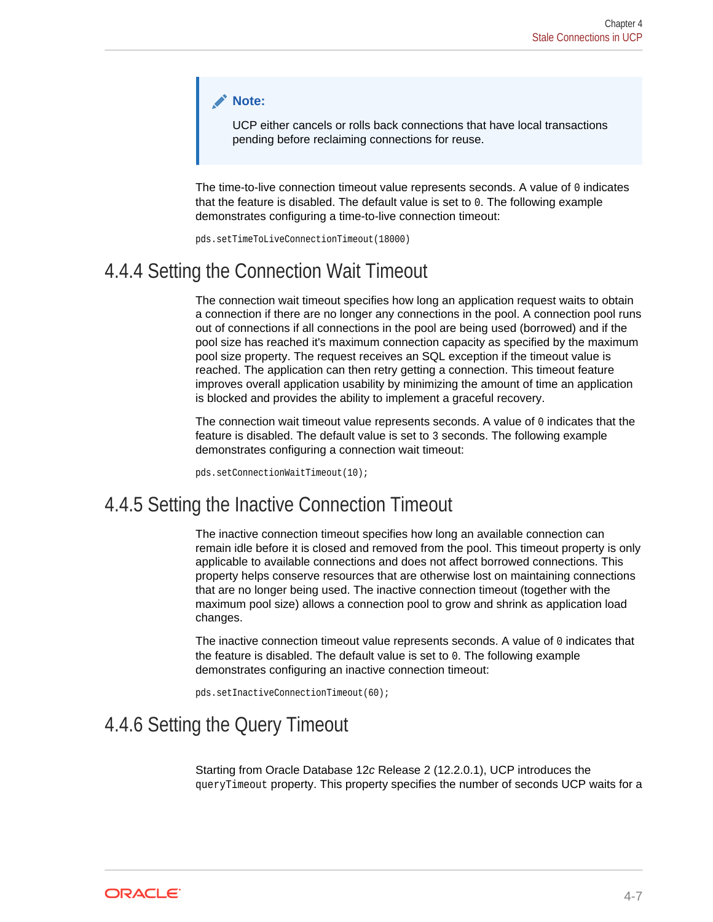> **Note:**
>
> UCP either cancels or rolls back connections that have local transactions pending before reclaiming connections for reuse.

The time-to-live connection timeout value represents seconds. A value of `0` indicates that the feature is disabled. The default value is set to `0`. The following example demonstrates configuring a time-to-live connection timeout:

```
pds.setTimeToLiveConnectionTimeout(18000)
```

## 4.4.4 Setting the Connection Wait Timeout

The connection wait timeout specifies how long an application request waits to obtain a connection if there are no longer any connections in the pool. A connection pool runs out of connections if all connections in the pool are being used (borrowed) and if the pool size has reached it's maximum connection capacity as specified by the maximum pool size property. The request receives an SQL exception if the timeout value is reached. The application can then retry getting a connection. This timeout feature improves overall application usability by minimizing the amount of time an application is blocked and provides the ability to implement a graceful recovery.

The connection wait timeout value represents seconds. A value of `0` indicates that the feature is disabled. The default value is set to `3` seconds. The following example demonstrates configuring a connection wait timeout:

```
pds.setConnectionWaitTimeout(10);
```

## 4.4.5 Setting the Inactive Connection Timeout

The inactive connection timeout specifies how long an available connection can remain idle before it is closed and removed from the pool. This timeout property is only applicable to available connections and does not affect borrowed connections. This property helps conserve resources that are otherwise lost on maintaining connections that are no longer being used. The inactive connection timeout (together with the maximum pool size) allows a connection pool to grow and shrink as application load changes.

The inactive connection timeout value represents seconds. A value of `0` indicates that the feature is disabled. The default value is set to `0`. The following example demonstrates configuring an inactive connection timeout:

```
pds.setInactiveConnectionTimeout(60);
```

## 4.4.6 Setting the Query Timeout

Starting from Oracle Database 12*c* Release 2 (12.2.0.1), UCP introduces the `queryTimeout` property. This property specifies the number of seconds UCP waits for a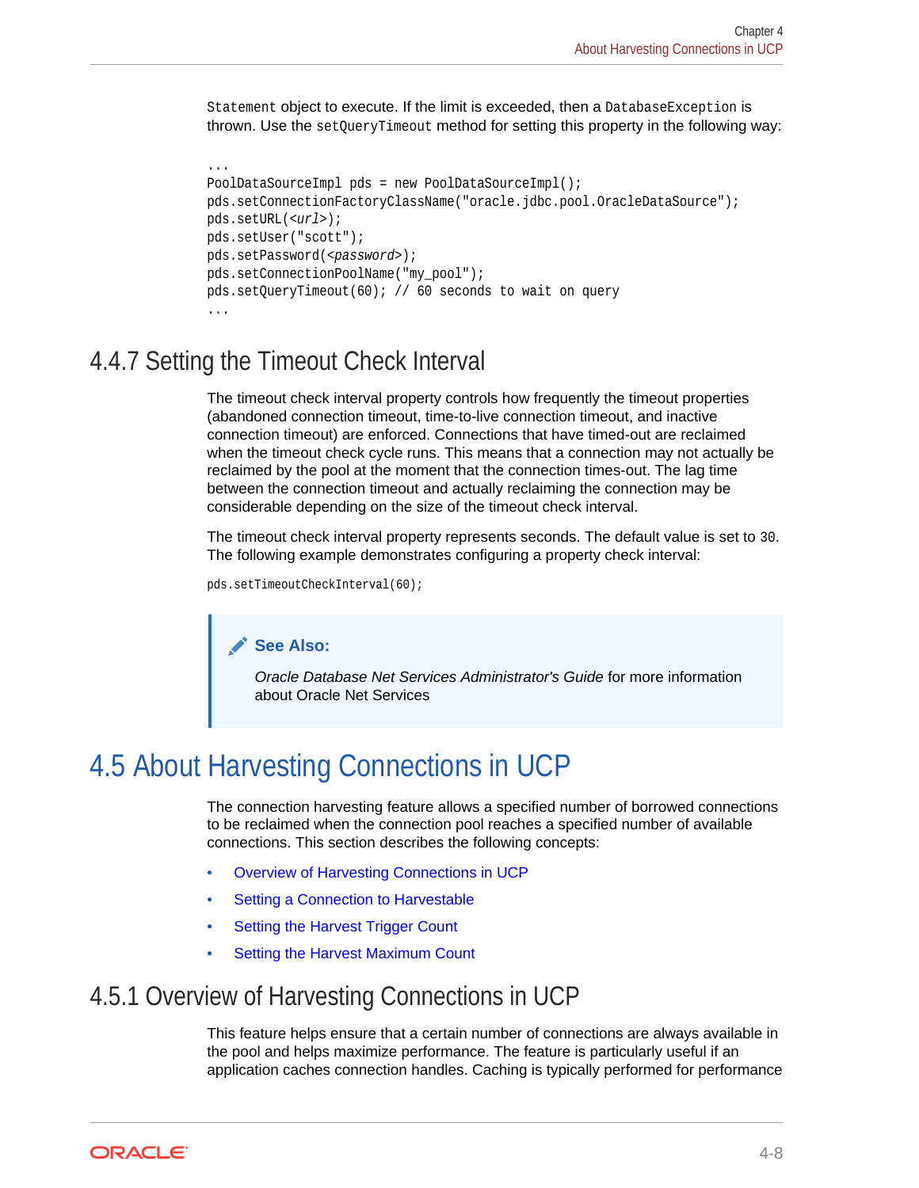`Statement` object to execute. If the limit is exceeded, then a `DatabaseException` is thrown. Use the `setQueryTimeout` method for setting this property in the following way:

```
...
PoolDataSourceImpl pds = new PoolDataSourceImpl();
pds.setConnectionFactoryClassName("oracle.jdbc.pool.OracleDataSource");
pds.setURL(<url>);
pds.setUser("scott");
pds.setPassword(<password>);
pds.setConnectionPoolName("my_pool");
pds.setQueryTimeout(60); // 60 seconds to wait on query
...
```

### 4.4.7 Setting the Timeout Check Interval

The timeout check interval property controls how frequently the timeout properties (abandoned connection timeout, time-to-live connection timeout, and inactive connection timeout) are enforced. Connections that have timed-out are reclaimed when the timeout check cycle runs. This means that a connection may not actually be reclaimed by the pool at the moment that the connection times-out. The lag time between the connection timeout and actually reclaiming the connection may be considerable depending on the size of the timeout check interval.

The timeout check interval property represents seconds. The default value is set to `30`. The following example demonstrates configuring a property check interval:

```
pds.setTimeoutCheckInterval(60);
```

> **See Also:**
>
> *Oracle Database Net Services Administrator's Guide* for more information about Oracle Net Services

## 4.5 About Harvesting Connections in UCP

The connection harvesting feature allows a specified number of borrowed connections to be reclaimed when the connection pool reaches a specified number of available connections. This section describes the following concepts:

- Overview of Harvesting Connections in UCP
- Setting a Connection to Harvestable
- Setting the Harvest Trigger Count
- Setting the Harvest Maximum Count

### 4.5.1 Overview of Harvesting Connections in UCP

This feature helps ensure that a certain number of connections are always available in the pool and helps maximize performance. The feature is particularly useful if an application caches connection handles. Caching is typically performed for performance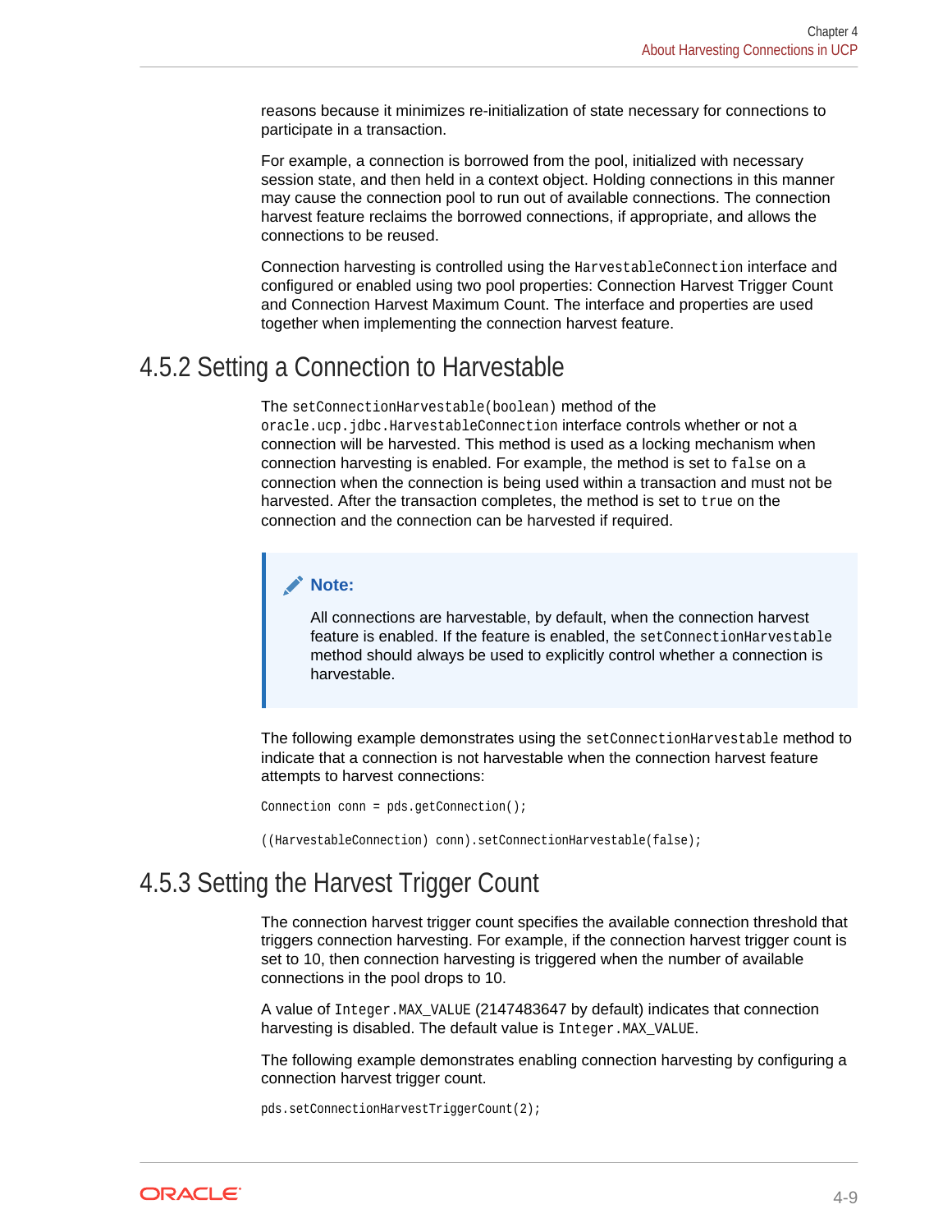reasons because it minimizes re-initialization of state necessary for connections to participate in a transaction.

For example, a connection is borrowed from the pool, initialized with necessary session state, and then held in a context object. Holding connections in this manner may cause the connection pool to run out of available connections. The connection harvest feature reclaims the borrowed connections, if appropriate, and allows the connections to be reused.

Connection harvesting is controlled using the `HarvestableConnection` interface and configured or enabled using two pool properties: Connection Harvest Trigger Count and Connection Harvest Maximum Count. The interface and properties are used together when implementing the connection harvest feature.

## 4.5.2 Setting a Connection to Harvestable

The `setConnectionHarvestable(boolean)` method of the `oracle.ucp.jdbc.HarvestableConnection` interface controls whether or not a connection will be harvested. This method is used as a locking mechanism when connection harvesting is enabled. For example, the method is set to `false` on a connection when the connection is being used within a transaction and must not be harvested. After the transaction completes, the method is set to `true` on the connection and the connection can be harvested if required.

> **Note:**
>
> All connections are harvestable, by default, when the connection harvest feature is enabled. If the feature is enabled, the `setConnectionHarvestable` method should always be used to explicitly control whether a connection is harvestable.

The following example demonstrates using the `setConnectionHarvestable` method to indicate that a connection is not harvestable when the connection harvest feature attempts to harvest connections:

```
Connection conn = pds.getConnection();

((HarvestableConnection) conn).setConnectionHarvestable(false);
```

## 4.5.3 Setting the Harvest Trigger Count

The connection harvest trigger count specifies the available connection threshold that triggers connection harvesting. For example, if the connection harvest trigger count is set to 10, then connection harvesting is triggered when the number of available connections in the pool drops to 10.

A value of `Integer.MAX_VALUE` (2147483647 by default) indicates that connection harvesting is disabled. The default value is `Integer.MAX_VALUE`.

The following example demonstrates enabling connection harvesting by configuring a connection harvest trigger count.

```
pds.setConnectionHarvestTriggerCount(2);
```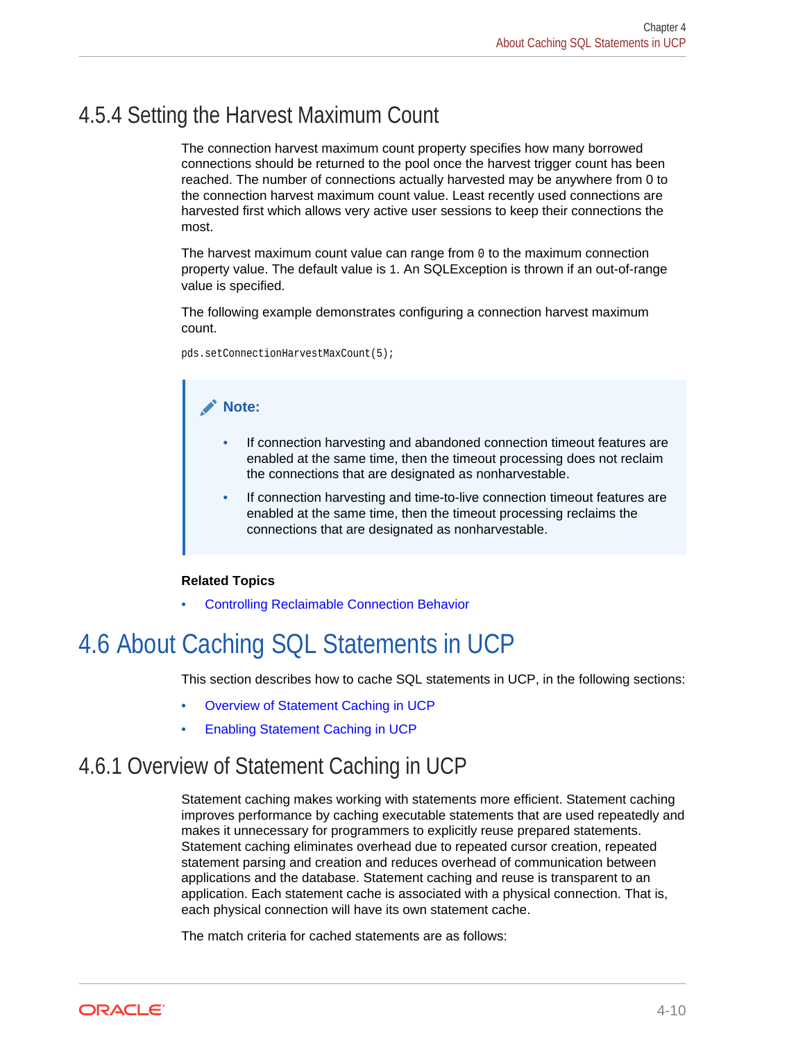### 4.5.4 Setting the Harvest Maximum Count

The connection harvest maximum count property specifies how many borrowed connections should be returned to the pool once the harvest trigger count has been reached. The number of connections actually harvested may be anywhere from 0 to the connection harvest maximum count value. Least recently used connections are harvested first which allows very active user sessions to keep their connections the most.

The harvest maximum count value can range from `0` to the maximum connection property value. The default value is `1`. An SQLException is thrown if an out-of-range value is specified.

The following example demonstrates configuring a connection harvest maximum count.

```
pds.setConnectionHarvestMaxCount(5);
```

> **Note:**
>
> - If connection harvesting and abandoned connection timeout features are enabled at the same time, then the timeout processing does not reclaim the connections that are designated as nonharvestable.
> - If connection harvesting and time-to-live connection timeout features are enabled at the same time, then the timeout processing reclaims the connections that are designated as nonharvestable.

**Related Topics**

- Controlling Reclaimable Connection Behavior

## 4.6 About Caching SQL Statements in UCP

This section describes how to cache SQL statements in UCP, in the following sections:

- Overview of Statement Caching in UCP
- Enabling Statement Caching in UCP

### 4.6.1 Overview of Statement Caching in UCP

Statement caching makes working with statements more efficient. Statement caching improves performance by caching executable statements that are used repeatedly and makes it unnecessary for programmers to explicitly reuse prepared statements. Statement caching eliminates overhead due to repeated cursor creation, repeated statement parsing and creation and reduces overhead of communication between applications and the database. Statement caching and reuse is transparent to an application. Each statement cache is associated with a physical connection. That is, each physical connection will have its own statement cache.

The match criteria for cached statements are as follows: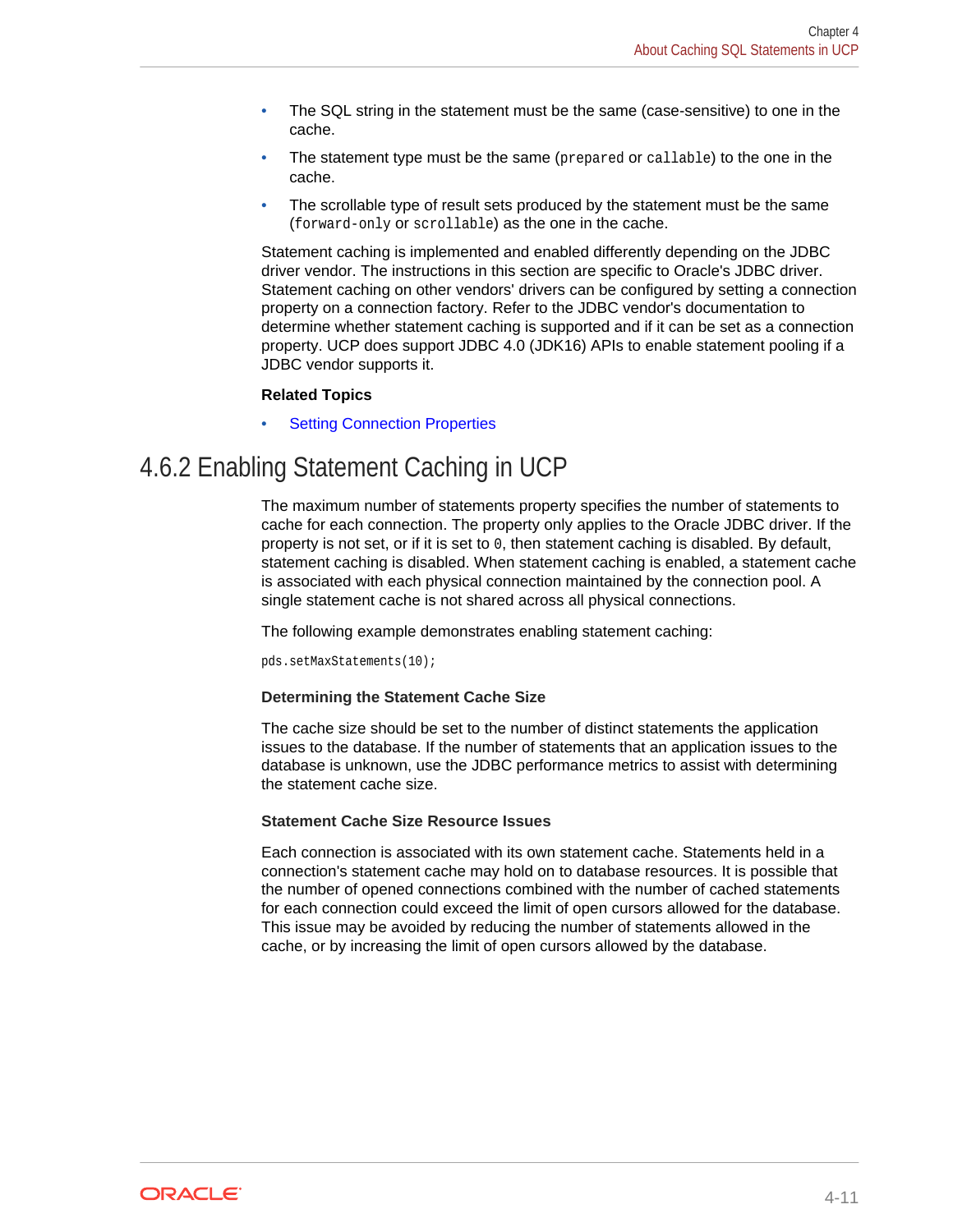- The SQL string in the statement must be the same (case-sensitive) to one in the cache.
- The statement type must be the same (`prepared` or `callable`) to the one in the cache.
- The scrollable type of result sets produced by the statement must be the same (`forward-only` or `scrollable`) as the one in the cache.

Statement caching is implemented and enabled differently depending on the JDBC driver vendor. The instructions in this section are specific to Oracle's JDBC driver. Statement caching on other vendors' drivers can be configured by setting a connection property on a connection factory. Refer to the JDBC vendor's documentation to determine whether statement caching is supported and if it can be set as a connection property. UCP does support JDBC 4.0 (JDK16) APIs to enable statement pooling if a JDBC vendor supports it.

**Related Topics**

- Setting Connection Properties

## 4.6.2 Enabling Statement Caching in UCP

The maximum number of statements property specifies the number of statements to cache for each connection. The property only applies to the Oracle JDBC driver. If the property is not set, or if it is set to `0`, then statement caching is disabled. By default, statement caching is disabled. When statement caching is enabled, a statement cache is associated with each physical connection maintained by the connection pool. A single statement cache is not shared across all physical connections.

The following example demonstrates enabling statement caching:

```
pds.setMaxStatements(10);
```

#### Determining the Statement Cache Size

The cache size should be set to the number of distinct statements the application issues to the database. If the number of statements that an application issues to the database is unknown, use the JDBC performance metrics to assist with determining the statement cache size.

#### Statement Cache Size Resource Issues

Each connection is associated with its own statement cache. Statements held in a connection's statement cache may hold on to database resources. It is possible that the number of opened connections combined with the number of cached statements for each connection could exceed the limit of open cursors allowed for the database. This issue may be avoided by reducing the number of statements allowed in the cache, or by increasing the limit of open cursors allowed by the database.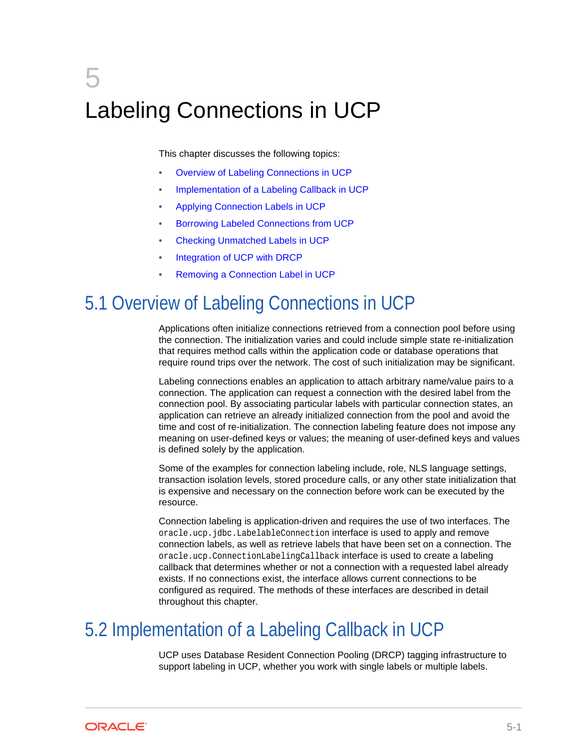# 5 Labeling Connections in UCP

This chapter discusses the following topics:

- Overview of Labeling Connections in UCP
- Implementation of a Labeling Callback in UCP
- Applying Connection Labels in UCP
- Borrowing Labeled Connections from UCP
- Checking Unmatched Labels in UCP
- Integration of UCP with DRCP
- Removing a Connection Label in UCP

## 5.1 Overview of Labeling Connections in UCP

Applications often initialize connections retrieved from a connection pool before using the connection. The initialization varies and could include simple state re-initialization that requires method calls within the application code or database operations that require round trips over the network. The cost of such initialization may be significant.

Labeling connections enables an application to attach arbitrary name/value pairs to a connection. The application can request a connection with the desired label from the connection pool. By associating particular labels with particular connection states, an application can retrieve an already initialized connection from the pool and avoid the time and cost of re-initialization. The connection labeling feature does not impose any meaning on user-defined keys or values; the meaning of user-defined keys and values is defined solely by the application.

Some of the examples for connection labeling include, role, NLS language settings, transaction isolation levels, stored procedure calls, or any other state initialization that is expensive and necessary on the connection before work can be executed by the resource.

Connection labeling is application-driven and requires the use of two interfaces. The `oracle.ucp.jdbc.LabelableConnection` interface is used to apply and remove connection labels, as well as retrieve labels that have been set on a connection. The `oracle.ucp.ConnectionLabelingCallback` interface is used to create a labeling callback that determines whether or not a connection with a requested label already exists. If no connections exist, the interface allows current connections to be configured as required. The methods of these interfaces are described in detail throughout this chapter.

## 5.2 Implementation of a Labeling Callback in UCP

UCP uses Database Resident Connection Pooling (DRCP) tagging infrastructure to support labeling in UCP, whether you work with single labels or multiple labels.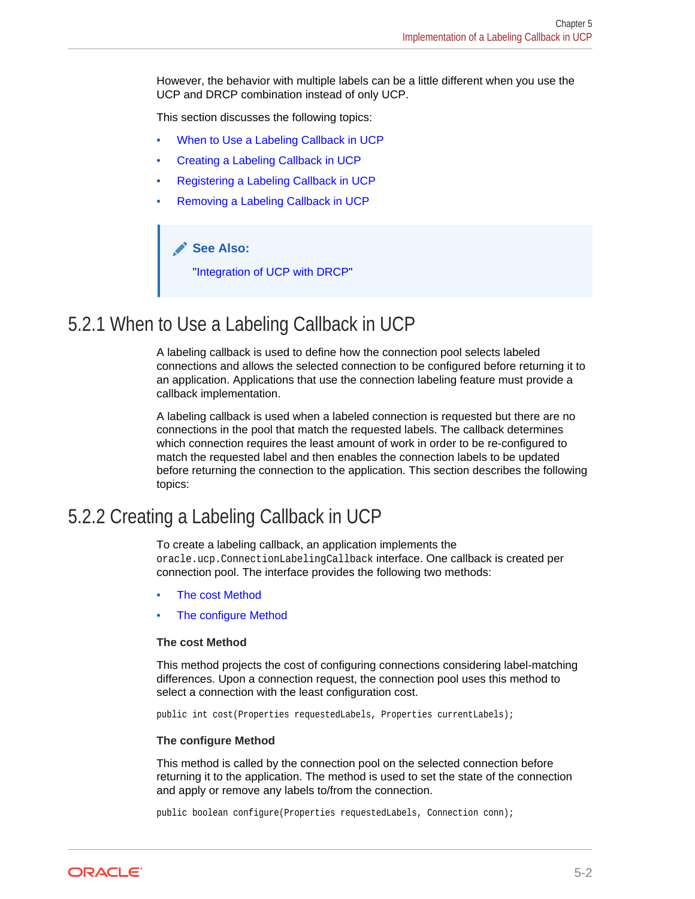However, the behavior with multiple labels can be a little different when you use the UCP and DRCP combination instead of only UCP.

This section discusses the following topics:

- When to Use a Labeling Callback in UCP
- Creating a Labeling Callback in UCP
- Registering a Labeling Callback in UCP
- Removing a Labeling Callback in UCP

> **See Also:**
>
> "Integration of UCP with DRCP"

## 5.2.1 When to Use a Labeling Callback in UCP

A labeling callback is used to define how the connection pool selects labeled connections and allows the selected connection to be configured before returning it to an application. Applications that use the connection labeling feature must provide a callback implementation.

A labeling callback is used when a labeled connection is requested but there are no connections in the pool that match the requested labels. The callback determines which connection requires the least amount of work in order to be re-configured to match the requested label and then enables the connection labels to be updated before returning the connection to the application. This section describes the following topics:

## 5.2.2 Creating a Labeling Callback in UCP

To create a labeling callback, an application implements the `oracle.ucp.ConnectionLabelingCallback` interface. One callback is created per connection pool. The interface provides the following two methods:

- The cost Method
- The configure Method

**The cost Method**

This method projects the cost of configuring connections considering label-matching differences. Upon a connection request, the connection pool uses this method to select a connection with the least configuration cost.

```
public int cost(Properties requestedLabels, Properties currentLabels);
```

**The configure Method**

This method is called by the connection pool on the selected connection before returning it to the application. The method is used to set the state of the connection and apply or remove any labels to/from the connection.

```
public boolean configure(Properties requestedLabels, Connection conn);
```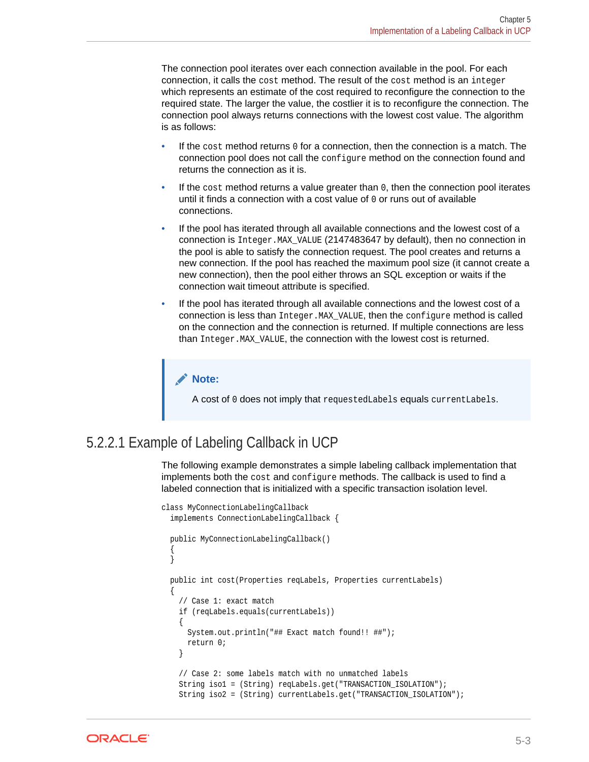The connection pool iterates over each connection available in the pool. For each connection, it calls the `cost` method. The result of the `cost` method is an `integer` which represents an estimate of the cost required to reconfigure the connection to the required state. The larger the value, the costlier it is to reconfigure the connection. The connection pool always returns connections with the lowest cost value. The algorithm is as follows:

- If the `cost` method returns `0` for a connection, then the connection is a match. The connection pool does not call the `configure` method on the connection found and returns the connection as it is.
- If the `cost` method returns a value greater than `0`, then the connection pool iterates until it finds a connection with a cost value of `0` or runs out of available connections.
- If the pool has iterated through all available connections and the lowest cost of a connection is `Integer.MAX_VALUE` (2147483647 by default), then no connection in the pool is able to satisfy the connection request. The pool creates and returns a new connection. If the pool has reached the maximum pool size (it cannot create a new connection), then the pool either throws an SQL exception or waits if the connection wait timeout attribute is specified.
- If the pool has iterated through all available connections and the lowest cost of a connection is less than `Integer.MAX_VALUE`, then the `configure` method is called on the connection and the connection is returned. If multiple connections are less than `Integer.MAX_VALUE`, the connection with the lowest cost is returned.

> **Note:**
>
> A cost of `0` does not imply that `requestedLabels` equals `currentLabels`.

## 5.2.2.1 Example of Labeling Callback in UCP

The following example demonstrates a simple labeling callback implementation that implements both the `cost` and `configure` methods. The callback is used to find a labeled connection that is initialized with a specific transaction isolation level.

```
class MyConnectionLabelingCallback
  implements ConnectionLabelingCallback {

  public MyConnectionLabelingCallback()
  {
  }

  public int cost(Properties reqLabels, Properties currentLabels)
  {
    // Case 1: exact match
    if (reqLabels.equals(currentLabels))
    {
      System.out.println("## Exact match found!! ##");
      return 0;
    }

    // Case 2: some labels match with no unmatched labels
    String iso1 = (String) reqLabels.get("TRANSACTION_ISOLATION");
    String iso2 = (String) currentLabels.get("TRANSACTION_ISOLATION");
```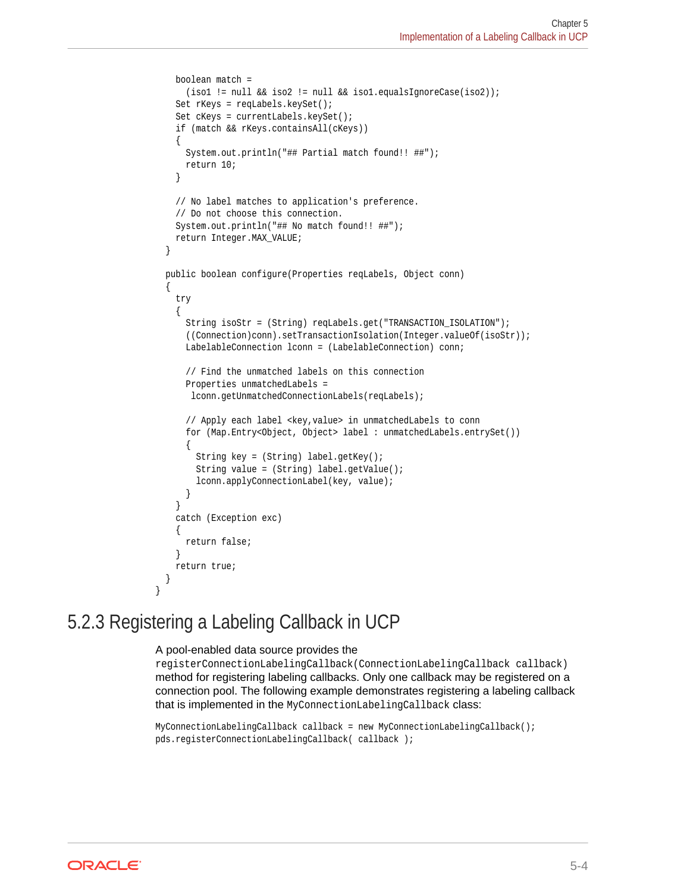```
    boolean match =
      (iso1 != null && iso2 != null && iso1.equalsIgnoreCase(iso2));
    Set rKeys = reqLabels.keySet();
    Set cKeys = currentLabels.keySet();
    if (match && rKeys.containsAll(cKeys))
    {
      System.out.println("## Partial match found!! ##");
      return 10;
    }

    // No label matches to application's preference.
    // Do not choose this connection.
    System.out.println("## No match found!! ##");
    return Integer.MAX_VALUE;
  }

  public boolean configure(Properties reqLabels, Object conn)
  {
    try
    {
      String isoStr = (String) reqLabels.get("TRANSACTION_ISOLATION");
      ((Connection)conn).setTransactionIsolation(Integer.valueOf(isoStr));
      LabelableConnection lconn = (LabelableConnection) conn;

      // Find the unmatched labels on this connection
      Properties unmatchedLabels =
       lconn.getUnmatchedConnectionLabels(reqLabels);

      // Apply each label <key,value> in unmatchedLabels to conn
      for (Map.Entry<Object, Object> label : unmatchedLabels.entrySet())
      {
        String key = (String) label.getKey();
        String value = (String) label.getValue();
        lconn.applyConnectionLabel(key, value);
      }
    }
    catch (Exception exc)
    {
      return false;
    }
    return true;
  }
}
```

## 5.2.3 Registering a Labeling Callback in UCP

A pool-enabled data source provides the `registerConnectionLabelingCallback(ConnectionLabelingCallback callback)` method for registering labeling callbacks. Only one callback may be registered on a connection pool. The following example demonstrates registering a labeling callback that is implemented in the `MyConnectionLabelingCallback` class:

```
MyConnectionLabelingCallback callback = new MyConnectionLabelingCallback();
pds.registerConnectionLabelingCallback( callback );
```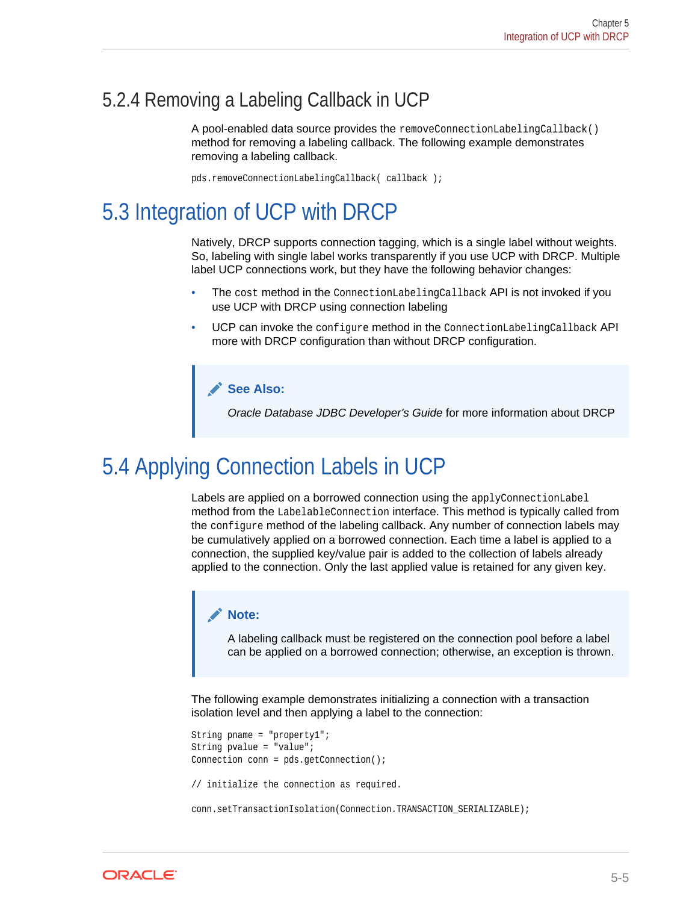### 5.2.4 Removing a Labeling Callback in UCP

A pool-enabled data source provides the `removeConnectionLabelingCallback()` method for removing a labeling callback. The following example demonstrates removing a labeling callback.

```
pds.removeConnectionLabelingCallback( callback );
```

## 5.3 Integration of UCP with DRCP

Natively, DRCP supports connection tagging, which is a single label without weights. So, labeling with single label works transparently if you use UCP with DRCP. Multiple label UCP connections work, but they have the following behavior changes:

- The `cost` method in the `ConnectionLabelingCallback` API is not invoked if you use UCP with DRCP using connection labeling
- UCP can invoke the `configure` method in the `ConnectionLabelingCallback` API more with DRCP configuration than without DRCP configuration.

> **See Also:**
>
> *Oracle Database JDBC Developer's Guide* for more information about DRCP

## 5.4 Applying Connection Labels in UCP

Labels are applied on a borrowed connection using the `applyConnectionLabel` method from the `LabelableConnection` interface. This method is typically called from the `configure` method of the labeling callback. Any number of connection labels may be cumulatively applied on a borrowed connection. Each time a label is applied to a connection, the supplied key/value pair is added to the collection of labels already applied to the connection. Only the last applied value is retained for any given key.

> **Note:**
>
> A labeling callback must be registered on the connection pool before a label can be applied on a borrowed connection; otherwise, an exception is thrown.

The following example demonstrates initializing a connection with a transaction isolation level and then applying a label to the connection:

```
String pname = "property1";
String pvalue = "value";
Connection conn = pds.getConnection();

// initialize the connection as required.

conn.setTransactionIsolation(Connection.TRANSACTION_SERIALIZABLE);
```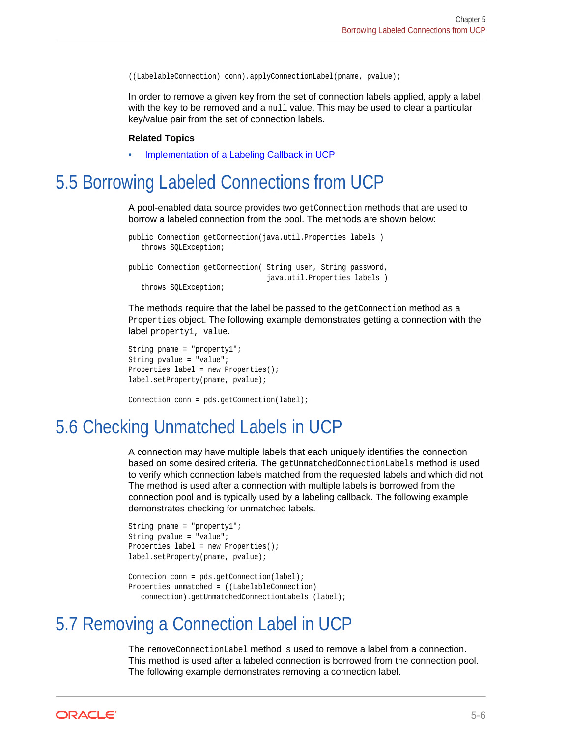```
((LabelableConnection) conn).applyConnectionLabel(pname, pvalue);
```

In order to remove a given key from the set of connection labels applied, apply a label with the key to be removed and a `null` value. This may be used to clear a particular key/value pair from the set of connection labels.

**Related Topics**

- Implementation of a Labeling Callback in UCP

## 5.5 Borrowing Labeled Connections from UCP

A pool-enabled data source provides two `getConnection` methods that are used to borrow a labeled connection from the pool. The methods are shown below:

```
public Connection getConnection(java.util.Properties labels )
   throws SQLException;

public Connection getConnection( String user, String password,
                                 java.util.Properties labels )
   throws SQLException;
```

The methods require that the label be passed to the `getConnection` method as a `Properties` object. The following example demonstrates getting a connection with the label `property1, value`.

```
String pname = "property1";
String pvalue = "value";
Properties label = new Properties();
label.setProperty(pname, pvalue);

Connection conn = pds.getConnection(label);
```

## 5.6 Checking Unmatched Labels in UCP

A connection may have multiple labels that each uniquely identifies the connection based on some desired criteria. The `getUnmatchedConnectionLabels` method is used to verify which connection labels matched from the requested labels and which did not. The method is used after a connection with multiple labels is borrowed from the connection pool and is typically used by a labeling callback. The following example demonstrates checking for unmatched labels.

```
String pname = "property1";
String pvalue = "value";
Properties label = new Properties();
label.setProperty(pname, pvalue);

Connecion conn = pds.getConnection(label);
Properties unmatched = ((LabelableConnection)
   connection).getUnmatchedConnectionLabels (label);
```

## 5.7 Removing a Connection Label in UCP

The `removeConnectionLabel` method is used to remove a label from a connection. This method is used after a labeled connection is borrowed from the connection pool. The following example demonstrates removing a connection label.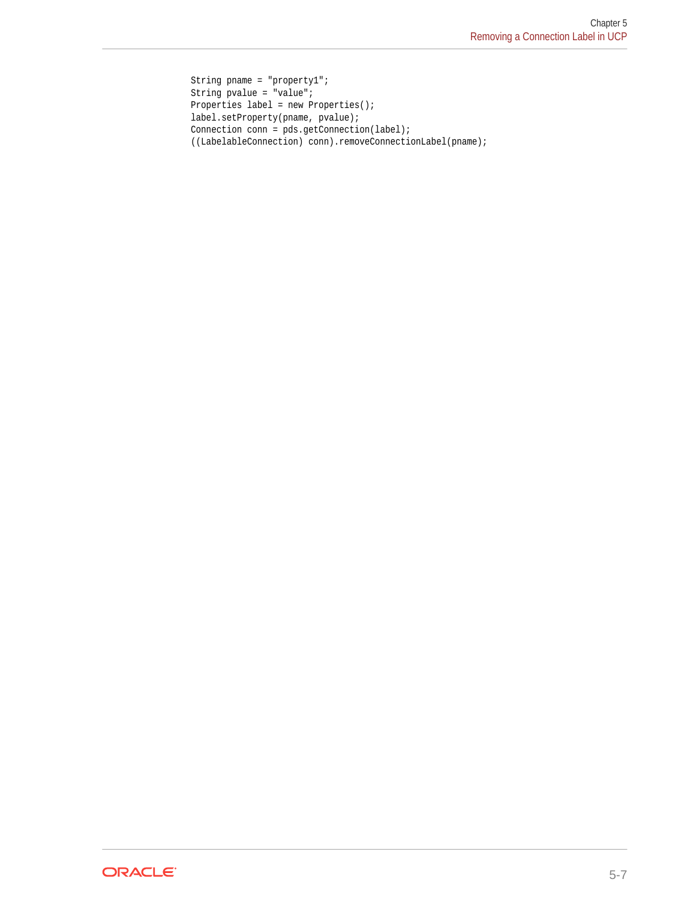```
String pname = "property1";
String pvalue = "value";
Properties label = new Properties();
label.setProperty(pname, pvalue);
Connection conn = pds.getConnection(label);
((LabelableConnection) conn).removeConnectionLabel(pname);
```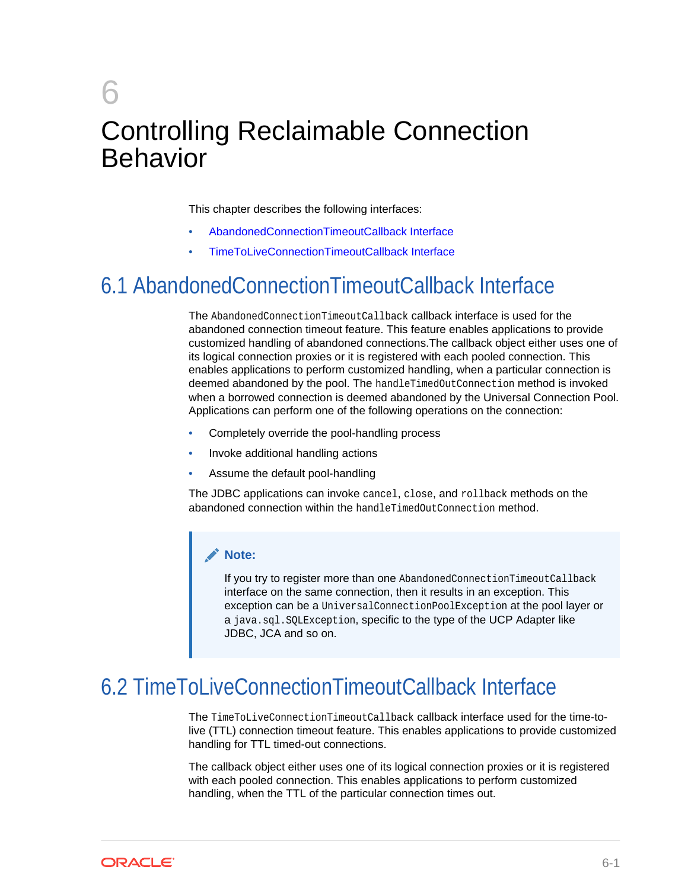# 6 Controlling Reclaimable Connection Behavior

This chapter describes the following interfaces:

- AbandonedConnectionTimeoutCallback Interface
- TimeToLiveConnectionTimeoutCallback Interface

## 6.1 AbandonedConnectionTimeoutCallback Interface

The `AbandonedConnectionTimeoutCallback` callback interface is used for the abandoned connection timeout feature. This feature enables applications to provide customized handling of abandoned connections.The callback object either uses one of its logical connection proxies or it is registered with each pooled connection. This enables applications to perform customized handling, when a particular connection is deemed abandoned by the pool. The `handleTimedOutConnection` method is invoked when a borrowed connection is deemed abandoned by the Universal Connection Pool. Applications can perform one of the following operations on the connection:

- Completely override the pool-handling process
- Invoke additional handling actions
- Assume the default pool-handling

The JDBC applications can invoke `cancel`, `close`, and `rollback` methods on the abandoned connection within the `handleTimedOutConnection` method.

> **Note:**
>
> If you try to register more than one `AbandonedConnectionTimeoutCallback` interface on the same connection, then it results in an exception. This exception can be a `UniversalConnectionPoolException` at the pool layer or a `java.sql.SQLException`, specific to the type of the UCP Adapter like JDBC, JCA and so on.

## 6.2 TimeToLiveConnectionTimeoutCallback Interface

The `TimeToLiveConnectionTimeoutCallback` callback interface used for the time-to-live (TTL) connection timeout feature. This enables applications to provide customized handling for TTL timed-out connections.

The callback object either uses one of its logical connection proxies or it is registered with each pooled connection. This enables applications to perform customized handling, when the TTL of the particular connection times out.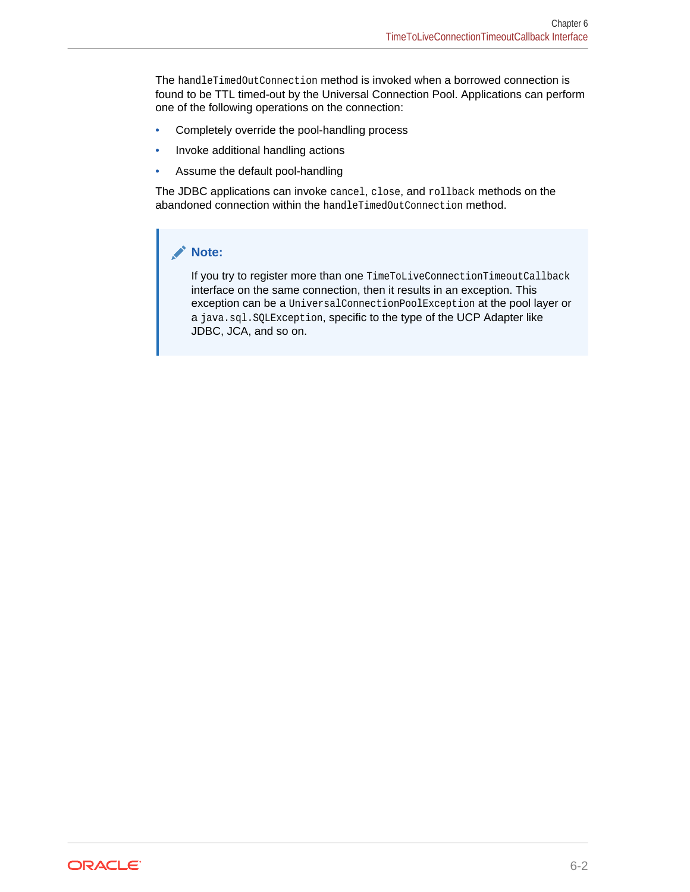The `handleTimedOutConnection` method is invoked when a borrowed connection is found to be TTL timed-out by the Universal Connection Pool. Applications can perform one of the following operations on the connection:

- Completely override the pool-handling process
- Invoke additional handling actions
- Assume the default pool-handling

The JDBC applications can invoke `cancel`, `close`, and `rollback` methods on the abandoned connection within the `handleTimedOutConnection` method.

> **Note:**
>
> If you try to register more than one `TimeToLiveConnectionTimeoutCallback` interface on the same connection, then it results in an exception. This exception can be a `UniversalConnectionPoolException` at the pool layer or a `java.sql.SQLException`, specific to the type of the UCP Adapter like JDBC, JCA, and so on.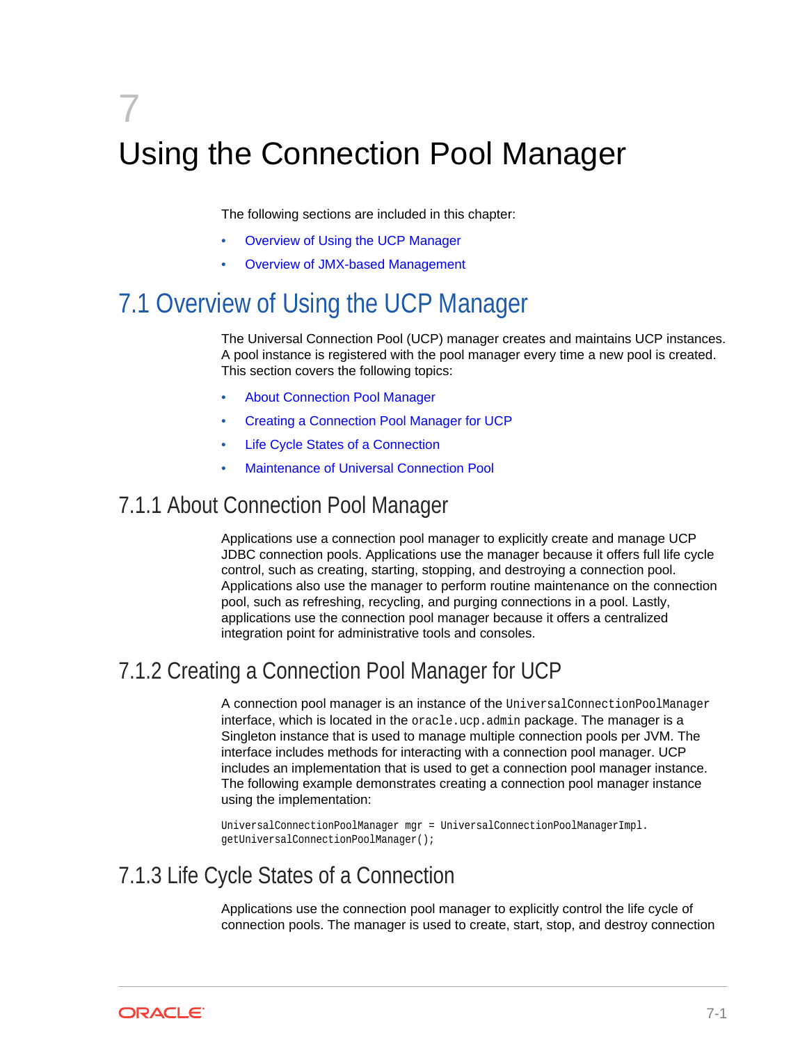# 7 Using the Connection Pool Manager

The following sections are included in this chapter:

- Overview of Using the UCP Manager
- Overview of JMX-based Management

## 7.1 Overview of Using the UCP Manager

The Universal Connection Pool (UCP) manager creates and maintains UCP instances. A pool instance is registered with the pool manager every time a new pool is created. This section covers the following topics:

- About Connection Pool Manager
- Creating a Connection Pool Manager for UCP
- Life Cycle States of a Connection
- Maintenance of Universal Connection Pool

### 7.1.1 About Connection Pool Manager

Applications use a connection pool manager to explicitly create and manage UCP JDBC connection pools. Applications use the manager because it offers full life cycle control, such as creating, starting, stopping, and destroying a connection pool. Applications also use the manager to perform routine maintenance on the connection pool, such as refreshing, recycling, and purging connections in a pool. Lastly, applications use the connection pool manager because it offers a centralized integration point for administrative tools and consoles.

### 7.1.2 Creating a Connection Pool Manager for UCP

A connection pool manager is an instance of the `UniversalConnectionPoolManager` interface, which is located in the `oracle.ucp.admin` package. The manager is a Singleton instance that is used to manage multiple connection pools per JVM. The interface includes methods for interacting with a connection pool manager. UCP includes an implementation that is used to get a connection pool manager instance. The following example demonstrates creating a connection pool manager instance using the implementation:

```
UniversalConnectionPoolManager mgr = UniversalConnectionPoolManagerImpl.
getUniversalConnectionPoolManager();
```

### 7.1.3 Life Cycle States of a Connection

Applications use the connection pool manager to explicitly control the life cycle of connection pools. The manager is used to create, start, stop, and destroy connection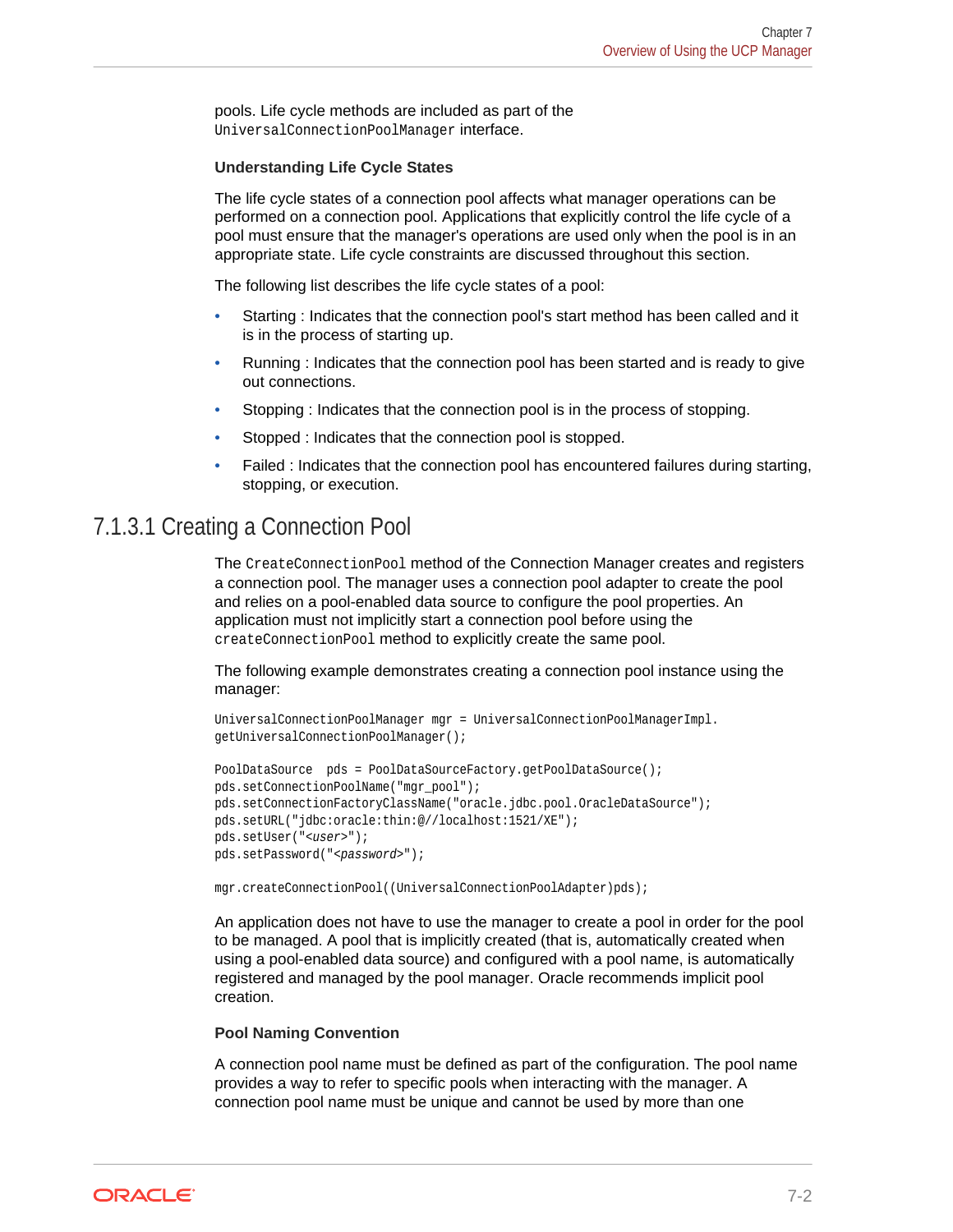pools. Life cycle methods are included as part of the `UniversalConnectionPoolManager` interface.

#### Understanding Life Cycle States

The life cycle states of a connection pool affects what manager operations can be performed on a connection pool. Applications that explicitly control the life cycle of a pool must ensure that the manager's operations are used only when the pool is in an appropriate state. Life cycle constraints are discussed throughout this section.

The following list describes the life cycle states of a pool:

- Starting : Indicates that the connection pool's start method has been called and it is in the process of starting up.
- Running : Indicates that the connection pool has been started and is ready to give out connections.
- Stopping : Indicates that the connection pool is in the process of stopping.
- Stopped : Indicates that the connection pool is stopped.
- Failed : Indicates that the connection pool has encountered failures during starting, stopping, or execution.

### 7.1.3.1 Creating a Connection Pool

The `CreateConnectionPool` method of the Connection Manager creates and registers a connection pool. The manager uses a connection pool adapter to create the pool and relies on a pool-enabled data source to configure the pool properties. An application must not implicitly start a connection pool before using the `createConnectionPool` method to explicitly create the same pool.

The following example demonstrates creating a connection pool instance using the manager:

```
UniversalConnectionPoolManager mgr = UniversalConnectionPoolManagerImpl.
getUniversalConnectionPoolManager();

PoolDataSource  pds = PoolDataSourceFactory.getPoolDataSource();
pds.setConnectionPoolName("mgr_pool");
pds.setConnectionFactoryClassName("oracle.jdbc.pool.OracleDataSource");
pds.setURL("jdbc:oracle:thin:@//localhost:1521/XE");
pds.setUser("<user>");
pds.setPassword("<password>");

mgr.createConnectionPool((UniversalConnectionPoolAdapter)pds);
```

An application does not have to use the manager to create a pool in order for the pool to be managed. A pool that is implicitly created (that is, automatically created when using a pool-enabled data source) and configured with a pool name, is automatically registered and managed by the pool manager. Oracle recommends implicit pool creation.

#### Pool Naming Convention

A connection pool name must be defined as part of the configuration. The pool name provides a way to refer to specific pools when interacting with the manager. A connection pool name must be unique and cannot be used by more than one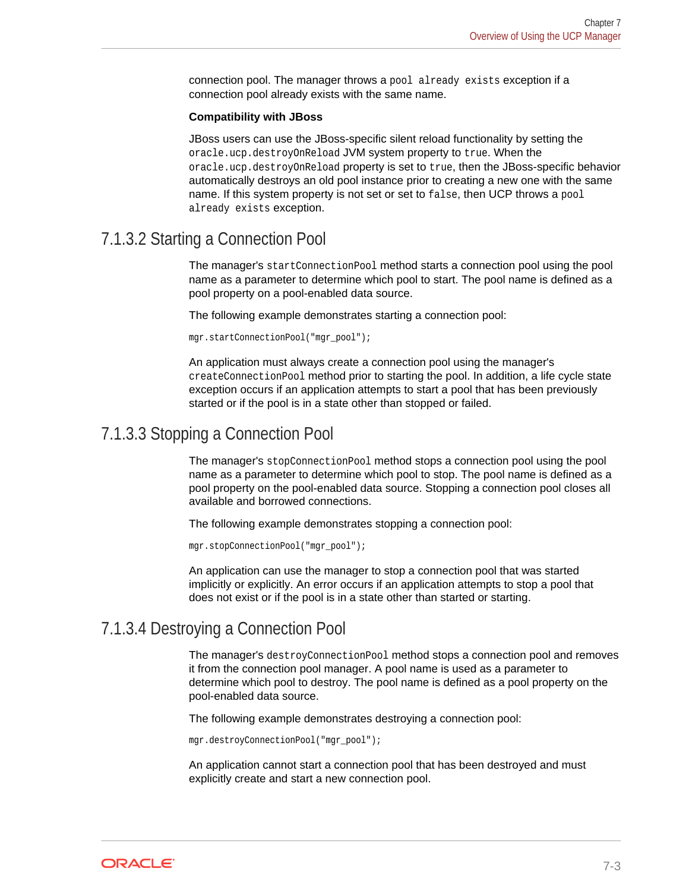connection pool. The manager throws a `pool already exists` exception if a connection pool already exists with the same name.

**Compatibility with JBoss**

JBoss users can use the JBoss-specific silent reload functionality by setting the `oracle.ucp.destroyOnReload` JVM system property to `true`. When the `oracle.ucp.destroyOnReload` property is set to `true`, then the JBoss-specific behavior automatically destroys an old pool instance prior to creating a new one with the same name. If this system property is not set or set to `false`, then UCP throws a `pool already exists` exception.

### 7.1.3.2 Starting a Connection Pool

The manager's `startConnectionPool` method starts a connection pool using the pool name as a parameter to determine which pool to start. The pool name is defined as a pool property on a pool-enabled data source.

The following example demonstrates starting a connection pool:

```
mgr.startConnectionPool("mgr_pool");
```

An application must always create a connection pool using the manager's `createConnectionPool` method prior to starting the pool. In addition, a life cycle state exception occurs if an application attempts to start a pool that has been previously started or if the pool is in a state other than stopped or failed.

### 7.1.3.3 Stopping a Connection Pool

The manager's `stopConnectionPool` method stops a connection pool using the pool name as a parameter to determine which pool to stop. The pool name is defined as a pool property on the pool-enabled data source. Stopping a connection pool closes all available and borrowed connections.

The following example demonstrates stopping a connection pool:

```
mgr.stopConnectionPool("mgr_pool");
```

An application can use the manager to stop a connection pool that was started implicitly or explicitly. An error occurs if an application attempts to stop a pool that does not exist or if the pool is in a state other than started or starting.

### 7.1.3.4 Destroying a Connection Pool

The manager's `destroyConnectionPool` method stops a connection pool and removes it from the connection pool manager. A pool name is used as a parameter to determine which pool to destroy. The pool name is defined as a pool property on the pool-enabled data source.

The following example demonstrates destroying a connection pool:

```
mgr.destroyConnectionPool("mgr_pool");
```

An application cannot start a connection pool that has been destroyed and must explicitly create and start a new connection pool.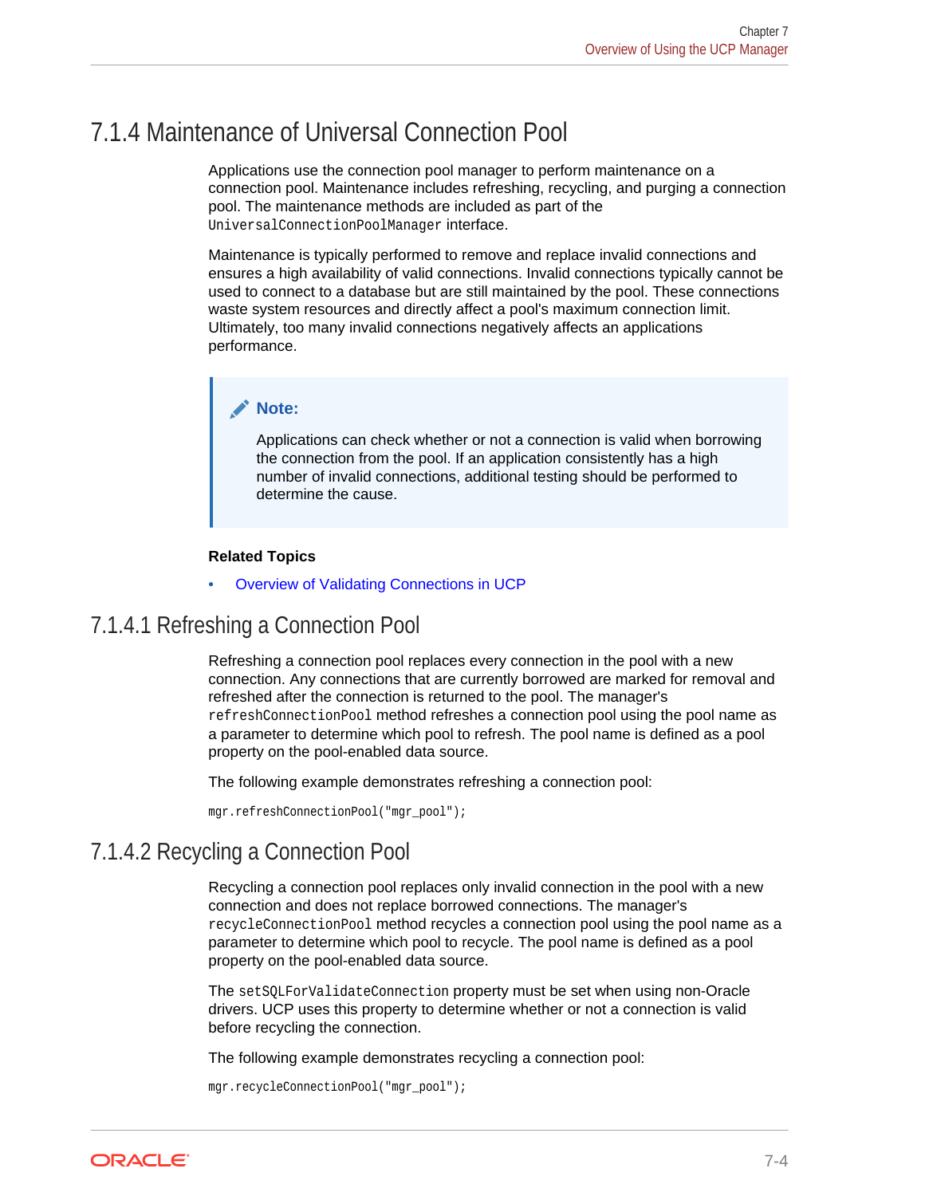## 7.1.4 Maintenance of Universal Connection Pool

Applications use the connection pool manager to perform maintenance on a connection pool. Maintenance includes refreshing, recycling, and purging a connection pool. The maintenance methods are included as part of the `UniversalConnectionPoolManager` interface.

Maintenance is typically performed to remove and replace invalid connections and ensures a high availability of valid connections. Invalid connections typically cannot be used to connect to a database but are still maintained by the pool. These connections waste system resources and directly affect a pool's maximum connection limit. Ultimately, too many invalid connections negatively affects an applications performance.

> **Note:**
>
> Applications can check whether or not a connection is valid when borrowing the connection from the pool. If an application consistently has a high number of invalid connections, additional testing should be performed to determine the cause.

**Related Topics**

- Overview of Validating Connections in UCP

### 7.1.4.1 Refreshing a Connection Pool

Refreshing a connection pool replaces every connection in the pool with a new connection. Any connections that are currently borrowed are marked for removal and refreshed after the connection is returned to the pool. The manager's `refreshConnectionPool` method refreshes a connection pool using the pool name as a parameter to determine which pool to refresh. The pool name is defined as a pool property on the pool-enabled data source.

The following example demonstrates refreshing a connection pool:

```
mgr.refreshConnectionPool("mgr_pool");
```

### 7.1.4.2 Recycling a Connection Pool

Recycling a connection pool replaces only invalid connection in the pool with a new connection and does not replace borrowed connections. The manager's `recycleConnectionPool` method recycles a connection pool using the pool name as a parameter to determine which pool to recycle. The pool name is defined as a pool property on the pool-enabled data source.

The `setSQLForValidateConnection` property must be set when using non-Oracle drivers. UCP uses this property to determine whether or not a connection is valid before recycling the connection.

The following example demonstrates recycling a connection pool:

```
mgr.recycleConnectionPool("mgr_pool");
```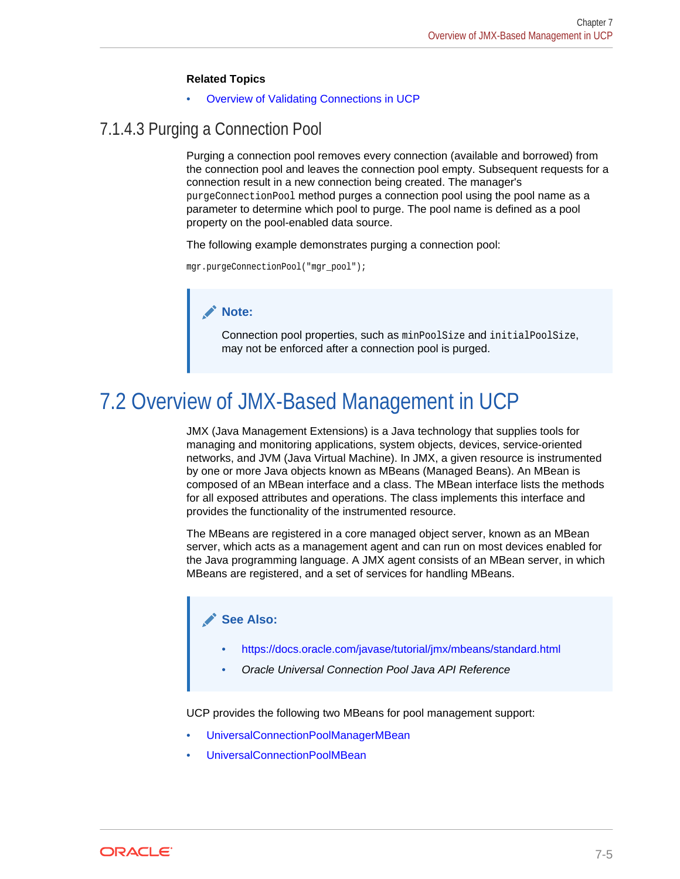**Related Topics**

- Overview of Validating Connections in UCP

### 7.1.4.3 Purging a Connection Pool

Purging a connection pool removes every connection (available and borrowed) from the connection pool and leaves the connection pool empty. Subsequent requests for a connection result in a new connection being created. The manager's `purgeConnectionPool` method purges a connection pool using the pool name as a parameter to determine which pool to purge. The pool name is defined as a pool property on the pool-enabled data source.

The following example demonstrates purging a connection pool:

```
mgr.purgeConnectionPool("mgr_pool");
```

> **Note:**
>
> Connection pool properties, such as `minPoolSize` and `initialPoolSize`, may not be enforced after a connection pool is purged.

## 7.2 Overview of JMX-Based Management in UCP

JMX (Java Management Extensions) is a Java technology that supplies tools for managing and monitoring applications, system objects, devices, service-oriented networks, and JVM (Java Virtual Machine). In JMX, a given resource is instrumented by one or more Java objects known as MBeans (Managed Beans). An MBean is composed of an MBean interface and a class. The MBean interface lists the methods for all exposed attributes and operations. The class implements this interface and provides the functionality of the instrumented resource.

The MBeans are registered in a core managed object server, known as an MBean server, which acts as a management agent and can run on most devices enabled for the Java programming language. A JMX agent consists of an MBean server, in which MBeans are registered, and a set of services for handling MBeans.

> **See Also:**
>
> - https://docs.oracle.com/javase/tutorial/jmx/mbeans/standard.html
> - *Oracle Universal Connection Pool Java API Reference*

UCP provides the following two MBeans for pool management support:

- UniversalConnectionPoolManagerMBean
- UniversalConnectionPoolMBean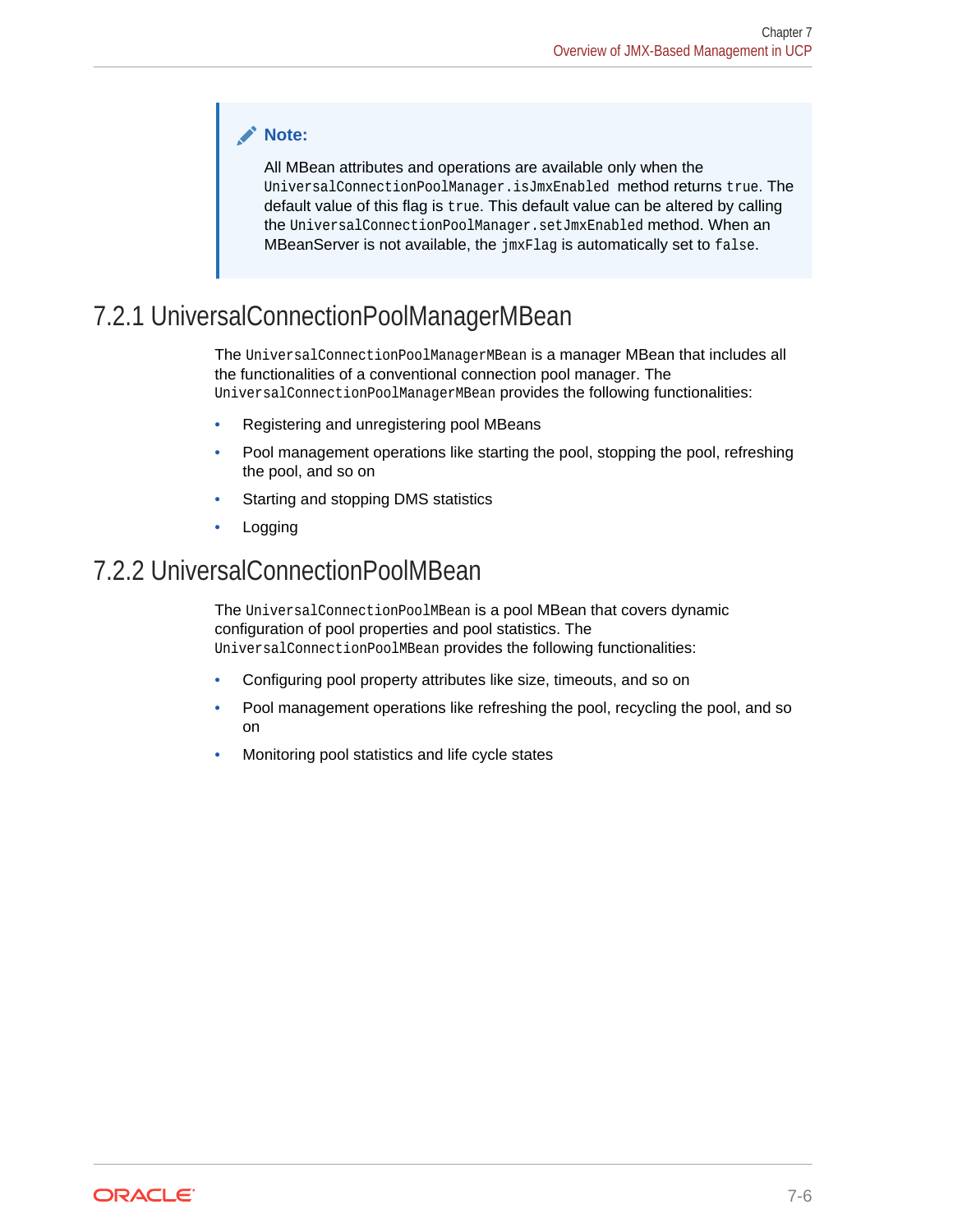> **Note:**
>
> All MBean attributes and operations are available only when the `UniversalConnectionPoolManager.isJmxEnabled` method returns `true`. The default value of this flag is `true`. This default value can be altered by calling the `UniversalConnectionPoolManager.setJmxEnabled` method. When an MBeanServer is not available, the `jmxFlag` is automatically set to `false`.

## 7.2.1 UniversalConnectionPoolManagerMBean

The `UniversalConnectionPoolManagerMBean` is a manager MBean that includes all the functionalities of a conventional connection pool manager. The `UniversalConnectionPoolManagerMBean` provides the following functionalities:

- Registering and unregistering pool MBeans
- Pool management operations like starting the pool, stopping the pool, refreshing the pool, and so on
- Starting and stopping DMS statistics
- Logging

## 7.2.2 UniversalConnectionPoolMBean

The `UniversalConnectionPoolMBean` is a pool MBean that covers dynamic configuration of pool properties and pool statistics. The `UniversalConnectionPoolMBean` provides the following functionalities:

- Configuring pool property attributes like size, timeouts, and so on
- Pool management operations like refreshing the pool, recycling the pool, and so on
- Monitoring pool statistics and life cycle states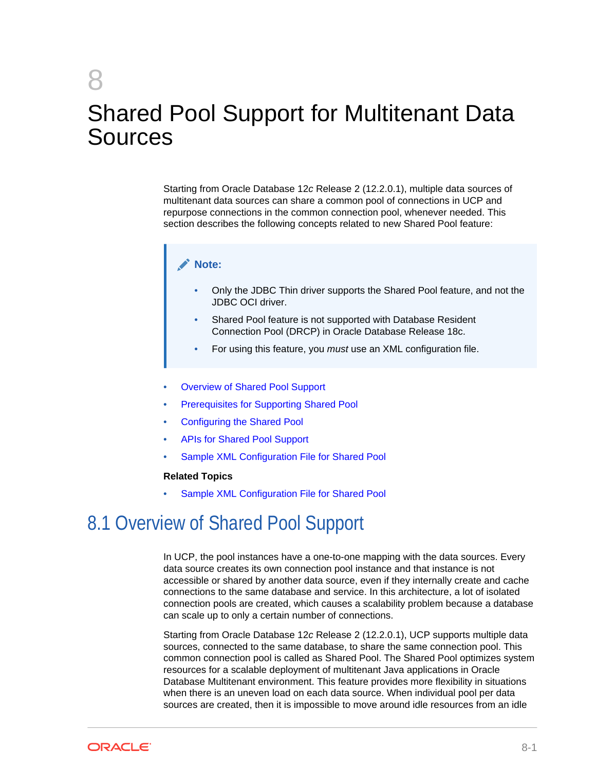# 8 Shared Pool Support for Multitenant Data Sources

Starting from Oracle Database 12*c* Release 2 (12.2.0.1), multiple data sources of multitenant data sources can share a common pool of connections in UCP and repurpose connections in the common connection pool, whenever needed. This section describes the following concepts related to new Shared Pool feature:

> **Note:**
>
> - Only the JDBC Thin driver supports the Shared Pool feature, and not the JDBC OCI driver.
> - Shared Pool feature is not supported with Database Resident Connection Pool (DRCP) in Oracle Database Release 18c.
> - For using this feature, you *must* use an XML configuration file.

- Overview of Shared Pool Support
- Prerequisites for Supporting Shared Pool
- Configuring the Shared Pool
- APIs for Shared Pool Support
- Sample XML Configuration File for Shared Pool

**Related Topics**

- Sample XML Configuration File for Shared Pool

## 8.1 Overview of Shared Pool Support

In UCP, the pool instances have a one-to-one mapping with the data sources. Every data source creates its own connection pool instance and that instance is not accessible or shared by another data source, even if they internally create and cache connections to the same database and service. In this architecture, a lot of isolated connection pools are created, which causes a scalability problem because a database can scale up to only a certain number of connections.

Starting from Oracle Database 12*c* Release 2 (12.2.0.1), UCP supports multiple data sources, connected to the same database, to share the same connection pool. This common connection pool is called as Shared Pool. The Shared Pool optimizes system resources for a scalable deployment of multitenant Java applications in Oracle Database Multitenant environment. This feature provides more flexibility in situations when there is an uneven load on each data source. When individual pool per data sources are created, then it is impossible to move around idle resources from an idle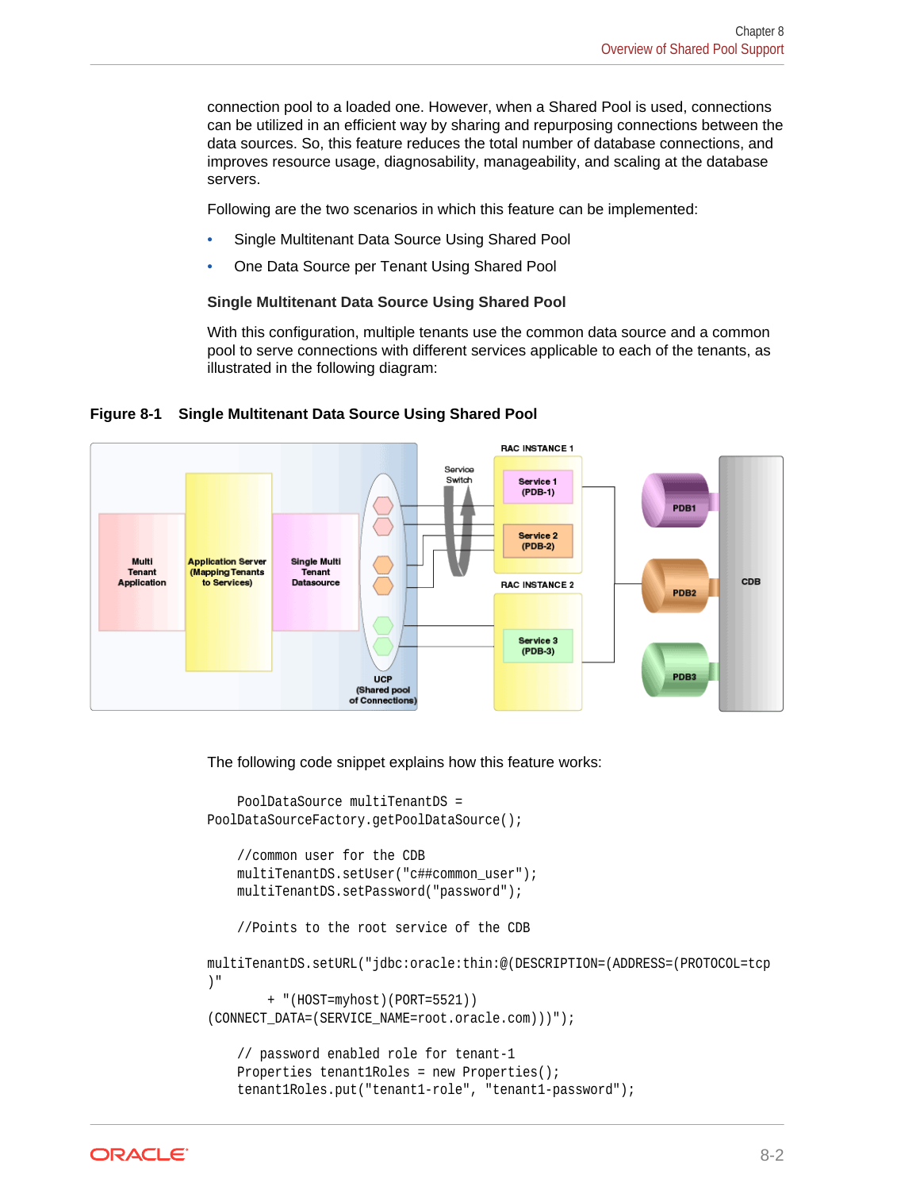connection pool to a loaded one. However, when a Shared Pool is used, connections can be utilized in an efficient way by sharing and repurposing connections between the data sources. So, this feature reduces the total number of database connections, and improves resource usage, diagnosability, manageability, and scaling at the database servers.

Following are the two scenarios in which this feature can be implemented:

- Single Multitenant Data Source Using Shared Pool
- One Data Source per Tenant Using Shared Pool

**Single Multitenant Data Source Using Shared Pool**

With this configuration, multiple tenants use the common data source and a common pool to serve connections with different services applicable to each of the tenants, as illustrated in the following diagram:

**Figure 8-1 Single Multitenant Data Source Using Shared Pool**

The following code snippet explains how this feature works:

```
    PoolDataSource multiTenantDS = 
PoolDataSourceFactory.getPoolDataSource();

    //common user for the CDB
    multiTenantDS.setUser("c##common_user");
    multiTenantDS.setPassword("password");

    //Points to the root service of the CDB

multiTenantDS.setURL("jdbc:oracle:thin:@(DESCRIPTION=(ADDRESS=(PROTOCOL=tcp
)"
        + "(HOST=myhost)(PORT=5521))
(CONNECT_DATA=(SERVICE_NAME=root.oracle.com)))");

    // password enabled role for tenant-1
    Properties tenant1Roles = new Properties();
    tenant1Roles.put("tenant1-role", "tenant1-password");
```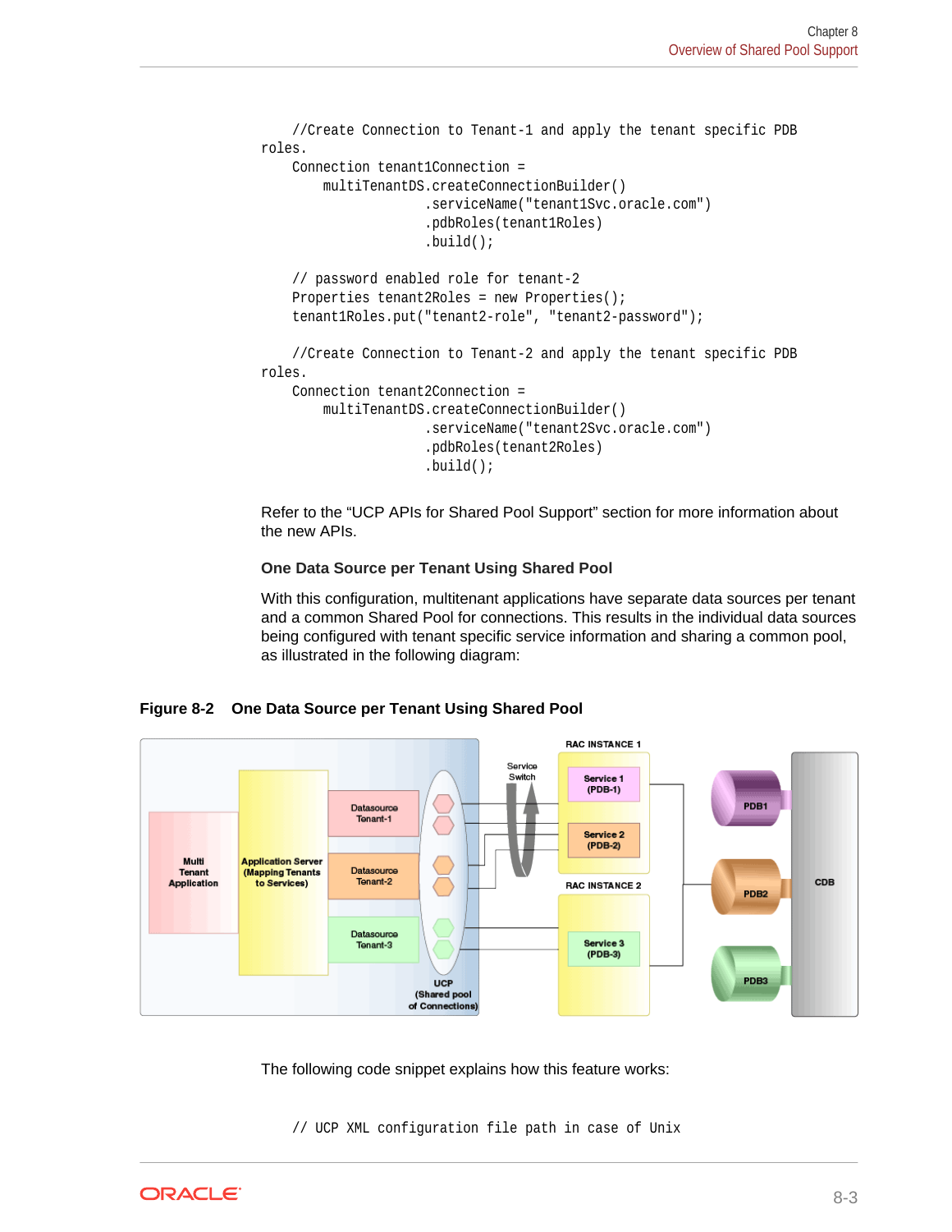```
    //Create Connection to Tenant-1 and apply the tenant specific PDB
roles.
    Connection tenant1Connection =
        multiTenantDS.createConnectionBuilder()
                     .serviceName("tenant1Svc.oracle.com")
                     .pdbRoles(tenant1Roles)
                     .build();

    // password enabled role for tenant-2
    Properties tenant2Roles = new Properties();
    tenant1Roles.put("tenant2-role", "tenant2-password");

    //Create Connection to Tenant-2 and apply the tenant specific PDB
roles.
    Connection tenant2Connection =
        multiTenantDS.createConnectionBuilder()
                     .serviceName("tenant2Svc.oracle.com")
                     .pdbRoles(tenant2Roles)
                     .build();
```

Refer to the “UCP APIs for Shared Pool Support” section for more information about the new APIs.

**One Data Source per Tenant Using Shared Pool**

With this configuration, multitenant applications have separate data sources per tenant and a common Shared Pool for connections. This results in the individual data sources being configured with tenant specific service information and sharing a common pool, as illustrated in the following diagram:

**Figure 8-2 One Data Source per Tenant Using Shared Pool**

The following code snippet explains how this feature works:

```
    // UCP XML configuration file path in case of Unix
```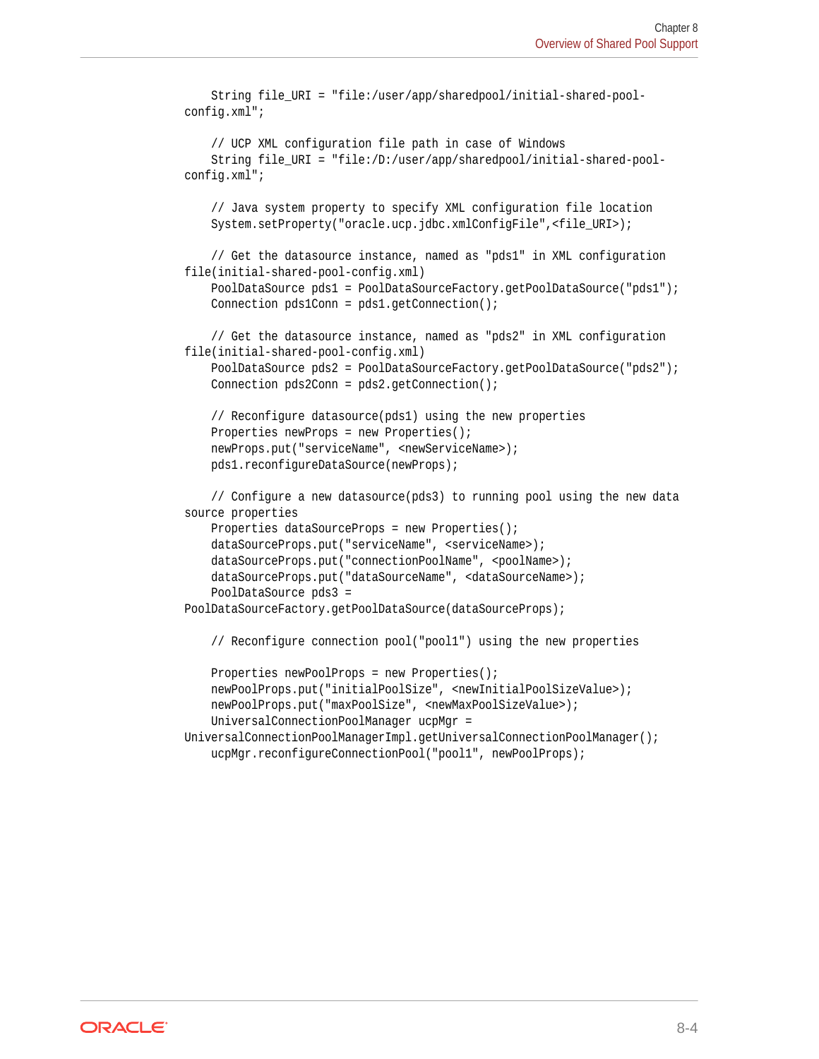```
    String file_URI = "file:/user/app/sharedpool/initial-shared-pool-config.xml";

    // UCP XML configuration file path in case of Windows
    String file_URI = "file:/D:/user/app/sharedpool/initial-shared-pool-config.xml";

    // Java system property to specify XML configuration file location
    System.setProperty("oracle.ucp.jdbc.xmlConfigFile",<file_URI>);

    // Get the datasource instance, named as "pds1" in XML configuration file(initial-shared-pool-config.xml)
    PoolDataSource pds1 = PoolDataSourceFactory.getPoolDataSource("pds1");
    Connection pds1Conn = pds1.getConnection();

    // Get the datasource instance, named as "pds2" in XML configuration file(initial-shared-pool-config.xml)
    PoolDataSource pds2 = PoolDataSourceFactory.getPoolDataSource("pds2");
    Connection pds2Conn = pds2.getConnection();

    // Reconfigure datasource(pds1) using the new properties
    Properties newProps = new Properties();
    newProps.put("serviceName", <newServiceName>);
    pds1.reconfigureDataSource(newProps);

    // Configure a new datasource(pds3) to running pool using the new data source properties
    Properties dataSourceProps = new Properties();
    dataSourceProps.put("serviceName", <serviceName>);
    dataSourceProps.put("connectionPoolName", <poolName>);
    dataSourceProps.put("dataSourceName", <dataSourceName>);
    PoolDataSource pds3 = 
PoolDataSourceFactory.getPoolDataSource(dataSourceProps);

    // Reconfigure connection pool("pool1") using the new properties

    Properties newPoolProps = new Properties();
    newPoolProps.put("initialPoolSize", <newInitialPoolSizeValue>);
    newPoolProps.put("maxPoolSize", <newMaxPoolSizeValue>);
    UniversalConnectionPoolManager ucpMgr = 
UniversalConnectionPoolManagerImpl.getUniversalConnectionPoolManager();
    ucpMgr.reconfigureConnectionPool("pool1", newPoolProps);
```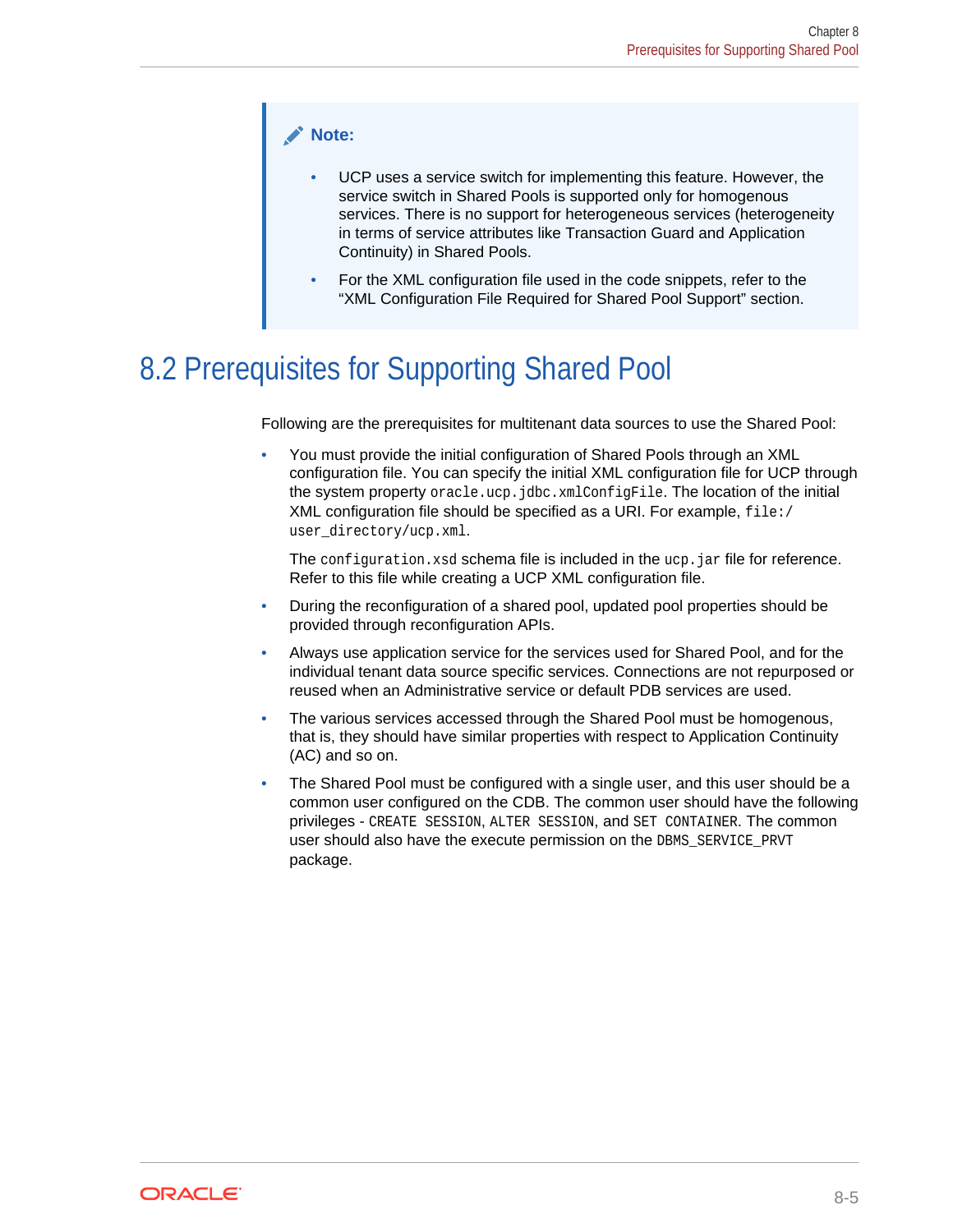> **Note:**
>
> - UCP uses a service switch for implementing this feature. However, the service switch in Shared Pools is supported only for homogenous services. There is no support for heterogeneous services (heterogeneity in terms of service attributes like Transaction Guard and Application Continuity) in Shared Pools.
> - For the XML configuration file used in the code snippets, refer to the "XML Configuration File Required for Shared Pool Support" section.

## 8.2 Prerequisites for Supporting Shared Pool

Following are the prerequisites for multitenant data sources to use the Shared Pool:

- You must provide the initial configuration of Shared Pools through an XML configuration file. You can specify the initial XML configuration file for UCP through the system property `oracle.ucp.jdbc.xmlConfigFile`. The location of the initial XML configuration file should be specified as a URI. For example, `file:/user_directory/ucp.xml`.

  The `configuration.xsd` schema file is included in the `ucp.jar` file for reference. Refer to this file while creating a UCP XML configuration file.
- During the reconfiguration of a shared pool, updated pool properties should be provided through reconfiguration APIs.
- Always use application service for the services used for Shared Pool, and for the individual tenant data source specific services. Connections are not repurposed or reused when an Administrative service or default PDB services are used.
- The various services accessed through the Shared Pool must be homogenous, that is, they should have similar properties with respect to Application Continuity (AC) and so on.
- The Shared Pool must be configured with a single user, and this user should be a common user configured on the CDB. The common user should have the following privileges - `CREATE SESSION`, `ALTER SESSION`, and `SET CONTAINER`. The common user should also have the execute permission on the `DBMS_SERVICE_PRVT` package.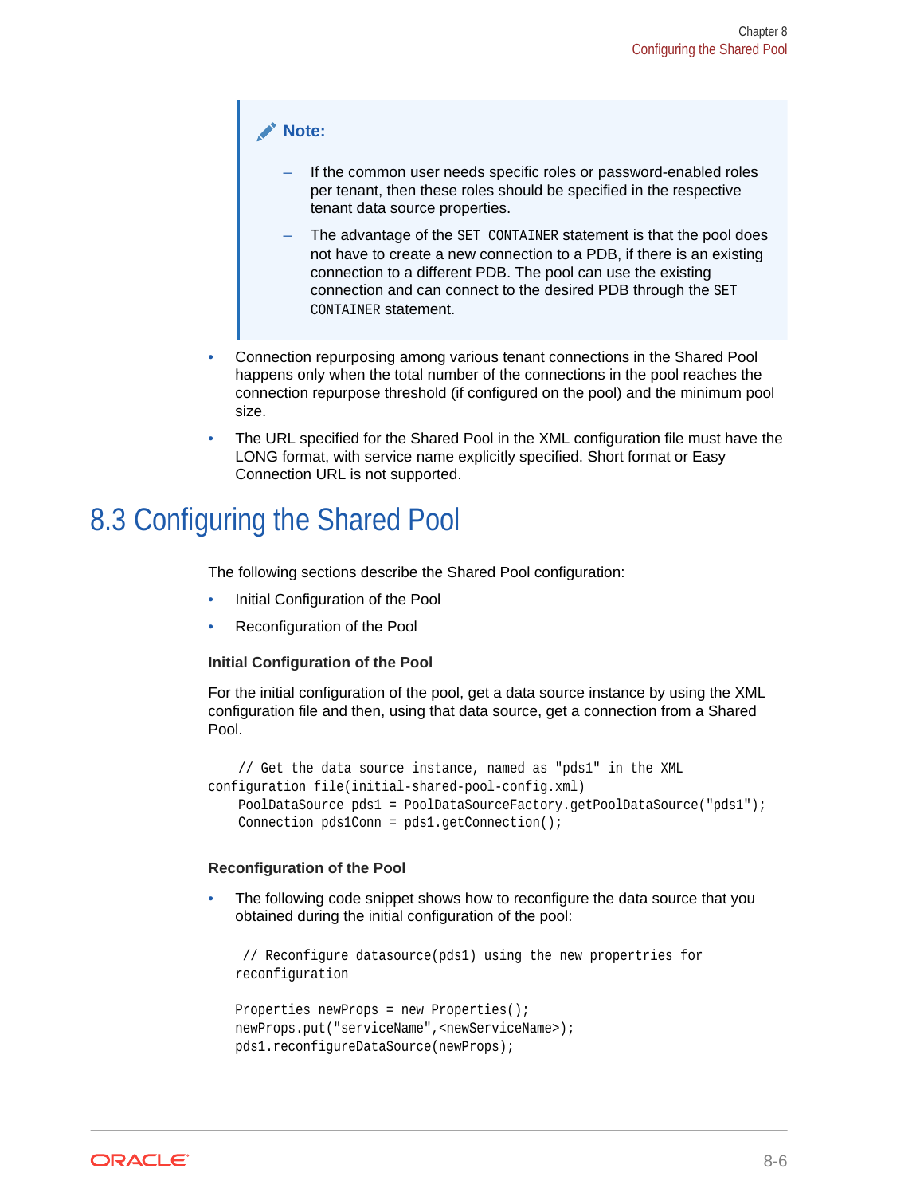> **Note:**
>
> - If the common user needs specific roles or password-enabled roles per tenant, then these roles should be specified in the respective tenant data source properties.
> - The advantage of the `SET CONTAINER` statement is that the pool does not have to create a new connection to a PDB, if there is an existing connection to a different PDB. The pool can use the existing connection and can connect to the desired PDB through the `SET CONTAINER` statement.

- Connection repurposing among various tenant connections in the Shared Pool happens only when the total number of the connections in the pool reaches the connection repurpose threshold (if configured on the pool) and the minimum pool size.
- The URL specified for the Shared Pool in the XML configuration file must have the LONG format, with service name explicitly specified. Short format or Easy Connection URL is not supported.

# 8.3 Configuring the Shared Pool

The following sections describe the Shared Pool configuration:

- Initial Configuration of the Pool
- Reconfiguration of the Pool

### Initial Configuration of the Pool

For the initial configuration of the pool, get a data source instance by using the XML configuration file and then, using that data source, get a connection from a Shared Pool.

```
    // Get the data source instance, named as "pds1" in the XML
configuration file(initial-shared-pool-config.xml)
    PoolDataSource pds1 = PoolDataSourceFactory.getPoolDataSource("pds1");
    Connection pds1Conn = pds1.getConnection();
```

### Reconfiguration of the Pool

- The following code snippet shows how to reconfigure the data source that you obtained during the initial configuration of the pool:

```
 // Reconfigure datasource(pds1) using the new propertries for
reconfiguration

Properties newProps = new Properties();
newProps.put("serviceName",<newServiceName>);
pds1.reconfigureDataSource(newProps);
```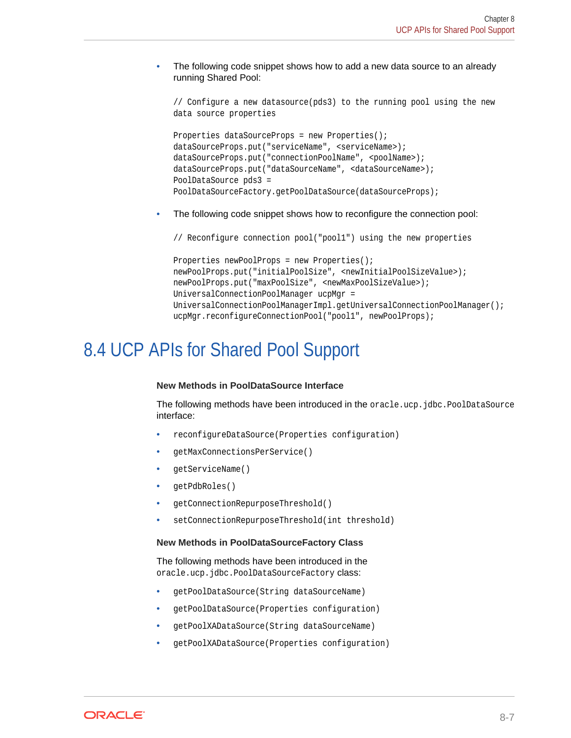- The following code snippet shows how to add a new data source to an already running Shared Pool:

```
// Configure a new datasource(pds3) to the running pool using the new
data source properties

Properties dataSourceProps = new Properties();
dataSourceProps.put("serviceName", <serviceName>);
dataSourceProps.put("connectionPoolName", <poolName>);
dataSourceProps.put("dataSourceName", <dataSourceName>);
PoolDataSource pds3 =
PoolDataSourceFactory.getPoolDataSource(dataSourceProps);
```

- The following code snippet shows how to reconfigure the connection pool:

```
// Reconfigure connection pool("pool1") using the new properties

Properties newPoolProps = new Properties();
newPoolProps.put("initialPoolSize", <newInitialPoolSizeValue>);
newPoolProps.put("maxPoolSize", <newMaxPoolSizeValue>);
UniversalConnectionPoolManager ucpMgr =
UniversalConnectionPoolManagerImpl.getUniversalConnectionPoolManager();
ucpMgr.reconfigureConnectionPool("pool1", newPoolProps);
```

## 8.4 UCP APIs for Shared Pool Support

**New Methods in PoolDataSource Interface**

The following methods have been introduced in the `oracle.ucp.jdbc.PoolDataSource` interface:

- `reconfigureDataSource(Properties configuration)`
- `getMaxConnectionsPerService()`
- `getServiceName()`
- `getPdbRoles()`
- `getConnectionRepurposeThreshold()`
- `setConnectionRepurposeThreshold(int threshold)`

**New Methods in PoolDataSourceFactory Class**

The following methods have been introduced in the `oracle.ucp.jdbc.PoolDataSourceFactory` class:

- `getPoolDataSource(String dataSourceName)`
- `getPoolDataSource(Properties configuration)`
- `getPoolXADataSource(String dataSourceName)`
- `getPoolXADataSource(Properties configuration)`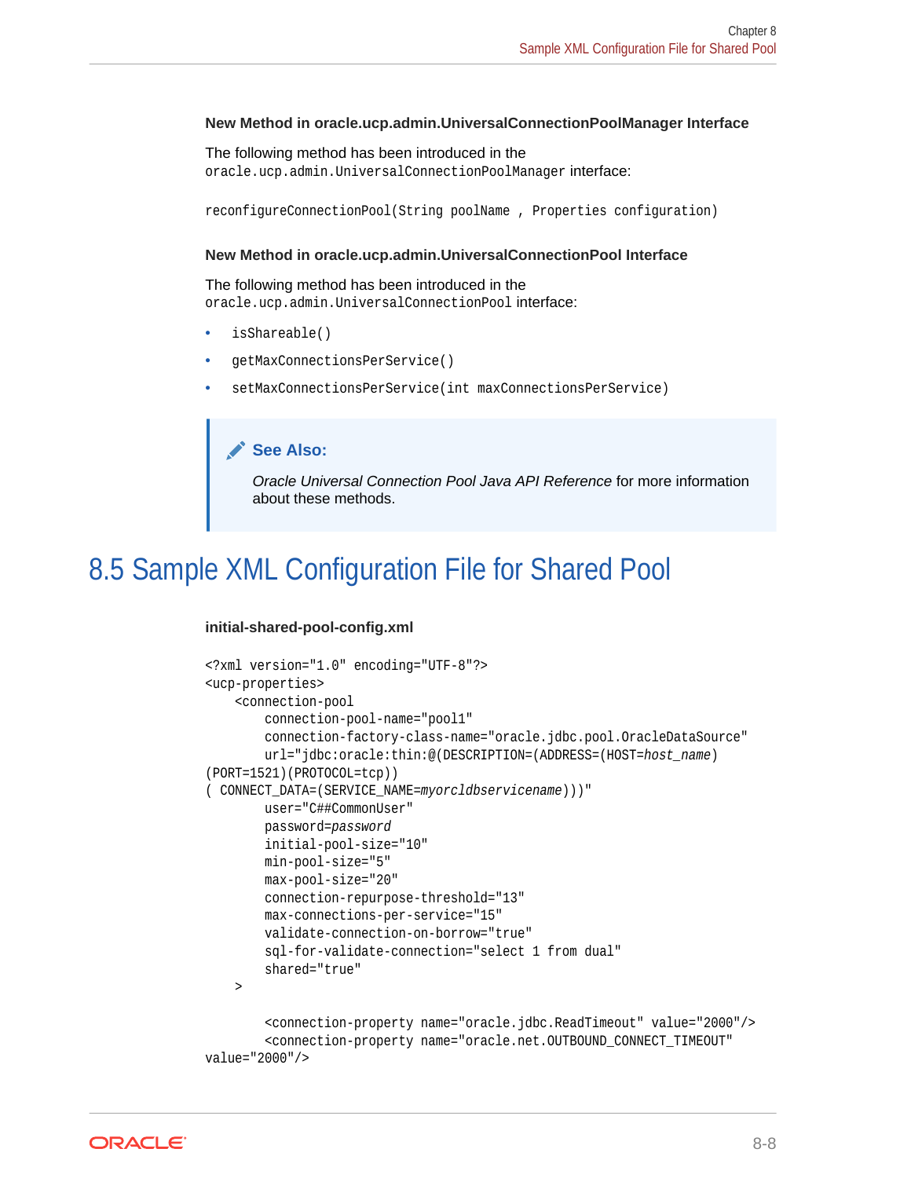### New Method in oracle.ucp.admin.UniversalConnectionPoolManager Interface

The following method has been introduced in the `oracle.ucp.admin.UniversalConnectionPoolManager` interface:

```
reconfigureConnectionPool(String poolName , Properties configuration)
```

### New Method in oracle.ucp.admin.UniversalConnectionPool Interface

The following method has been introduced in the `oracle.ucp.admin.UniversalConnectionPool` interface:

- `isShareable()`
- `getMaxConnectionsPerService()`
- `setMaxConnectionsPerService(int maxConnectionsPerService)`

> **See Also:**
>
> *Oracle Universal Connection Pool Java API Reference* for more information about these methods.

## 8.5 Sample XML Configuration File for Shared Pool

**initial-shared-pool-config.xml**

```
<?xml version="1.0" encoding="UTF-8"?>
<ucp-properties>
    <connection-pool
        connection-pool-name="pool1"
        connection-factory-class-name="oracle.jdbc.pool.OracleDataSource"
        url="jdbc:oracle:thin:@(DESCRIPTION=(ADDRESS=(HOST=host_name)
(PORT=1521)(PROTOCOL=tcp))
( CONNECT_DATA=(SERVICE_NAME=myorcldbservicename)))"
        user="C##CommonUser"
        password=password
        initial-pool-size="10"
        min-pool-size="5"
        max-pool-size="20"
        connection-repurpose-threshold="13"
        max-connections-per-service="15"
        validate-connection-on-borrow="true"
        sql-for-validate-connection="select 1 from dual"
        shared="true"
    >

        <connection-property name="oracle.jdbc.ReadTimeout" value="2000"/>
        <connection-property name="oracle.net.OUTBOUND_CONNECT_TIMEOUT"
value="2000"/>
```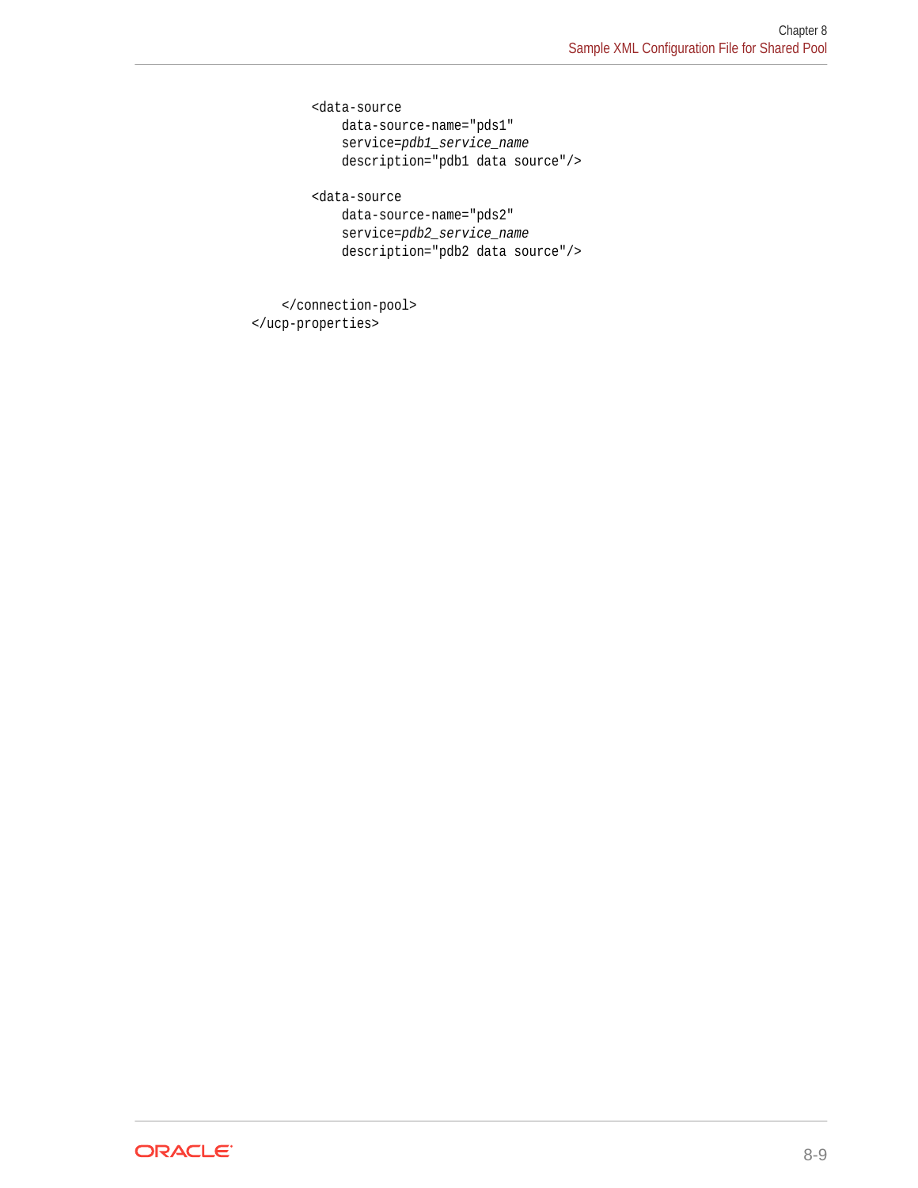```
        <data-source
            data-source-name="pds1"
            service=pdb1_service_name
            description="pdb1 data source"/>

        <data-source
            data-source-name="pds2"
            service=pdb2_service_name
            description="pdb2 data source"/>


    </connection-pool>
</ucp-properties>
```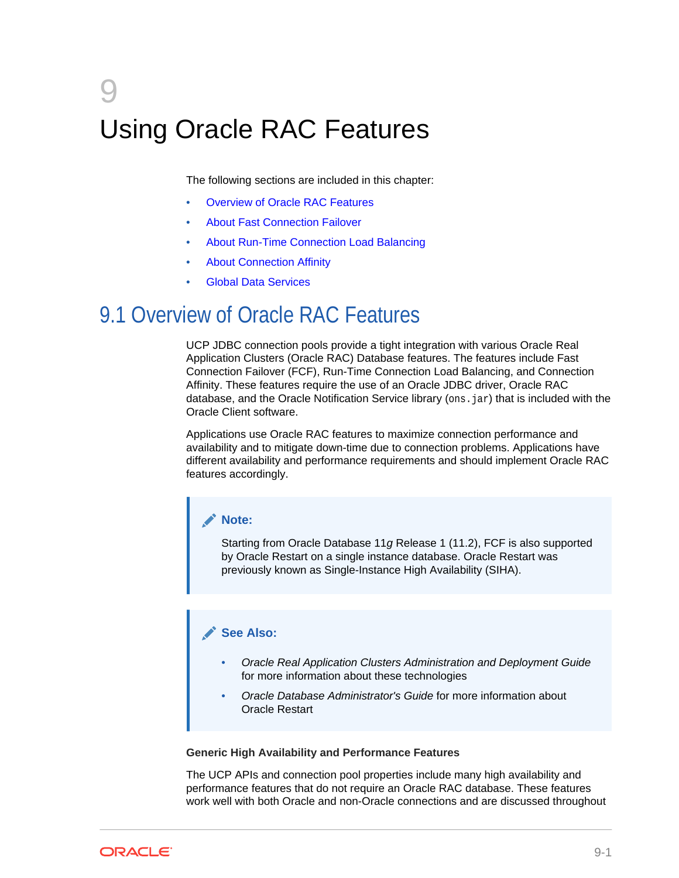# 9 Using Oracle RAC Features

The following sections are included in this chapter:

- Overview of Oracle RAC Features
- About Fast Connection Failover
- About Run-Time Connection Load Balancing
- About Connection Affinity
- Global Data Services

## 9.1 Overview of Oracle RAC Features

UCP JDBC connection pools provide a tight integration with various Oracle Real Application Clusters (Oracle RAC) Database features. The features include Fast Connection Failover (FCF), Run-Time Connection Load Balancing, and Connection Affinity. These features require the use of an Oracle JDBC driver, Oracle RAC database, and the Oracle Notification Service library (`ons.jar`) that is included with the Oracle Client software.

Applications use Oracle RAC features to maximize connection performance and availability and to mitigate down-time due to connection problems. Applications have different availability and performance requirements and should implement Oracle RAC features accordingly.

> **Note:**
>
> Starting from Oracle Database 11*g* Release 1 (11.2), FCF is also supported by Oracle Restart on a single instance database. Oracle Restart was previously known as Single-Instance High Availability (SIHA).

> **See Also:**
>
> - *Oracle Real Application Clusters Administration and Deployment Guide* for more information about these technologies
> - *Oracle Database Administrator's Guide* for more information about Oracle Restart

**Generic High Availability and Performance Features**

The UCP APIs and connection pool properties include many high availability and performance features that do not require an Oracle RAC database. These features work well with both Oracle and non-Oracle connections and are discussed throughout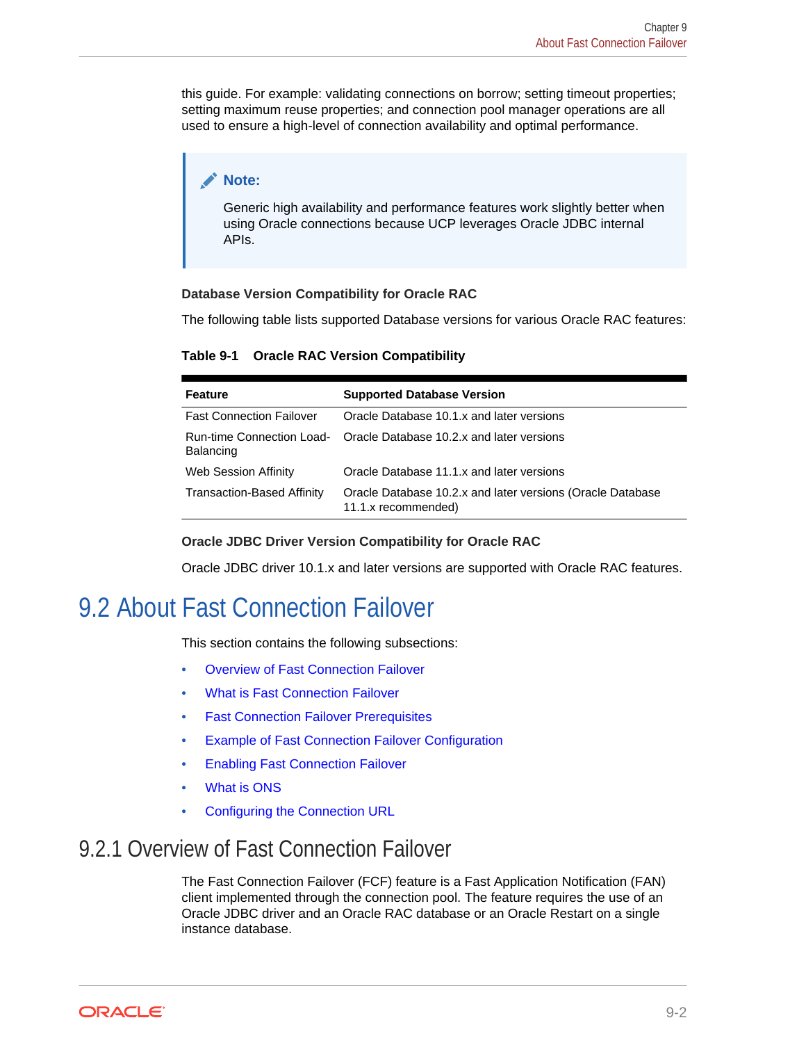this guide. For example: validating connections on borrow; setting timeout properties; setting maximum reuse properties; and connection pool manager operations are all used to ensure a high-level of connection availability and optimal performance.

> **Note:**
>
> Generic high availability and performance features work slightly better when using Oracle connections because UCP leverages Oracle JDBC internal APIs.

**Database Version Compatibility for Oracle RAC**

The following table lists supported Database versions for various Oracle RAC features:

**Table 9-1 Oracle RAC Version Compatibility**

| Feature | Supported Database Version |
| --- | --- |
| Fast Connection Failover | Oracle Database 10.1.x and later versions |
| Run-time Connection Load-Balancing | Oracle Database 10.2.x and later versions |
| Web Session Affinity | Oracle Database 11.1.x and later versions |
| Transaction-Based Affinity | Oracle Database 10.2.x and later versions (Oracle Database 11.1.x recommended) |

**Oracle JDBC Driver Version Compatibility for Oracle RAC**

Oracle JDBC driver 10.1.x and later versions are supported with Oracle RAC features.

## 9.2 About Fast Connection Failover

This section contains the following subsections:

- Overview of Fast Connection Failover
- What is Fast Connection Failover
- Fast Connection Failover Prerequisites
- Example of Fast Connection Failover Configuration
- Enabling Fast Connection Failover
- What is ONS
- Configuring the Connection URL

### 9.2.1 Overview of Fast Connection Failover

The Fast Connection Failover (FCF) feature is a Fast Application Notification (FAN) client implemented through the connection pool. The feature requires the use of an Oracle JDBC driver and an Oracle RAC database or an Oracle Restart on a single instance database.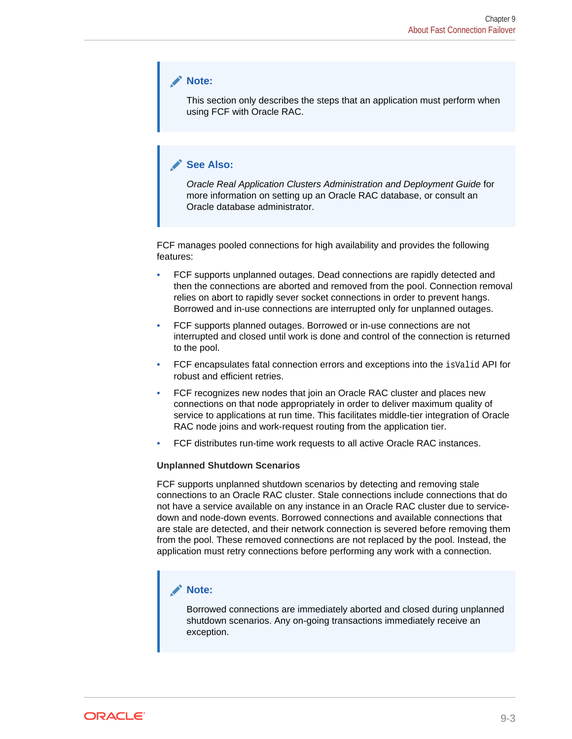> **Note:**
>
> This section only describes the steps that an application must perform when using FCF with Oracle RAC.

> **See Also:**
>
> *Oracle Real Application Clusters Administration and Deployment Guide* for more information on setting up an Oracle RAC database, or consult an Oracle database administrator.

FCF manages pooled connections for high availability and provides the following features:

- FCF supports unplanned outages. Dead connections are rapidly detected and then the connections are aborted and removed from the pool. Connection removal relies on abort to rapidly sever socket connections in order to prevent hangs. Borrowed and in-use connections are interrupted only for unplanned outages.
- FCF supports planned outages. Borrowed or in-use connections are not interrupted and closed until work is done and control of the connection is returned to the pool.
- FCF encapsulates fatal connection errors and exceptions into the `isValid` API for robust and efficient retries.
- FCF recognizes new nodes that join an Oracle RAC cluster and places new connections on that node appropriately in order to deliver maximum quality of service to applications at run time. This facilitates middle-tier integration of Oracle RAC node joins and work-request routing from the application tier.
- FCF distributes run-time work requests to all active Oracle RAC instances.

**Unplanned Shutdown Scenarios**

FCF supports unplanned shutdown scenarios by detecting and removing stale connections to an Oracle RAC cluster. Stale connections include connections that do not have a service available on any instance in an Oracle RAC cluster due to service-down and node-down events. Borrowed connections and available connections that are stale are detected, and their network connection is severed before removing them from the pool. These removed connections are not replaced by the pool. Instead, the application must retry connections before performing any work with a connection.

> **Note:**
>
> Borrowed connections are immediately aborted and closed during unplanned shutdown scenarios. Any on-going transactions immediately receive an exception.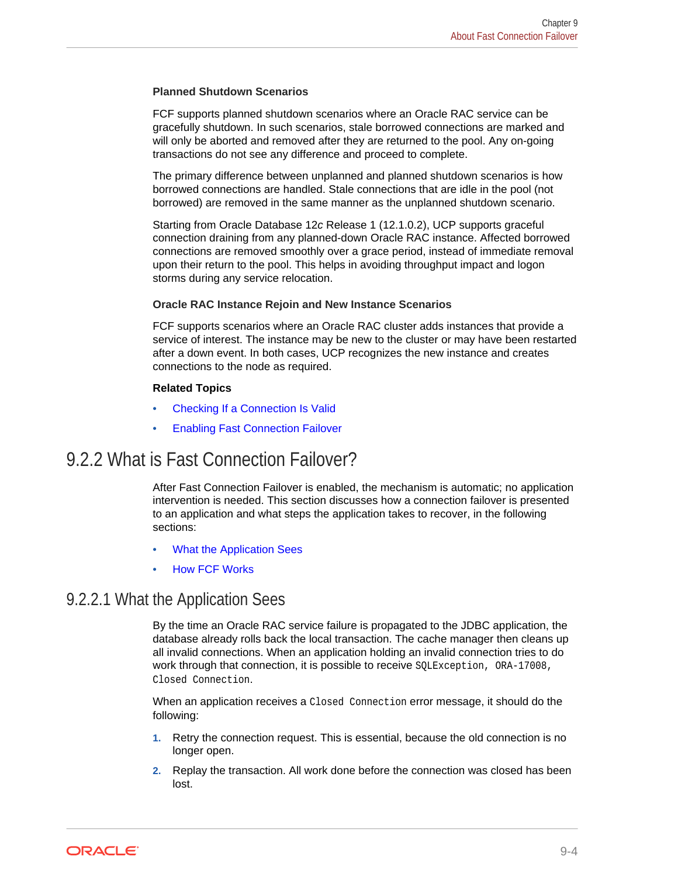#### Planned Shutdown Scenarios

FCF supports planned shutdown scenarios where an Oracle RAC service can be gracefully shutdown. In such scenarios, stale borrowed connections are marked and will only be aborted and removed after they are returned to the pool. Any on-going transactions do not see any difference and proceed to complete.

The primary difference between unplanned and planned shutdown scenarios is how borrowed connections are handled. Stale connections that are idle in the pool (not borrowed) are removed in the same manner as the unplanned shutdown scenario.

Starting from Oracle Database 12*c* Release 1 (12.1.0.2), UCP supports graceful connection draining from any planned-down Oracle RAC instance. Affected borrowed connections are removed smoothly over a grace period, instead of immediate removal upon their return to the pool. This helps in avoiding throughput impact and logon storms during any service relocation.

#### Oracle RAC Instance Rejoin and New Instance Scenarios

FCF supports scenarios where an Oracle RAC cluster adds instances that provide a service of interest. The instance may be new to the cluster or may have been restarted after a down event. In both cases, UCP recognizes the new instance and creates connections to the node as required.

#### Related Topics

- Checking If a Connection Is Valid
- Enabling Fast Connection Failover

## 9.2.2 What is Fast Connection Failover?

After Fast Connection Failover is enabled, the mechanism is automatic; no application intervention is needed. This section discusses how a connection failover is presented to an application and what steps the application takes to recover, in the following sections:

- What the Application Sees
- How FCF Works

### 9.2.2.1 What the Application Sees

By the time an Oracle RAC service failure is propagated to the JDBC application, the database already rolls back the local transaction. The cache manager then cleans up all invalid connections. When an application holding an invalid connection tries to do work through that connection, it is possible to receive `SQLException, ORA-17008, Closed Connection`.

When an application receives a `Closed Connection` error message, it should do the following:

1. Retry the connection request. This is essential, because the old connection is no longer open.
2. Replay the transaction. All work done before the connection was closed has been lost.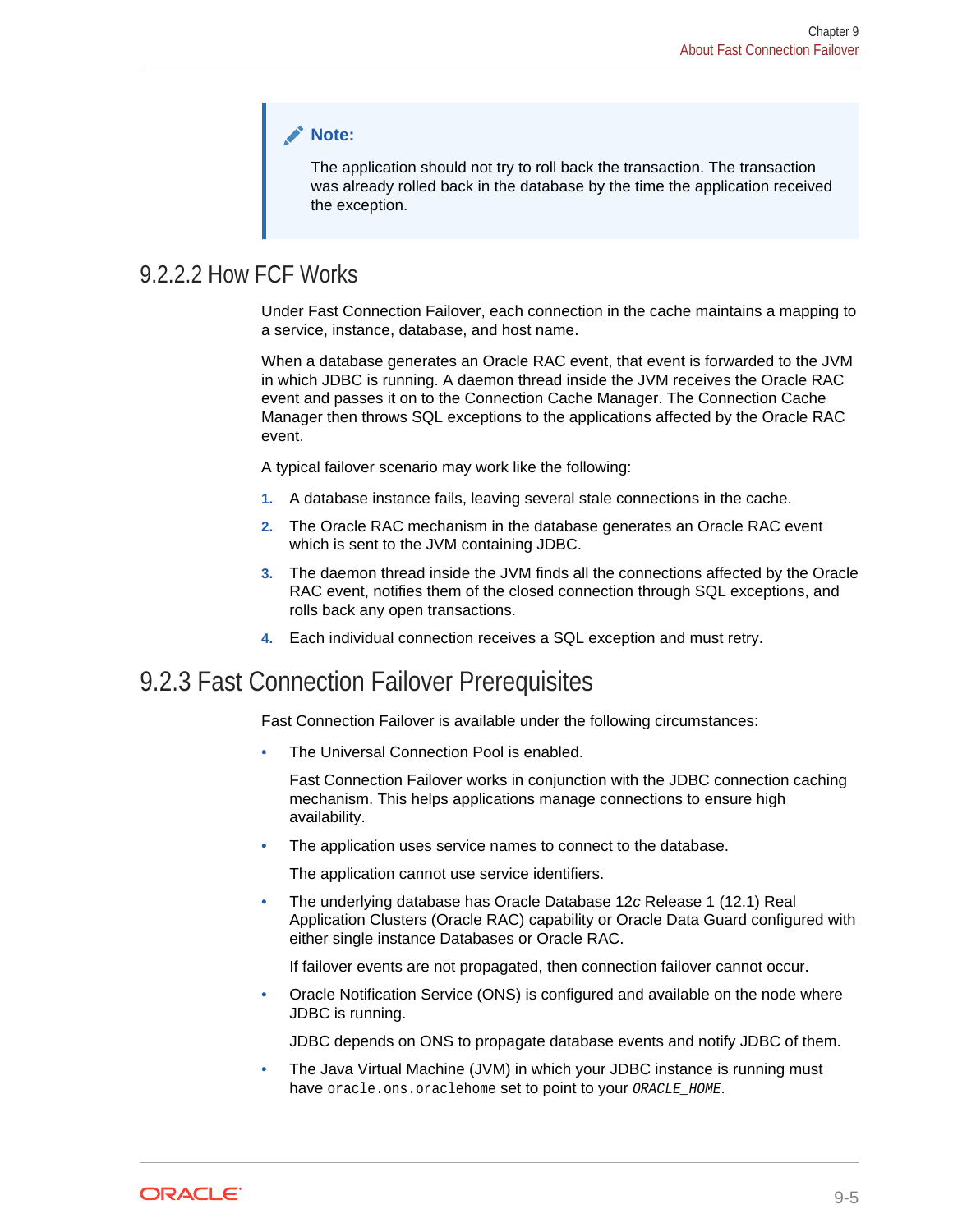> **Note:**
>
> The application should not try to roll back the transaction. The transaction was already rolled back in the database by the time the application received the exception.

### 9.2.2.2 How FCF Works

Under Fast Connection Failover, each connection in the cache maintains a mapping to a service, instance, database, and host name.

When a database generates an Oracle RAC event, that event is forwarded to the JVM in which JDBC is running. A daemon thread inside the JVM receives the Oracle RAC event and passes it on to the Connection Cache Manager. The Connection Cache Manager then throws SQL exceptions to the applications affected by the Oracle RAC event.

A typical failover scenario may work like the following:

1. A database instance fails, leaving several stale connections in the cache.
2. The Oracle RAC mechanism in the database generates an Oracle RAC event which is sent to the JVM containing JDBC.
3. The daemon thread inside the JVM finds all the connections affected by the Oracle RAC event, notifies them of the closed connection through SQL exceptions, and rolls back any open transactions.
4. Each individual connection receives a SQL exception and must retry.

## 9.2.3 Fast Connection Failover Prerequisites

Fast Connection Failover is available under the following circumstances:

- The Universal Connection Pool is enabled.

  Fast Connection Failover works in conjunction with the JDBC connection caching mechanism. This helps applications manage connections to ensure high availability.

- The application uses service names to connect to the database.

  The application cannot use service identifiers.

- The underlying database has Oracle Database 12*c* Release 1 (12.1) Real Application Clusters (Oracle RAC) capability or Oracle Data Guard configured with either single instance Databases or Oracle RAC.

  If failover events are not propagated, then connection failover cannot occur.

- Oracle Notification Service (ONS) is configured and available on the node where JDBC is running.

  JDBC depends on ONS to propagate database events and notify JDBC of them.

- The Java Virtual Machine (JVM) in which your JDBC instance is running must have `oracle.ons.oraclehome` set to point to your *`ORACLE_HOME`*.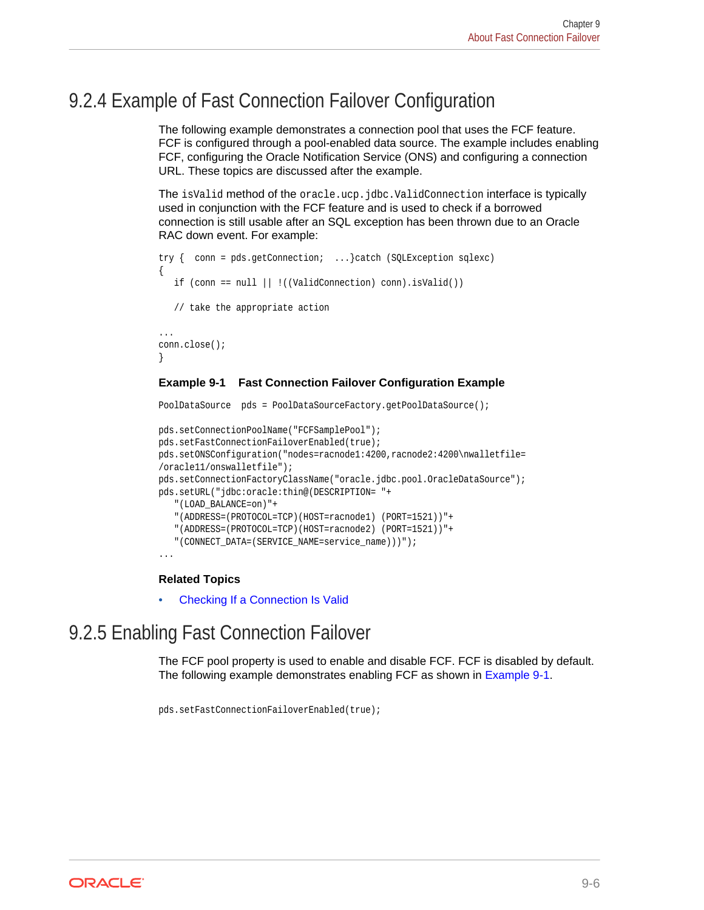## 9.2.4 Example of Fast Connection Failover Configuration

The following example demonstrates a connection pool that uses the FCF feature. FCF is configured through a pool-enabled data source. The example includes enabling FCF, configuring the Oracle Notification Service (ONS) and configuring a connection URL. These topics are discussed after the example.

The `isValid` method of the `oracle.ucp.jdbc.ValidConnection` interface is typically used in conjunction with the FCF feature and is used to check if a borrowed connection is still usable after an SQL exception has been thrown due to an Oracle RAC down event. For example:

```
try {  conn = pds.getConnection;  ...}catch (SQLException sqlexc)
{
   if (conn == null || !((ValidConnection) conn).isValid())

   // take the appropriate action

...
conn.close();
}
```

**Example 9-1    Fast Connection Failover Configuration Example**

```
PoolDataSource  pds = PoolDataSourceFactory.getPoolDataSource();

pds.setConnectionPoolName("FCFSamplePool");
pds.setFastConnectionFailoverEnabled(true);
pds.setONSConfiguration("nodes=racnode1:4200,racnode2:4200\nwalletfile=
/oracle11/onswalletfile");
pds.setConnectionFactoryClassName("oracle.jdbc.pool.OracleDataSource");
pds.setURL("jdbc:oracle:thin@(DESCRIPTION= "+
   "(LOAD_BALANCE=on)"+
   "(ADDRESS=(PROTOCOL=TCP)(HOST=racnode1) (PORT=1521))"+
   "(ADDRESS=(PROTOCOL=TCP)(HOST=racnode2) (PORT=1521))"+
   "(CONNECT_DATA=(SERVICE_NAME=service_name)))");
...
```

**Related Topics**

- Checking If a Connection Is Valid

## 9.2.5 Enabling Fast Connection Failover

The FCF pool property is used to enable and disable FCF. FCF is disabled by default. The following example demonstrates enabling FCF as shown in Example 9-1.

```
pds.setFastConnectionFailoverEnabled(true);
```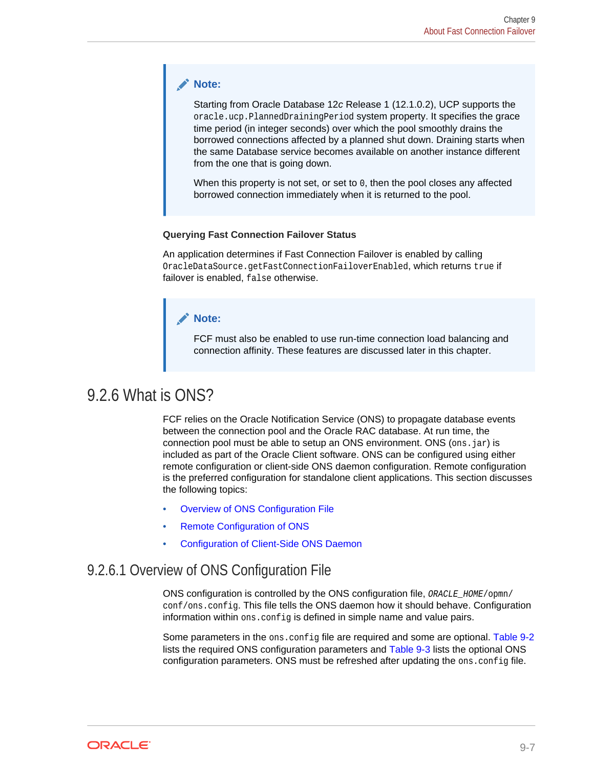> **Note:**
>
> Starting from Oracle Database 12*c* Release 1 (12.1.0.2), UCP supports the `oracle.ucp.PlannedDrainingPeriod` system property. It specifies the grace time period (in integer seconds) over which the pool smoothly drains the borrowed connections affected by a planned shut down. Draining starts when the same Database service becomes available on another instance different from the one that is going down.
>
> When this property is not set, or set to `0`, then the pool closes any affected borrowed connection immediately when it is returned to the pool.

**Querying Fast Connection Failover Status**

An application determines if Fast Connection Failover is enabled by calling `OracleDataSource.getFastConnectionFailoverEnabled`, which returns `true` if failover is enabled, `false` otherwise.

> **Note:**
>
> FCF must also be enabled to use run-time connection load balancing and connection affinity. These features are discussed later in this chapter.

## 9.2.6 What is ONS?

FCF relies on the Oracle Notification Service (ONS) to propagate database events between the connection pool and the Oracle RAC database. At run time, the connection pool must be able to setup an ONS environment. ONS (`ons.jar`) is included as part of the Oracle Client software. ONS can be configured using either remote configuration or client-side ONS daemon configuration. Remote configuration is the preferred configuration for standalone client applications. This section discusses the following topics:

- Overview of ONS Configuration File
- Remote Configuration of ONS
- Configuration of Client-Side ONS Daemon

### 9.2.6.1 Overview of ONS Configuration File

ONS configuration is controlled by the ONS configuration file, *`ORACLE_HOME`*`/opmn/conf/ons.config`. This file tells the ONS daemon how it should behave. Configuration information within `ons.config` is defined in simple name and value pairs.

Some parameters in the `ons.config` file are required and some are optional. Table 9-2 lists the required ONS configuration parameters and Table 9-3 lists the optional ONS configuration parameters. ONS must be refreshed after updating the `ons.config` file.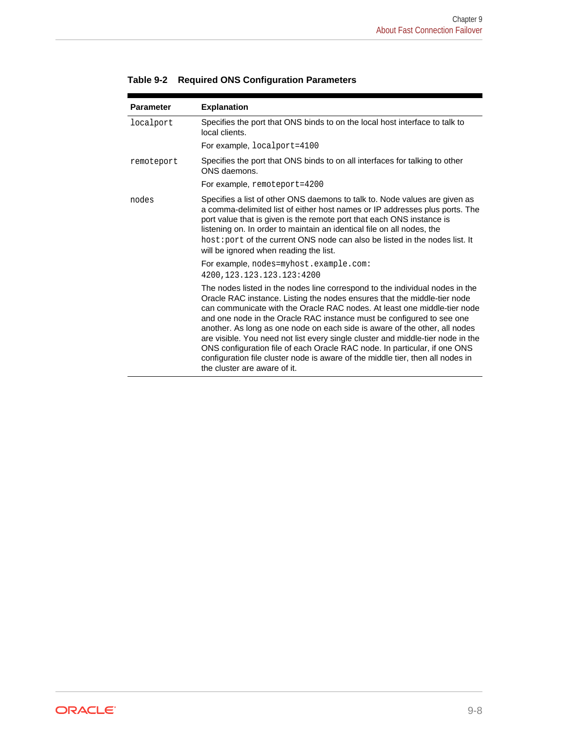**Table 9-2 Required ONS Configuration Parameters**

| Parameter | Explanation |
| --- | --- |
| `localport` | Specifies the port that ONS binds to on the local host interface to talk to local clients.<br><br>For example, `localport=4100` |
| `remoteport` | Specifies the port that ONS binds to on all interfaces for talking to other ONS daemons.<br><br>For example, `remoteport=4200` |
| `nodes` | Specifies a list of other ONS daemons to talk to. Node values are given as a comma-delimited list of either host names or IP addresses plus ports. The port value that is given is the remote port that each ONS instance is listening on. In order to maintain an identical file on all nodes, the `host:port` of the current ONS node can also be listed in the nodes list. It will be ignored when reading the list.<br><br>For example, `nodes=myhost.example.com:4200,123.123.123.123:4200`<br><br>The nodes listed in the nodes line correspond to the individual nodes in the Oracle RAC instance. Listing the nodes ensures that the middle-tier node can communicate with the Oracle RAC nodes. At least one middle-tier node and one node in the Oracle RAC instance must be configured to see one another. As long as one node on each side is aware of the other, all nodes are visible. You need not list every single cluster and middle-tier node in the ONS configuration file of each Oracle RAC node. In particular, if one ONS configuration file cluster node is aware of the middle tier, then all nodes in the cluster are aware of it. |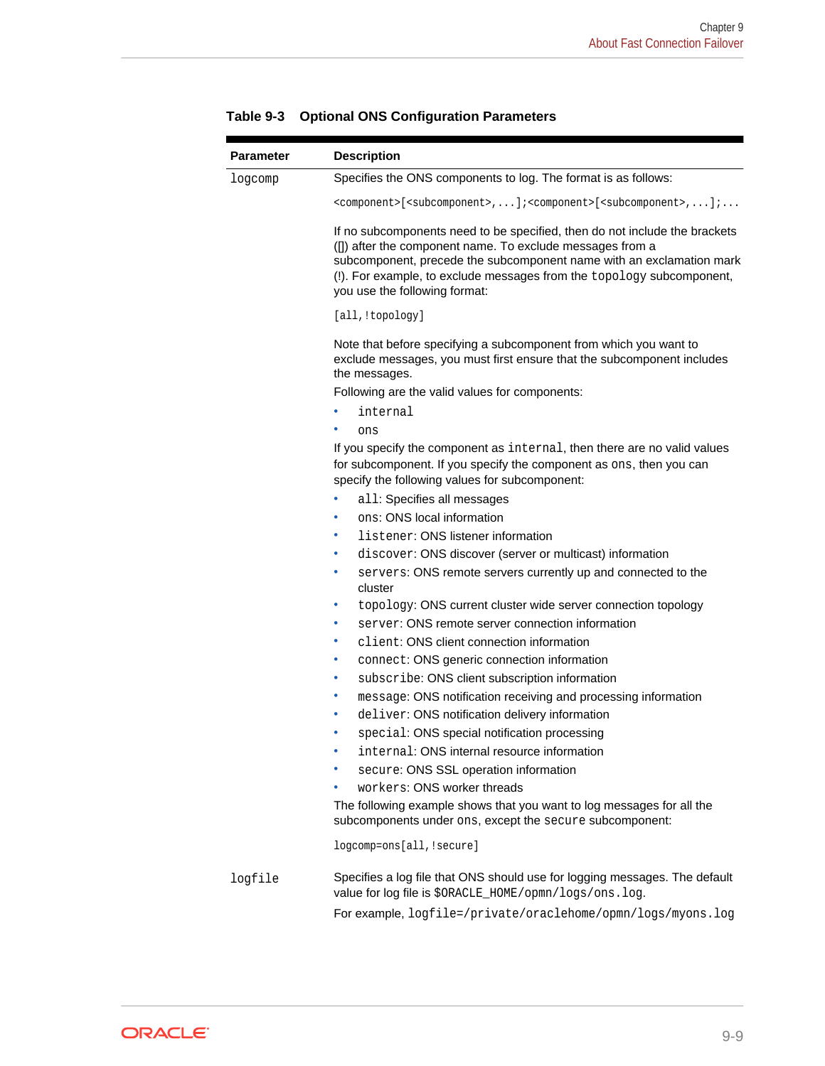**Table 9-3 Optional ONS Configuration Parameters**

| Parameter | Description |
| --- | --- |
| `logcomp` | Specifies the ONS components to log. The format is as follows:<br><br>`<component>[<subcomponent>,...];<component>[<subcomponent>,...];...`<br><br>If no subcomponents need to be specified, then do not include the brackets ([]) after the component name. To exclude messages from a subcomponent, precede the subcomponent name with an exclamation mark (!). For example, to exclude messages from the `topology` subcomponent, you use the following format:<br><br>`[all,!topology]`<br><br>Note that before specifying a subcomponent from which you want to exclude messages, you must first ensure that the subcomponent includes the messages.<br><br>Following are the valid values for components:<br>• `internal`<br>• `ons`<br><br>If you specify the component as `internal`, then there are no valid values for subcomponent. If you specify the component as `ons`, then you can specify the following values for subcomponent:<br>• `all`: Specifies all messages<br>• `ons`: ONS local information<br>• `listener`: ONS listener information<br>• `discover`: ONS discover (server or multicast) information<br>• `servers`: ONS remote servers currently up and connected to the cluster<br>• `topology`: ONS current cluster wide server connection topology<br>• `server`: ONS remote server connection information<br>• `client`: ONS client connection information<br>• `connect`: ONS generic connection information<br>• `subscribe`: ONS client subscription information<br>• `message`: ONS notification receiving and processing information<br>• `deliver`: ONS notification delivery information<br>• `special`: ONS special notification processing<br>• `internal`: ONS internal resource information<br>• `secure`: ONS SSL operation information<br>• `workers`: ONS worker threads<br><br>The following example shows that you want to log messages for all the subcomponents under `ons`, except the `secure` subcomponent:<br><br>`logcomp=ons[all,!secure]` |
| `logfile` | Specifies a log file that ONS should use for logging messages. The default value for log file is `$ORACLE_HOME/opmn/logs/ons.log`.<br><br>For example, `logfile=/private/oraclehome/opmn/logs/myons.log` |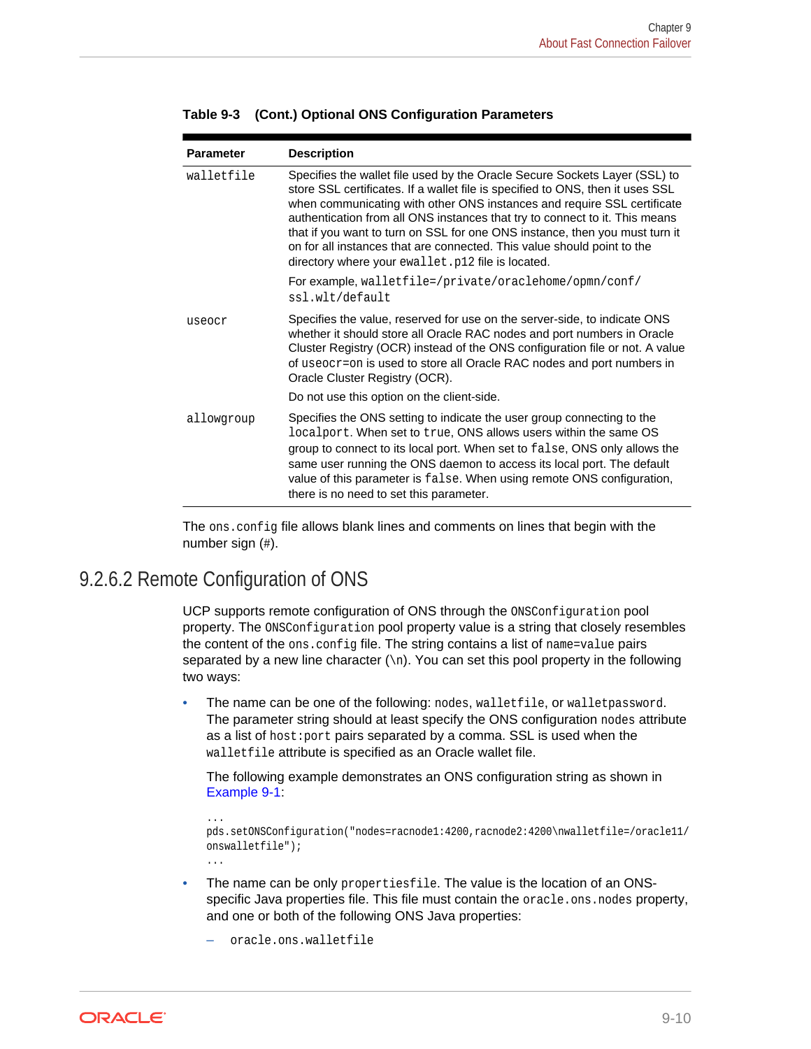**Table 9-3 (Cont.) Optional ONS Configuration Parameters**

| Parameter | Description |
|---|---|
| `walletfile` | Specifies the wallet file used by the Oracle Secure Sockets Layer (SSL) to store SSL certificates. If a wallet file is specified to ONS, then it uses SSL when communicating with other ONS instances and require SSL certificate authentication from all ONS instances that try to connect to it. This means that if you want to turn on SSL for one ONS instance, then you must turn it on for all instances that are connected. This value should point to the directory where your `ewallet.p12` file is located.<br><br>For example, `walletfile=/private/oraclehome/opmn/conf/ssl.wlt/default` |
| `useocr` | Specifies the value, reserved for use on the server-side, to indicate ONS whether it should store all Oracle RAC nodes and port numbers in Oracle Cluster Registry (OCR) instead of the ONS configuration file or not. A value of `useocr=on` is used to store all Oracle RAC nodes and port numbers in Oracle Cluster Registry (OCR).<br><br>Do not use this option on the client-side. |
| `allowgroup` | Specifies the ONS setting to indicate the user group connecting to the `localport`. When set to `true`, ONS allows users within the same OS group to connect to its local port. When set to `false`, ONS only allows the same user running the ONS daemon to access its local port. The default value of this parameter is `false`. When using remote ONS configuration, there is no need to set this parameter. |

The `ons.config` file allows blank lines and comments on lines that begin with the number sign (`#`).

## 9.2.6.2 Remote Configuration of ONS

UCP supports remote configuration of ONS through the `ONSConfiguration` pool property. The `ONSConfiguration` pool property value is a string that closely resembles the content of the `ons.config` file. The string contains a list of `name=value` pairs separated by a new line character (`\n`). You can set this pool property in the following two ways:

- The name can be one of the following: `nodes`, `walletfile`, or `walletpassword`. The parameter string should at least specify the ONS configuration `nodes` attribute as a list of `host:port` pairs separated by a comma. SSL is used when the `walletfile` attribute is specified as an Oracle wallet file.

  The following example demonstrates an ONS configuration string as shown in Example 9-1:

  ```
  ...
  pds.setONSConfiguration("nodes=racnode1:4200,racnode2:4200\nwalletfile=/oracle11/onswalletfile");
  ...
  ```

- The name can be only `propertiesfile`. The value is the location of an ONS-specific Java properties file. This file must contain the `oracle.ons.nodes` property, and one or both of the following ONS Java properties:
  - `oracle.ons.walletfile`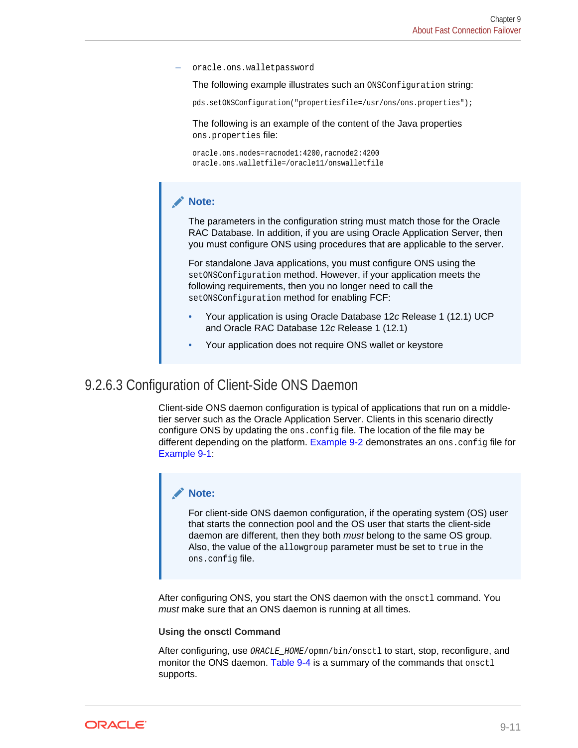- `oracle.ons.walletpassword`

  The following example illustrates such an `ONSConfiguration` string:

  ```
  pds.setONSConfiguration("propertiesfile=/usr/ons/ons.properties");
  ```

  The following is an example of the content of the Java properties `ons.properties` file:

  ```
  oracle.ons.nodes=racnode1:4200,racnode2:4200
  oracle.ons.walletfile=/oracle11/onswalletfile
  ```

> **Note:**
>
> The parameters in the configuration string must match those for the Oracle RAC Database. In addition, if you are using Oracle Application Server, then you must configure ONS using procedures that are applicable to the server.
>
> For standalone Java applications, you must configure ONS using the `setONSConfiguration` method. However, if your application meets the following requirements, then you no longer need to call the `setONSConfiguration` method for enabling FCF:
>
> - Your application is using Oracle Database 12*c* Release 1 (12.1) UCP and Oracle RAC Database 12*c* Release 1 (12.1)
> - Your application does not require ONS wallet or keystore

### 9.2.6.3 Configuration of Client-Side ONS Daemon

Client-side ONS daemon configuration is typical of applications that run on a middle-tier server such as the Oracle Application Server. Clients in this scenario directly configure ONS by updating the `ons.config` file. The location of the file may be different depending on the platform. Example 9-2 demonstrates an `ons.config` file for Example 9-1:

> **Note:**
>
> For client-side ONS daemon configuration, if the operating system (OS) user that starts the connection pool and the OS user that starts the client-side daemon are different, then they both *must* belong to the same OS group. Also, the value of the `allowgroup` parameter must be set to `true` in the `ons.config` file.

After configuring ONS, you start the ONS daemon with the `onsctl` command. You *must* make sure that an ONS daemon is running at all times.

**Using the onsctl Command**

After configuring, use `ORACLE_HOME/opmn/bin/onsctl` to start, stop, reconfigure, and monitor the ONS daemon. Table 9-4 is a summary of the commands that `onsctl` supports.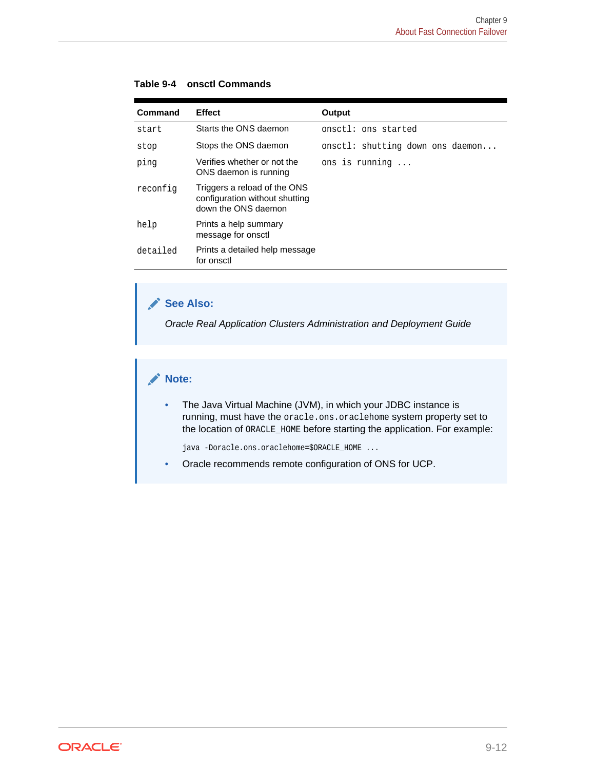**Table 9-4 onsctl Commands**

| Command | Effect | Output |
| --- | --- | --- |
| `start` | Starts the ONS daemon | `onsctl: ons started` |
| `stop` | Stops the ONS daemon | `onsctl: shutting down ons daemon...` |
| `ping` | Verifies whether or not the ONS daemon is running | `ons is running ...` |
| `reconfig` | Triggers a reload of the ONS configuration without shutting down the ONS daemon | |
| `help` | Prints a help summary message for onsctl | |
| `detailed` | Prints a detailed help message for onsctl | |

> **See Also:**
>
> *Oracle Real Application Clusters Administration and Deployment Guide*

> **Note:**
>
> - The Java Virtual Machine (JVM), in which your JDBC instance is running, must have the `oracle.ons.oraclehome` system property set to the location of `ORACLE_HOME` before starting the application. For example:
>
>   ```
>   java -Doracle.ons.oraclehome=$ORACLE_HOME ...
>   ```
>
> - Oracle recommends remote configuration of ONS for UCP.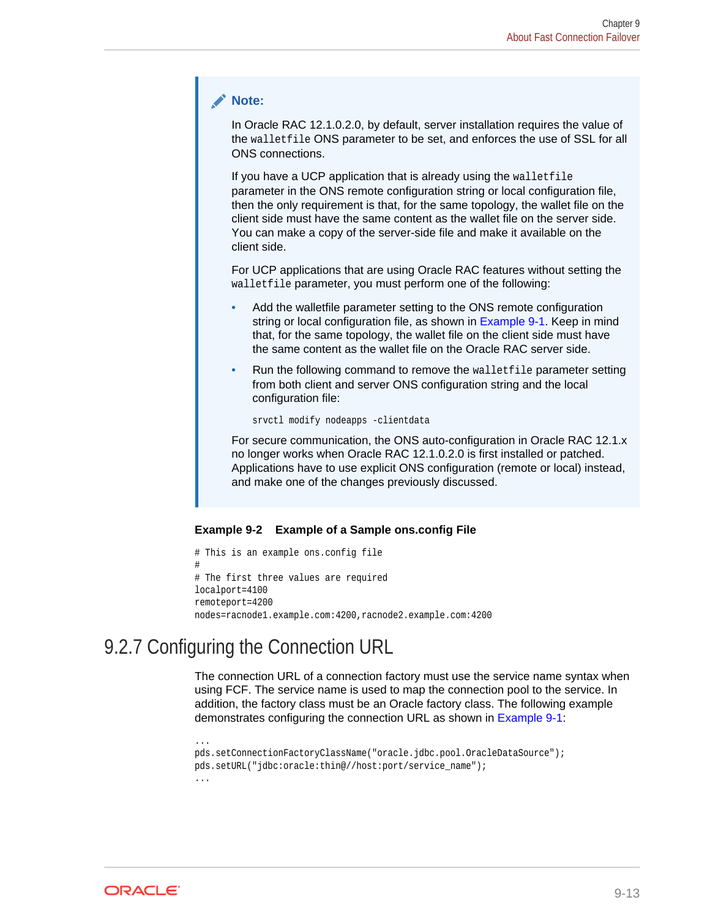> **Note:**
>
> In Oracle RAC 12.1.0.2.0, by default, server installation requires the value of the `walletfile` ONS parameter to be set, and enforces the use of SSL for all ONS connections.
>
> If you have a UCP application that is already using the `walletfile` parameter in the ONS remote configuration string or local configuration file, then the only requirement is that, for the same topology, the wallet file on the client side must have the same content as the wallet file on the server side. You can make a copy of the server-side file and make it available on the client side.
>
> For UCP applications that are using Oracle RAC features without setting the `walletfile` parameter, you must perform one of the following:
>
> - Add the walletfile parameter setting to the ONS remote configuration string or local configuration file, as shown in Example 9-1. Keep in mind that, for the same topology, the wallet file on the client side must have the same content as the wallet file on the Oracle RAC server side.
> - Run the following command to remove the `walletfile` parameter setting from both client and server ONS configuration string and the local configuration file:
>
>   ```
>   srvctl modify nodeapps -clientdata
>   ```
>
> For secure communication, the ONS auto-configuration in Oracle RAC 12.1.x no longer works when Oracle RAC 12.1.0.2.0 is first installed or patched. Applications have to use explicit ONS configuration (remote or local) instead, and make one of the changes previously discussed.

**Example 9-2 Example of a Sample ons.config File**

```
# This is an example ons.config file
#
# The first three values are required
localport=4100
remoteport=4200
nodes=racnode1.example.com:4200,racnode2.example.com:4200
```

## 9.2.7 Configuring the Connection URL

The connection URL of a connection factory must use the service name syntax when using FCF. The service name is used to map the connection pool to the service. In addition, the factory class must be an Oracle factory class. The following example demonstrates configuring the connection URL as shown in Example 9-1:

```
...
pds.setConnectionFactoryClassName("oracle.jdbc.pool.OracleDataSource");
pds.setURL("jdbc:oracle:thin@//host:port/service_name");
...
```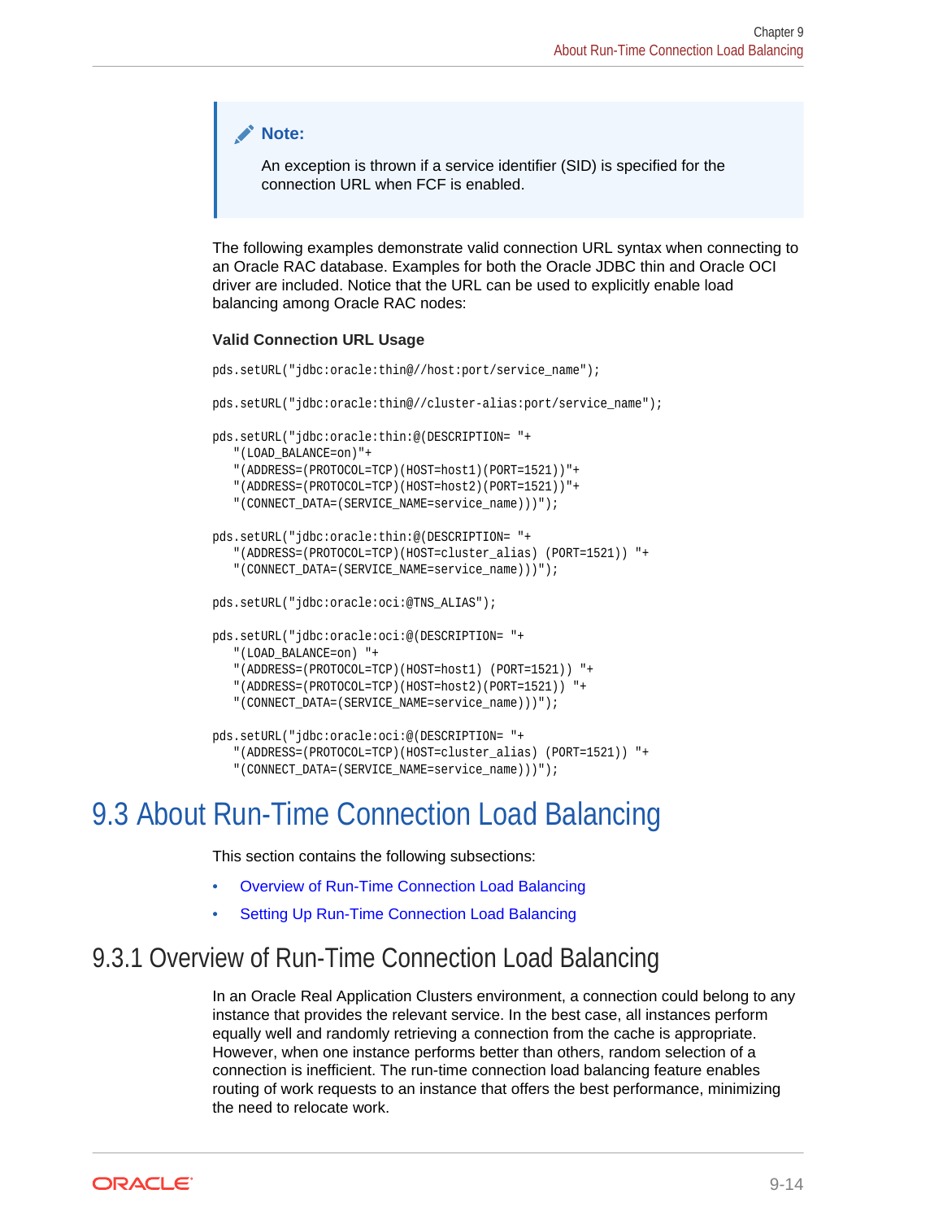> **Note:**
>
> An exception is thrown if a service identifier (SID) is specified for the connection URL when FCF is enabled.

The following examples demonstrate valid connection URL syntax when connecting to an Oracle RAC database. Examples for both the Oracle JDBC thin and Oracle OCI driver are included. Notice that the URL can be used to explicitly enable load balancing among Oracle RAC nodes:

**Valid Connection URL Usage**

```
pds.setURL("jdbc:oracle:thin@//host:port/service_name");

pds.setURL("jdbc:oracle:thin@//cluster-alias:port/service_name");

pds.setURL("jdbc:oracle:thin:@(DESCRIPTION= "+
   "(LOAD_BALANCE=on)"+
   "(ADDRESS=(PROTOCOL=TCP)(HOST=host1)(PORT=1521))"+
   "(ADDRESS=(PROTOCOL=TCP)(HOST=host2)(PORT=1521))"+
   "(CONNECT_DATA=(SERVICE_NAME=service_name)))");

pds.setURL("jdbc:oracle:thin:@(DESCRIPTION= "+
   "(ADDRESS=(PROTOCOL=TCP)(HOST=cluster_alias) (PORT=1521)) "+
   "(CONNECT_DATA=(SERVICE_NAME=service_name)))");

pds.setURL("jdbc:oracle:oci:@TNS_ALIAS");

pds.setURL("jdbc:oracle:oci:@(DESCRIPTION= "+
   "(LOAD_BALANCE=on) "+
   "(ADDRESS=(PROTOCOL=TCP)(HOST=host1) (PORT=1521)) "+
   "(ADDRESS=(PROTOCOL=TCP)(HOST=host2)(PORT=1521)) "+
   "(CONNECT_DATA=(SERVICE_NAME=service_name)))");

pds.setURL("jdbc:oracle:oci:@(DESCRIPTION= "+
   "(ADDRESS=(PROTOCOL=TCP)(HOST=cluster_alias) (PORT=1521)) "+
   "(CONNECT_DATA=(SERVICE_NAME=service_name)))");
```

# 9.3 About Run-Time Connection Load Balancing

This section contains the following subsections:

- Overview of Run-Time Connection Load Balancing
- Setting Up Run-Time Connection Load Balancing

## 9.3.1 Overview of Run-Time Connection Load Balancing

In an Oracle Real Application Clusters environment, a connection could belong to any instance that provides the relevant service. In the best case, all instances perform equally well and randomly retrieving a connection from the cache is appropriate. However, when one instance performs better than others, random selection of a connection is inefficient. The run-time connection load balancing feature enables routing of work requests to an instance that offers the best performance, minimizing the need to relocate work.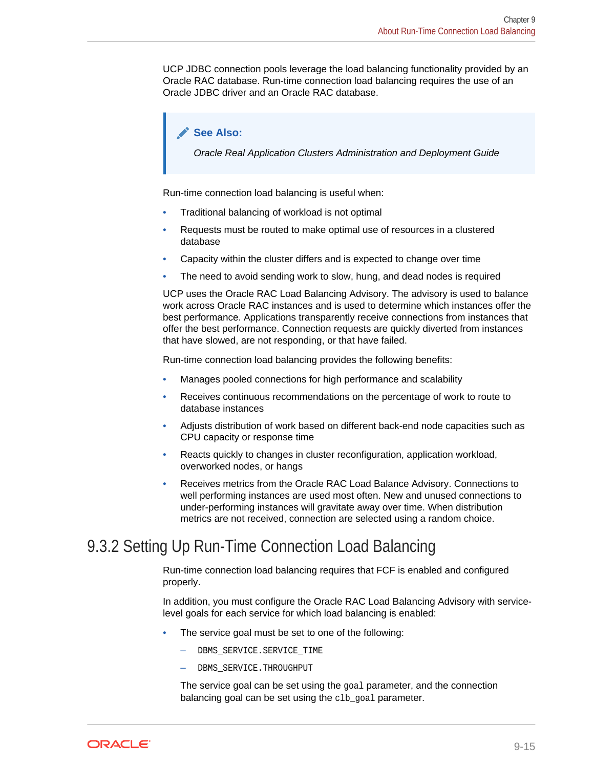UCP JDBC connection pools leverage the load balancing functionality provided by an Oracle RAC database. Run-time connection load balancing requires the use of an Oracle JDBC driver and an Oracle RAC database.

> **See Also:**
>
> *Oracle Real Application Clusters Administration and Deployment Guide*

Run-time connection load balancing is useful when:

- Traditional balancing of workload is not optimal
- Requests must be routed to make optimal use of resources in a clustered database
- Capacity within the cluster differs and is expected to change over time
- The need to avoid sending work to slow, hung, and dead nodes is required

UCP uses the Oracle RAC Load Balancing Advisory. The advisory is used to balance work across Oracle RAC instances and is used to determine which instances offer the best performance. Applications transparently receive connections from instances that offer the best performance. Connection requests are quickly diverted from instances that have slowed, are not responding, or that have failed.

Run-time connection load balancing provides the following benefits:

- Manages pooled connections for high performance and scalability
- Receives continuous recommendations on the percentage of work to route to database instances
- Adjusts distribution of work based on different back-end node capacities such as CPU capacity or response time
- Reacts quickly to changes in cluster reconfiguration, application workload, overworked nodes, or hangs
- Receives metrics from the Oracle RAC Load Balance Advisory. Connections to well performing instances are used most often. New and unused connections to under-performing instances will gravitate away over time. When distribution metrics are not received, connection are selected using a random choice.

## 9.3.2 Setting Up Run-Time Connection Load Balancing

Run-time connection load balancing requires that FCF is enabled and configured properly.

In addition, you must configure the Oracle RAC Load Balancing Advisory with service-level goals for each service for which load balancing is enabled:

- The service goal must be set to one of the following:
  - `DBMS_SERVICE.SERVICE_TIME`
  - `DBMS_SERVICE.THROUGHPUT`

  The service goal can be set using the `goal` parameter, and the connection balancing goal can be set using the `clb_goal` parameter.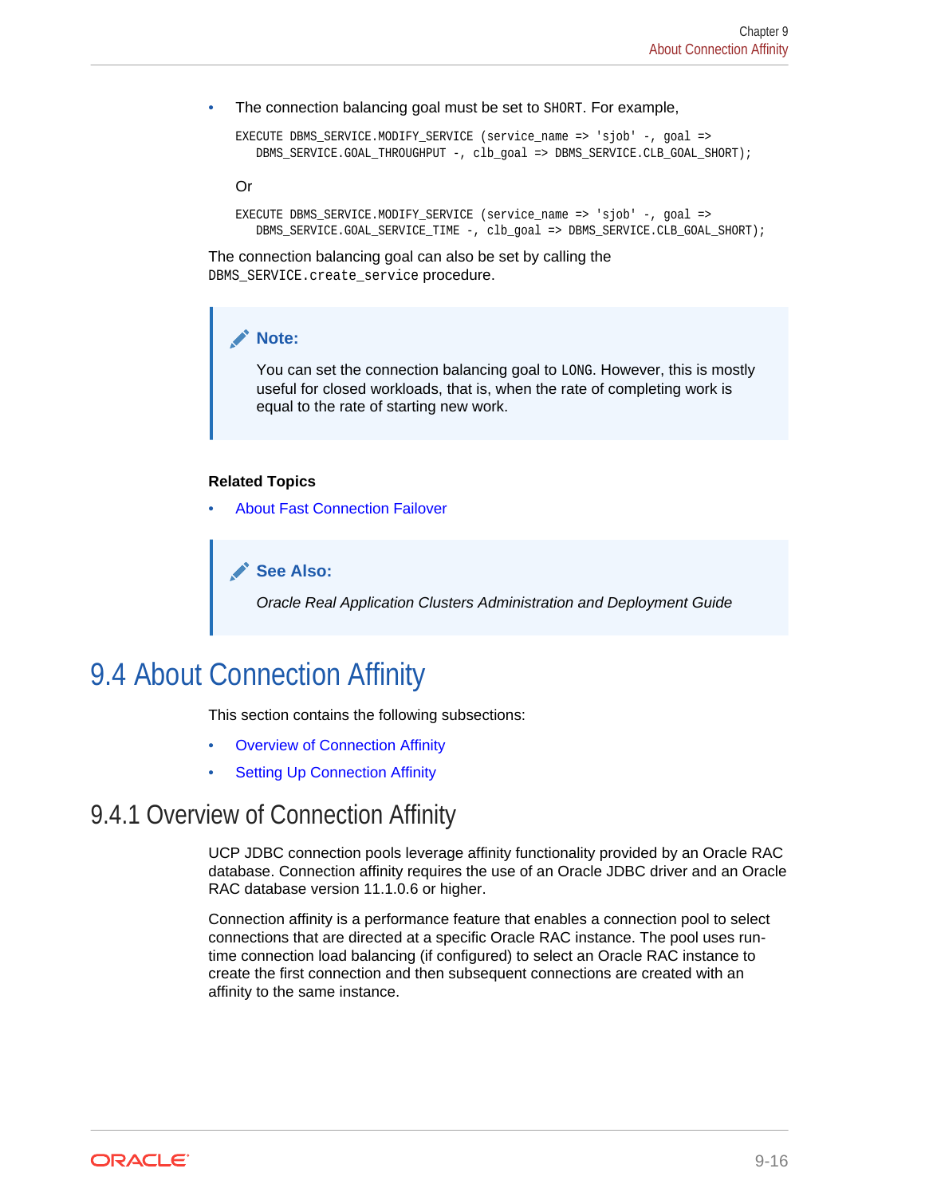- The connection balancing goal must be set to `SHORT`. For example,

  ```
  EXECUTE DBMS_SERVICE.MODIFY_SERVICE (service_name => 'sjob' -, goal =>
     DBMS_SERVICE.GOAL_THROUGHPUT -, clb_goal => DBMS_SERVICE.CLB_GOAL_SHORT);
  ```

  Or

  ```
  EXECUTE DBMS_SERVICE.MODIFY_SERVICE (service_name => 'sjob' -, goal =>
     DBMS_SERVICE.GOAL_SERVICE_TIME -, clb_goal => DBMS_SERVICE.CLB_GOAL_SHORT);
  ```

The connection balancing goal can also be set by calling the `DBMS_SERVICE.create_service` procedure.

> **Note:**
>
> You can set the connection balancing goal to `LONG`. However, this is mostly useful for closed workloads, that is, when the rate of completing work is equal to the rate of starting new work.

**Related Topics**

- About Fast Connection Failover

> **See Also:**
>
> *Oracle Real Application Clusters Administration and Deployment Guide*

# 9.4 About Connection Affinity

This section contains the following subsections:

- Overview of Connection Affinity
- Setting Up Connection Affinity

## 9.4.1 Overview of Connection Affinity

UCP JDBC connection pools leverage affinity functionality provided by an Oracle RAC database. Connection affinity requires the use of an Oracle JDBC driver and an Oracle RAC database version 11.1.0.6 or higher.

Connection affinity is a performance feature that enables a connection pool to select connections that are directed at a specific Oracle RAC instance. The pool uses run-time connection load balancing (if configured) to select an Oracle RAC instance to create the first connection and then subsequent connections are created with an affinity to the same instance.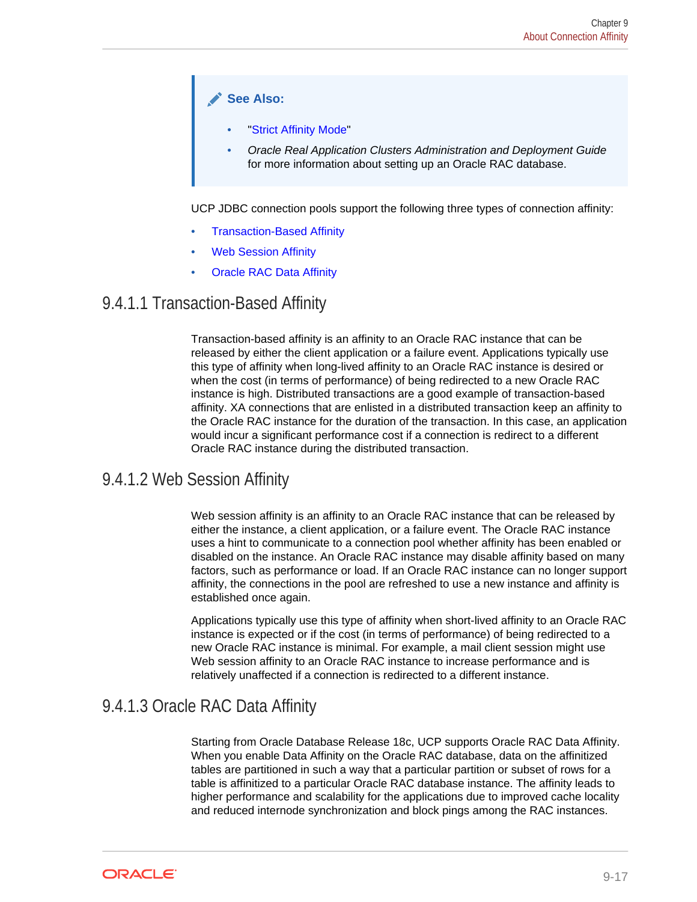> **See Also:**
>
> - "Strict Affinity Mode"
> - *Oracle Real Application Clusters Administration and Deployment Guide* for more information about setting up an Oracle RAC database.

UCP JDBC connection pools support the following three types of connection affinity:

- Transaction-Based Affinity
- Web Session Affinity
- Oracle RAC Data Affinity

### 9.4.1.1 Transaction-Based Affinity

Transaction-based affinity is an affinity to an Oracle RAC instance that can be released by either the client application or a failure event. Applications typically use this type of affinity when long-lived affinity to an Oracle RAC instance is desired or when the cost (in terms of performance) of being redirected to a new Oracle RAC instance is high. Distributed transactions are a good example of transaction-based affinity. XA connections that are enlisted in a distributed transaction keep an affinity to the Oracle RAC instance for the duration of the transaction. In this case, an application would incur a significant performance cost if a connection is redirect to a different Oracle RAC instance during the distributed transaction.

### 9.4.1.2 Web Session Affinity

Web session affinity is an affinity to an Oracle RAC instance that can be released by either the instance, a client application, or a failure event. The Oracle RAC instance uses a hint to communicate to a connection pool whether affinity has been enabled or disabled on the instance. An Oracle RAC instance may disable affinity based on many factors, such as performance or load. If an Oracle RAC instance can no longer support affinity, the connections in the pool are refreshed to use a new instance and affinity is established once again.

Applications typically use this type of affinity when short-lived affinity to an Oracle RAC instance is expected or if the cost (in terms of performance) of being redirected to a new Oracle RAC instance is minimal. For example, a mail client session might use Web session affinity to an Oracle RAC instance to increase performance and is relatively unaffected if a connection is redirected to a different instance.

### 9.4.1.3 Oracle RAC Data Affinity

Starting from Oracle Database Release 18c, UCP supports Oracle RAC Data Affinity. When you enable Data Affinity on the Oracle RAC database, data on the affinitized tables are partitioned in such a way that a particular partition or subset of rows for a table is affinitized to a particular Oracle RAC database instance. The affinity leads to higher performance and scalability for the applications due to improved cache locality and reduced internode synchronization and block pings among the RAC instances.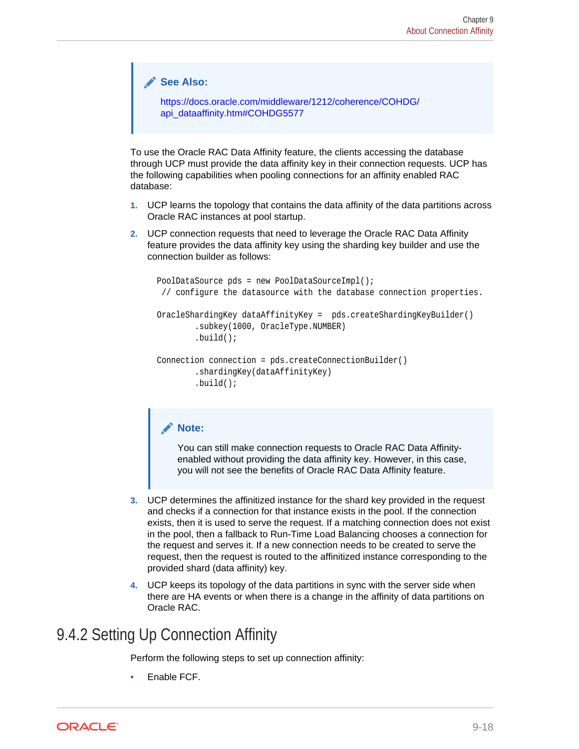> **See Also:**
>
> https://docs.oracle.com/middleware/1212/coherence/COHDG/api_dataaffinity.htm#COHDG5577

To use the Oracle RAC Data Affinity feature, the clients accessing the database through UCP must provide the data affinity key in their connection requests. UCP has the following capabilities when pooling connections for an affinity enabled RAC database:

1. UCP learns the topology that contains the data affinity of the data partitions across Oracle RAC instances at pool startup.
2. UCP connection requests that need to leverage the Oracle RAC Data Affinity feature provides the data affinity key using the sharding key builder and use the connection builder as follows:

   ```
   PoolDataSource pds = new PoolDataSourceImpl();
    // configure the datasource with the database connection properties.

   OracleShardingKey dataAffinityKey =  pds.createShardingKeyBuilder()
           .subkey(1000, OracleType.NUMBER)
           .build();

   Connection connection = pds.createConnectionBuilder()
           .shardingKey(dataAffinityKey)
           .build();
   ```

   > **Note:**
   >
   > You can still make connection requests to Oracle RAC Data Affinity-enabled without providing the data affinity key. However, in this case, you will not see the benefits of Oracle RAC Data Affinity feature.

3. UCP determines the affinitized instance for the shard key provided in the request and checks if a connection for that instance exists in the pool. If the connection exists, then it is used to serve the request. If a matching connection does not exist in the pool, then a fallback to Run-Time Load Balancing chooses a connection for the request and serves it. If a new connection needs to be created to serve the request, then the request is routed to the affinitized instance corresponding to the provided shard (data affinity) key.
4. UCP keeps its topology of the data partitions in sync with the server side when there are HA events or when there is a change in the affinity of data partitions on Oracle RAC.

## 9.4.2 Setting Up Connection Affinity

Perform the following steps to set up connection affinity:

- Enable FCF.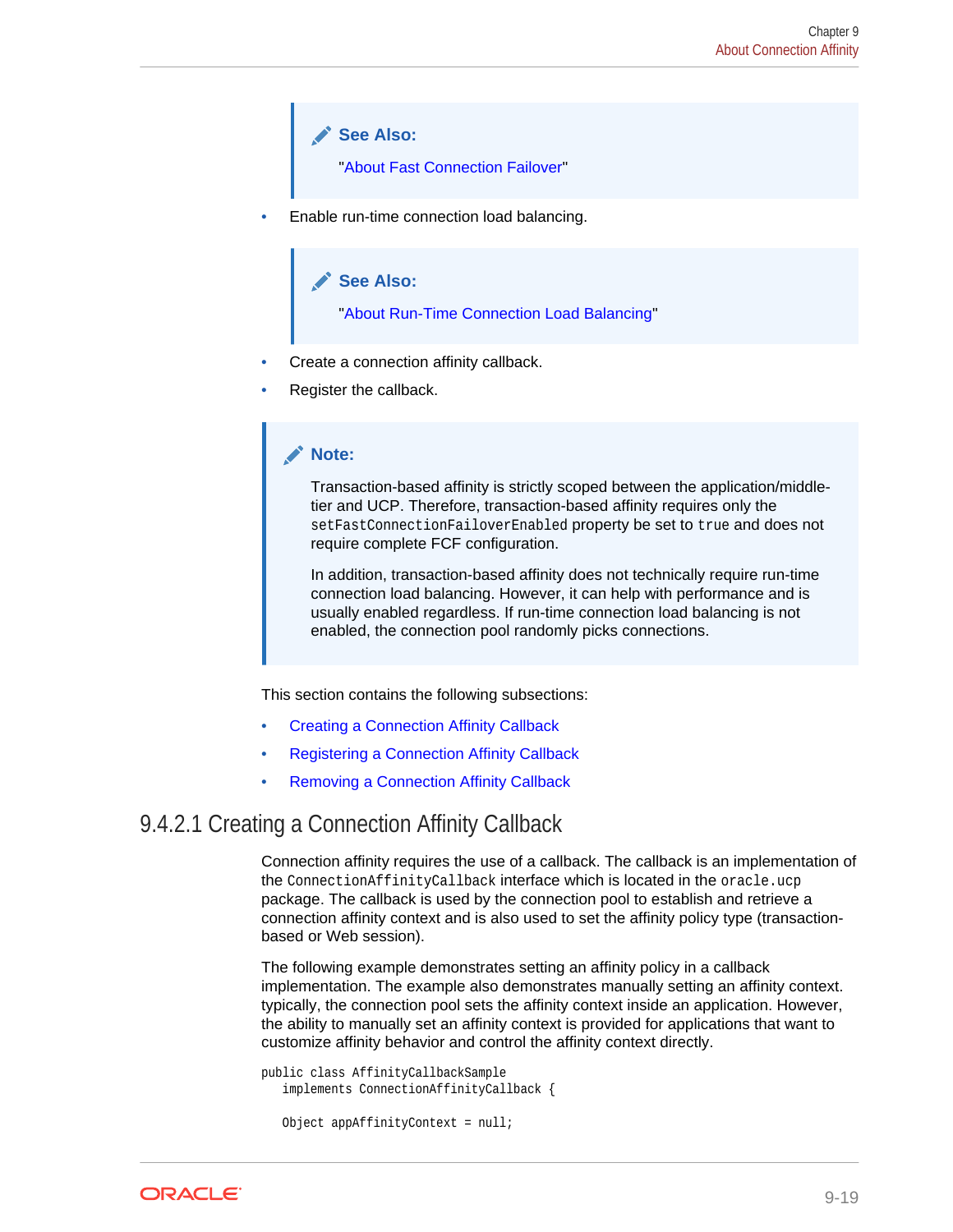> **See Also:**
>
> "About Fast Connection Failover"

- Enable run-time connection load balancing.

> **See Also:**
>
> "About Run-Time Connection Load Balancing"

- Create a connection affinity callback.
- Register the callback.

> **Note:**
>
> Transaction-based affinity is strictly scoped between the application/middle-tier and UCP. Therefore, transaction-based affinity requires only the `setFastConnectionFailoverEnabled` property be set to `true` and does not require complete FCF configuration.
>
> In addition, transaction-based affinity does not technically require run-time connection load balancing. However, it can help with performance and is usually enabled regardless. If run-time connection load balancing is not enabled, the connection pool randomly picks connections.

This section contains the following subsections:

- Creating a Connection Affinity Callback
- Registering a Connection Affinity Callback
- Removing a Connection Affinity Callback

### 9.4.2.1 Creating a Connection Affinity Callback

Connection affinity requires the use of a callback. The callback is an implementation of the `ConnectionAffinityCallback` interface which is located in the `oracle.ucp` package. The callback is used by the connection pool to establish and retrieve a connection affinity context and is also used to set the affinity policy type (transaction-based or Web session).

The following example demonstrates setting an affinity policy in a callback implementation. The example also demonstrates manually setting an affinity context. typically, the connection pool sets the affinity context inside an application. However, the ability to manually set an affinity context is provided for applications that want to customize affinity behavior and control the affinity context directly.

```
public class AffinityCallbackSample
   implements ConnectionAffinityCallback {

   Object appAffinityContext = null;
```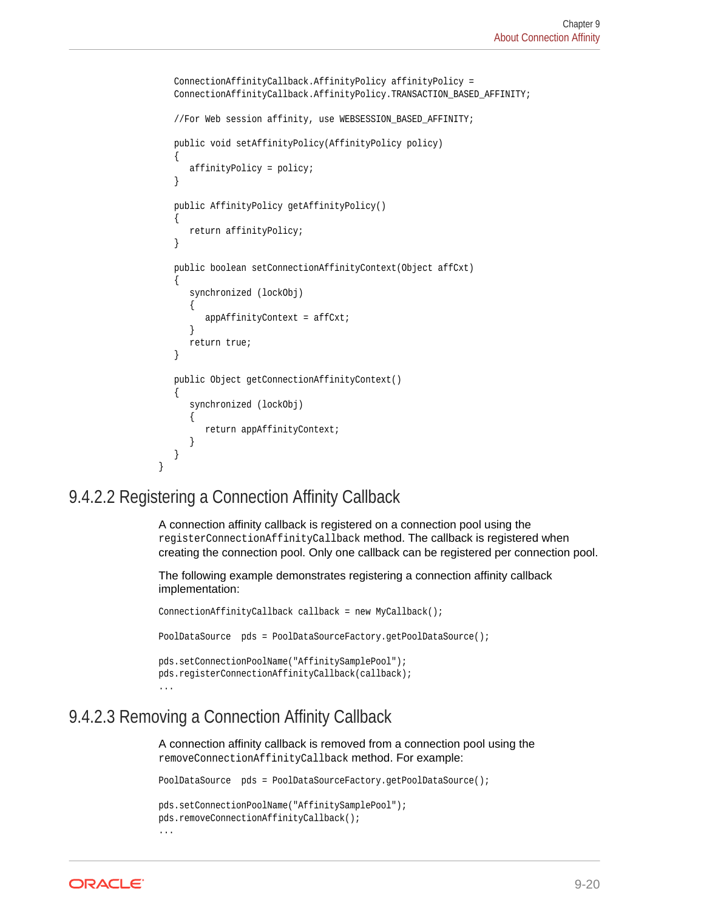```
   ConnectionAffinityCallback.AffinityPolicy affinityPolicy =
   ConnectionAffinityCallback.AffinityPolicy.TRANSACTION_BASED_AFFINITY;

   //For Web session affinity, use WEBSESSION_BASED_AFFINITY;

   public void setAffinityPolicy(AffinityPolicy policy)
   {
      affinityPolicy = policy;
   }

   public AffinityPolicy getAffinityPolicy()
   {
      return affinityPolicy;
   }

   public boolean setConnectionAffinityContext(Object affCxt)
   {
      synchronized (lockObj)
      {
         appAffinityContext = affCxt;
      }
      return true;
   }

   public Object getConnectionAffinityContext()
   {
      synchronized (lockObj)
      {
         return appAffinityContext;
      }
   }
}
```

### 9.4.2.2 Registering a Connection Affinity Callback

A connection affinity callback is registered on a connection pool using the `registerConnectionAffinityCallback` method. The callback is registered when creating the connection pool. Only one callback can be registered per connection pool.

The following example demonstrates registering a connection affinity callback implementation:

```
ConnectionAffinityCallback callback = new MyCallback();

PoolDataSource  pds = PoolDataSourceFactory.getPoolDataSource();

pds.setConnectionPoolName("AffinitySamplePool");
pds.registerConnectionAffinityCallback(callback);
...
```

### 9.4.2.3 Removing a Connection Affinity Callback

A connection affinity callback is removed from a connection pool using the `removeConnectionAffinityCallback` method. For example:

```
PoolDataSource  pds = PoolDataSourceFactory.getPoolDataSource();

pds.setConnectionPoolName("AffinitySamplePool");
pds.removeConnectionAffinityCallback();
...
```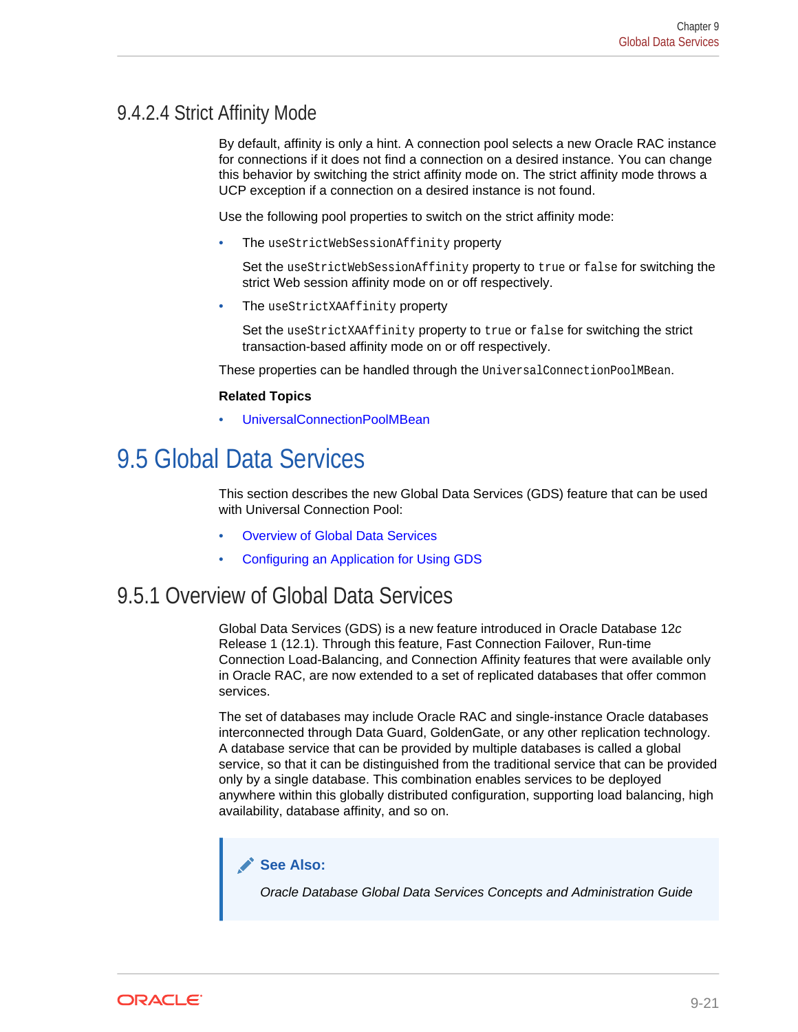### 9.4.2.4 Strict Affinity Mode

By default, affinity is only a hint. A connection pool selects a new Oracle RAC instance for connections if it does not find a connection on a desired instance. You can change this behavior by switching the strict affinity mode on. The strict affinity mode throws a UCP exception if a connection on a desired instance is not found.

Use the following pool properties to switch on the strict affinity mode:

- The `useStrictWebSessionAffinity` property

  Set the `useStrictWebSessionAffinity` property to `true` or `false` for switching the strict Web session affinity mode on or off respectively.

- The `useStrictXAAffinity` property

  Set the `useStrictXAAffinity` property to `true` or `false` for switching the strict transaction-based affinity mode on or off respectively.

These properties can be handled through the `UniversalConnectionPoolMBean`.

**Related Topics**

- UniversalConnectionPoolMBean

## 9.5 Global Data Services

This section describes the new Global Data Services (GDS) feature that can be used with Universal Connection Pool:

- Overview of Global Data Services
- Configuring an Application for Using GDS

### 9.5.1 Overview of Global Data Services

Global Data Services (GDS) is a new feature introduced in Oracle Database 12*c* Release 1 (12.1). Through this feature, Fast Connection Failover, Run-time Connection Load-Balancing, and Connection Affinity features that were available only in Oracle RAC, are now extended to a set of replicated databases that offer common services.

The set of databases may include Oracle RAC and single-instance Oracle databases interconnected through Data Guard, GoldenGate, or any other replication technology. A database service that can be provided by multiple databases is called a global service, so that it can be distinguished from the traditional service that can be provided only by a single database. This combination enables services to be deployed anywhere within this globally distributed configuration, supporting load balancing, high availability, database affinity, and so on.

> **See Also:**
>
> *Oracle Database Global Data Services Concepts and Administration Guide*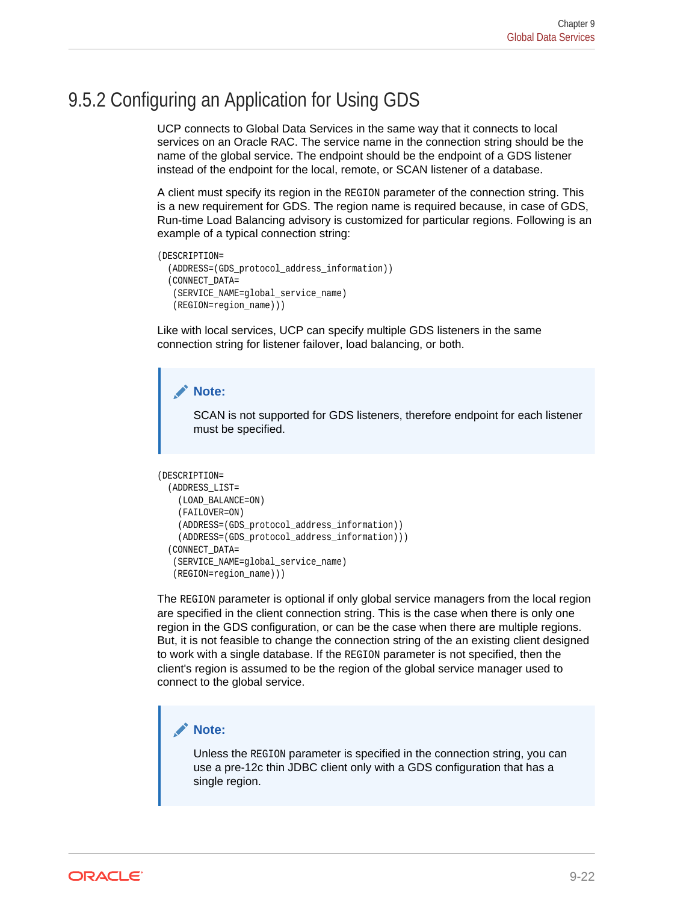## 9.5.2 Configuring an Application for Using GDS

UCP connects to Global Data Services in the same way that it connects to local services on an Oracle RAC. The service name in the connection string should be the name of the global service. The endpoint should be the endpoint of a GDS listener instead of the endpoint for the local, remote, or SCAN listener of a database.

A client must specify its region in the `REGION` parameter of the connection string. This is a new requirement for GDS. The region name is required because, in case of GDS, Run-time Load Balancing advisory is customized for particular regions. Following is an example of a typical connection string:

```
(DESCRIPTION=
  (ADDRESS=(GDS_protocol_address_information))
  (CONNECT_DATA=
   (SERVICE_NAME=global_service_name)
   (REGION=region_name)))
```

Like with local services, UCP can specify multiple GDS listeners in the same connection string for listener failover, load balancing, or both.

> **Note:**
>
> SCAN is not supported for GDS listeners, therefore endpoint for each listener must be specified.

```
(DESCRIPTION=
  (ADDRESS_LIST=
    (LOAD_BALANCE=ON)
    (FAILOVER=ON)
    (ADDRESS=(GDS_protocol_address_information))
    (ADDRESS=(GDS_protocol_address_information)))
  (CONNECT_DATA=
   (SERVICE_NAME=global_service_name)
   (REGION=region_name)))
```

The `REGION` parameter is optional if only global service managers from the local region are specified in the client connection string. This is the case when there is only one region in the GDS configuration, or can be the case when there are multiple regions. But, it is not feasible to change the connection string of the an existing client designed to work with a single database. If the `REGION` parameter is not specified, then the client's region is assumed to be the region of the global service manager used to connect to the global service.

> **Note:**
>
> Unless the `REGION` parameter is specified in the connection string, you can use a pre-12c thin JDBC client only with a GDS configuration that has a single region.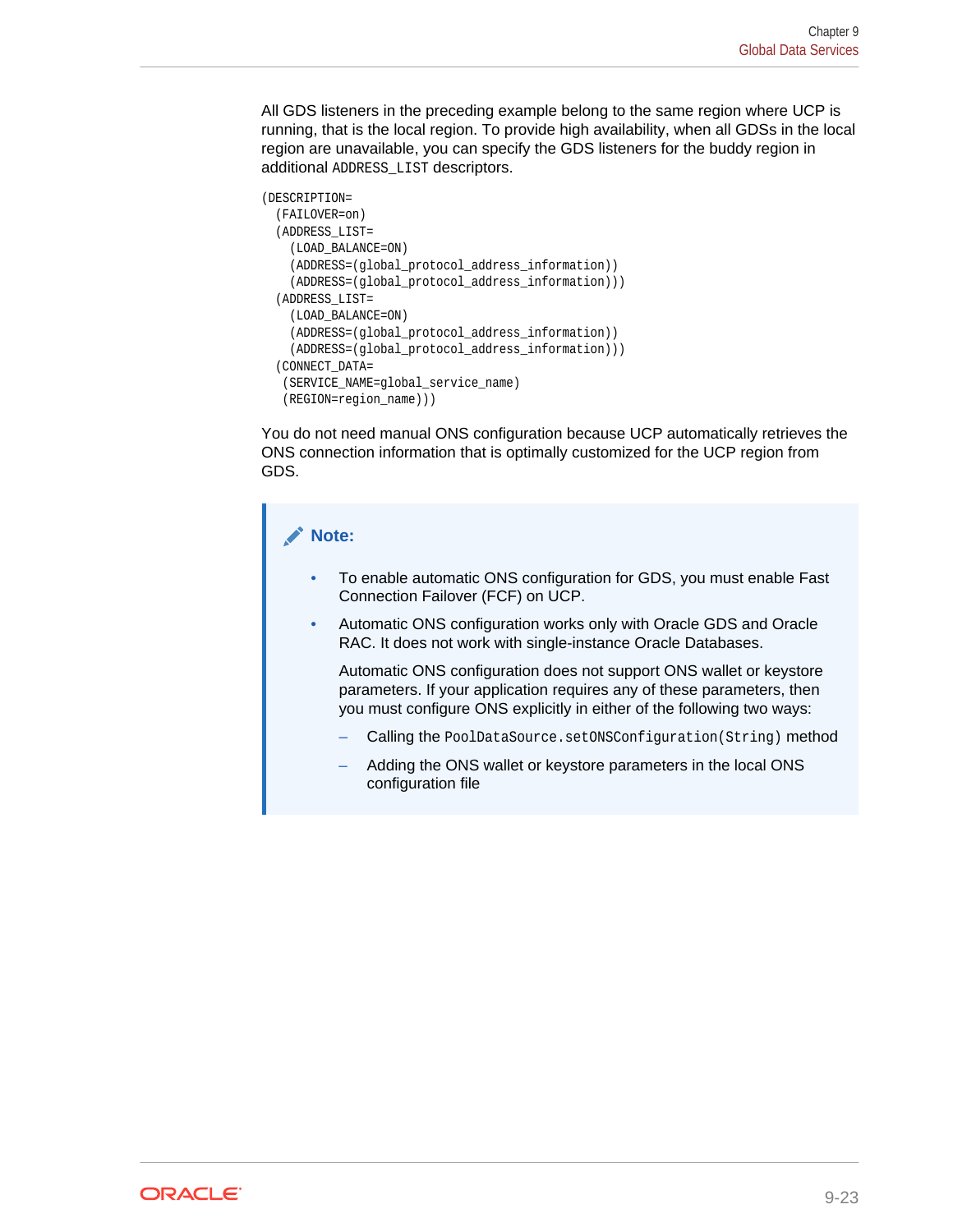All GDS listeners in the preceding example belong to the same region where UCP is running, that is the local region. To provide high availability, when all GDSs in the local region are unavailable, you can specify the GDS listeners for the buddy region in additional ADDRESS_LIST descriptors.

```
(DESCRIPTION=
  (FAILOVER=on)
  (ADDRESS_LIST=
    (LOAD_BALANCE=ON)
    (ADDRESS=(global_protocol_address_information))
    (ADDRESS=(global_protocol_address_information)))
  (ADDRESS_LIST=
    (LOAD_BALANCE=ON)
    (ADDRESS=(global_protocol_address_information))
    (ADDRESS=(global_protocol_address_information)))
  (CONNECT_DATA=
   (SERVICE_NAME=global_service_name)
   (REGION=region_name)))
```

You do not need manual ONS configuration because UCP automatically retrieves the ONS connection information that is optimally customized for the UCP region from GDS.

> **Note:**
>
> - To enable automatic ONS configuration for GDS, you must enable Fast Connection Failover (FCF) on UCP.
> - Automatic ONS configuration works only with Oracle GDS and Oracle RAC. It does not work with single-instance Oracle Databases.
>
>   Automatic ONS configuration does not support ONS wallet or keystore parameters. If your application requires any of these parameters, then you must configure ONS explicitly in either of the following two ways:
>
>   – Calling the `PoolDataSource.setONSConfiguration(String)` method
>
>   – Adding the ONS wallet or keystore parameters in the local ONS configuration file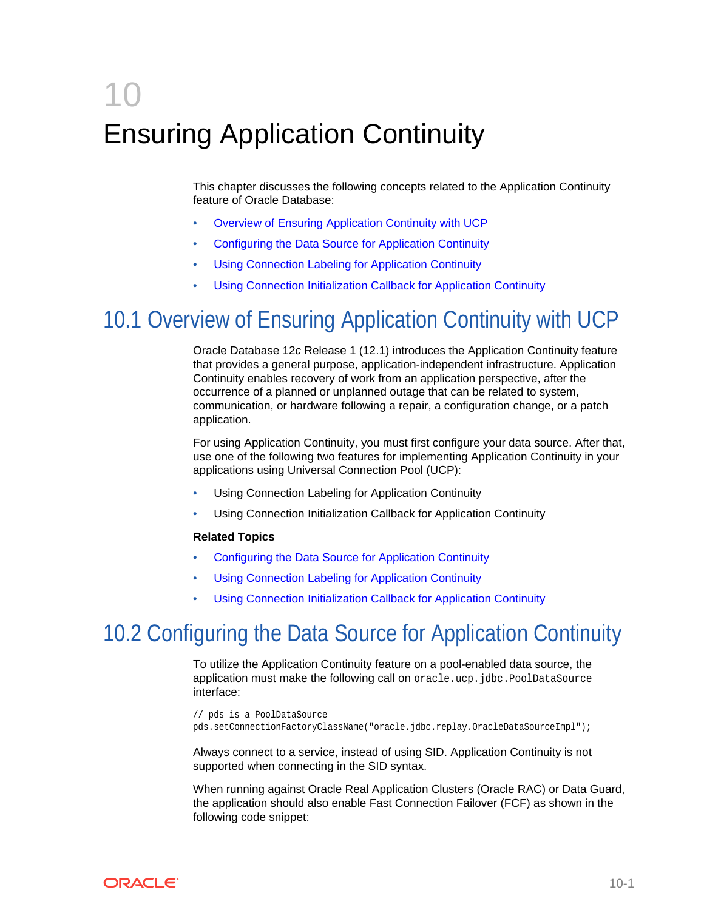# 10 Ensuring Application Continuity

This chapter discusses the following concepts related to the Application Continuity feature of Oracle Database:

- Overview of Ensuring Application Continuity with UCP
- Configuring the Data Source for Application Continuity
- Using Connection Labeling for Application Continuity
- Using Connection Initialization Callback for Application Continuity

## 10.1 Overview of Ensuring Application Continuity with UCP

Oracle Database 12*c* Release 1 (12.1) introduces the Application Continuity feature that provides a general purpose, application-independent infrastructure. Application Continuity enables recovery of work from an application perspective, after the occurrence of a planned or unplanned outage that can be related to system, communication, or hardware following a repair, a configuration change, or a patch application.

For using Application Continuity, you must first configure your data source. After that, use one of the following two features for implementing Application Continuity in your applications using Universal Connection Pool (UCP):

- Using Connection Labeling for Application Continuity
- Using Connection Initialization Callback for Application Continuity

**Related Topics**

- Configuring the Data Source for Application Continuity
- Using Connection Labeling for Application Continuity
- Using Connection Initialization Callback for Application Continuity

## 10.2 Configuring the Data Source for Application Continuity

To utilize the Application Continuity feature on a pool-enabled data source, the application must make the following call on `oracle.ucp.jdbc.PoolDataSource` interface:

```
// pds is a PoolDataSource
pds.setConnectionFactoryClassName("oracle.jdbc.replay.OracleDataSourceImpl");
```

Always connect to a service, instead of using SID. Application Continuity is not supported when connecting in the SID syntax.

When running against Oracle Real Application Clusters (Oracle RAC) or Data Guard, the application should also enable Fast Connection Failover (FCF) as shown in the following code snippet: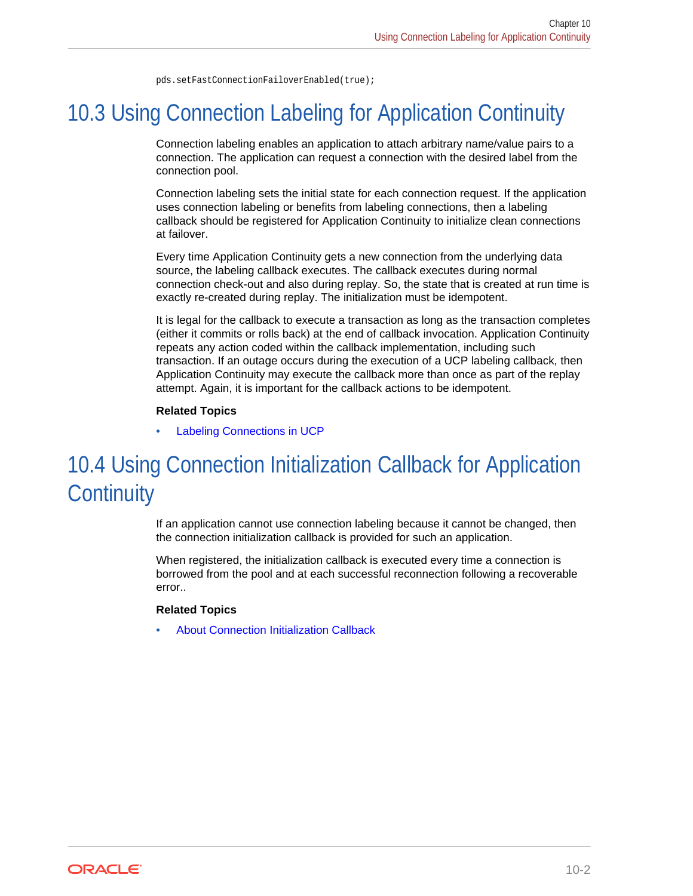```
pds.setFastConnectionFailoverEnabled(true);
```

## 10.3 Using Connection Labeling for Application Continuity

Connection labeling enables an application to attach arbitrary name/value pairs to a connection. The application can request a connection with the desired label from the connection pool.

Connection labeling sets the initial state for each connection request. If the application uses connection labeling or benefits from labeling connections, then a labeling callback should be registered for Application Continuity to initialize clean connections at failover.

Every time Application Continuity gets a new connection from the underlying data source, the labeling callback executes. The callback executes during normal connection check-out and also during replay. So, the state that is created at run time is exactly re-created during replay. The initialization must be idempotent.

It is legal for the callback to execute a transaction as long as the transaction completes (either it commits or rolls back) at the end of callback invocation. Application Continuity repeats any action coded within the callback implementation, including such transaction. If an outage occurs during the execution of a UCP labeling callback, then Application Continuity may execute the callback more than once as part of the replay attempt. Again, it is important for the callback actions to be idempotent.

**Related Topics**

- Labeling Connections in UCP

## 10.4 Using Connection Initialization Callback for Application Continuity

If an application cannot use connection labeling because it cannot be changed, then the connection initialization callback is provided for such an application.

When registered, the initialization callback is executed every time a connection is borrowed from the pool and at each successful reconnection following a recoverable error..

**Related Topics**

- About Connection Initialization Callback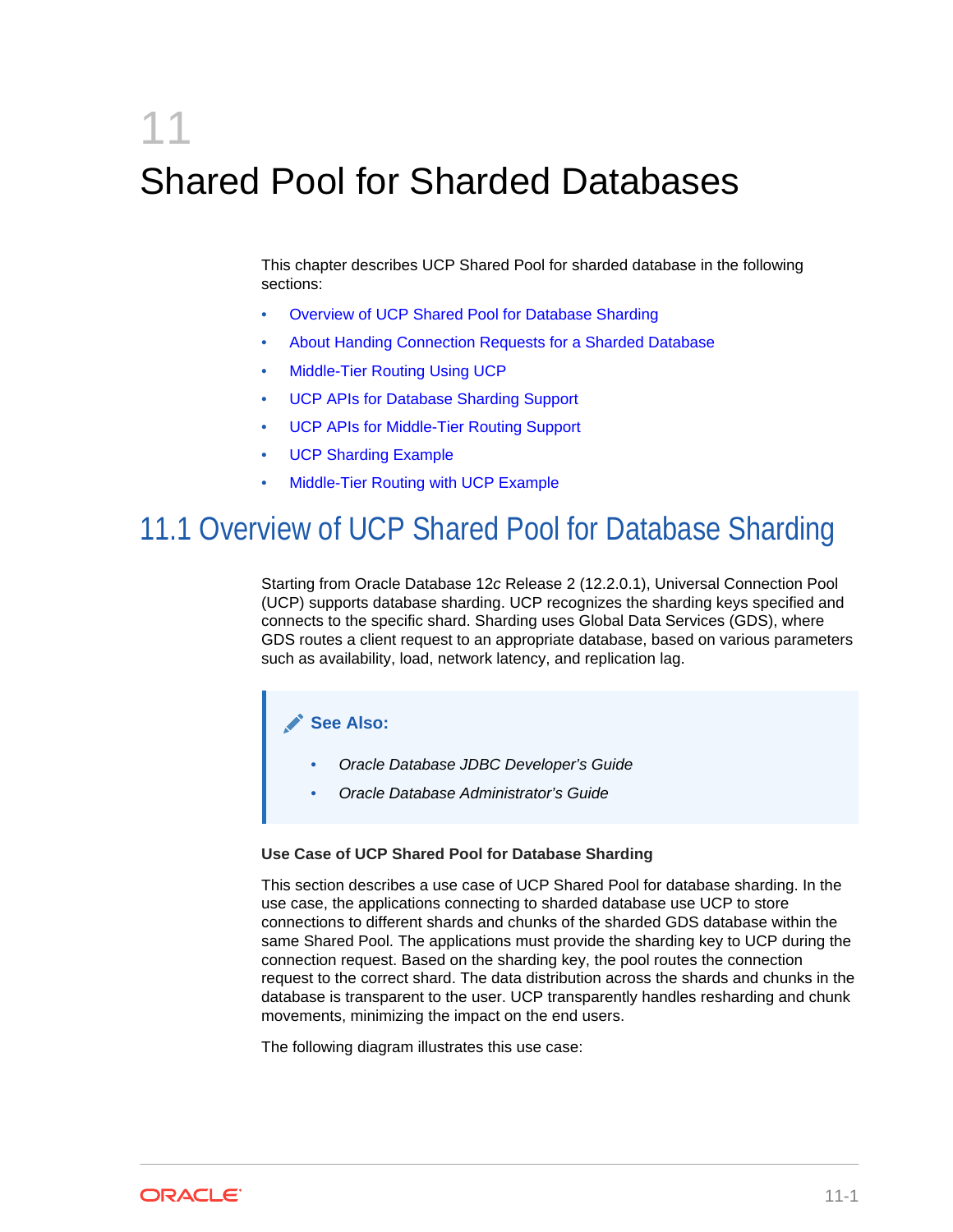# 11 Shared Pool for Sharded Databases

This chapter describes UCP Shared Pool for sharded database in the following sections:

- Overview of UCP Shared Pool for Database Sharding
- About Handing Connection Requests for a Sharded Database
- Middle-Tier Routing Using UCP
- UCP APIs for Database Sharding Support
- UCP APIs for Middle-Tier Routing Support
- UCP Sharding Example
- Middle-Tier Routing with UCP Example

## 11.1 Overview of UCP Shared Pool for Database Sharding

Starting from Oracle Database 12*c* Release 2 (12.2.0.1), Universal Connection Pool (UCP) supports database sharding. UCP recognizes the sharding keys specified and connects to the specific shard. Sharding uses Global Data Services (GDS), where GDS routes a client request to an appropriate database, based on various parameters such as availability, load, network latency, and replication lag.

> **See Also:**
>
> - *Oracle Database JDBC Developer's Guide*
> - *Oracle Database Administrator's Guide*

**Use Case of UCP Shared Pool for Database Sharding**

This section describes a use case of UCP Shared Pool for database sharding. In the use case, the applications connecting to sharded database use UCP to store connections to different shards and chunks of the sharded GDS database within the same Shared Pool. The applications must provide the sharding key to UCP during the connection request. Based on the sharding key, the pool routes the connection request to the correct shard. The data distribution across the shards and chunks in the database is transparent to the user. UCP transparently handles resharding and chunk movements, minimizing the impact on the end users.

The following diagram illustrates this use case: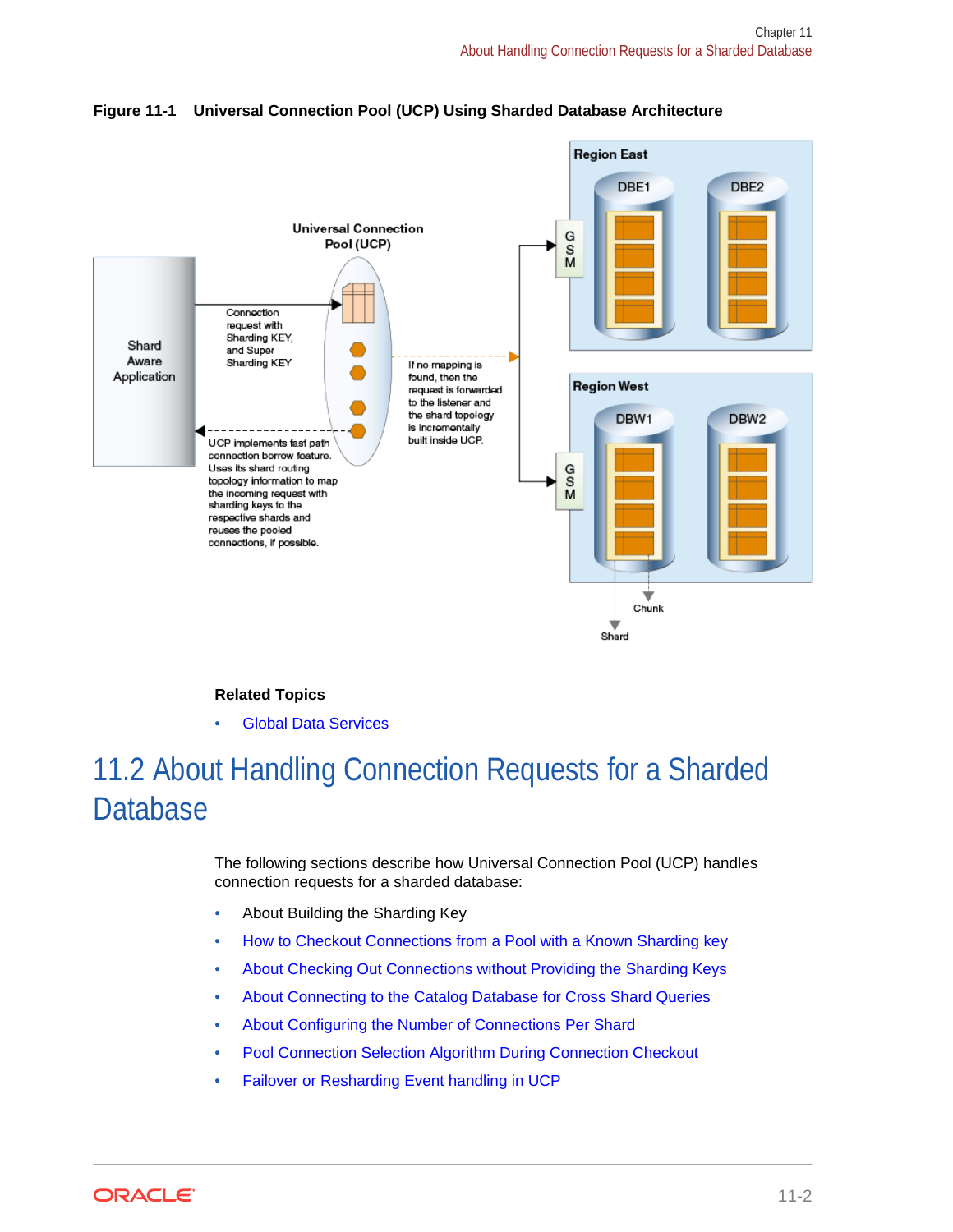**Figure 11-1 Universal Connection Pool (UCP) Using Sharded Database Architecture**

Universal Connection Pool (UCP)

Shard Aware Application

Connection request with Sharding KEY, and Super Sharding KEY

UCP implements fast path connection borrow feature. Uses its shard routing topology information to map the incoming request with sharding keys to the respective shards and reuses the pooled connections, if possible.

If no mapping is found, then the request is forwarded to the listener and the shard topology is incrementally built inside UCP.

Region East

GSM

DBE1 DBE2

Region West

GSM

DBW1 DBW2

Chunk

Shard

**Related Topics**

- Global Data Services

# 11.2 About Handling Connection Requests for a Sharded Database

The following sections describe how Universal Connection Pool (UCP) handles connection requests for a sharded database:

- About Building the Sharding Key
- How to Checkout Connections from a Pool with a Known Sharding key
- About Checking Out Connections without Providing the Sharding Keys
- About Connecting to the Catalog Database for Cross Shard Queries
- About Configuring the Number of Connections Per Shard
- Pool Connection Selection Algorithm During Connection Checkout
- Failover or Resharding Event handling in UCP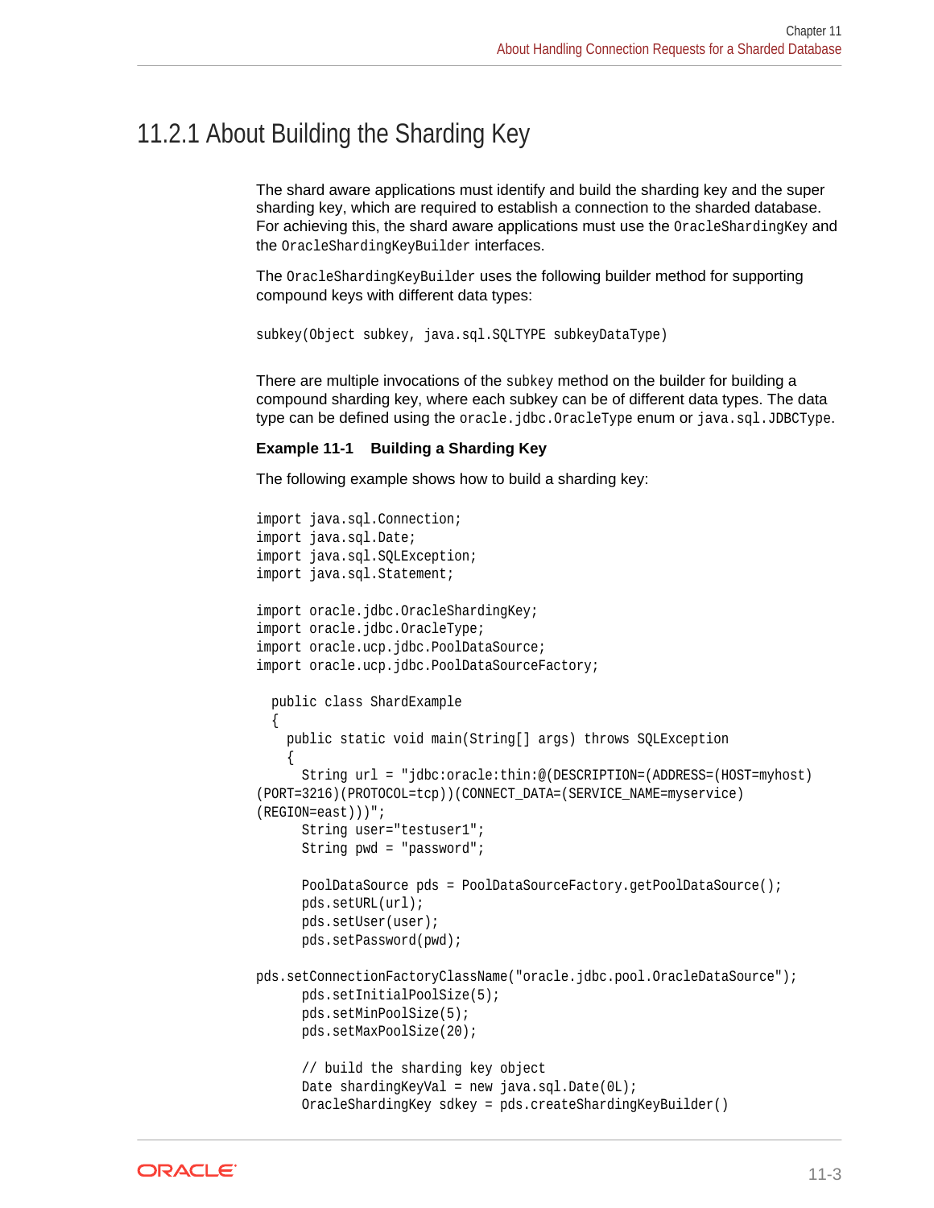## 11.2.1 About Building the Sharding Key

The shard aware applications must identify and build the sharding key and the super sharding key, which are required to establish a connection to the sharded database. For achieving this, the shard aware applications must use the `OracleShardingKey` and the `OracleShardingKeyBuilder` interfaces.

The `OracleShardingKeyBuilder` uses the following builder method for supporting compound keys with different data types:

```
subkey(Object subkey, java.sql.SQLTYPE subkeyDataType)
```

There are multiple invocations of the `subkey` method on the builder for building a compound sharding key, where each subkey can be of different data types. The data type can be defined using the `oracle.jdbc.OracleType` enum or `java.sql.JDBCType`.

**Example 11-1 Building a Sharding Key**

The following example shows how to build a sharding key:

```
import java.sql.Connection;
import java.sql.Date;
import java.sql.SQLException;
import java.sql.Statement;

import oracle.jdbc.OracleShardingKey;
import oracle.jdbc.OracleType;
import oracle.ucp.jdbc.PoolDataSource;
import oracle.ucp.jdbc.PoolDataSourceFactory;

  public class ShardExample
  {
    public static void main(String[] args) throws SQLException
    {
      String url = "jdbc:oracle:thin:@(DESCRIPTION=(ADDRESS=(HOST=myhost)
(PORT=3216)(PROTOCOL=tcp))(CONNECT_DATA=(SERVICE_NAME=myservice)
(REGION=east)))";
      String user="testuser1";
      String pwd = "password";

      PoolDataSource pds = PoolDataSourceFactory.getPoolDataSource();
      pds.setURL(url);
      pds.setUser(user);
      pds.setPassword(pwd);

pds.setConnectionFactoryClassName("oracle.jdbc.pool.OracleDataSource");
      pds.setInitialPoolSize(5);
      pds.setMinPoolSize(5);
      pds.setMaxPoolSize(20);

      // build the sharding key object
      Date shardingKeyVal = new java.sql.Date(0L);
      OracleShardingKey sdkey = pds.createShardingKeyBuilder()
```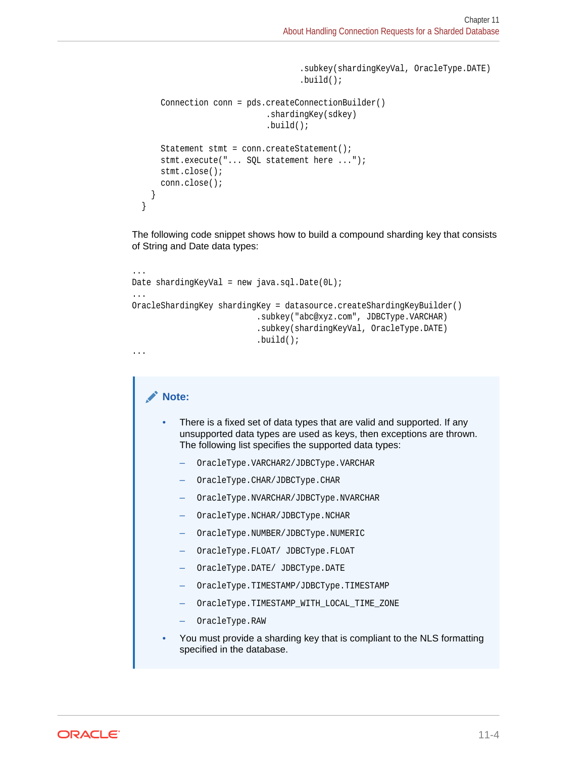```
                                .subkey(shardingKeyVal, OracleType.DATE)
                                .build();

      Connection conn = pds.createConnectionBuilder()
                           .shardingKey(sdkey)
                           .build();

      Statement stmt = conn.createStatement();
      stmt.execute("... SQL statement here ...");
      stmt.close();
      conn.close();
    }
  }
```

The following code snippet shows how to build a compound sharding key that consists of String and Date data types:

```
...
Date shardingKeyVal = new java.sql.Date(0L);
...
OracleShardingKey shardingKey = datasource.createShardingKeyBuilder()
                          .subkey("abc@xyz.com", JDBCType.VARCHAR)
                          .subkey(shardingKeyVal, OracleType.DATE)
                          .build();
...
```

**Note:**

- There is a fixed set of data types that are valid and supported. If any unsupported data types are used as keys, then exceptions are thrown. The following list specifies the supported data types:
  - `OracleType.VARCHAR2/JDBCType.VARCHAR`
  - `OracleType.CHAR/JDBCType.CHAR`
  - `OracleType.NVARCHAR/JDBCType.NVARCHAR`
  - `OracleType.NCHAR/JDBCType.NCHAR`
  - `OracleType.NUMBER/JDBCType.NUMERIC`
  - `OracleType.FLOAT/ JDBCType.FLOAT`
  - `OracleType.DATE/ JDBCType.DATE`
  - `OracleType.TIMESTAMP/JDBCType.TIMESTAMP`
  - `OracleType.TIMESTAMP_WITH_LOCAL_TIME_ZONE`
  - `OracleType.RAW`
- You must provide a sharding key that is compliant to the NLS formatting specified in the database.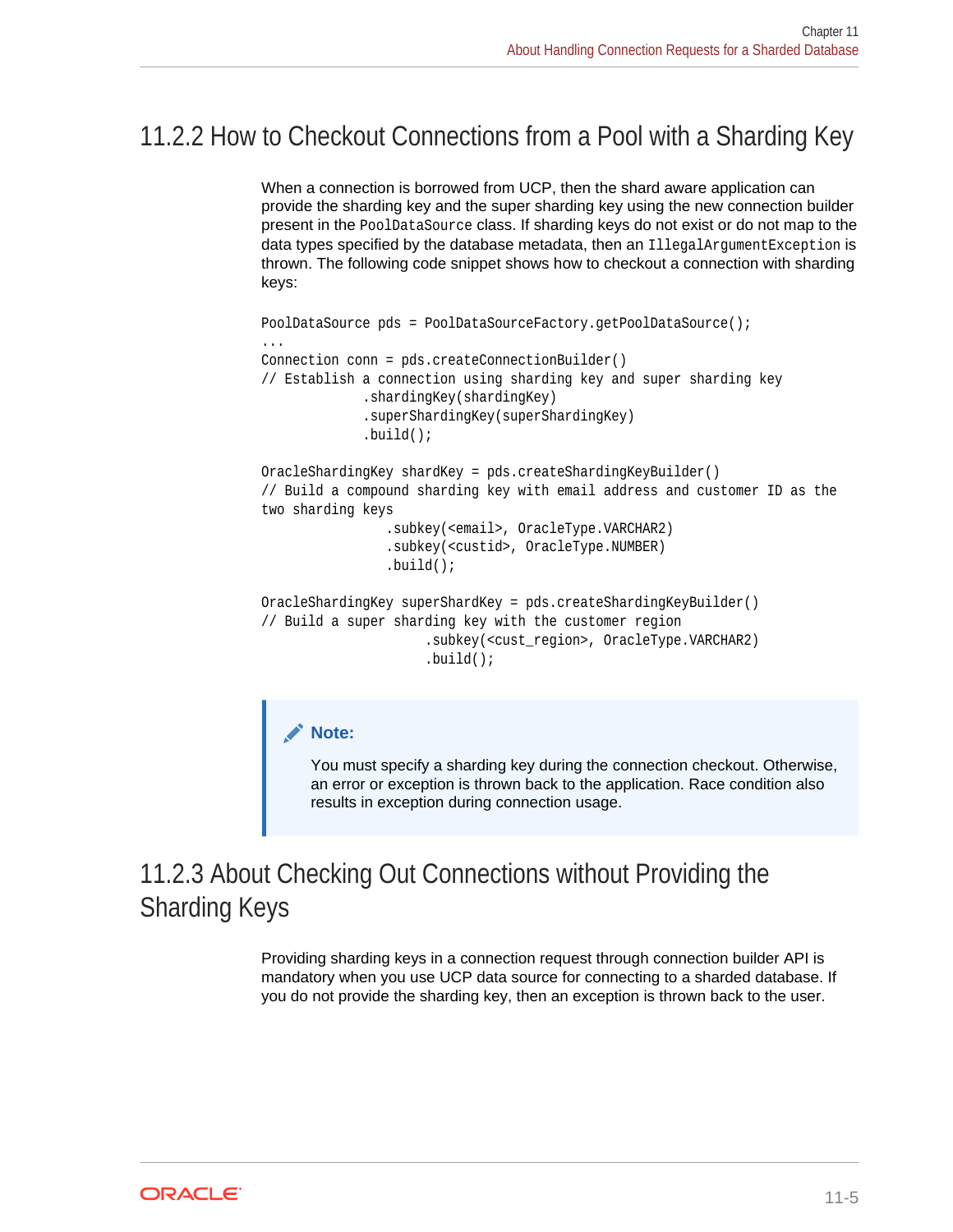## 11.2.2 How to Checkout Connections from a Pool with a Sharding Key

When a connection is borrowed from UCP, then the shard aware application can provide the sharding key and the super sharding key using the new connection builder present in the `PoolDataSource` class. If sharding keys do not exist or do not map to the data types specified by the database metadata, then an `IllegalArgumentException` is thrown. The following code snippet shows how to checkout a connection with sharding keys:

```
PoolDataSource pds = PoolDataSourceFactory.getPoolDataSource();
...
Connection conn = pds.createConnectionBuilder()
// Establish a connection using sharding key and super sharding key
             .shardingKey(shardingKey)
             .superShardingKey(superShardingKey)
             .build();

OracleShardingKey shardKey = pds.createShardingKeyBuilder()
// Build a compound sharding key with email address and customer ID as the
two sharding keys
                .subkey(<email>, OracleType.VARCHAR2)
                .subkey(<custid>, OracleType.NUMBER)
                .build();

OracleShardingKey superShardKey = pds.createShardingKeyBuilder()
// Build a super sharding key with the customer region
                     .subkey(<cust_region>, OracleType.VARCHAR2)
                     .build();
```

> **Note:**
>
> You must specify a sharding key during the connection checkout. Otherwise, an error or exception is thrown back to the application. Race condition also results in exception during connection usage.

## 11.2.3 About Checking Out Connections without Providing the Sharding Keys

Providing sharding keys in a connection request through connection builder API is mandatory when you use UCP data source for connecting to a sharded database. If you do not provide the sharding key, then an exception is thrown back to the user.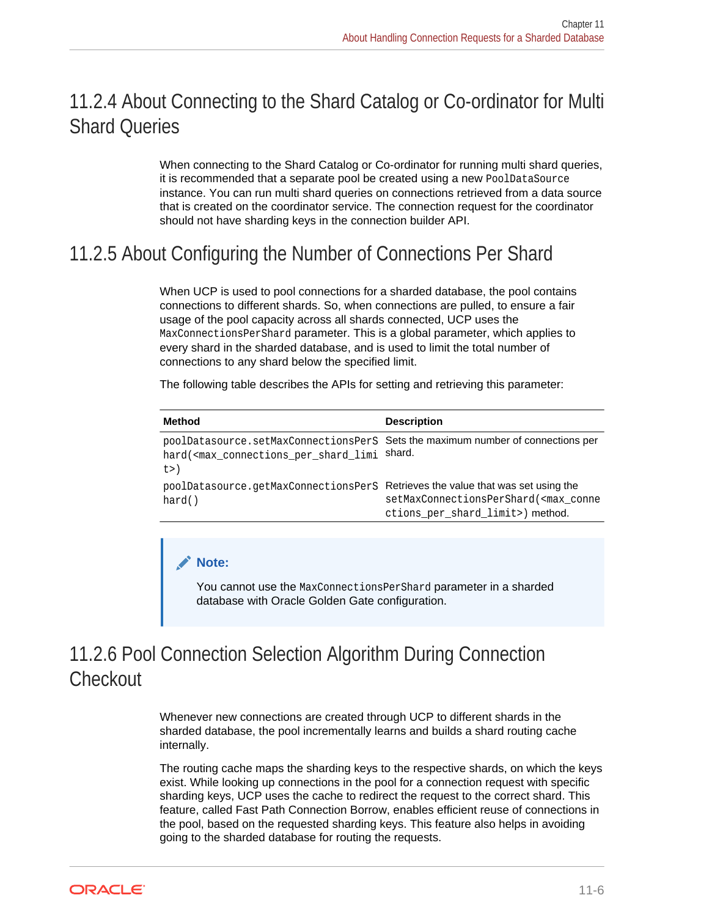## 11.2.4 About Connecting to the Shard Catalog or Co-ordinator for Multi Shard Queries

When connecting to the Shard Catalog or Co-ordinator for running multi shard queries, it is recommended that a separate pool be created using a new `PoolDataSource` instance. You can run multi shard queries on connections retrieved from a data source that is created on the coordinator service. The connection request for the coordinator should not have sharding keys in the connection builder API.

## 11.2.5 About Configuring the Number of Connections Per Shard

When UCP is used to pool connections for a sharded database, the pool contains connections to different shards. So, when connections are pulled, to ensure a fair usage of the pool capacity across all shards connected, UCP uses the `MaxConnectionsPerShard` parameter. This is a global parameter, which applies to every shard in the sharded database, and is used to limit the total number of connections to any shard below the specified limit.

The following table describes the APIs for setting and retrieving this parameter:

| Method | Description |
| --- | --- |
| `poolDatasource.setMaxConnectionsPerShard(<max_connections_per_shard_limit>)` | Sets the maximum number of connections per shard. |
| `poolDatasource.getMaxConnectionsPerShard()` | Retrieves the value that was set using the `setMaxConnectionsPerShard(<max_connections_per_shard_limit>)` method. |

> **Note:**
>
> You cannot use the `MaxConnectionsPerShard` parameter in a sharded database with Oracle Golden Gate configuration.

## 11.2.6 Pool Connection Selection Algorithm During Connection Checkout

Whenever new connections are created through UCP to different shards in the sharded database, the pool incrementally learns and builds a shard routing cache internally.

The routing cache maps the sharding keys to the respective shards, on which the keys exist. While looking up connections in the pool for a connection request with specific sharding keys, UCP uses the cache to redirect the request to the correct shard. This feature, called Fast Path Connection Borrow, enables efficient reuse of connections in the pool, based on the requested sharding keys. This feature also helps in avoiding going to the sharded database for routing the requests.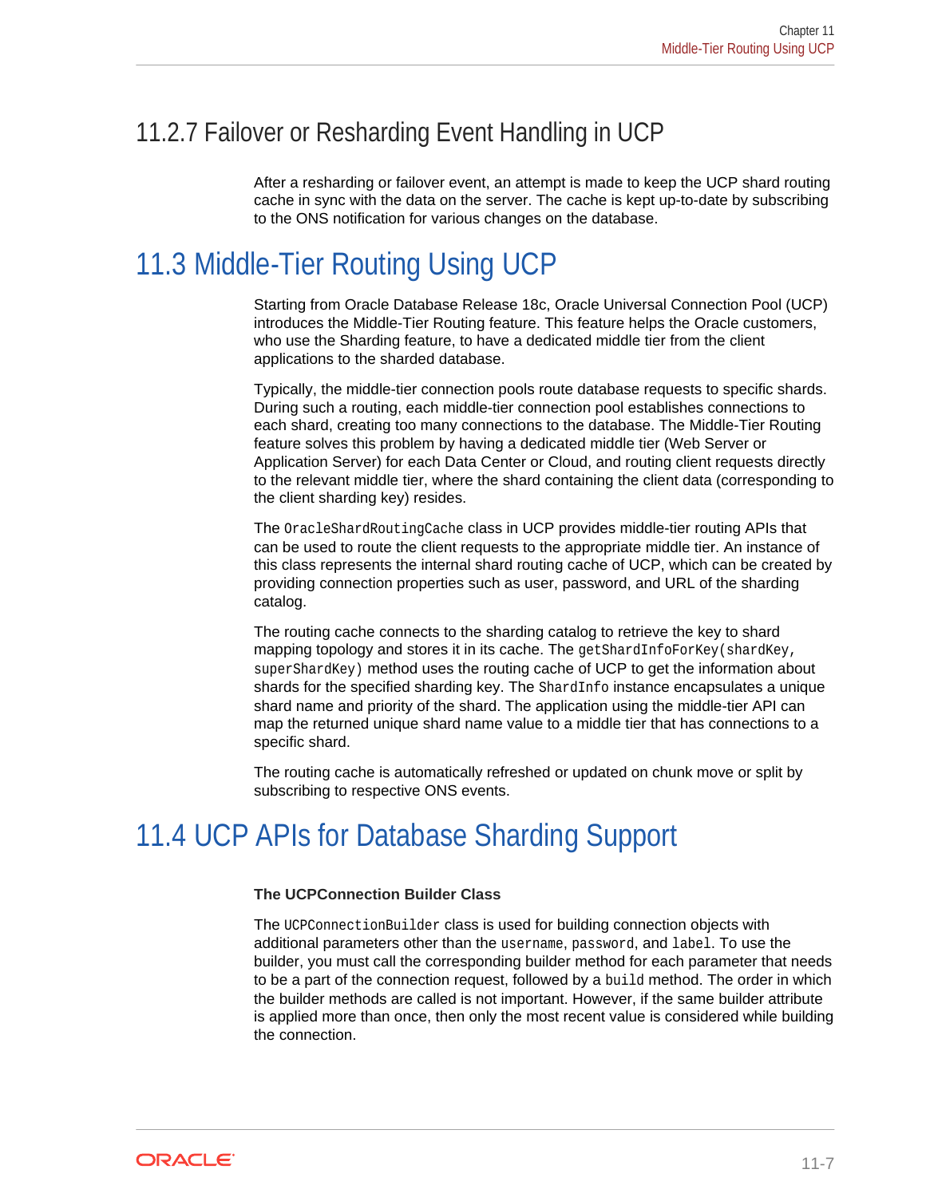### 11.2.7 Failover or Resharding Event Handling in UCP

After a resharding or failover event, an attempt is made to keep the UCP shard routing cache in sync with the data on the server. The cache is kept up-to-date by subscribing to the ONS notification for various changes on the database.

## 11.3 Middle-Tier Routing Using UCP

Starting from Oracle Database Release 18c, Oracle Universal Connection Pool (UCP) introduces the Middle-Tier Routing feature. This feature helps the Oracle customers, who use the Sharding feature, to have a dedicated middle tier from the client applications to the sharded database.

Typically, the middle-tier connection pools route database requests to specific shards. During such a routing, each middle-tier connection pool establishes connections to each shard, creating too many connections to the database. The Middle-Tier Routing feature solves this problem by having a dedicated middle tier (Web Server or Application Server) for each Data Center or Cloud, and routing client requests directly to the relevant middle tier, where the shard containing the client data (corresponding to the client sharding key) resides.

The `OracleShardRoutingCache` class in UCP provides middle-tier routing APIs that can be used to route the client requests to the appropriate middle tier. An instance of this class represents the internal shard routing cache of UCP, which can be created by providing connection properties such as user, password, and URL of the sharding catalog.

The routing cache connects to the sharding catalog to retrieve the key to shard mapping topology and stores it in its cache. The `getShardInfoForKey(shardKey, superShardKey)` method uses the routing cache of UCP to get the information about shards for the specified sharding key. The `ShardInfo` instance encapsulates a unique shard name and priority of the shard. The application using the middle-tier API can map the returned unique shard name value to a middle tier that has connections to a specific shard.

The routing cache is automatically refreshed or updated on chunk move or split by subscribing to respective ONS events.

## 11.4 UCP APIs for Database Sharding Support

**The UCPConnection Builder Class**

The `UCPConnectionBuilder` class is used for building connection objects with additional parameters other than the `username`, `password`, and `label`. To use the builder, you must call the corresponding builder method for each parameter that needs to be a part of the connection request, followed by a `build` method. The order in which the builder methods are called is not important. However, if the same builder attribute is applied more than once, then only the most recent value is considered while building the connection.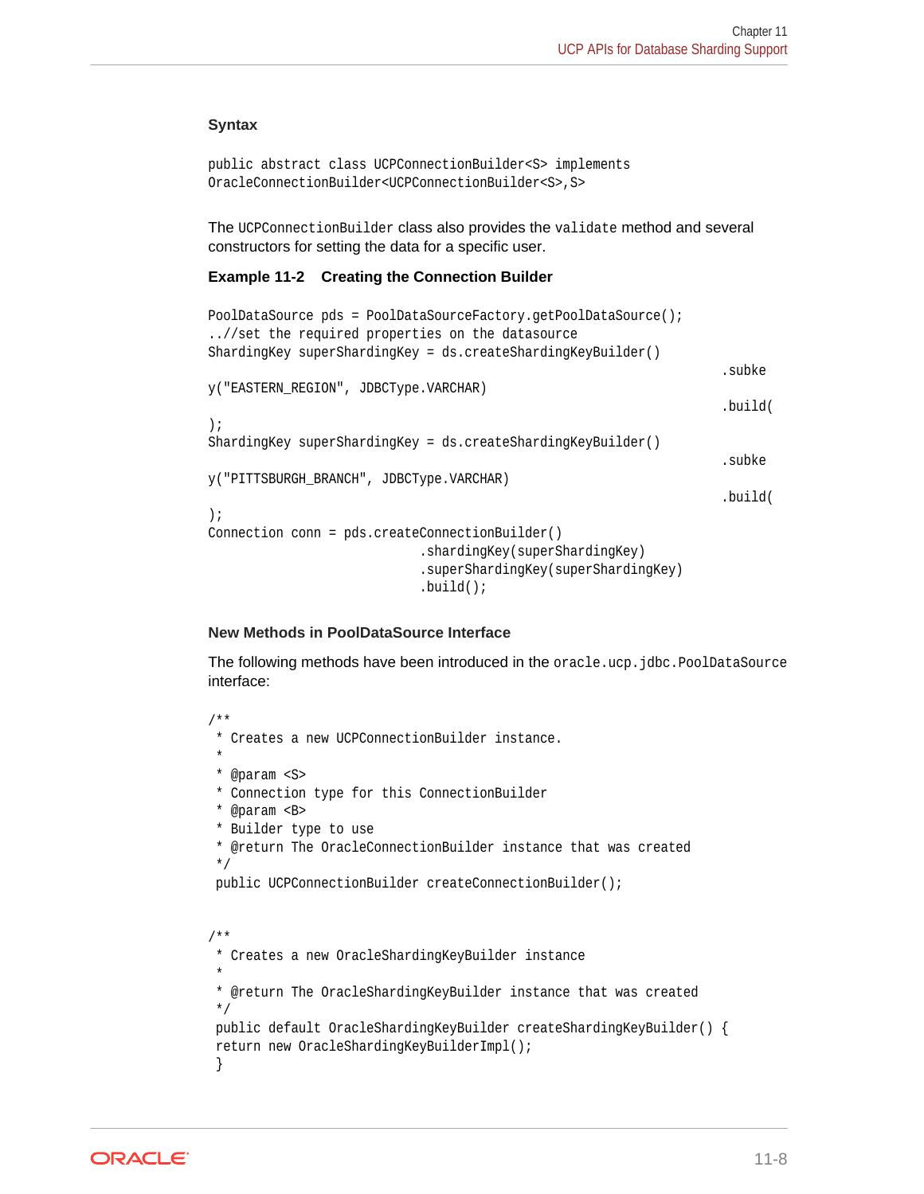**Syntax**

```
public abstract class UCPConnectionBuilder<S> implements
OracleConnectionBuilder<UCPConnectionBuilder<S>,S>
```

The `UCPConnectionBuilder` class also provides the `validate` method and several constructors for setting the data for a specific user.

**Example 11-2 Creating the Connection Builder**

```
PoolDataSource pds = PoolDataSourceFactory.getPoolDataSource();
..//set the required properties on the datasource
ShardingKey superShardingKey = ds.createShardingKeyBuilder()
                                                                  .subke
y("EASTERN_REGION", JDBCType.VARCHAR)
                                                                  .build(
);
ShardingKey superShardingKey = ds.createShardingKeyBuilder()
                                                                  .subke
y("PITTSBURGH_BRANCH", JDBCType.VARCHAR)
                                                                  .build(
);
Connection conn = pds.createConnectionBuilder()
                            .shardingKey(superShardingKey)
                            .superShardingKey(superShardingKey)
                            .build();
```

**New Methods in PoolDataSource Interface**

The following methods have been introduced in the `oracle.ucp.jdbc.PoolDataSource` interface:

```
/**
 * Creates a new UCPConnectionBuilder instance.
 *
 * @param <S>
 * Connection type for this ConnectionBuilder
 * @param <B>
 * Builder type to use
 * @return The OracleConnectionBuilder instance that was created
 */
 public UCPConnectionBuilder createConnectionBuilder();


/**
 * Creates a new OracleShardingKeyBuilder instance
 *
 * @return The OracleShardingKeyBuilder instance that was created
 */
 public default OracleShardingKeyBuilder createShardingKeyBuilder() {
 return new OracleShardingKeyBuilderImpl();
 }
```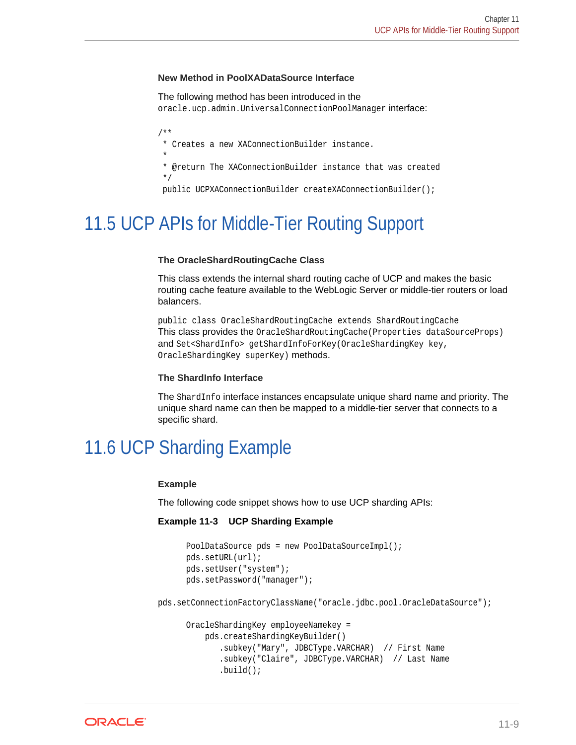**New Method in PoolXADataSource Interface**

The following method has been introduced in the `oracle.ucp.admin.UniversalConnectionPoolManager` interface:

```
/**
 * Creates a new XAConnectionBuilder instance.
 *
 * @return The XAConnectionBuilder instance that was created
 */
 public UCPXAConnectionBuilder createXAConnectionBuilder();
```

## 11.5 UCP APIs for Middle-Tier Routing Support

**The OracleShardRoutingCache Class**

This class extends the internal shard routing cache of UCP and makes the basic routing cache feature available to the WebLogic Server or middle-tier routers or load balancers.

`public class OracleShardRoutingCache extends ShardRoutingCache`
This class provides the `OracleShardRoutingCache(Properties dataSourceProps)` and `Set<ShardInfo> getShardInfoForKey(OracleShardingKey key, OracleShardingKey superKey)` methods.

**The ShardInfo Interface**

The `ShardInfo` interface instances encapsulate unique shard name and priority. The unique shard name can then be mapped to a middle-tier server that connects to a specific shard.

## 11.6 UCP Sharding Example

**Example**

The following code snippet shows how to use UCP sharding APIs:

**Example 11-3 UCP Sharding Example**

```
      PoolDataSource pds = new PoolDataSourceImpl();
      pds.setURL(url);
      pds.setUser("system");
      pds.setPassword("manager");

pds.setConnectionFactoryClassName("oracle.jdbc.pool.OracleDataSource");

      OracleShardingKey employeeNamekey =
          pds.createShardingKeyBuilder()
             .subkey("Mary", JDBCType.VARCHAR)  // First Name
             .subkey("Claire", JDBCType.VARCHAR)  // Last Name
             .build();
```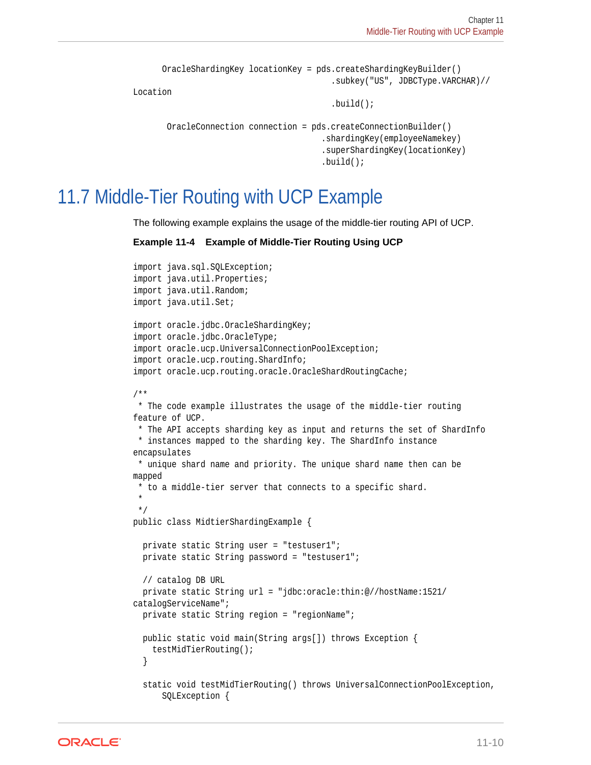```
OracleShardingKey locationKey = pds.createShardingKeyBuilder()
                                    .subkey("US", JDBCType.VARCHAR)// Location
                                    .build();

 OracleConnection connection = pds.createConnectionBuilder()
                                  .shardingKey(employeeNamekey)
                                  .superShardingKey(locationKey)
                                  .build();
```

# 11.7 Middle-Tier Routing with UCP Example

The following example explains the usage of the middle-tier routing API of UCP.

**Example 11-4    Example of Middle-Tier Routing Using UCP**

```
import java.sql.SQLException;
import java.util.Properties;
import java.util.Random;
import java.util.Set;

import oracle.jdbc.OracleShardingKey;
import oracle.jdbc.OracleType;
import oracle.ucp.UniversalConnectionPoolException;
import oracle.ucp.routing.ShardInfo;
import oracle.ucp.routing.oracle.OracleShardRoutingCache;

/**
 * The code example illustrates the usage of the middle-tier routing feature of UCP.
 * The API accepts sharding key as input and returns the set of ShardInfo
 * instances mapped to the sharding key. The ShardInfo instance encapsulates
 * unique shard name and priority. The unique shard name then can be mapped
 * to a middle-tier server that connects to a specific shard.
 *
 */
public class MidtierShardingExample {

  private static String user = "testuser1";
  private static String password = "testuser1";

  // catalog DB URL
  private static String url = "jdbc:oracle:thin:@//hostName:1521/catalogServiceName";
  private static String region = "regionName";

  public static void main(String args[]) throws Exception {
    testMidTierRouting();
  }

  static void testMidTierRouting() throws UniversalConnectionPoolException,
      SQLException {
```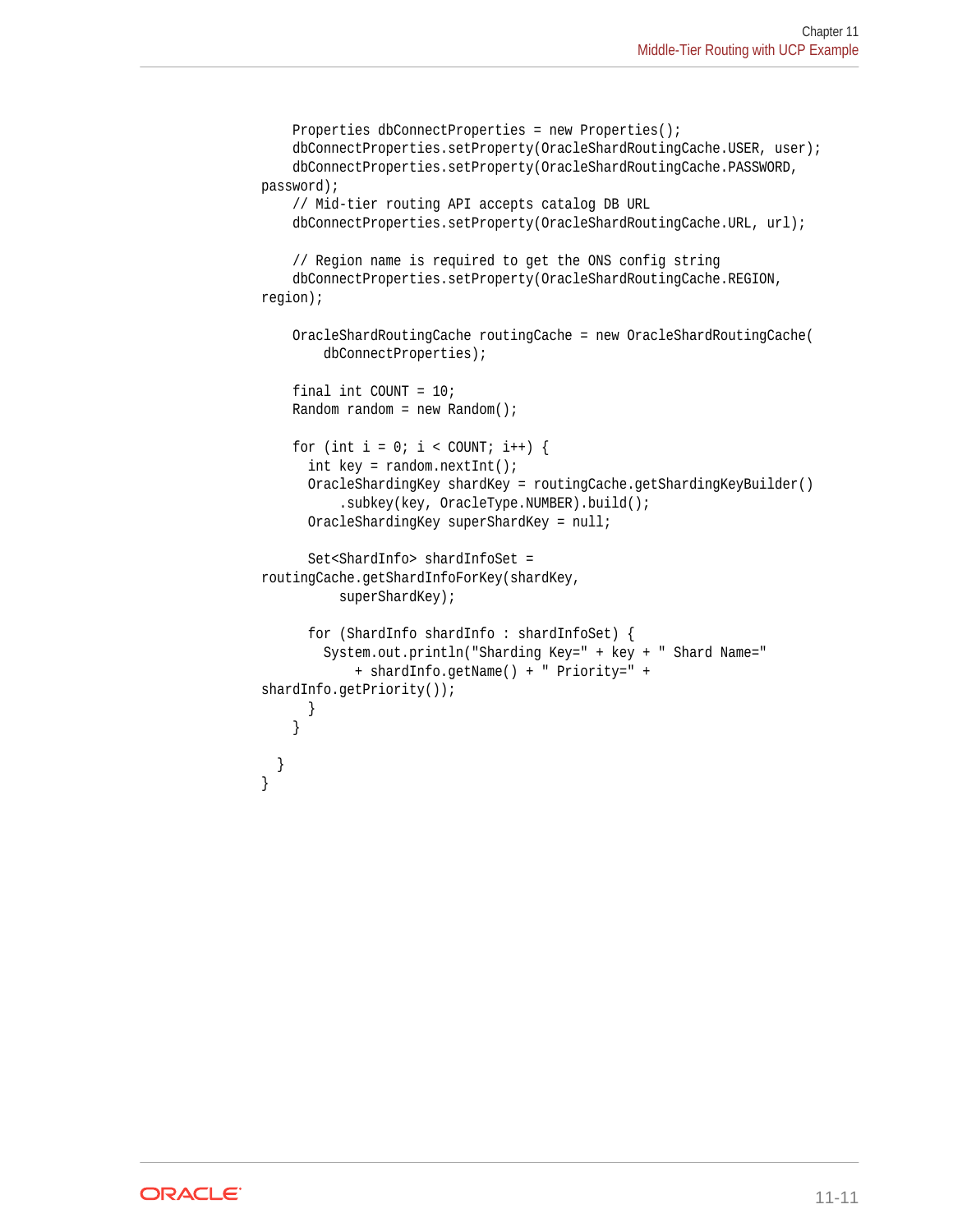```
    Properties dbConnectProperties = new Properties();
    dbConnectProperties.setProperty(OracleShardRoutingCache.USER, user);
    dbConnectProperties.setProperty(OracleShardRoutingCache.PASSWORD,
password);
    // Mid-tier routing API accepts catalog DB URL
    dbConnectProperties.setProperty(OracleShardRoutingCache.URL, url);

    // Region name is required to get the ONS config string
    dbConnectProperties.setProperty(OracleShardRoutingCache.REGION,
region);

    OracleShardRoutingCache routingCache = new OracleShardRoutingCache(
        dbConnectProperties);

    final int COUNT = 10;
    Random random = new Random();

    for (int i = 0; i < COUNT; i++) {
      int key = random.nextInt();
      OracleShardingKey shardKey = routingCache.getShardingKeyBuilder()
          .subkey(key, OracleType.NUMBER).build();
      OracleShardingKey superShardKey = null;

      Set<ShardInfo> shardInfoSet =
routingCache.getShardInfoForKey(shardKey,
          superShardKey);

      for (ShardInfo shardInfo : shardInfoSet) {
        System.out.println("Sharding Key=" + key + " Shard Name="
            + shardInfo.getName() + " Priority=" +
shardInfo.getPriority());
      }
    }

  }
}
```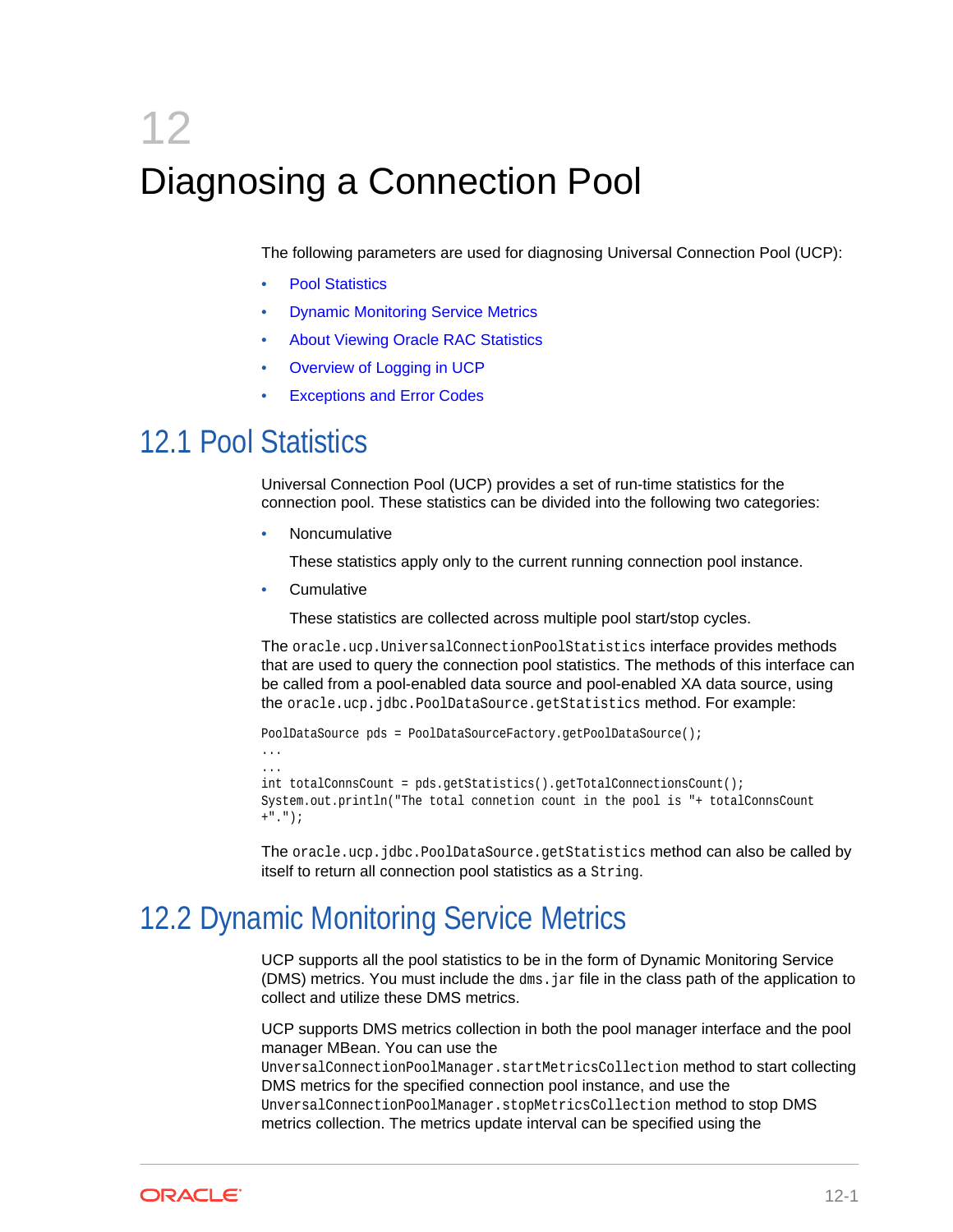# 12 Diagnosing a Connection Pool

The following parameters are used for diagnosing Universal Connection Pool (UCP):

- Pool Statistics
- Dynamic Monitoring Service Metrics
- About Viewing Oracle RAC Statistics
- Overview of Logging in UCP
- Exceptions and Error Codes

## 12.1 Pool Statistics

Universal Connection Pool (UCP) provides a set of run-time statistics for the connection pool. These statistics can be divided into the following two categories:

- Noncumulative

  These statistics apply only to the current running connection pool instance.

- Cumulative

  These statistics are collected across multiple pool start/stop cycles.

The `oracle.ucp.UniversalConnectionPoolStatistics` interface provides methods that are used to query the connection pool statistics. The methods of this interface can be called from a pool-enabled data source and pool-enabled XA data source, using the `oracle.ucp.jdbc.PoolDataSource.getStatistics` method. For example:

```
PoolDataSource pds = PoolDataSourceFactory.getPoolDataSource();
...
...
int totalConnsCount = pds.getStatistics().getTotalConnectionsCount();
System.out.println("The total connetion count in the pool is "+ totalConnsCount
+".");
```

The `oracle.ucp.jdbc.PoolDataSource.getStatistics` method can also be called by itself to return all connection pool statistics as a `String`.

## 12.2 Dynamic Monitoring Service Metrics

UCP supports all the pool statistics to be in the form of Dynamic Monitoring Service (DMS) metrics. You must include the `dms.jar` file in the class path of the application to collect and utilize these DMS metrics.

UCP supports DMS metrics collection in both the pool manager interface and the pool manager MBean. You can use the `UnversalConnectionPoolManager.startMetricsCollection` method to start collecting DMS metrics for the specified connection pool instance, and use the `UnversalConnectionPoolManager.stopMetricsCollection` method to stop DMS metrics collection. The metrics update interval can be specified using the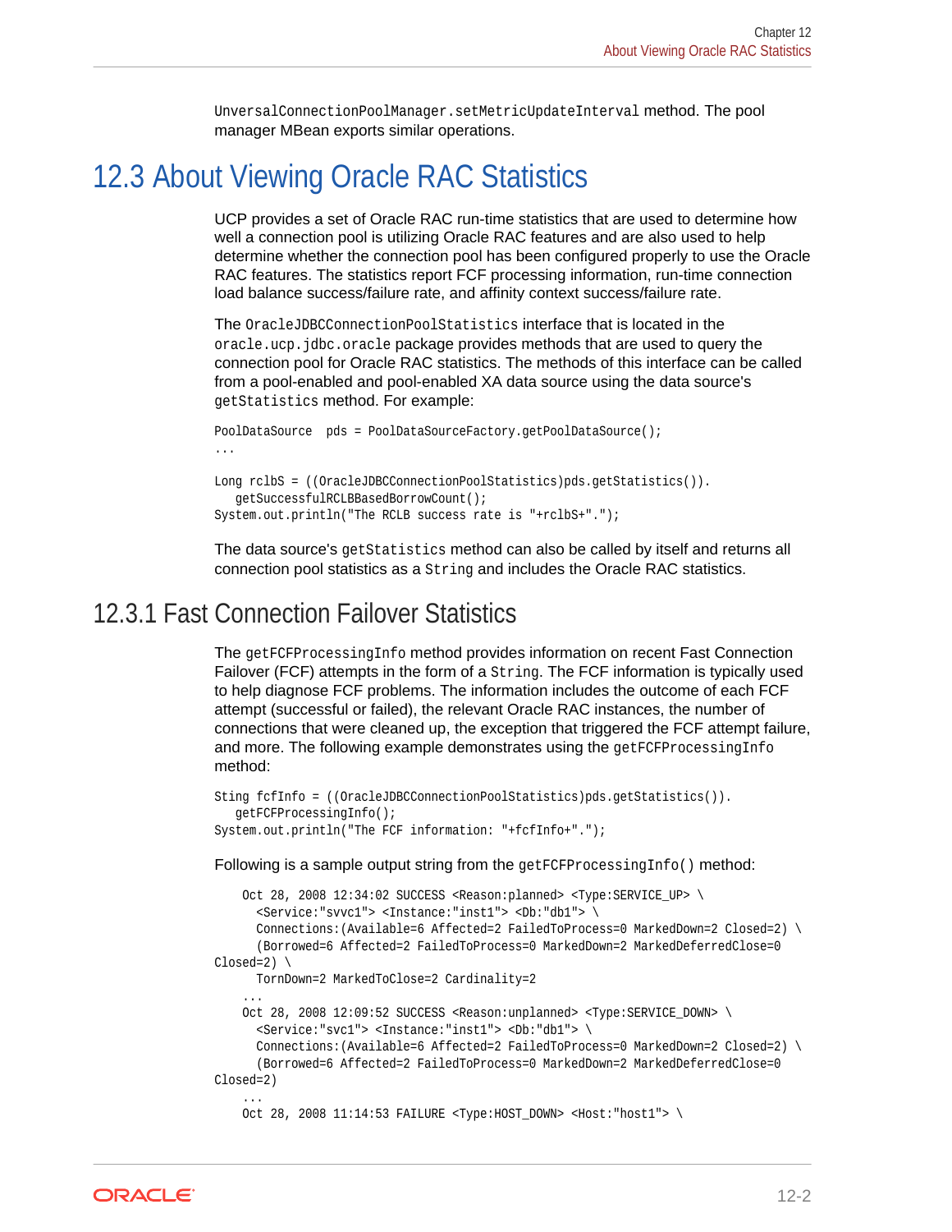UniversalConnectionPoolManager.setMetricUpdateInterval method. The pool manager MBean exports similar operations.

## 12.3 About Viewing Oracle RAC Statistics

UCP provides a set of Oracle RAC run-time statistics that are used to determine how well a connection pool is utilizing Oracle RAC features and are also used to help determine whether the connection pool has been configured properly to use the Oracle RAC features. The statistics report FCF processing information, run-time connection load balance success/failure rate, and affinity context success/failure rate.

The `OracleJDBCConnectionPoolStatistics` interface that is located in the `oracle.ucp.jdbc.oracle` package provides methods that are used to query the connection pool for Oracle RAC statistics. The methods of this interface can be called from a pool-enabled and pool-enabled XA data source using the data source's `getStatistics` method. For example:

```
PoolDataSource  pds = PoolDataSourceFactory.getPoolDataSource();
...

Long rclbS = ((OracleJDBCConnectionPoolStatistics)pds.getStatistics()).
   getSuccessfulRCLBBasedBorrowCount();
System.out.println("The RCLB success rate is "+rclbS+".");
```

The data source's `getStatistics` method can also be called by itself and returns all connection pool statistics as a `String` and includes the Oracle RAC statistics.

### 12.3.1 Fast Connection Failover Statistics

The `getFCFProcessingInfo` method provides information on recent Fast Connection Failover (FCF) attempts in the form of a `String`. The FCF information is typically used to help diagnose FCF problems. The information includes the outcome of each FCF attempt (successful or failed), the relevant Oracle RAC instances, the number of connections that were cleaned up, the exception that triggered the FCF attempt failure, and more. The following example demonstrates using the `getFCFProcessingInfo` method:

```
String fcfInfo = ((OracleJDBCConnectionPoolStatistics)pds.getStatistics()).
   getFCFProcessingInfo();
System.out.println("The FCF information: "+fcfInfo+".");
```

Following is a sample output string from the `getFCFProcessingInfo()` method:

```
    Oct 28, 2008 12:34:02 SUCCESS <Reason:planned> <Type:SERVICE_UP> \
      <Service:"svvc1"> <Instance:"inst1"> <Db:"db1"> \
      Connections:(Available=6 Affected=2 FailedToProcess=0 MarkedDown=2 Closed=2) \
      (Borrowed=6 Affected=2 FailedToProcess=0 MarkedDown=2 MarkedDeferredClose=0 
Closed=2) \
      TornDown=2 MarkedToClose=2 Cardinality=2
    ...
    Oct 28, 2008 12:09:52 SUCCESS <Reason:unplanned> <Type:SERVICE_DOWN> \
      <Service:"svc1"> <Instance:"inst1"> <Db:"db1"> \
      Connections:(Available=6 Affected=2 FailedToProcess=0 MarkedDown=2 Closed=2) \
      (Borrowed=6 Affected=2 FailedToProcess=0 MarkedDown=2 MarkedDeferredClose=0 
Closed=2)
    ...
    Oct 28, 2008 11:14:53 FAILURE <Type:HOST_DOWN> <Host:"host1"> \
```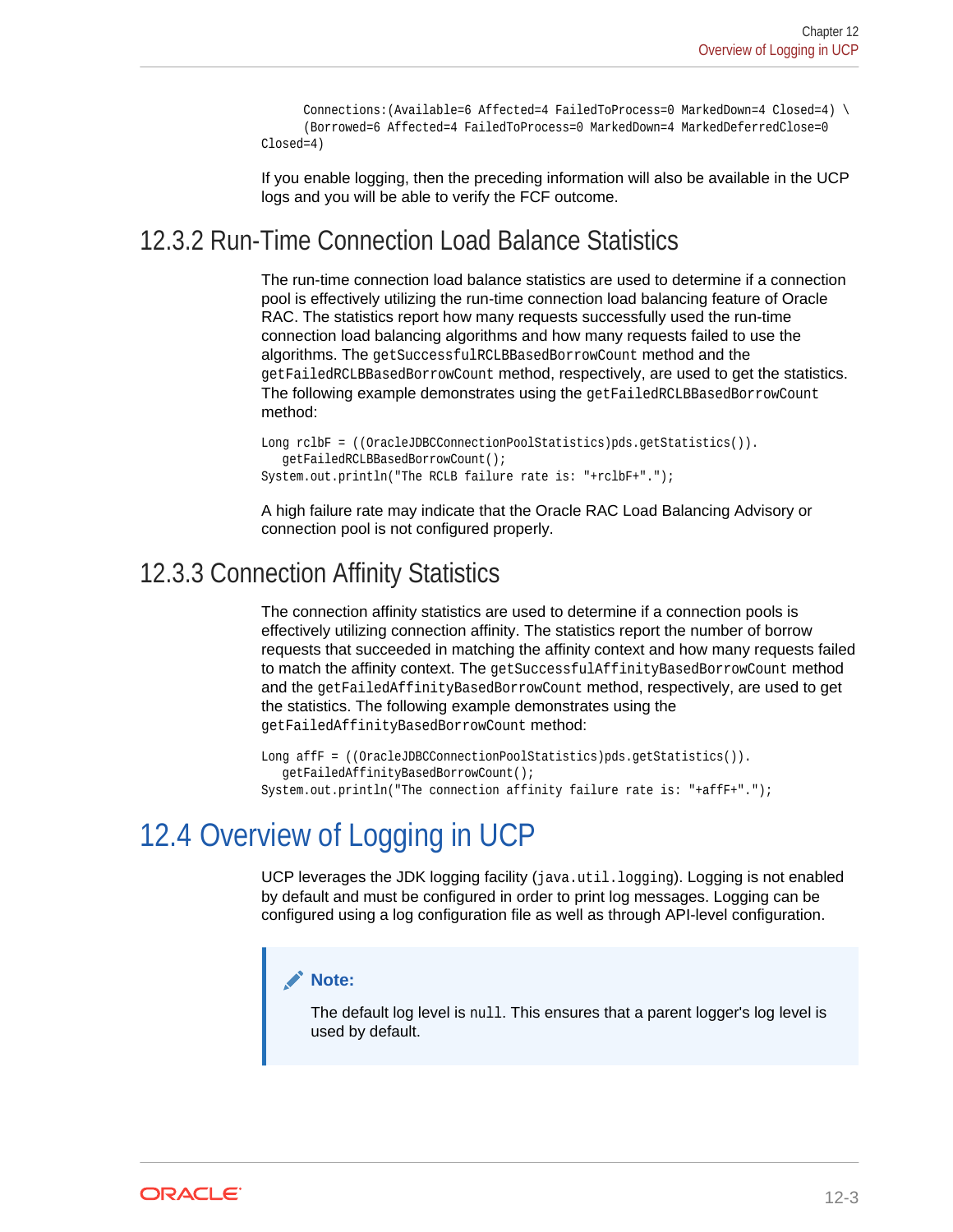```
      Connections:(Available=6 Affected=4 FailedToProcess=0 MarkedDown=4 Closed=4) \
      (Borrowed=6 Affected=4 FailedToProcess=0 MarkedDown=4 MarkedDeferredClose=0 
Closed=4)
```

If you enable logging, then the preceding information will also be available in the UCP logs and you will be able to verify the FCF outcome.

## 12.3.2 Run-Time Connection Load Balance Statistics

The run-time connection load balance statistics are used to determine if a connection pool is effectively utilizing the run-time connection load balancing feature of Oracle RAC. The statistics report how many requests successfully used the run-time connection load balancing algorithms and how many requests failed to use the algorithms. The `getSuccessfulRCLBBasedBorrowCount` method and the `getFailedRCLBBasedBorrowCount` method, respectively, are used to get the statistics. The following example demonstrates using the `getFailedRCLBBasedBorrowCount` method:

```
Long rclbF = ((OracleJDBCConnectionPoolStatistics)pds.getStatistics()).
   getFailedRCLBBasedBorrowCount();
System.out.println("The RCLB failure rate is: "+rclbF+".");
```

A high failure rate may indicate that the Oracle RAC Load Balancing Advisory or connection pool is not configured properly.

## 12.3.3 Connection Affinity Statistics

The connection affinity statistics are used to determine if a connection pools is effectively utilizing connection affinity. The statistics report the number of borrow requests that succeeded in matching the affinity context and how many requests failed to match the affinity context. The `getSuccessfulAffinityBasedBorrowCount` method and the `getFailedAffinityBasedBorrowCount` method, respectively, are used to get the statistics. The following example demonstrates using the `getFailedAffinityBasedBorrowCount` method:

```
Long affF = ((OracleJDBCConnectionPoolStatistics)pds.getStatistics()).
   getFailedAffinityBasedBorrowCount();
System.out.println("The connection affinity failure rate is: "+affF+".");
```

# 12.4 Overview of Logging in UCP

UCP leverages the JDK logging facility (`java.util.logging`). Logging is not enabled by default and must be configured in order to print log messages. Logging can be configured using a log configuration file as well as through API-level configuration.

> **Note:**
>
> The default log level is `null`. This ensures that a parent logger's log level is used by default.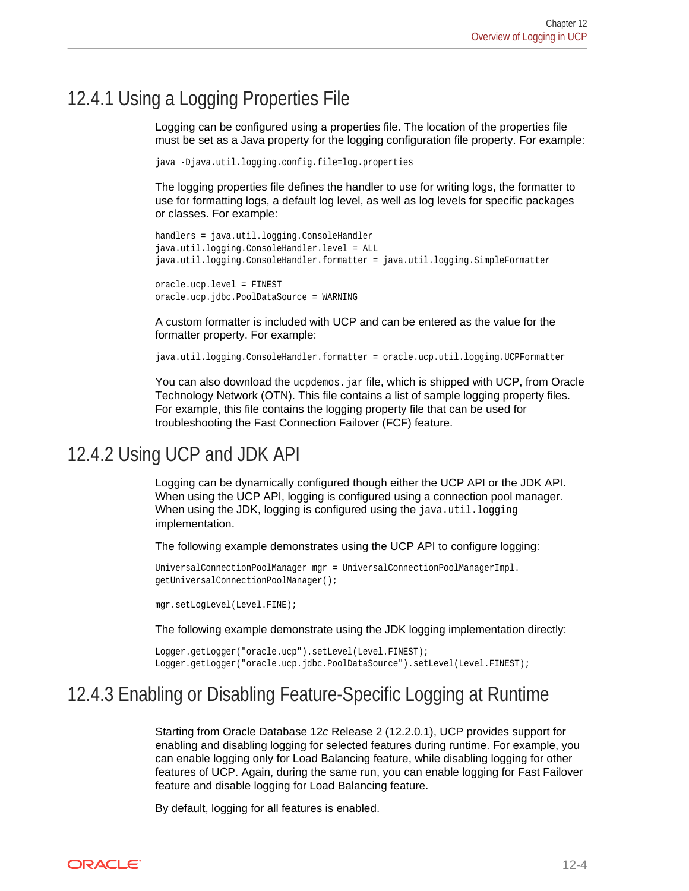## 12.4.1 Using a Logging Properties File

Logging can be configured using a properties file. The location of the properties file must be set as a Java property for the logging configuration file property. For example:

```
java -Djava.util.logging.config.file=log.properties
```

The logging properties file defines the handler to use for writing logs, the formatter to use for formatting logs, a default log level, as well as log levels for specific packages or classes. For example:

```
handlers = java.util.logging.ConsoleHandler
java.util.logging.ConsoleHandler.level = ALL
java.util.logging.ConsoleHandler.formatter = java.util.logging.SimpleFormatter

oracle.ucp.level = FINEST
oracle.ucp.jdbc.PoolDataSource = WARNING
```

A custom formatter is included with UCP and can be entered as the value for the formatter property. For example:

```
java.util.logging.ConsoleHandler.formatter = oracle.ucp.util.logging.UCPFormatter
```

You can also download the `ucpdemos.jar` file, which is shipped with UCP, from Oracle Technology Network (OTN). This file contains a list of sample logging property files. For example, this file contains the logging property file that can be used for troubleshooting the Fast Connection Failover (FCF) feature.

## 12.4.2 Using UCP and JDK API

Logging can be dynamically configured though either the UCP API or the JDK API. When using the UCP API, logging is configured using a connection pool manager. When using the JDK, logging is configured using the `java.util.logging` implementation.

The following example demonstrates using the UCP API to configure logging:

```
UniversalConnectionPoolManager mgr = UniversalConnectionPoolManagerImpl.
getUniversalConnectionPoolManager();

mgr.setLogLevel(Level.FINE);
```

The following example demonstrate using the JDK logging implementation directly:

```
Logger.getLogger("oracle.ucp").setLevel(Level.FINEST);
Logger.getLogger("oracle.ucp.jdbc.PoolDataSource").setLevel(Level.FINEST);
```

## 12.4.3 Enabling or Disabling Feature-Specific Logging at Runtime

Starting from Oracle Database 12*c* Release 2 (12.2.0.1), UCP provides support for enabling and disabling logging for selected features during runtime. For example, you can enable logging only for Load Balancing feature, while disabling logging for other features of UCP. Again, during the same run, you can enable logging for Fast Failover feature and disable logging for Load Balancing feature.

By default, logging for all features is enabled.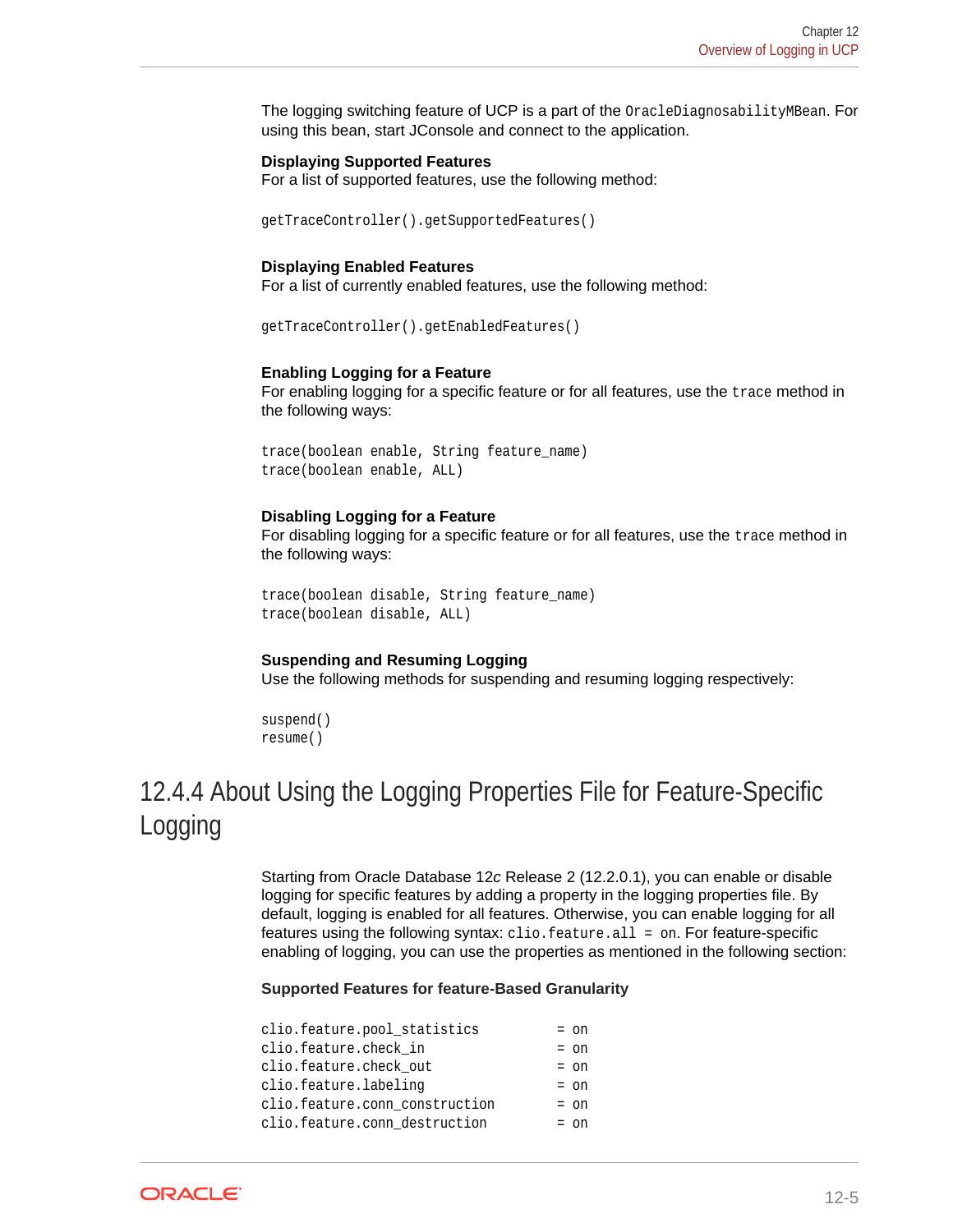The logging switching feature of UCP is a part of the `OracleDiagnosabilityMBean`. For using this bean, start JConsole and connect to the application.

**Displaying Supported Features**
For a list of supported features, use the following method:

```
getTraceController().getSupportedFeatures()
```

**Displaying Enabled Features**
For a list of currently enabled features, use the following method:

```
getTraceController().getEnabledFeatures()
```

**Enabling Logging for a Feature**
For enabling logging for a specific feature or for all features, use the `trace` method in the following ways:

```
trace(boolean enable, String feature_name)
trace(boolean enable, ALL)
```

**Disabling Logging for a Feature**
For disabling logging for a specific feature or for all features, use the `trace` method in the following ways:

```
trace(boolean disable, String feature_name)
trace(boolean disable, ALL)
```

**Suspending and Resuming Logging**
Use the following methods for suspending and resuming logging respectively:

```
suspend()
resume()
```

## 12.4.4 About Using the Logging Properties File for Feature-Specific Logging

Starting from Oracle Database 12*c* Release 2 (12.2.0.1), you can enable or disable logging for specific features by adding a property in the logging properties file. By default, logging is enabled for all features. Otherwise, you can enable logging for all features using the following syntax: `clio.feature.all = on`. For feature-specific enabling of logging, you can use the properties as mentioned in the following section:

**Supported Features for feature-Based Granularity**

```
clio.feature.pool_statistics          = on
clio.feature.check_in                 = on
clio.feature.check_out                = on
clio.feature.labeling                 = on
clio.feature.conn_construction        = on
clio.feature.conn_destruction         = on
```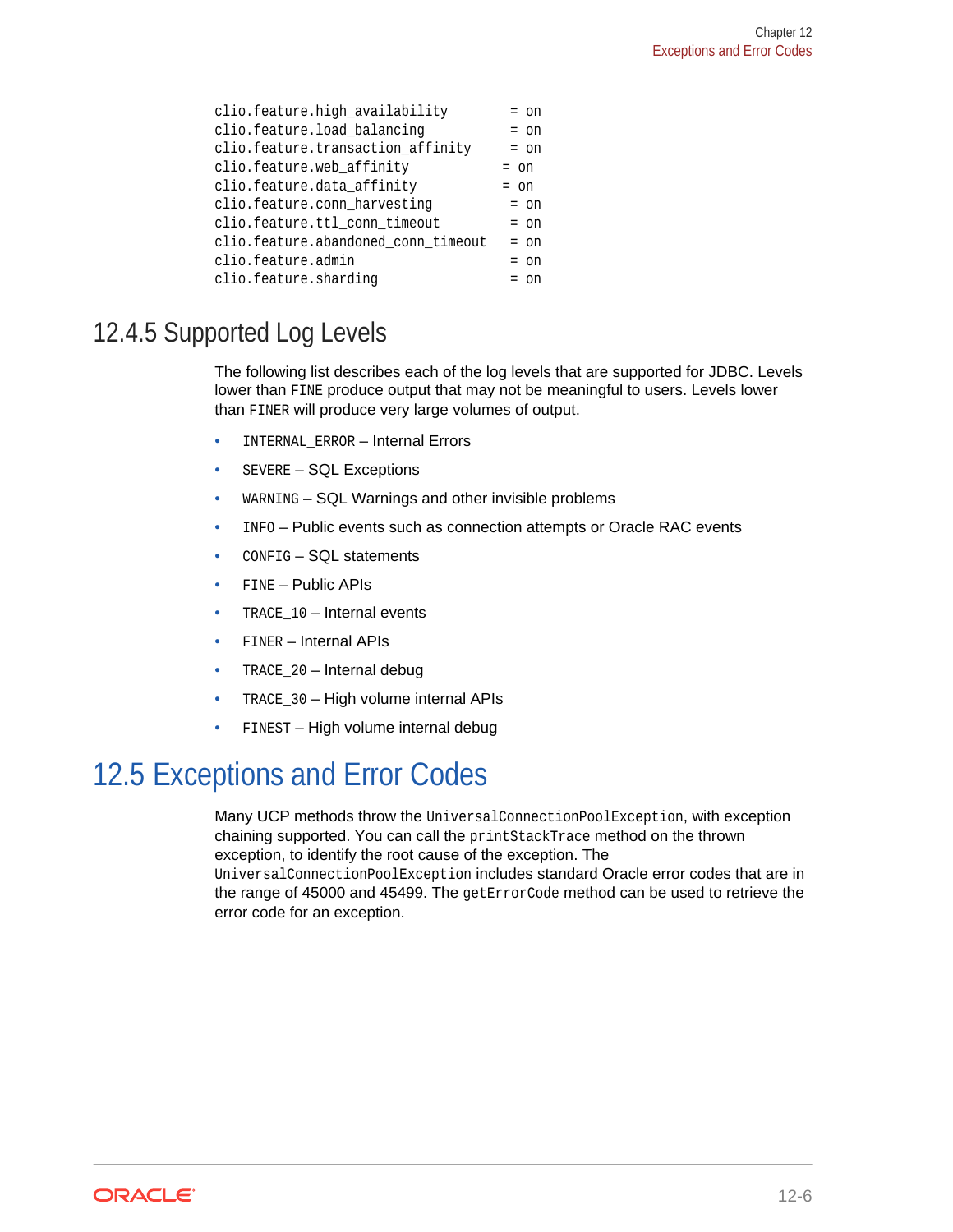```
clio.feature.high_availability        = on
clio.feature.load_balancing           = on
clio.feature.transaction_affinity     = on
clio.feature.web_affinity            = on
clio.feature.data_affinity           = on
clio.feature.conn_harvesting          = on
clio.feature.ttl_conn_timeout         = on
clio.feature.abandoned_conn_timeout   = on
clio.feature.admin                    = on
clio.feature.sharding                 = on
```

## 12.4.5 Supported Log Levels

The following list describes each of the log levels that are supported for JDBC. Levels lower than `FINE` produce output that may not be meaningful to users. Levels lower than `FINER` will produce very large volumes of output.

- `INTERNAL_ERROR` – Internal Errors
- `SEVERE` – SQL Exceptions
- `WARNING` – SQL Warnings and other invisible problems
- `INFO` – Public events such as connection attempts or Oracle RAC events
- `CONFIG` – SQL statements
- `FINE` – Public APIs
- `TRACE_10` – Internal events
- `FINER` – Internal APIs
- `TRACE_20` – Internal debug
- `TRACE_30` – High volume internal APIs
- `FINEST` – High volume internal debug

# 12.5 Exceptions and Error Codes

Many UCP methods throw the `UniversalConnectionPoolException`, with exception chaining supported. You can call the `printStackTrace` method on the thrown exception, to identify the root cause of the exception. The `UniversalConnectionPoolException` includes standard Oracle error codes that are in the range of 45000 and 45499. The `getErrorCode` method can be used to retrieve the error code for an exception.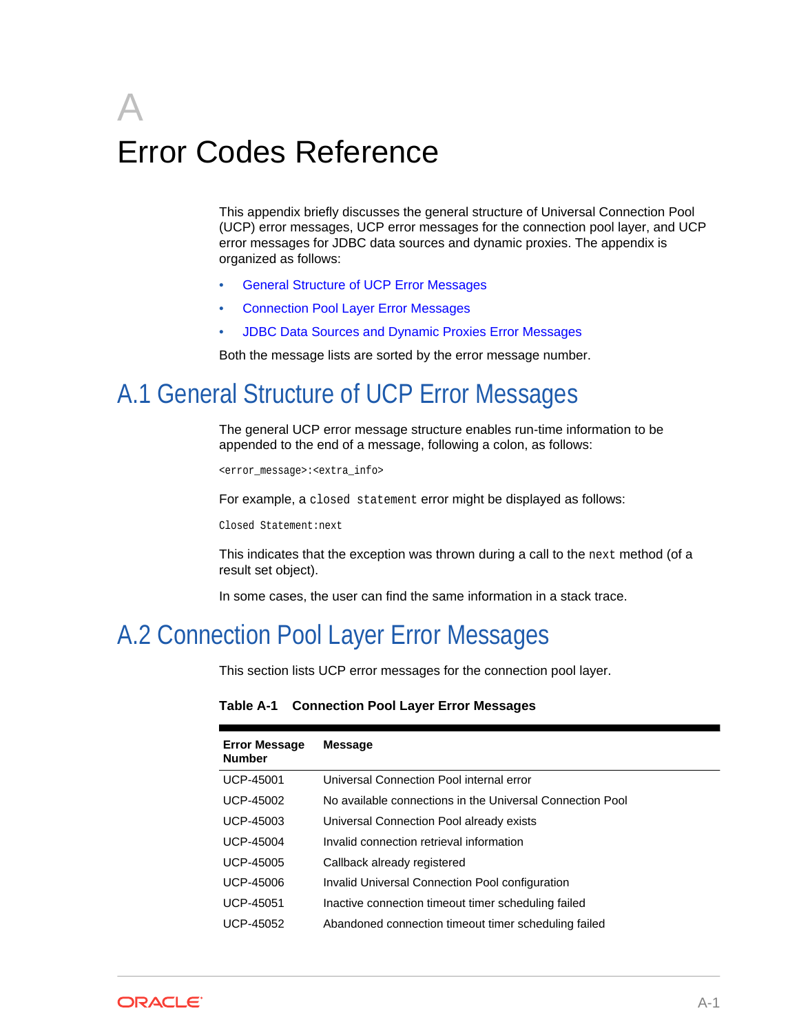# A Error Codes Reference

This appendix briefly discusses the general structure of Universal Connection Pool (UCP) error messages, UCP error messages for the connection pool layer, and UCP error messages for JDBC data sources and dynamic proxies. The appendix is organized as follows:

- General Structure of UCP Error Messages
- Connection Pool Layer Error Messages
- JDBC Data Sources and Dynamic Proxies Error Messages

Both the message lists are sorted by the error message number.

## A.1 General Structure of UCP Error Messages

The general UCP error message structure enables run-time information to be appended to the end of a message, following a colon, as follows:

```
<error_message>:<extra_info>
```

For example, a `closed statement` error might be displayed as follows:

```
Closed Statement:next
```

This indicates that the exception was thrown during a call to the `next` method (of a result set object).

In some cases, the user can find the same information in a stack trace.

## A.2 Connection Pool Layer Error Messages

This section lists UCP error messages for the connection pool layer.

**Table A-1 Connection Pool Layer Error Messages**

| Error Message Number | Message |
| --- | --- |
| UCP-45001 | Universal Connection Pool internal error |
| UCP-45002 | No available connections in the Universal Connection Pool |
| UCP-45003 | Universal Connection Pool already exists |
| UCP-45004 | Invalid connection retrieval information |
| UCP-45005 | Callback already registered |
| UCP-45006 | Invalid Universal Connection Pool configuration |
| UCP-45051 | Inactive connection timeout timer scheduling failed |
| UCP-45052 | Abandoned connection timeout timer scheduling failed |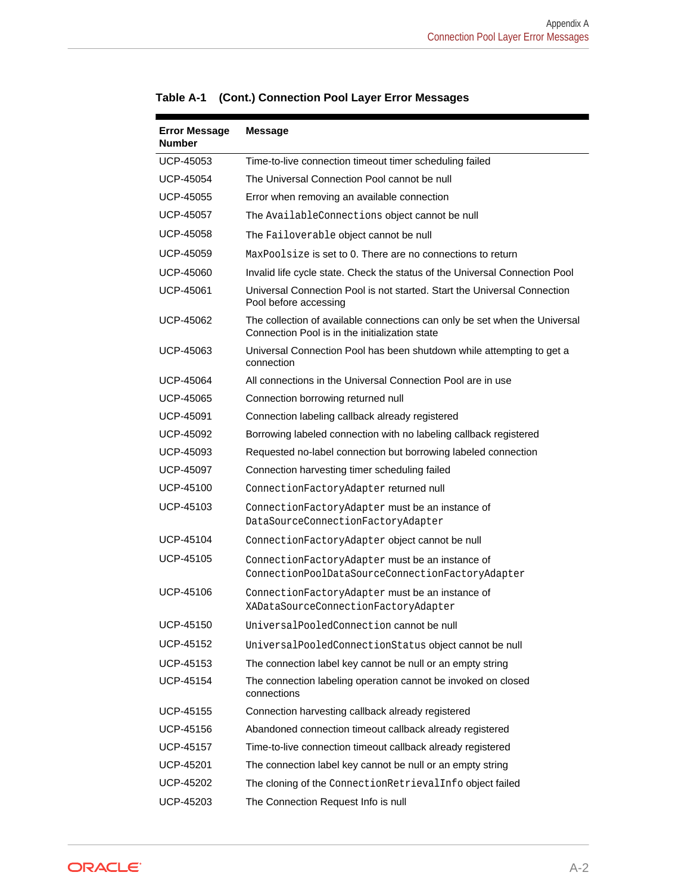**Table A-1 (Cont.) Connection Pool Layer Error Messages**

| Error Message Number | Message |
|---|---|
| UCP-45053 | Time-to-live connection timeout timer scheduling failed |
| UCP-45054 | The Universal Connection Pool cannot be null |
| UCP-45055 | Error when removing an available connection |
| UCP-45057 | The `AvailableConnections` object cannot be null |
| UCP-45058 | The `Failoverable` object cannot be null |
| UCP-45059 | `MaxPoolsize` is set to 0. There are no connections to return |
| UCP-45060 | Invalid life cycle state. Check the status of the Universal Connection Pool |
| UCP-45061 | Universal Connection Pool is not started. Start the Universal Connection Pool before accessing |
| UCP-45062 | The collection of available connections can only be set when the Universal Connection Pool is in the initialization state |
| UCP-45063 | Universal Connection Pool has been shutdown while attempting to get a connection |
| UCP-45064 | All connections in the Universal Connection Pool are in use |
| UCP-45065 | Connection borrowing returned null |
| UCP-45091 | Connection labeling callback already registered |
| UCP-45092 | Borrowing labeled connection with no labeling callback registered |
| UCP-45093 | Requested no-label connection but borrowing labeled connection |
| UCP-45097 | Connection harvesting timer scheduling failed |
| UCP-45100 | `ConnectionFactoryAdapter` returned null |
| UCP-45103 | `ConnectionFactoryAdapter` must be an instance of `DataSourceConnectionFactoryAdapter` |
| UCP-45104 | `ConnectionFactoryAdapter` object cannot be null |
| UCP-45105 | `ConnectionFactoryAdapter` must be an instance of `ConnectionPoolDataSourceConnectionFactoryAdapter` |
| UCP-45106 | `ConnectionFactoryAdapter` must be an instance of `XADataSourceConnectionFactoryAdapter` |
| UCP-45150 | `UniversalPooledConnection` cannot be null |
| UCP-45152 | `UniversalPooledConnectionStatus` object cannot be null |
| UCP-45153 | The connection label key cannot be null or an empty string |
| UCP-45154 | The connection labeling operation cannot be invoked on closed connections |
| UCP-45155 | Connection harvesting callback already registered |
| UCP-45156 | Abandoned connection timeout callback already registered |
| UCP-45157 | Time-to-live connection timeout callback already registered |
| UCP-45201 | The connection label key cannot be null or an empty string |
| UCP-45202 | The cloning of the `ConnectionRetrievalInfo` object failed |
| UCP-45203 | The Connection Request Info is null |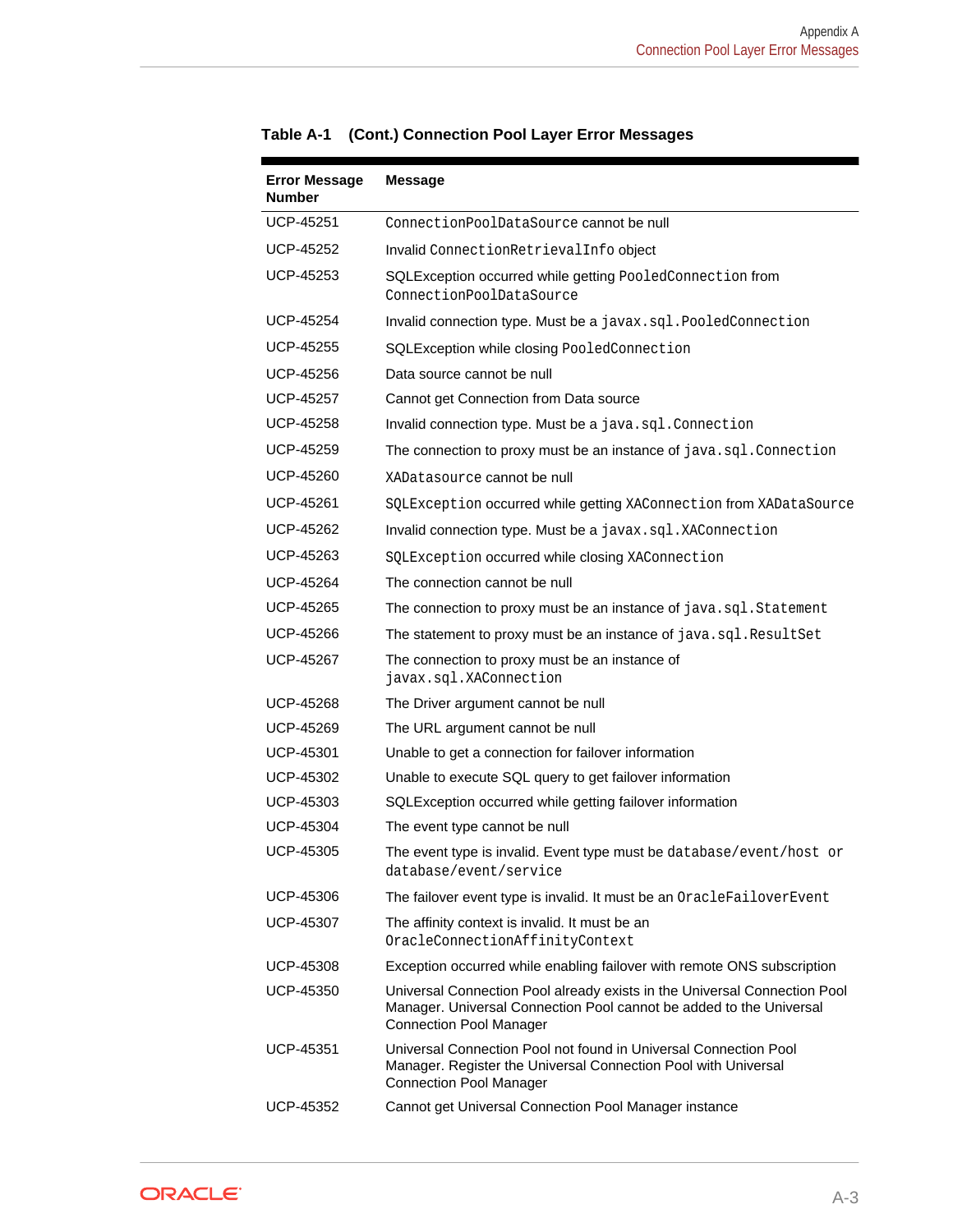**Table A-1 (Cont.) Connection Pool Layer Error Messages**

| Error Message Number | Message |
| --- | --- |
| UCP-45251 | ConnectionPoolDataSource cannot be null |
| UCP-45252 | Invalid ConnectionRetrievalInfo object |
| UCP-45253 | SQLException occurred while getting PooledConnection from ConnectionPoolDataSource |
| UCP-45254 | Invalid connection type. Must be a javax.sql.PooledConnection |
| UCP-45255 | SQLException while closing PooledConnection |
| UCP-45256 | Data source cannot be null |
| UCP-45257 | Cannot get Connection from Data source |
| UCP-45258 | Invalid connection type. Must be a java.sql.Connection |
| UCP-45259 | The connection to proxy must be an instance of java.sql.Connection |
| UCP-45260 | XADatasource cannot be null |
| UCP-45261 | SQLException occurred while getting XAConnection from XADataSource |
| UCP-45262 | Invalid connection type. Must be a javax.sql.XAConnection |
| UCP-45263 | SQLException occurred while closing XAConnection |
| UCP-45264 | The connection cannot be null |
| UCP-45265 | The connection to proxy must be an instance of java.sql.Statement |
| UCP-45266 | The statement to proxy must be an instance of java.sql.ResultSet |
| UCP-45267 | The connection to proxy must be an instance of javax.sql.XAConnection |
| UCP-45268 | The Driver argument cannot be null |
| UCP-45269 | The URL argument cannot be null |
| UCP-45301 | Unable to get a connection for failover information |
| UCP-45302 | Unable to execute SQL query to get failover information |
| UCP-45303 | SQLException occurred while getting failover information |
| UCP-45304 | The event type cannot be null |
| UCP-45305 | The event type is invalid. Event type must be database/event/host or database/event/service |
| UCP-45306 | The failover event type is invalid. It must be an OracleFailoverEvent |
| UCP-45307 | The affinity context is invalid. It must be an OracleConnectionAffinityContext |
| UCP-45308 | Exception occurred while enabling failover with remote ONS subscription |
| UCP-45350 | Universal Connection Pool already exists in the Universal Connection Pool Manager. Universal Connection Pool cannot be added to the Universal Connection Pool Manager |
| UCP-45351 | Universal Connection Pool not found in Universal Connection Pool Manager. Register the Universal Connection Pool with Universal Connection Pool Manager |
| UCP-45352 | Cannot get Universal Connection Pool Manager instance |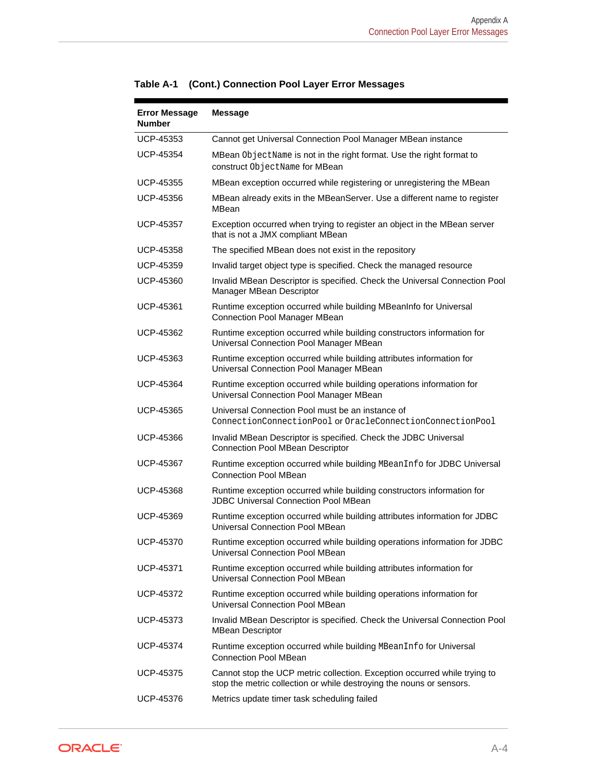**Table A-1 (Cont.) Connection Pool Layer Error Messages**

| Error Message Number | Message |
| --- | --- |
| UCP-45353 | Cannot get Universal Connection Pool Manager MBean instance |
| UCP-45354 | MBean `ObjectName` is not in the right format. Use the right format to construct `ObjectName` for MBean |
| UCP-45355 | MBean exception occurred while registering or unregistering the MBean |
| UCP-45356 | MBean already exits in the MBeanServer. Use a different name to register MBean |
| UCP-45357 | Exception occurred when trying to register an object in the MBean server that is not a JMX compliant MBean |
| UCP-45358 | The specified MBean does not exist in the repository |
| UCP-45359 | Invalid target object type is specified. Check the managed resource |
| UCP-45360 | Invalid MBean Descriptor is specified. Check the Universal Connection Pool Manager MBean Descriptor |
| UCP-45361 | Runtime exception occurred while building MBeanInfo for Universal Connection Pool Manager MBean |
| UCP-45362 | Runtime exception occurred while building constructors information for Universal Connection Pool Manager MBean |
| UCP-45363 | Runtime exception occurred while building attributes information for Universal Connection Pool Manager MBean |
| UCP-45364 | Runtime exception occurred while building operations information for Universal Connection Pool Manager MBean |
| UCP-45365 | Universal Connection Pool must be an instance of `ConnectionConnectionPool` or `OracleConnectionConnectionPool` |
| UCP-45366 | Invalid MBean Descriptor is specified. Check the JDBC Universal Connection Pool MBean Descriptor |
| UCP-45367 | Runtime exception occurred while building `MBeanInfo` for JDBC Universal Connection Pool MBean |
| UCP-45368 | Runtime exception occurred while building constructors information for JDBC Universal Connection Pool MBean |
| UCP-45369 | Runtime exception occurred while building attributes information for JDBC Universal Connection Pool MBean |
| UCP-45370 | Runtime exception occurred while building operations information for JDBC Universal Connection Pool MBean |
| UCP-45371 | Runtime exception occurred while building attributes information for Universal Connection Pool MBean |
| UCP-45372 | Runtime exception occurred while building operations information for Universal Connection Pool MBean |
| UCP-45373 | Invalid MBean Descriptor is specified. Check the Universal Connection Pool MBean Descriptor |
| UCP-45374 | Runtime exception occurred while building `MBeanInfo` for Universal Connection Pool MBean |
| UCP-45375 | Cannot stop the UCP metric collection. Exception occurred while trying to stop the metric collection or while destroying the nouns or sensors. |
| UCP-45376 | Metrics update timer task scheduling failed |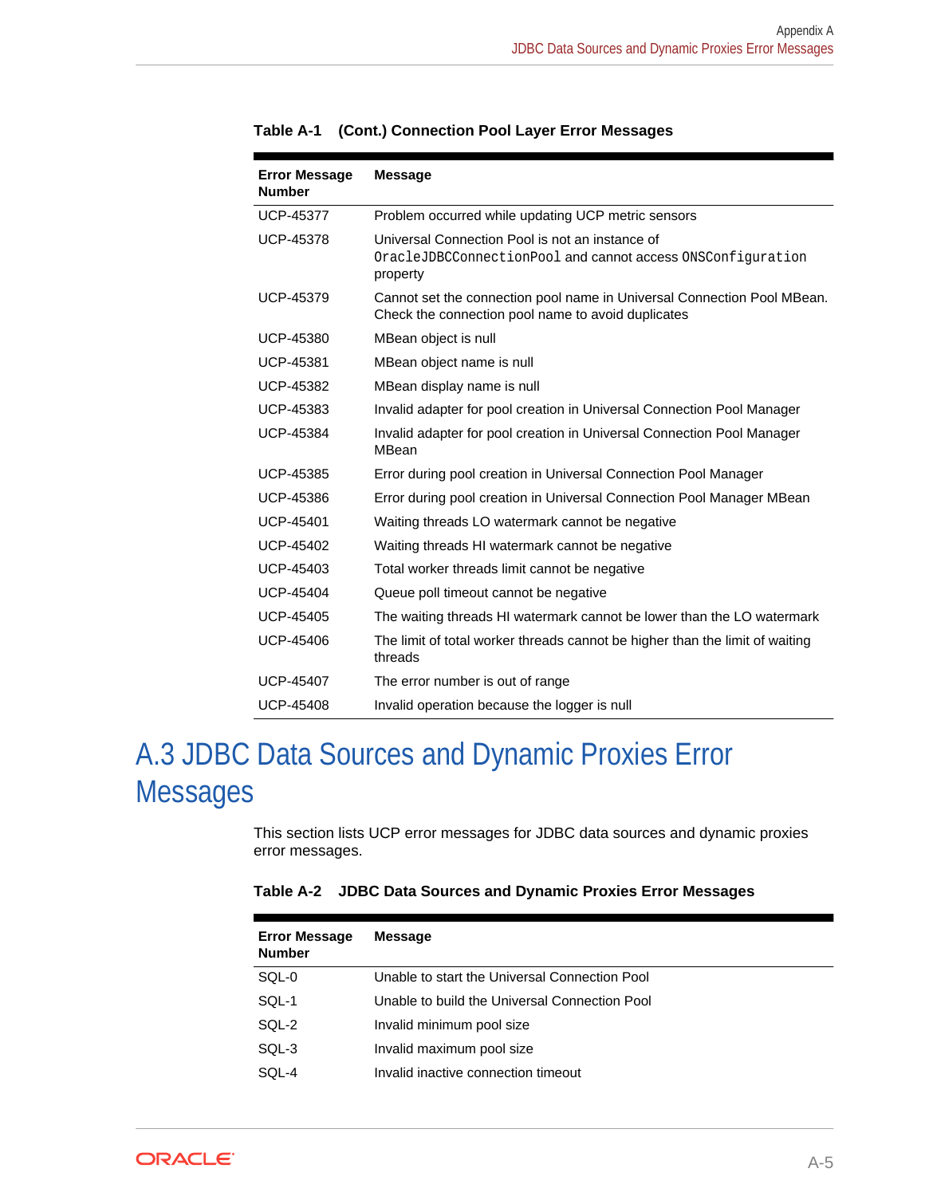**Table A-1 (Cont.) Connection Pool Layer Error Messages**

| Error Message Number | Message |
|---|---|
| UCP-45377 | Problem occurred while updating UCP metric sensors |
| UCP-45378 | Universal Connection Pool is not an instance of `OracleJDBCConnectionPool` and cannot access `ONSConfiguration` property |
| UCP-45379 | Cannot set the connection pool name in Universal Connection Pool MBean. Check the connection pool name to avoid duplicates |
| UCP-45380 | MBean object is null |
| UCP-45381 | MBean object name is null |
| UCP-45382 | MBean display name is null |
| UCP-45383 | Invalid adapter for pool creation in Universal Connection Pool Manager |
| UCP-45384 | Invalid adapter for pool creation in Universal Connection Pool Manager MBean |
| UCP-45385 | Error during pool creation in Universal Connection Pool Manager |
| UCP-45386 | Error during pool creation in Universal Connection Pool Manager MBean |
| UCP-45401 | Waiting threads LO watermark cannot be negative |
| UCP-45402 | Waiting threads HI watermark cannot be negative |
| UCP-45403 | Total worker threads limit cannot be negative |
| UCP-45404 | Queue poll timeout cannot be negative |
| UCP-45405 | The waiting threads HI watermark cannot be lower than the LO watermark |
| UCP-45406 | The limit of total worker threads cannot be higher than the limit of waiting threads |
| UCP-45407 | The error number is out of range |
| UCP-45408 | Invalid operation because the logger is null |

# A.3 JDBC Data Sources and Dynamic Proxies Error Messages

This section lists UCP error messages for JDBC data sources and dynamic proxies error messages.

**Table A-2 JDBC Data Sources and Dynamic Proxies Error Messages**

| Error Message Number | Message |
|---|---|
| SQL-0 | Unable to start the Universal Connection Pool |
| SQL-1 | Unable to build the Universal Connection Pool |
| SQL-2 | Invalid minimum pool size |
| SQL-3 | Invalid maximum pool size |
| SQL-4 | Invalid inactive connection timeout |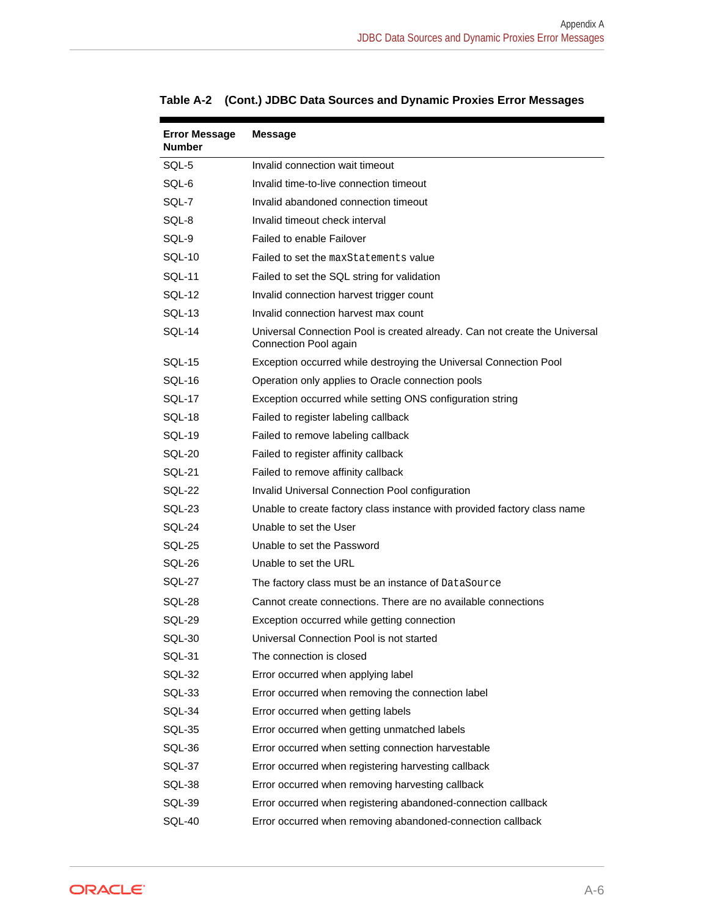**Table A-2 (Cont.) JDBC Data Sources and Dynamic Proxies Error Messages**

| Error Message Number | Message |
| --- | --- |
| SQL-5 | Invalid connection wait timeout |
| SQL-6 | Invalid time-to-live connection timeout |
| SQL-7 | Invalid abandoned connection timeout |
| SQL-8 | Invalid timeout check interval |
| SQL-9 | Failed to enable Failover |
| SQL-10 | Failed to set the `maxStatements` value |
| SQL-11 | Failed to set the SQL string for validation |
| SQL-12 | Invalid connection harvest trigger count |
| SQL-13 | Invalid connection harvest max count |
| SQL-14 | Universal Connection Pool is created already. Can not create the Universal Connection Pool again |
| SQL-15 | Exception occurred while destroying the Universal Connection Pool |
| SQL-16 | Operation only applies to Oracle connection pools |
| SQL-17 | Exception occurred while setting ONS configuration string |
| SQL-18 | Failed to register labeling callback |
| SQL-19 | Failed to remove labeling callback |
| SQL-20 | Failed to register affinity callback |
| SQL-21 | Failed to remove affinity callback |
| SQL-22 | Invalid Universal Connection Pool configuration |
| SQL-23 | Unable to create factory class instance with provided factory class name |
| SQL-24 | Unable to set the User |
| SQL-25 | Unable to set the Password |
| SQL-26 | Unable to set the URL |
| SQL-27 | The factory class must be an instance of `DataSource` |
| SQL-28 | Cannot create connections. There are no available connections |
| SQL-29 | Exception occurred while getting connection |
| SQL-30 | Universal Connection Pool is not started |
| SQL-31 | The connection is closed |
| SQL-32 | Error occurred when applying label |
| SQL-33 | Error occurred when removing the connection label |
| SQL-34 | Error occurred when getting labels |
| SQL-35 | Error occurred when getting unmatched labels |
| SQL-36 | Error occurred when setting connection harvestable |
| SQL-37 | Error occurred when registering harvesting callback |
| SQL-38 | Error occurred when removing harvesting callback |
| SQL-39 | Error occurred when registering abandoned-connection callback |
| SQL-40 | Error occurred when removing abandoned-connection callback |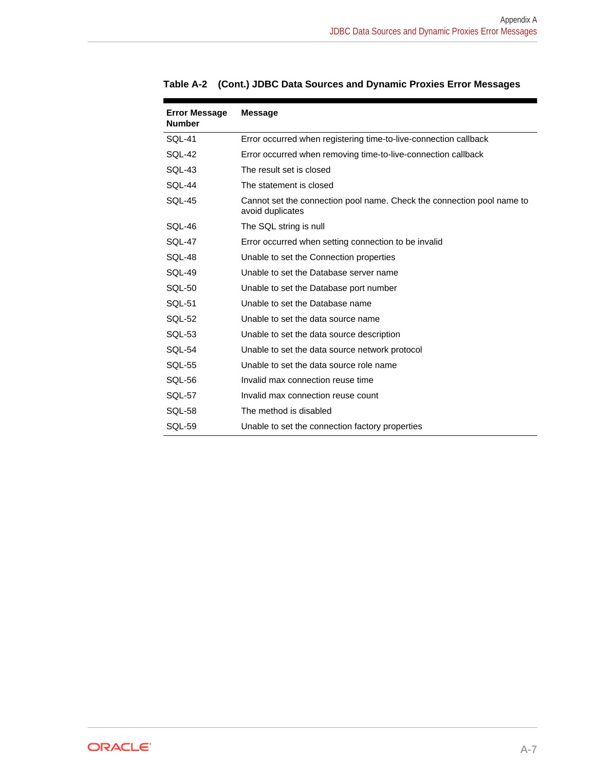**Table A-2 (Cont.) JDBC Data Sources and Dynamic Proxies Error Messages**

| Error Message Number | Message |
| --- | --- |
| SQL-41 | Error occurred when registering time-to-live-connection callback |
| SQL-42 | Error occurred when removing time-to-live-connection callback |
| SQL-43 | The result set is closed |
| SQL-44 | The statement is closed |
| SQL-45 | Cannot set the connection pool name. Check the connection pool name to avoid duplicates |
| SQL-46 | The SQL string is null |
| SQL-47 | Error occurred when setting connection to be invalid |
| SQL-48 | Unable to set the Connection properties |
| SQL-49 | Unable to set the Database server name |
| SQL-50 | Unable to set the Database port number |
| SQL-51 | Unable to set the Database name |
| SQL-52 | Unable to set the data source name |
| SQL-53 | Unable to set the data source description |
| SQL-54 | Unable to set the data source network protocol |
| SQL-55 | Unable to set the data source role name |
| SQL-56 | Invalid max connection reuse time |
| SQL-57 | Invalid max connection reuse count |
| SQL-58 | The method is disabled |
| SQL-59 | Unable to set the connection factory properties |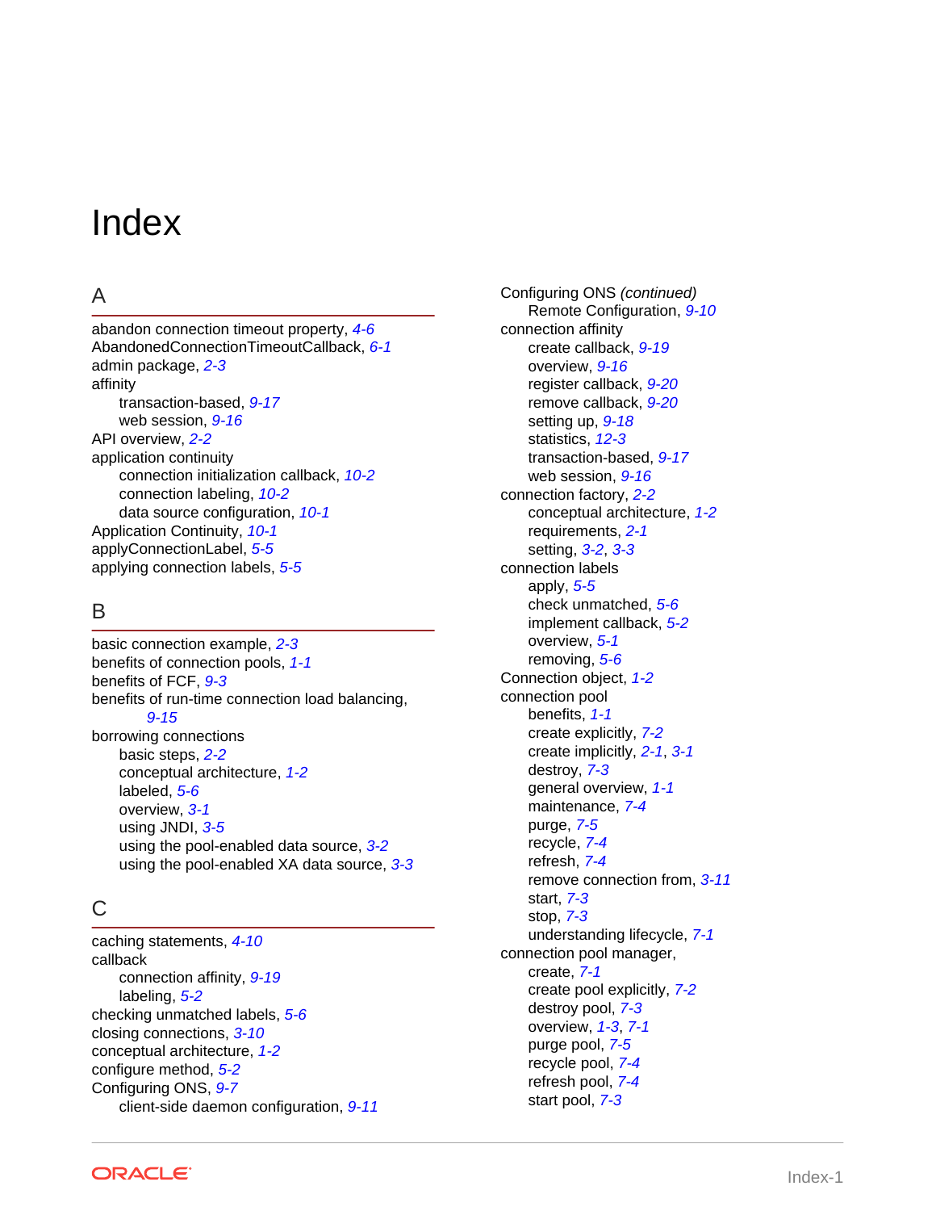# Index

## A

abandon connection timeout property, *4-6*
AbandonedConnectionTimeoutCallback, *6-1*
admin package, *2-3*
affinity
- transaction-based, *9-17*
- web session, *9-16*

API overview, *2-2*
application continuity
- connection initialization callback, *10-2*
- connection labeling, *10-2*
- data source configuration, *10-1*

Application Continuity, *10-1*
applyConnectionLabel, *5-5*
applying connection labels, *5-5*

## B

basic connection example, *2-3*
benefits of connection pools, *1-1*
benefits of FCF, *9-3*
benefits of run-time connection load balancing, *9-15*
borrowing connections
- basic steps, *2-2*
- conceptual architecture, *1-2*
- labeled, *5-6*
- overview, *3-1*
- using JNDI, *3-5*
- using the pool-enabled data source, *3-2*
- using the pool-enabled XA data source, *3-3*

## C

caching statements, *4-10*
callback
- connection affinity, *9-19*
- labeling, *5-2*

checking unmatched labels, *5-6*
closing connections, *3-10*
conceptual architecture, *1-2*
configure method, *5-2*
Configuring ONS, *9-7*
- client-side daemon configuration, *9-11*
- Remote Configuration, *9-10*

connection affinity
- create callback, *9-19*
- overview, *9-16*
- register callback, *9-20*
- remove callback, *9-20*
- setting up, *9-18*
- statistics, *12-3*
- transaction-based, *9-17*
- web session, *9-16*

connection factory, *2-2*
- conceptual architecture, *1-2*
- requirements, *2-1*
- setting, *3-2*, *3-3*

connection labels
- apply, *5-5*
- check unmatched, *5-6*
- implement callback, *5-2*
- overview, *5-1*
- removing, *5-6*

Connection object, *1-2*
connection pool
- benefits, *1-1*
- create explicitly, *7-2*
- create implicitly, *2-1*, *3-1*
- destroy, *7-3*
- general overview, *1-1*
- maintenance, *7-4*
- purge, *7-5*
- recycle, *7-4*
- refresh, *7-4*
- remove connection from, *3-11*
- start, *7-3*
- stop, *7-3*
- understanding lifecycle, *7-1*

connection pool manager,
- create, *7-1*
- create pool explicitly, *7-2*
- destroy pool, *7-3*
- overview, *1-3*, *7-1*
- purge pool, *7-5*
- recycle pool, *7-4*
- refresh pool, *7-4*
- start pool, *7-3*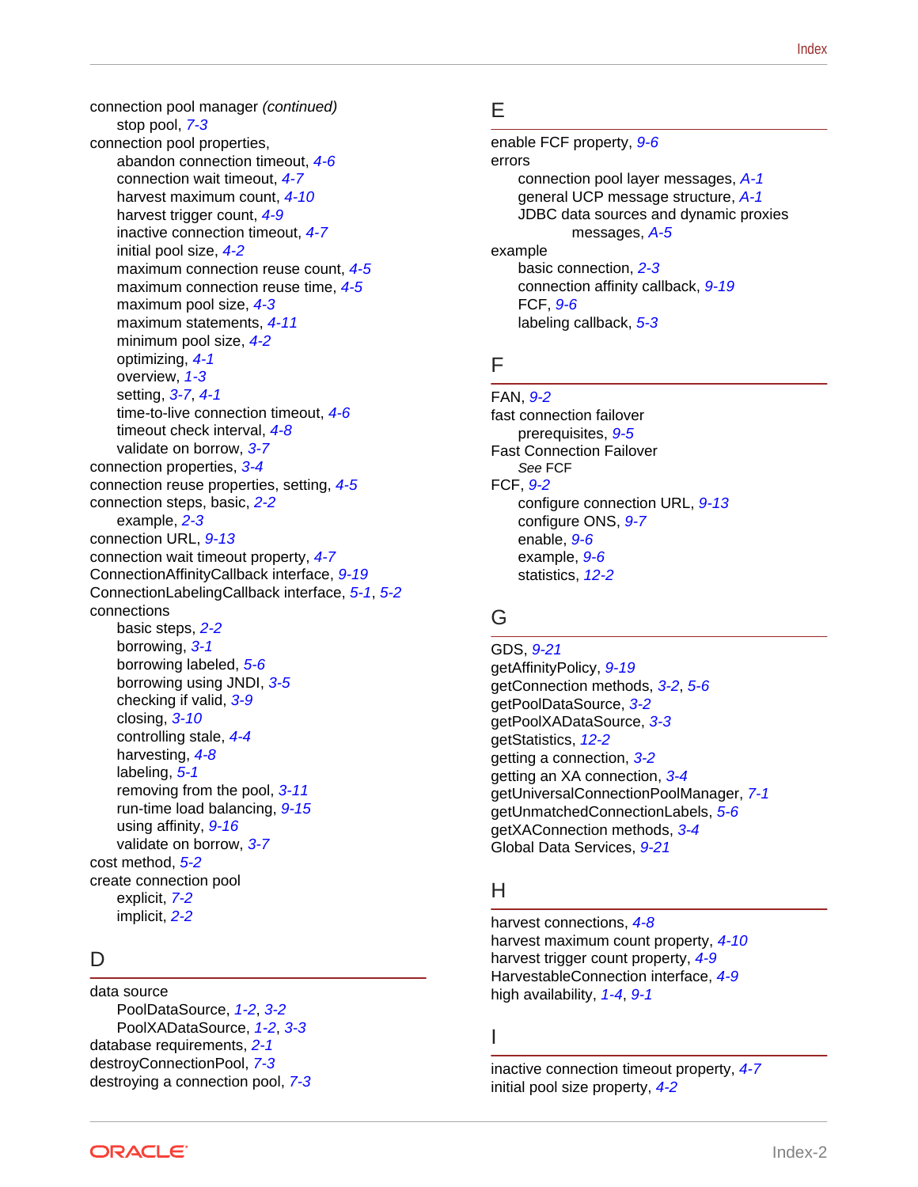connection pool manager *(continued)*
- stop pool, *7-3*

connection pool properties,
- abandon connection timeout, *4-6*
- connection wait timeout, *4-7*
- harvest maximum count, *4-10*
- harvest trigger count, *4-9*
- inactive connection timeout, *4-7*
- initial pool size, *4-2*
- maximum connection reuse count, *4-5*
- maximum connection reuse time, *4-5*
- maximum pool size, *4-3*
- maximum statements, *4-11*
- minimum pool size, *4-2*
- optimizing, *4-1*
- overview, *1-3*
- setting, *3-7*, *4-1*
- time-to-live connection timeout, *4-6*
- timeout check interval, *4-8*
- validate on borrow, *3-7*

connection properties, *3-4*

connection reuse properties, setting, *4-5*

connection steps, basic, *2-2*
- example, *2-3*

connection URL, *9-13*

connection wait timeout property, *4-7*

ConnectionAffinityCallback interface, *9-19*

ConnectionLabelingCallback interface, *5-1*, *5-2*

connections
- basic steps, *2-2*
- borrowing, *3-1*
- borrowing labeled, *5-6*
- borrowing using JNDI, *3-5*
- checking if valid, *3-9*
- closing, *3-10*
- controlling stale, *4-4*
- harvesting, *4-8*
- labeling, *5-1*
- removing from the pool, *3-11*
- run-time load balancing, *9-15*
- using affinity, *9-16*
- validate on borrow, *3-7*

cost method, *5-2*

create connection pool
- explicit, *7-2*
- implicit, *2-2*

## D

data source
- PoolDataSource, *1-2*, *3-2*
- PoolXADataSource, *1-2*, *3-3*

database requirements, *2-1*

destroyConnectionPool, *7-3*

destroying a connection pool, *7-3*

## E

enable FCF property, *9-6*

errors
- connection pool layer messages, *A-1*
- general UCP message structure, *A-1*
- JDBC data sources and dynamic proxies messages, *A-5*

example
- basic connection, *2-3*
- connection affinity callback, *9-19*
- FCF, *9-6*
- labeling callback, *5-3*

## F

FAN, *9-2*

fast connection failover
- prerequisites, *9-5*

Fast Connection Failover
- *See* FCF

FCF, *9-2*
- configure connection URL, *9-13*
- configure ONS, *9-7*
- enable, *9-6*
- example, *9-6*
- statistics, *12-2*

## G

GDS, *9-21*

getAffinityPolicy, *9-19*

getConnection methods, *3-2*, *5-6*

getPoolDataSource, *3-2*

getPoolXADataSource, *3-3*

getStatistics, *12-2*

getting a connection, *3-2*

getting an XA connection, *3-4*

getUniversalConnectionPoolManager, *7-1*

getUnmatchedConnectionLabels, *5-6*

getXAConnection methods, *3-4*

Global Data Services, *9-21*

## H

harvest connections, *4-8*

harvest maximum count property, *4-10*

harvest trigger count property, *4-9*

HarvestableConnection interface, *4-9*

high availability, *1-4*, *9-1*

## I

inactive connection timeout property, *4-7*

initial pool size property, *4-2*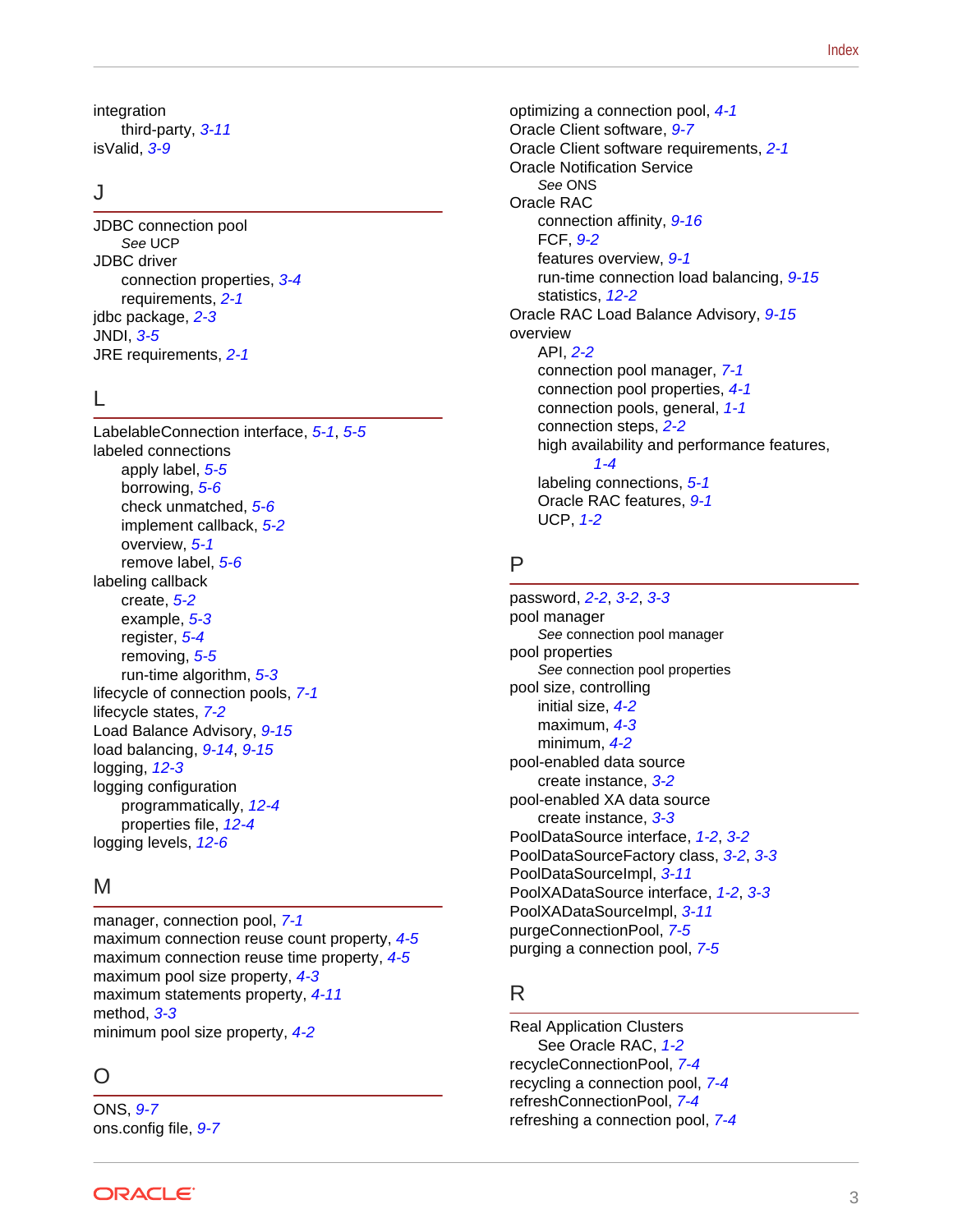integration
    third-party, 3-11
isValid, 3-9

## J

JDBC connection pool
    *See* UCP
JDBC driver
    connection properties, 3-4
    requirements, 2-1
jdbc package, 2-3
JNDI, 3-5
JRE requirements, 2-1

## L

LabelableConnection interface, 5-1, 5-5
labeled connections
    apply label, 5-5
    borrowing, 5-6
    check unmatched, 5-6
    implement callback, 5-2
    overview, 5-1
    remove label, 5-6
labeling callback
    create, 5-2
    example, 5-3
    register, 5-4
    removing, 5-5
    run-time algorithm, 5-3
lifecycle of connection pools, 7-1
lifecycle states, 7-2
Load Balance Advisory, 9-15
load balancing, 9-14, 9-15
logging, 12-3
logging configuration
    programmatically, 12-4
    properties file, 12-4
logging levels, 12-6

## M

manager, connection pool, 7-1
maximum connection reuse count property, 4-5
maximum connection reuse time property, 4-5
maximum pool size property, 4-3
maximum statements property, 4-11
method, 3-3
minimum pool size property, 4-2

## O

ONS, 9-7
ons.config file, 9-7
optimizing a connection pool, 4-1
Oracle Client software, 9-7
Oracle Client software requirements, 2-1
Oracle Notification Service
    *See* ONS
Oracle RAC
    connection affinity, 9-16
    FCF, 9-2
    features overview, 9-1
    run-time connection load balancing, 9-15
    statistics, 12-2
Oracle RAC Load Balance Advisory, 9-15
overview
    API, 2-2
    connection pool manager, 7-1
    connection pool properties, 4-1
    connection pools, general, 1-1
    connection steps, 2-2
    high availability and performance features, 1-4
    labeling connections, 5-1
    Oracle RAC features, 9-1
    UCP, 1-2

## P

password, 2-2, 3-2, 3-3
pool manager
    *See* connection pool manager
pool properties
    *See* connection pool properties
pool size, controlling
    initial size, 4-2
    maximum, 4-3
    minimum, 4-2
pool-enabled data source
    create instance, 3-2
pool-enabled XA data source
    create instance, 3-3
PoolDataSource interface, 1-2, 3-2
PoolDataSourceFactory class, 3-2, 3-3
PoolDataSourceImpl, 3-11
PoolXADataSource interface, 1-2, 3-3
PoolXADataSourceImpl, 3-11
purgeConnectionPool, 7-5
purging a connection pool, 7-5

## R

Real Application Clusters
    See Oracle RAC, 1-2
recycleConnectionPool, 7-4
recycling a connection pool, 7-4
refreshConnectionPool, 7-4
refreshing a connection pool, 7-4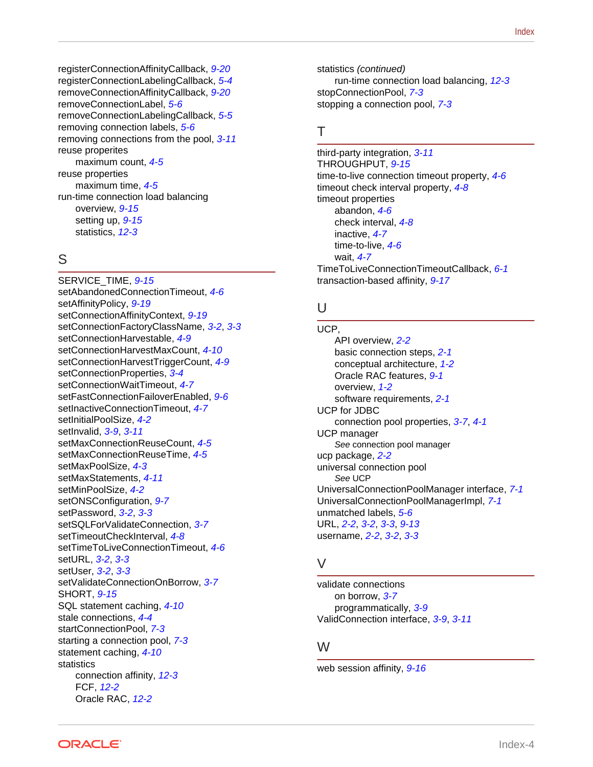registerConnectionAffinityCallback, *9-20*
registerConnectionLabelingCallback, *5-4*
removeConnectionAffinityCallback, *9-20*
removeConnectionLabel, *5-6*
removeConnectionLabelingCallback, *5-5*
removing connection labels, *5-6*
removing connections from the pool, *3-11*
reuse properites
    maximum count, *4-5*
reuse properties
    maximum time, *4-5*
run-time connection load balancing
    overview, *9-15*
    setting up, *9-15*
    statistics, *12-3*

## S

SERVICE_TIME, *9-15*
setAbandonedConnectionTimeout, *4-6*
setAffinityPolicy, *9-19*
setConnectionAffinityContext, *9-19*
setConnectionFactoryClassName, *3-2*, *3-3*
setConnectionHarvestable, *4-9*
setConnectionHarvestMaxCount, *4-10*
setConnectionHarvestTriggerCount, *4-9*
setConnectionProperties, *3-4*
setConnectionWaitTimeout, *4-7*
setFastConnectionFailoverEnabled, *9-6*
setInactiveConnectionTimeout, *4-7*
setInitialPoolSize, *4-2*
setInvalid, *3-9*, *3-11*
setMaxConnectionReuseCount, *4-5*
setMaxConnectionReuseTime, *4-5*
setMaxPoolSize, *4-3*
setMaxStatements, *4-11*
setMinPoolSize, *4-2*
setONSConfiguration, *9-7*
setPassword, *3-2*, *3-3*
setSQLForValidateConnection, *3-7*
setTimeoutCheckInterval, *4-8*
setTimeToLiveConnectionTimeout, *4-6*
setURL, *3-2*, *3-3*
setUser, *3-2*, *3-3*
setValidateConnectionOnBorrow, *3-7*
SHORT, *9-15*
SQL statement caching, *4-10*
stale connections, *4-4*
startConnectionPool, *7-3*
starting a connection pool, *7-3*
statement caching, *4-10*
statistics
    connection affinity, *12-3*
    FCF, *12-2*
    Oracle RAC, *12-2*

statistics *(continued)*
    run-time connection load balancing, *12-3*
stopConnectionPool, *7-3*
stopping a connection pool, *7-3*

## T

third-party integration, *3-11*
THROUGHPUT, *9-15*
time-to-live connection timeout property, *4-6*
timeout check interval property, *4-8*
timeout properties
    abandon, *4-6*
    check interval, *4-8*
    inactive, *4-7*
    time-to-live, *4-6*
    wait, *4-7*
TimeToLiveConnectionTimeoutCallback, *6-1*
transaction-based affinity, *9-17*

## U

UCP,
    API overview, *2-2*
    basic connection steps, *2-1*
    conceptual architecture, *1-2*
    Oracle RAC features, *9-1*
    overview, *1-2*
    software requirements, *2-1*
UCP for JDBC
    connection pool properties, *3-7*, *4-1*
UCP manager
    *See* connection pool manager
ucp package, *2-2*
universal connection pool
    *See* UCP
UniversalConnectionPoolManager interface, *7-1*
UniversalConnectionPoolManagerImpl, *7-1*
unmatched labels, *5-6*
URL, *2-2*, *3-2*, *3-3*, *9-13*
username, *2-2*, *3-2*, *3-3*

## V

validate connections
    on borrow, *3-7*
    programmatically, *3-9*
ValidConnection interface, *3-9*, *3-11*

## W

web session affinity, *9-16*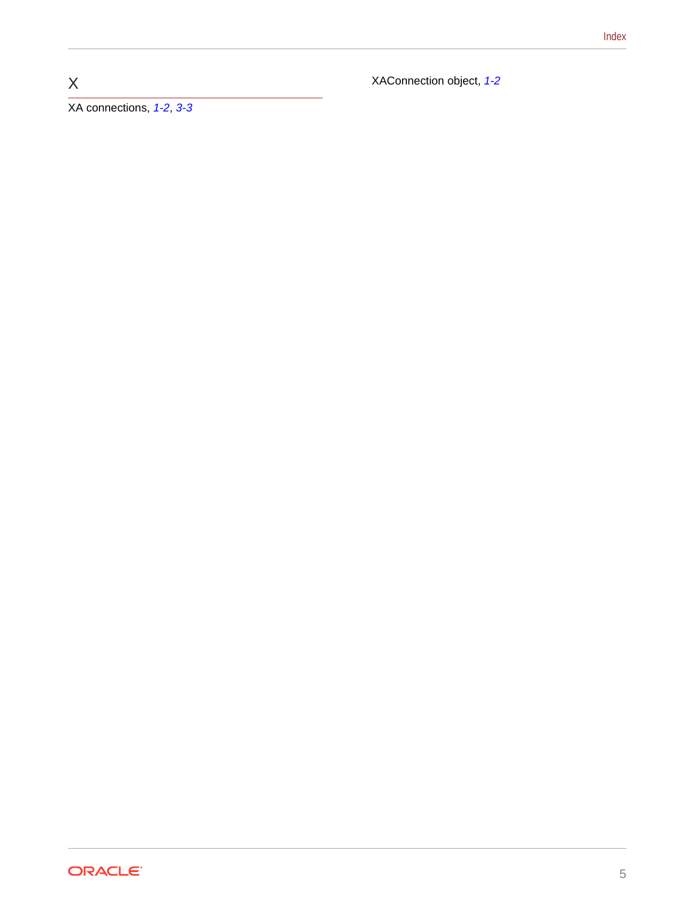## X

XA connections, *1-2*, *3-3*

XAConnection object, *1-2*